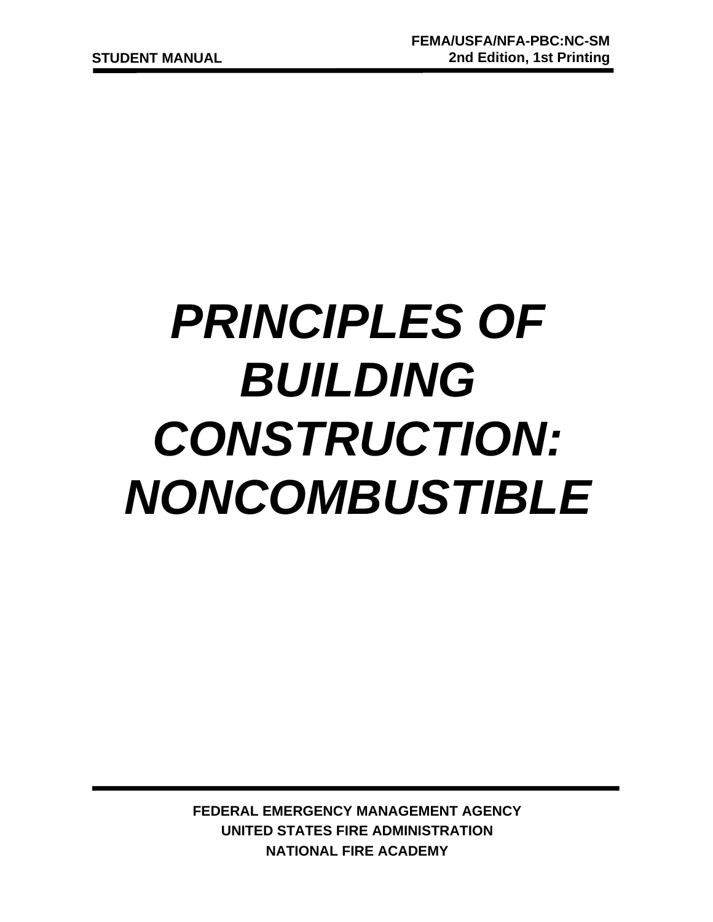**STUDENT MANUAL**

**FEMA/USFA/NFA-PBC:NC-SM**
**2nd Edition, 1st Printing**

# *PRINCIPLES OF BUILDING CONSTRUCTION: NONCOMBUSTIBLE*

**FEDERAL EMERGENCY MANAGEMENT AGENCY**
**UNITED STATES FIRE ADMINISTRATION**
**NATIONAL FIRE ACADEMY**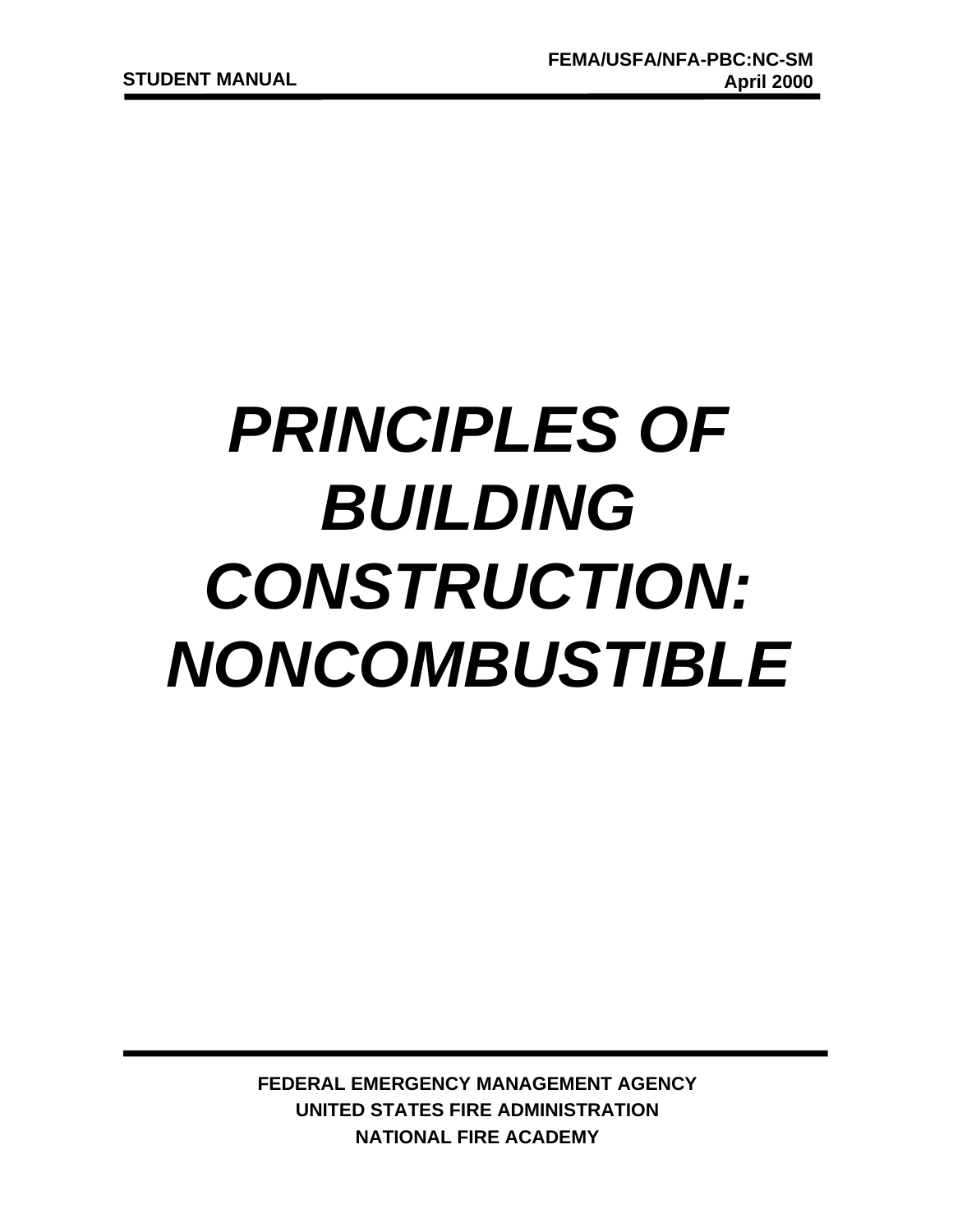**STUDENT MANUAL**

**FEMA/USFA/NFA-PBC:NC-SM**
**April 2000**

# *PRINCIPLES OF BUILDING CONSTRUCTION: NONCOMBUSTIBLE*

**FEDERAL EMERGENCY MANAGEMENT AGENCY**
**UNITED STATES FIRE ADMINISTRATION**
**NATIONAL FIRE ACADEMY**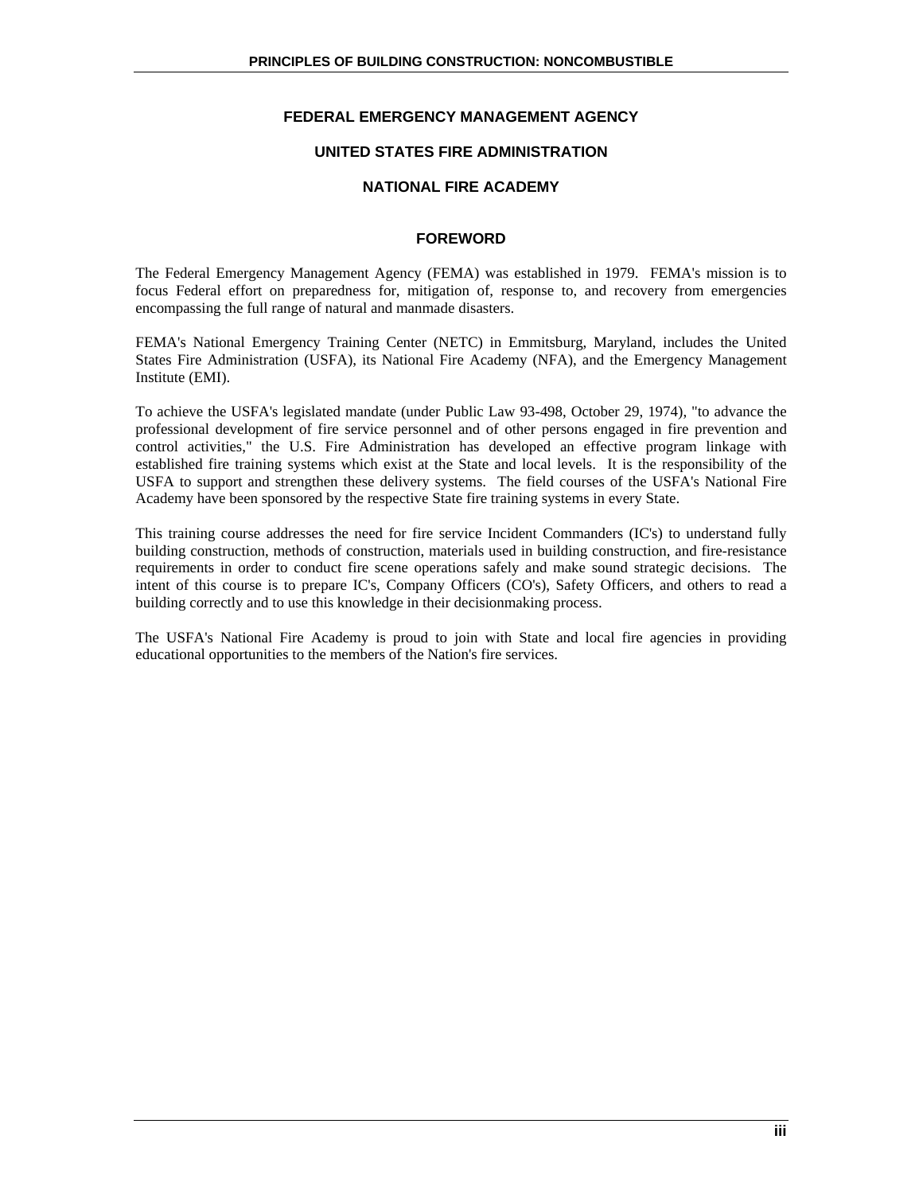# FEDERAL EMERGENCY MANAGEMENT AGENCY

## UNITED STATES FIRE ADMINISTRATION

## NATIONAL FIRE ACADEMY

### FOREWORD

The Federal Emergency Management Agency (FEMA) was established in 1979. FEMA's mission is to focus Federal effort on preparedness for, mitigation of, response to, and recovery from emergencies encompassing the full range of natural and manmade disasters.

FEMA's National Emergency Training Center (NETC) in Emmitsburg, Maryland, includes the United States Fire Administration (USFA), its National Fire Academy (NFA), and the Emergency Management Institute (EMI).

To achieve the USFA's legislated mandate (under Public Law 93-498, October 29, 1974), "to advance the professional development of fire service personnel and of other persons engaged in fire prevention and control activities," the U.S. Fire Administration has developed an effective program linkage with established fire training systems which exist at the State and local levels. It is the responsibility of the USFA to support and strengthen these delivery systems. The field courses of the USFA's National Fire Academy have been sponsored by the respective State fire training systems in every State.

This training course addresses the need for fire service Incident Commanders (IC's) to understand fully building construction, methods of construction, materials used in building construction, and fire-resistance requirements in order to conduct fire scene operations safely and make sound strategic decisions. The intent of this course is to prepare IC's, Company Officers (CO's), Safety Officers, and others to read a building correctly and to use this knowledge in their decisionmaking process.

The USFA's National Fire Academy is proud to join with State and local fire agencies in providing educational opportunities to the members of the Nation's fire services.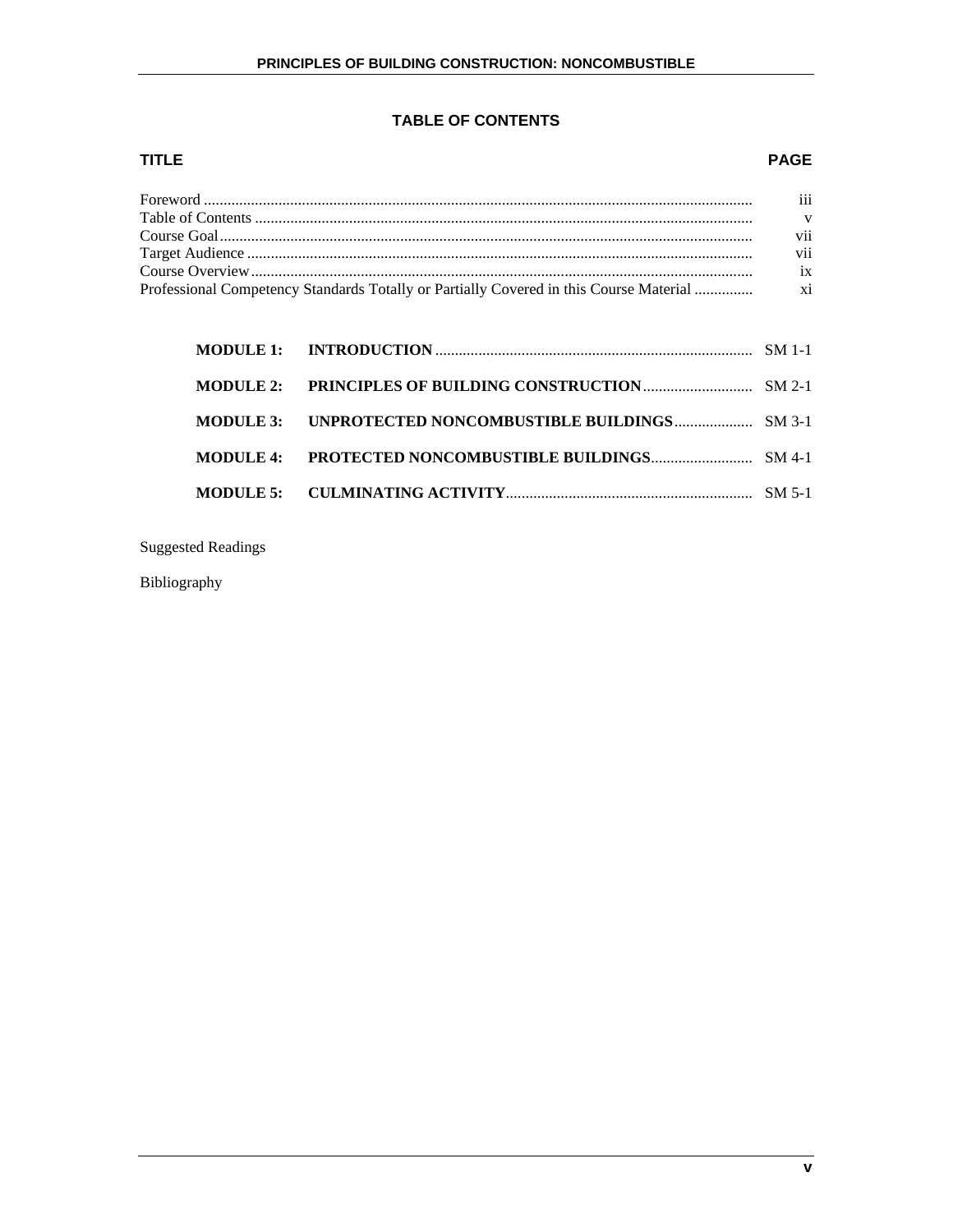## TABLE OF CONTENTS

| TITLE | PAGE |
|---|---|
| Foreword | iii |
| Table of Contents | v |
| Course Goal | vii |
| Target Audience | vii |
| Course Overview | ix |
| Professional Competency Standards Totally or Partially Covered in this Course Material | xi |

| | | |
|---|---|---|
| **MODULE 1:** | **INTRODUCTION** | SM 1-1 |
| **MODULE 2:** | **PRINCIPLES OF BUILDING CONSTRUCTION** | SM 2-1 |
| **MODULE 3:** | **UNPROTECTED NONCOMBUSTIBLE BUILDINGS** | SM 3-1 |
| **MODULE 4:** | **PROTECTED NONCOMBUSTIBLE BUILDINGS** | SM 4-1 |
| **MODULE 5:** | **CULMINATING ACTIVITY** | SM 5-1 |

Suggested Readings

Bibliography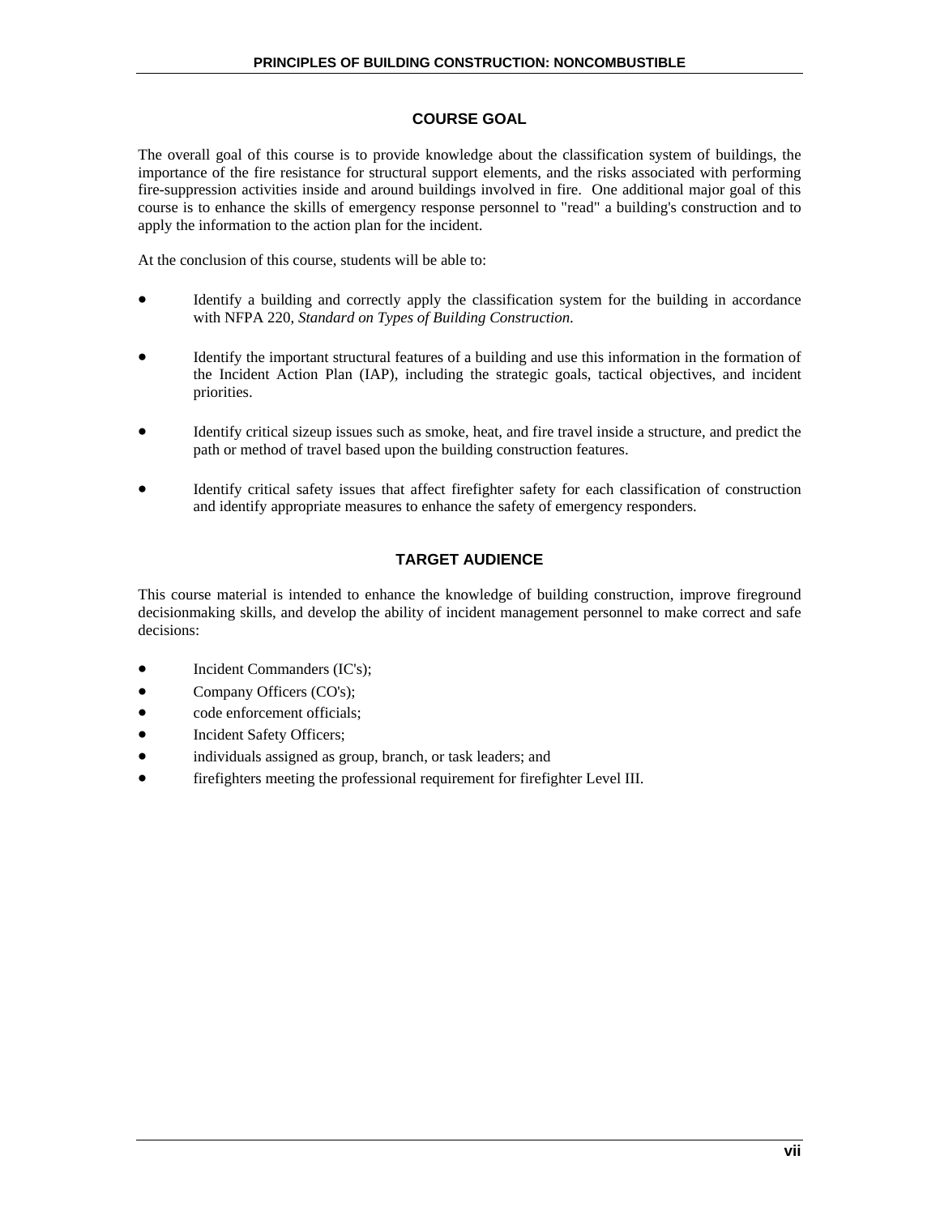## COURSE GOAL

The overall goal of this course is to provide knowledge about the classification system of buildings, the importance of the fire resistance for structural support elements, and the risks associated with performing fire-suppression activities inside and around buildings involved in fire. One additional major goal of this course is to enhance the skills of emergency response personnel to "read" a building's construction and to apply the information to the action plan for the incident.

At the conclusion of this course, students will be able to:

- Identify a building and correctly apply the classification system for the building in accordance with NFPA 220, *Standard on Types of Building Construction.*
- Identify the important structural features of a building and use this information in the formation of the Incident Action Plan (IAP), including the strategic goals, tactical objectives, and incident priorities.
- Identify critical sizeup issues such as smoke, heat, and fire travel inside a structure, and predict the path or method of travel based upon the building construction features.
- Identify critical safety issues that affect firefighter safety for each classification of construction and identify appropriate measures to enhance the safety of emergency responders.

## TARGET AUDIENCE

This course material is intended to enhance the knowledge of building construction, improve fireground decisionmaking skills, and develop the ability of incident management personnel to make correct and safe decisions:

- Incident Commanders (IC's);
- Company Officers (CO's);
- code enforcement officials;
- Incident Safety Officers;
- individuals assigned as group, branch, or task leaders; and
- firefighters meeting the professional requirement for firefighter Level III.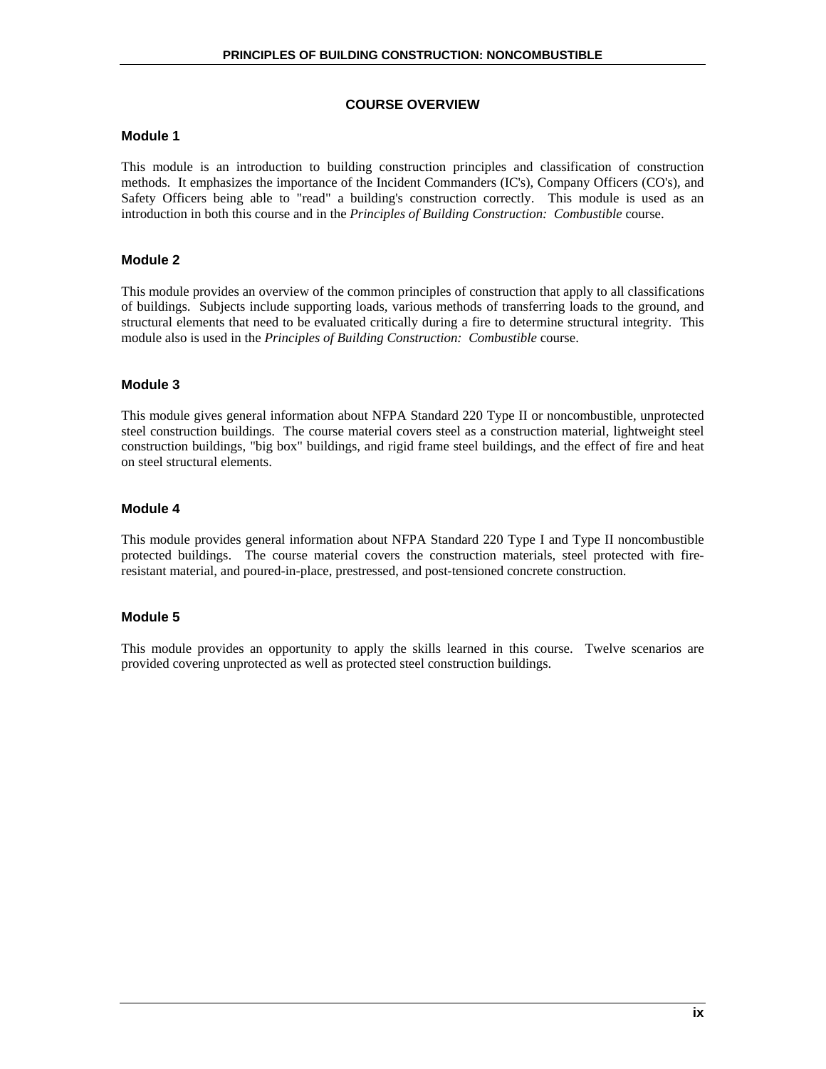## COURSE OVERVIEW

### Module 1

This module is an introduction to building construction principles and classification of construction methods. It emphasizes the importance of the Incident Commanders (IC's), Company Officers (CO's), and Safety Officers being able to "read" a building's construction correctly. This module is used as an introduction in both this course and in the *Principles of Building Construction: Combustible* course.

### Module 2

This module provides an overview of the common principles of construction that apply to all classifications of buildings. Subjects include supporting loads, various methods of transferring loads to the ground, and structural elements that need to be evaluated critically during a fire to determine structural integrity. This module also is used in the *Principles of Building Construction: Combustible* course.

### Module 3

This module gives general information about NFPA Standard 220 Type II or noncombustible, unprotected steel construction buildings. The course material covers steel as a construction material, lightweight steel construction buildings, "big box" buildings, and rigid frame steel buildings, and the effect of fire and heat on steel structural elements.

### Module 4

This module provides general information about NFPA Standard 220 Type I and Type II noncombustible protected buildings. The course material covers the construction materials, steel protected with fire-resistant material, and poured-in-place, prestressed, and post-tensioned concrete construction.

### Module 5

This module provides an opportunity to apply the skills learned in this course. Twelve scenarios are provided covering unprotected as well as protected steel construction buildings.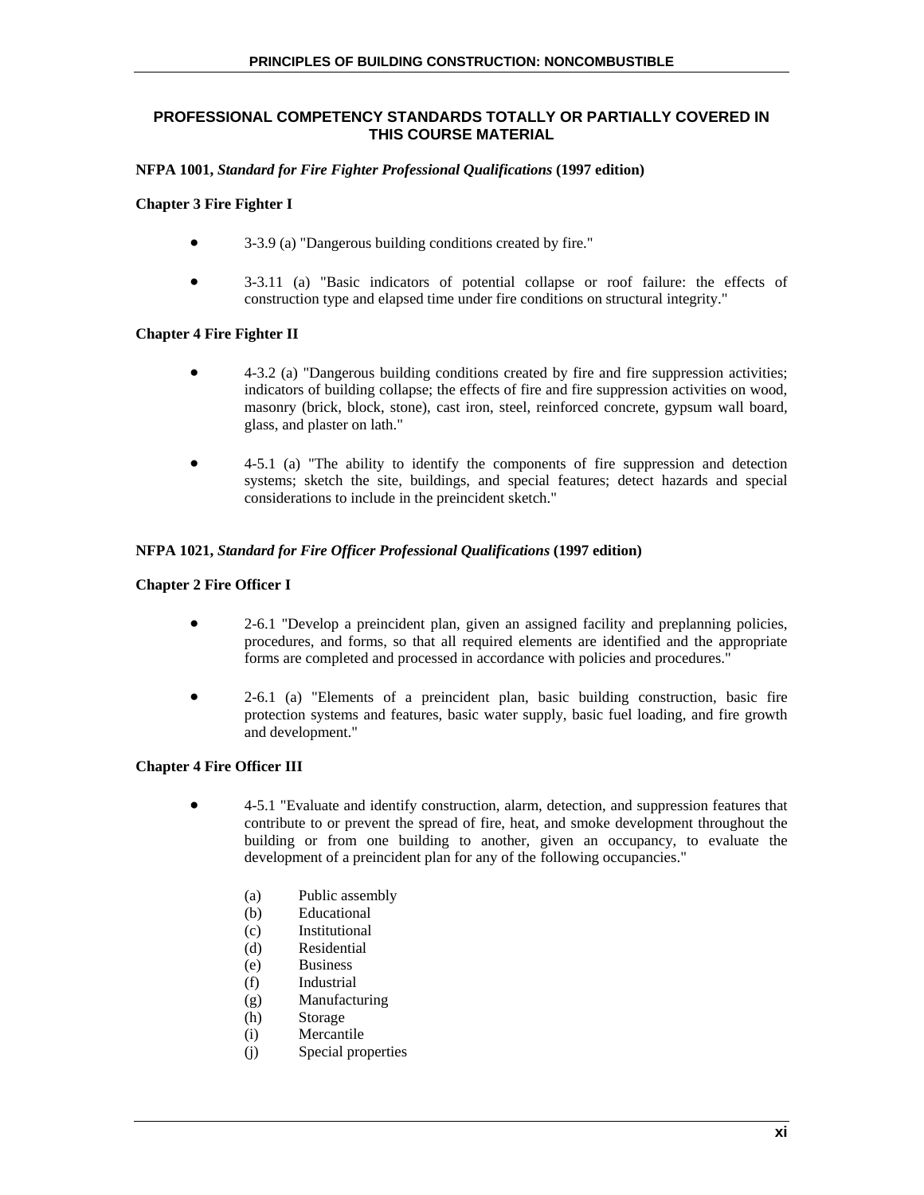## PROFESSIONAL COMPETENCY STANDARDS TOTALLY OR PARTIALLY COVERED IN THIS COURSE MATERIAL

**NFPA 1001, *Standard for Fire Fighter Professional Qualifications* (1997 edition)**

**Chapter 3 Fire Fighter I**

- 3-3.9 (a) "Dangerous building conditions created by fire."
- 3-3.11 (a) "Basic indicators of potential collapse or roof failure: the effects of construction type and elapsed time under fire conditions on structural integrity."

**Chapter 4 Fire Fighter II**

- 4-3.2 (a) "Dangerous building conditions created by fire and fire suppression activities; indicators of building collapse; the effects of fire and fire suppression activities on wood, masonry (brick, block, stone), cast iron, steel, reinforced concrete, gypsum wall board, glass, and plaster on lath."
- 4-5.1 (a) "The ability to identify the components of fire suppression and detection systems; sketch the site, buildings, and special features; detect hazards and special considerations to include in the preincident sketch."

**NFPA 1021, *Standard for Fire Officer Professional Qualifications* (1997 edition)**

**Chapter 2 Fire Officer I**

- 2-6.1 "Develop a preincident plan, given an assigned facility and preplanning policies, procedures, and forms, so that all required elements are identified and the appropriate forms are completed and processed in accordance with policies and procedures."
- 2-6.1 (a) "Elements of a preincident plan, basic building construction, basic fire protection systems and features, basic water supply, basic fuel loading, and fire growth and development."

**Chapter 4 Fire Officer III**

- 4-5.1 "Evaluate and identify construction, alarm, detection, and suppression features that contribute to or prevent the spread of fire, heat, and smoke development throughout the building or from one building to another, given an occupancy, to evaluate the development of a preincident plan for any of the following occupancies."

  (a) Public assembly
  (b) Educational
  (c) Institutional
  (d) Residential
  (e) Business
  (f) Industrial
  (g) Manufacturing
  (h) Storage
  (i) Mercantile
  (j) Special properties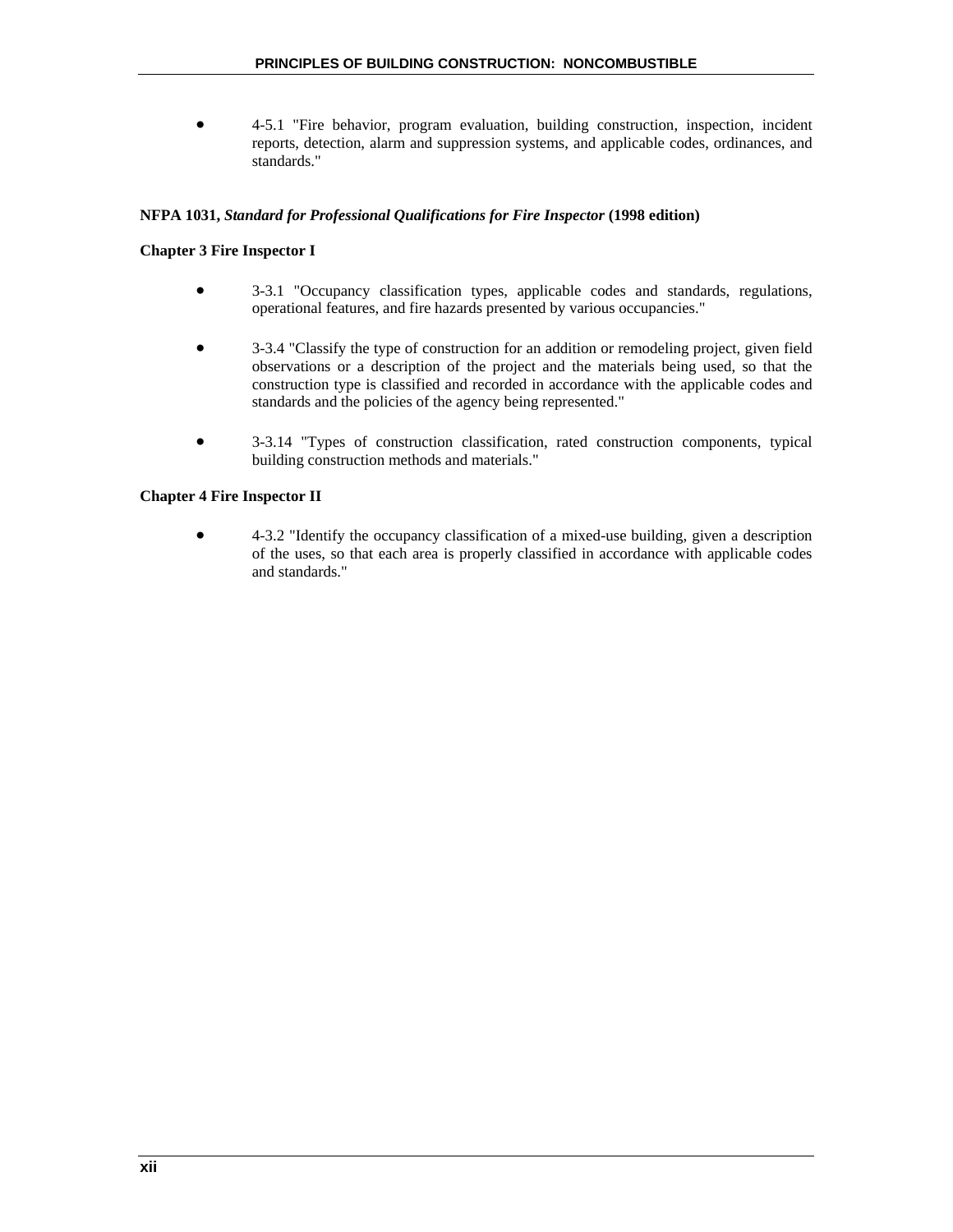- 4-5.1 "Fire behavior, program evaluation, building construction, inspection, incident reports, detection, alarm and suppression systems, and applicable codes, ordinances, and standards."

**NFPA 1031, *Standard for Professional Qualifications for Fire Inspector* (1998 edition)**

**Chapter 3 Fire Inspector I**

- 3-3.1 "Occupancy classification types, applicable codes and standards, regulations, operational features, and fire hazards presented by various occupancies."

- 3-3.4 "Classify the type of construction for an addition or remodeling project, given field observations or a description of the project and the materials being used, so that the construction type is classified and recorded in accordance with the applicable codes and standards and the policies of the agency being represented."

- 3-3.14 "Types of construction classification, rated construction components, typical building construction methods and materials."

**Chapter 4 Fire Inspector II**

- 4-3.2 "Identify the occupancy classification of a mixed-use building, given a description of the uses, so that each area is properly classified in accordance with applicable codes and standards."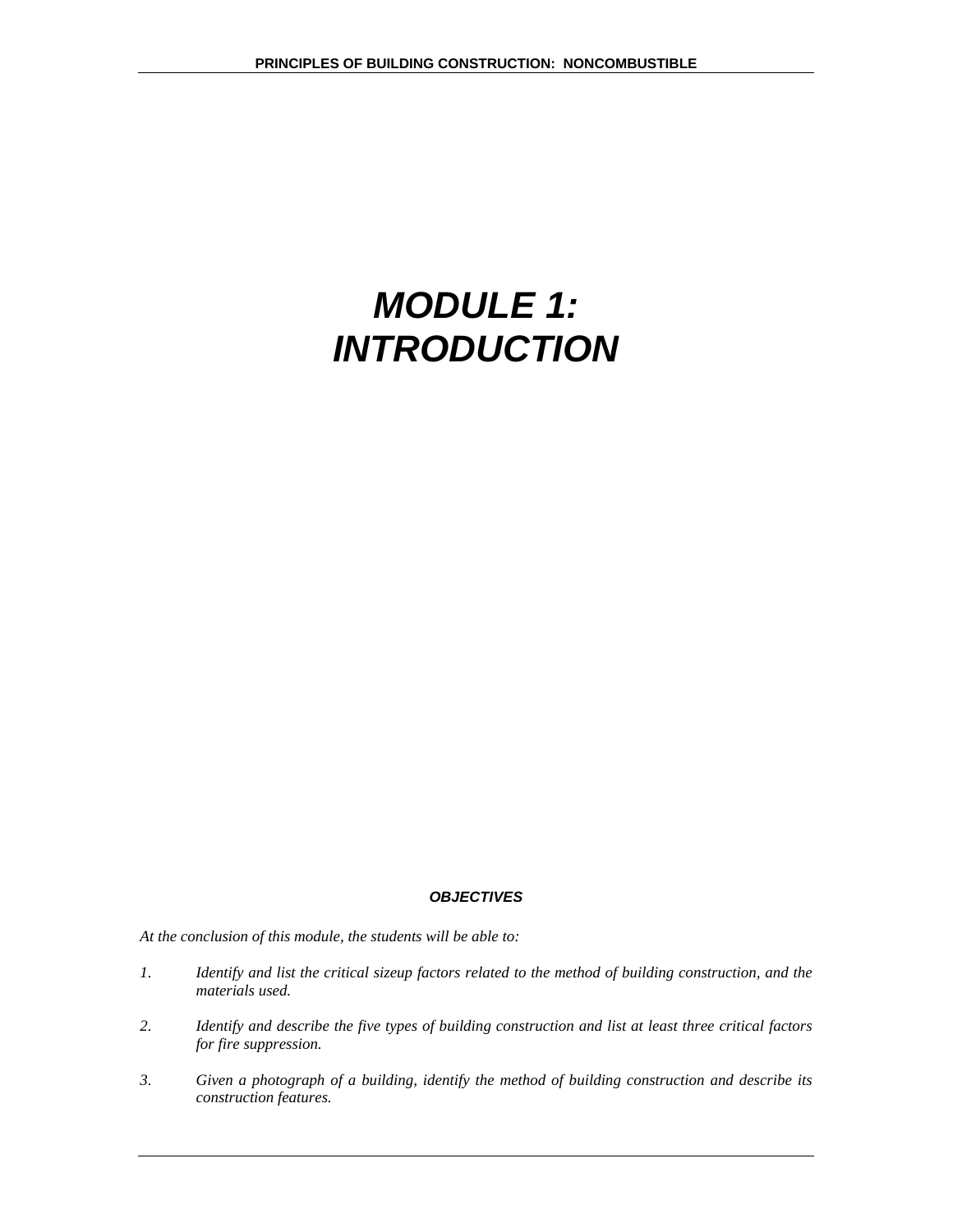# *MODULE 1: INTRODUCTION*

***OBJECTIVES***

*At the conclusion of this module, the students will be able to:*

1. *Identify and list the critical sizeup factors related to the method of building construction, and the materials used.*

2. *Identify and describe the five types of building construction and list at least three critical factors for fire suppression.*

3. *Given a photograph of a building, identify the method of building construction and describe its construction features.*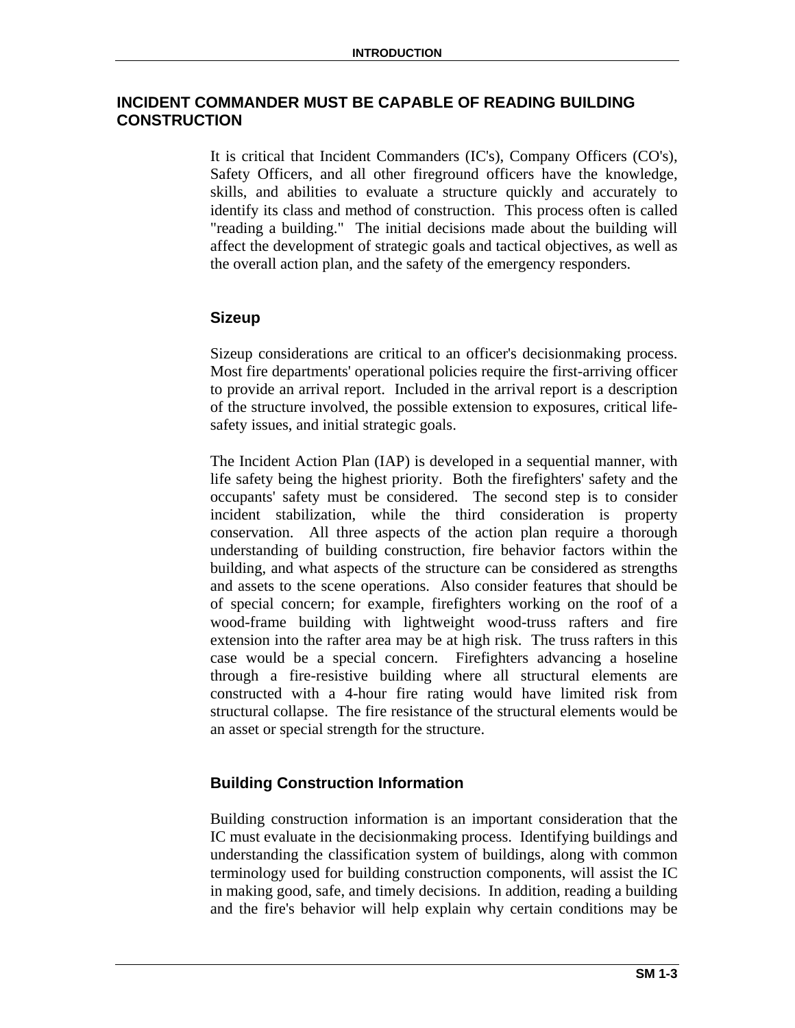## INCIDENT COMMANDER MUST BE CAPABLE OF READING BUILDING CONSTRUCTION

It is critical that Incident Commanders (IC's), Company Officers (CO's), Safety Officers, and all other fireground officers have the knowledge, skills, and abilities to evaluate a structure quickly and accurately to identify its class and method of construction. This process often is called "reading a building." The initial decisions made about the building will affect the development of strategic goals and tactical objectives, as well as the overall action plan, and the safety of the emergency responders.

### Sizeup

Sizeup considerations are critical to an officer's decisionmaking process. Most fire departments' operational policies require the first-arriving officer to provide an arrival report. Included in the arrival report is a description of the structure involved, the possible extension to exposures, critical life-safety issues, and initial strategic goals.

The Incident Action Plan (IAP) is developed in a sequential manner, with life safety being the highest priority. Both the firefighters' safety and the occupants' safety must be considered. The second step is to consider incident stabilization, while the third consideration is property conservation. All three aspects of the action plan require a thorough understanding of building construction, fire behavior factors within the building, and what aspects of the structure can be considered as strengths and assets to the scene operations. Also consider features that should be of special concern; for example, firefighters working on the roof of a wood-frame building with lightweight wood-truss rafters and fire extension into the rafter area may be at high risk. The truss rafters in this case would be a special concern. Firefighters advancing a hoseline through a fire-resistive building where all structural elements are constructed with a 4-hour fire rating would have limited risk from structural collapse. The fire resistance of the structural elements would be an asset or special strength for the structure.

### Building Construction Information

Building construction information is an important consideration that the IC must evaluate in the decisionmaking process. Identifying buildings and understanding the classification system of buildings, along with common terminology used for building construction components, will assist the IC in making good, safe, and timely decisions. In addition, reading a building and the fire's behavior will help explain why certain conditions may be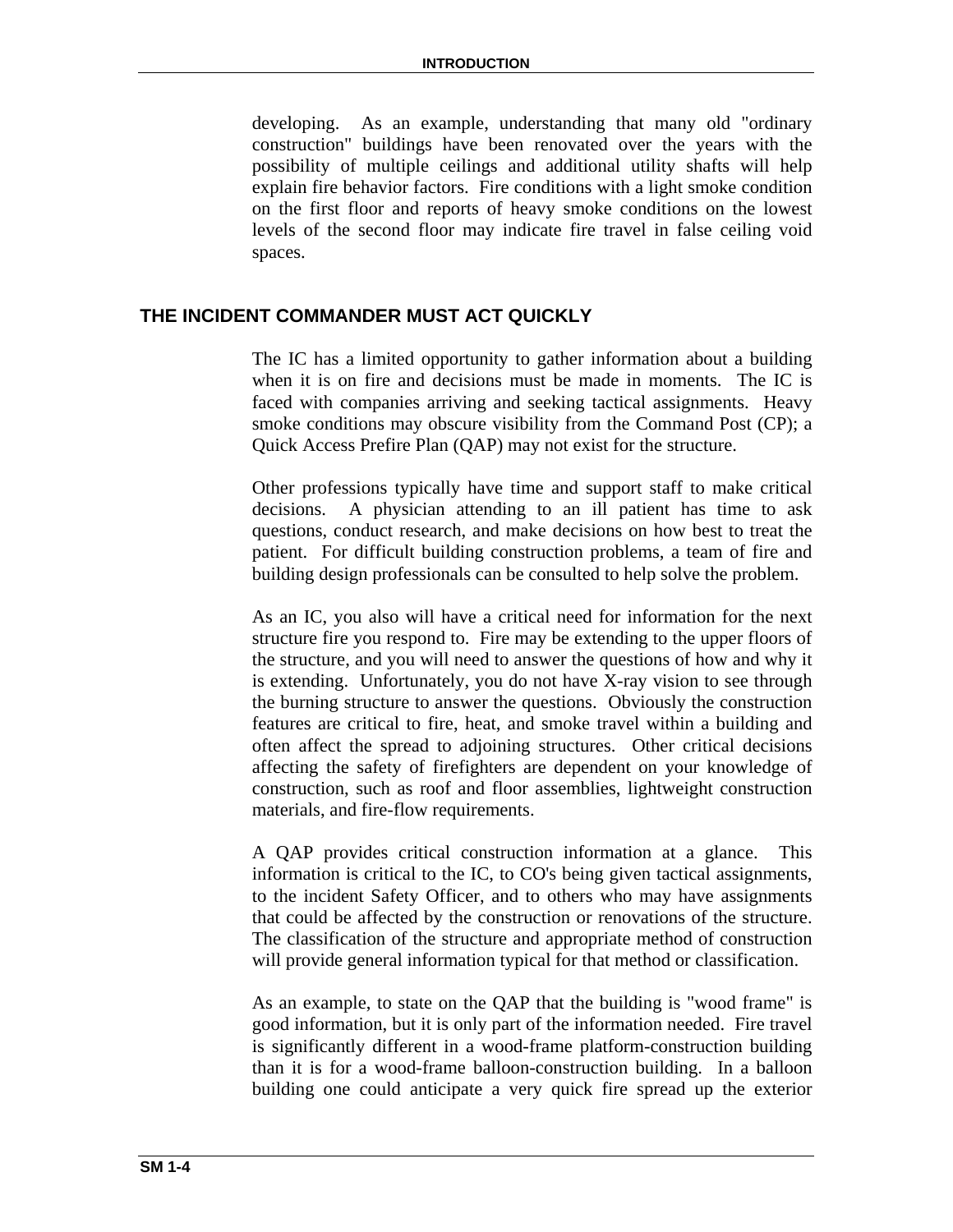developing. As an example, understanding that many old "ordinary construction" buildings have been renovated over the years with the possibility of multiple ceilings and additional utility shafts will help explain fire behavior factors. Fire conditions with a light smoke condition on the first floor and reports of heavy smoke conditions on the lowest levels of the second floor may indicate fire travel in false ceiling void spaces.

## THE INCIDENT COMMANDER MUST ACT QUICKLY

The IC has a limited opportunity to gather information about a building when it is on fire and decisions must be made in moments. The IC is faced with companies arriving and seeking tactical assignments. Heavy smoke conditions may obscure visibility from the Command Post (CP); a Quick Access Prefire Plan (QAP) may not exist for the structure.

Other professions typically have time and support staff to make critical decisions. A physician attending to an ill patient has time to ask questions, conduct research, and make decisions on how best to treat the patient. For difficult building construction problems, a team of fire and building design professionals can be consulted to help solve the problem.

As an IC, you also will have a critical need for information for the next structure fire you respond to. Fire may be extending to the upper floors of the structure, and you will need to answer the questions of how and why it is extending. Unfortunately, you do not have X-ray vision to see through the burning structure to answer the questions. Obviously the construction features are critical to fire, heat, and smoke travel within a building and often affect the spread to adjoining structures. Other critical decisions affecting the safety of firefighters are dependent on your knowledge of construction, such as roof and floor assemblies, lightweight construction materials, and fire-flow requirements.

A QAP provides critical construction information at a glance. This information is critical to the IC, to CO's being given tactical assignments, to the incident Safety Officer, and to others who may have assignments that could be affected by the construction or renovations of the structure. The classification of the structure and appropriate method of construction will provide general information typical for that method or classification.

As an example, to state on the QAP that the building is "wood frame" is good information, but it is only part of the information needed. Fire travel is significantly different in a wood-frame platform-construction building than it is for a wood-frame balloon-construction building. In a balloon building one could anticipate a very quick fire spread up the exterior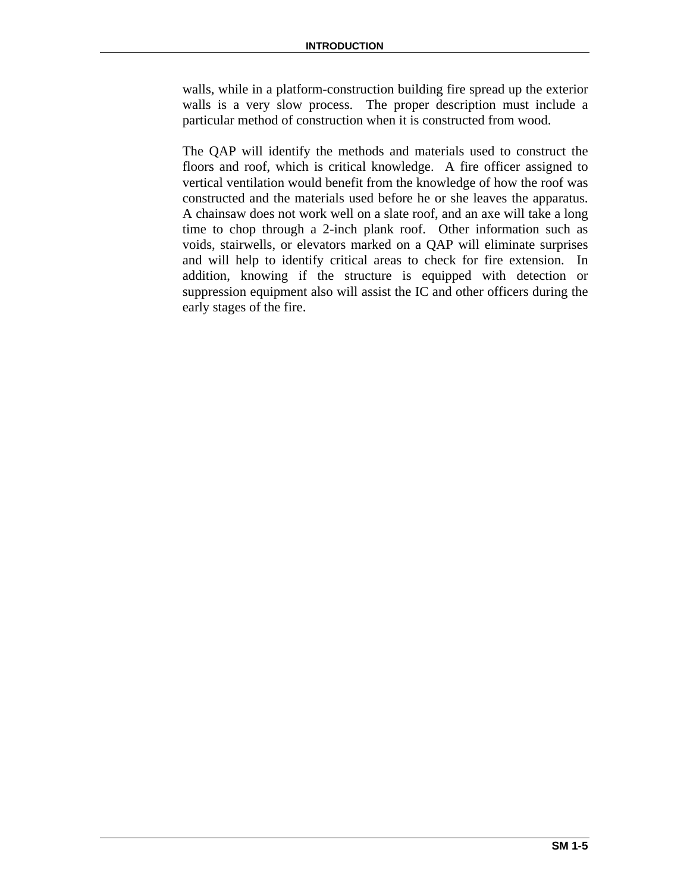walls, while in a platform-construction building fire spread up the exterior walls is a very slow process. The proper description must include a particular method of construction when it is constructed from wood.

The QAP will identify the methods and materials used to construct the floors and roof, which is critical knowledge. A fire officer assigned to vertical ventilation would benefit from the knowledge of how the roof was constructed and the materials used before he or she leaves the apparatus. A chainsaw does not work well on a slate roof, and an axe will take a long time to chop through a 2-inch plank roof. Other information such as voids, stairwells, or elevators marked on a QAP will eliminate surprises and will help to identify critical areas to check for fire extension. In addition, knowing if the structure is equipped with detection or suppression equipment also will assist the IC and other officers during the early stages of the fire.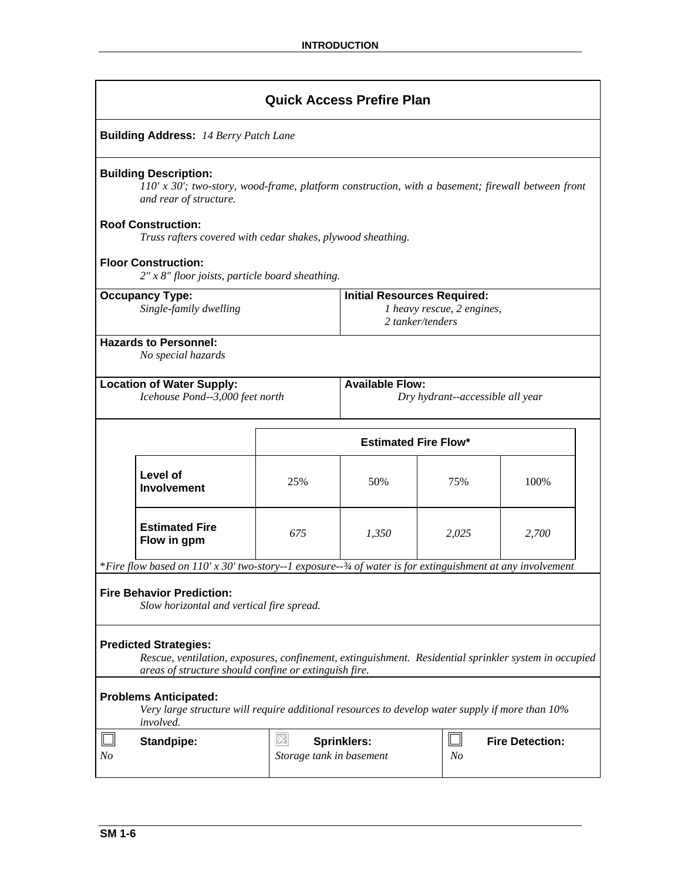## Quick Access Prefire Plan

**Building Address:** *14 Berry Patch Lane*

**Building Description:**
*110' x 30'; two-story, wood-frame, platform construction, with a basement; firewall between front and rear of structure.*

**Roof Construction:**
*Truss rafters covered with cedar shakes, plywood sheathing.*

**Floor Construction:**
*2" x 8" floor joists, particle board sheathing.*

**Occupancy Type:**
*Single-family dwelling*

**Initial Resources Required:**
*1 heavy rescue, 2 engines, 2 tanker/tenders*

**Hazards to Personnel:**
*No special hazards*

**Location of Water Supply:**
*Icehouse Pond--3,000 feet north*

**Available Flow:**
*Dry hydrant--accessible all year*

| | Estimated Fire Flow* | | | |
|---|---|---|---|---|
| **Level of Involvement** | 25% | 50% | 75% | 100% |
| **Estimated Fire Flow in gpm** | *675* | *1,350* | *2,025* | *2,700* |

**Fire flow based on 110' x 30' two-story--1 exposure--¾ of water is for extinguishment at any involvement*

**Fire Behavior Prediction:**
*Slow horizontal and vertical fire spread.*

**Predicted Strategies:**
*Rescue, ventilation, exposures, confinement, extinguishment. Residential sprinkler system in occupied areas of structure should confine or extinguish fire.*

**Problems Anticipated:**
*Very large structure will require additional resources to develop water supply if more than 10% involved.*

| ☐ **Standpipe:** | ☒ **Sprinklers:** | ☐ **Fire Detection:** |
|---|---|---|
| *No* | *Storage tank in basement* | *No* |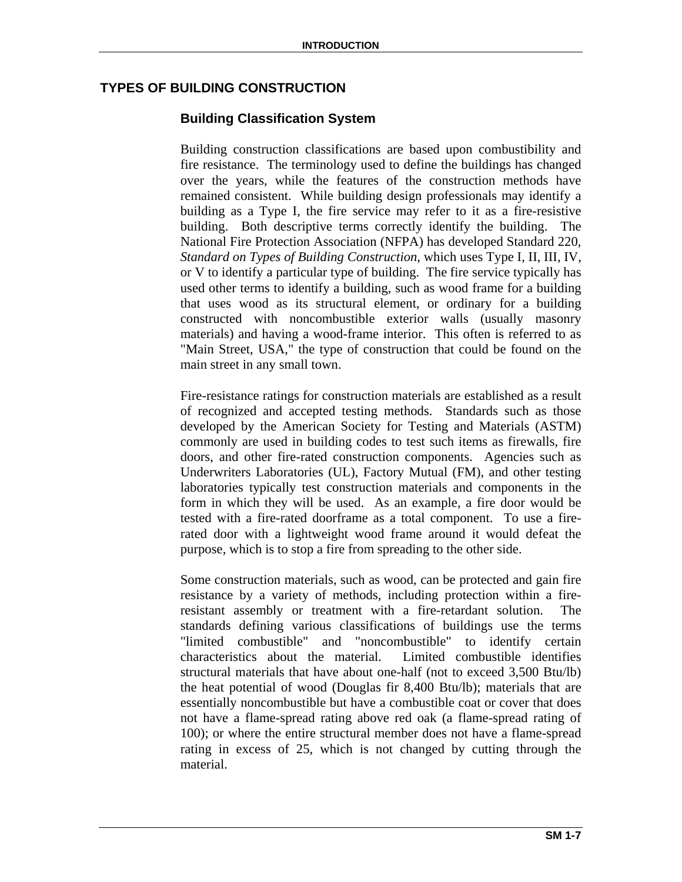## TYPES OF BUILDING CONSTRUCTION

### Building Classification System

Building construction classifications are based upon combustibility and fire resistance. The terminology used to define the buildings has changed over the years, while the features of the construction methods have remained consistent. While building design professionals may identify a building as a Type I, the fire service may refer to it as a fire-resistive building. Both descriptive terms correctly identify the building. The National Fire Protection Association (NFPA) has developed Standard 220, *Standard on Types of Building Construction*, which uses Type I, II, III, IV, or V to identify a particular type of building. The fire service typically has used other terms to identify a building, such as wood frame for a building that uses wood as its structural element, or ordinary for a building constructed with noncombustible exterior walls (usually masonry materials) and having a wood-frame interior. This often is referred to as "Main Street, USA," the type of construction that could be found on the main street in any small town.

Fire-resistance ratings for construction materials are established as a result of recognized and accepted testing methods. Standards such as those developed by the American Society for Testing and Materials (ASTM) commonly are used in building codes to test such items as firewalls, fire doors, and other fire-rated construction components. Agencies such as Underwriters Laboratories (UL), Factory Mutual (FM), and other testing laboratories typically test construction materials and components in the form in which they will be used. As an example, a fire door would be tested with a fire-rated doorframe as a total component. To use a fire-rated door with a lightweight wood frame around it would defeat the purpose, which is to stop a fire from spreading to the other side.

Some construction materials, such as wood, can be protected and gain fire resistance by a variety of methods, including protection within a fire-resistant assembly or treatment with a fire-retardant solution. The standards defining various classifications of buildings use the terms "limited combustible" and "noncombustible" to identify certain characteristics about the material. Limited combustible identifies structural materials that have about one-half (not to exceed 3,500 Btu/lb) the heat potential of wood (Douglas fir 8,400 Btu/lb); materials that are essentially noncombustible but have a combustible coat or cover that does not have a flame-spread rating above red oak (a flame-spread rating of 100); or where the entire structural member does not have a flame-spread rating in excess of 25, which is not changed by cutting through the material.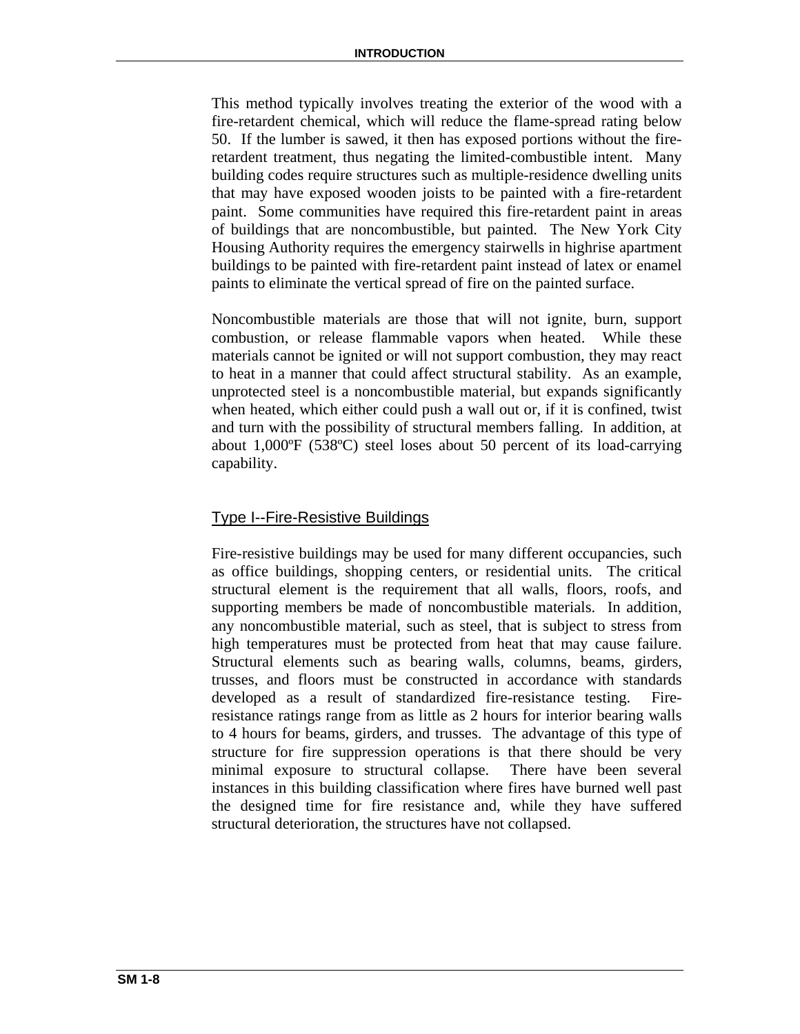This method typically involves treating the exterior of the wood with a fire-retardent chemical, which will reduce the flame-spread rating below 50. If the lumber is sawed, it then has exposed portions without the fire-retardent treatment, thus negating the limited-combustible intent. Many building codes require structures such as multiple-residence dwelling units that may have exposed wooden joists to be painted with a fire-retardent paint. Some communities have required this fire-retardent paint in areas of buildings that are noncombustible, but painted. The New York City Housing Authority requires the emergency stairwells in highrise apartment buildings to be painted with fire-retardent paint instead of latex or enamel paints to eliminate the vertical spread of fire on the painted surface.

Noncombustible materials are those that will not ignite, burn, support combustion, or release flammable vapors when heated. While these materials cannot be ignited or will not support combustion, they may react to heat in a manner that could affect structural stability. As an example, unprotected steel is a noncombustible material, but expands significantly when heated, which either could push a wall out or, if it is confined, twist and turn with the possibility of structural members falling. In addition, at about 1,000ºF (538ºC) steel loses about 50 percent of its load-carrying capability.

## Type I--Fire-Resistive Buildings

Fire-resistive buildings may be used for many different occupancies, such as office buildings, shopping centers, or residential units. The critical structural element is the requirement that all walls, floors, roofs, and supporting members be made of noncombustible materials. In addition, any noncombustible material, such as steel, that is subject to stress from high temperatures must be protected from heat that may cause failure. Structural elements such as bearing walls, columns, beams, girders, trusses, and floors must be constructed in accordance with standards developed as a result of standardized fire-resistance testing. Fire-resistance ratings range from as little as 2 hours for interior bearing walls to 4 hours for beams, girders, and trusses. The advantage of this type of structure for fire suppression operations is that there should be very minimal exposure to structural collapse. There have been several instances in this building classification where fires have burned well past the designed time for fire resistance and, while they have suffered structural deterioration, the structures have not collapsed.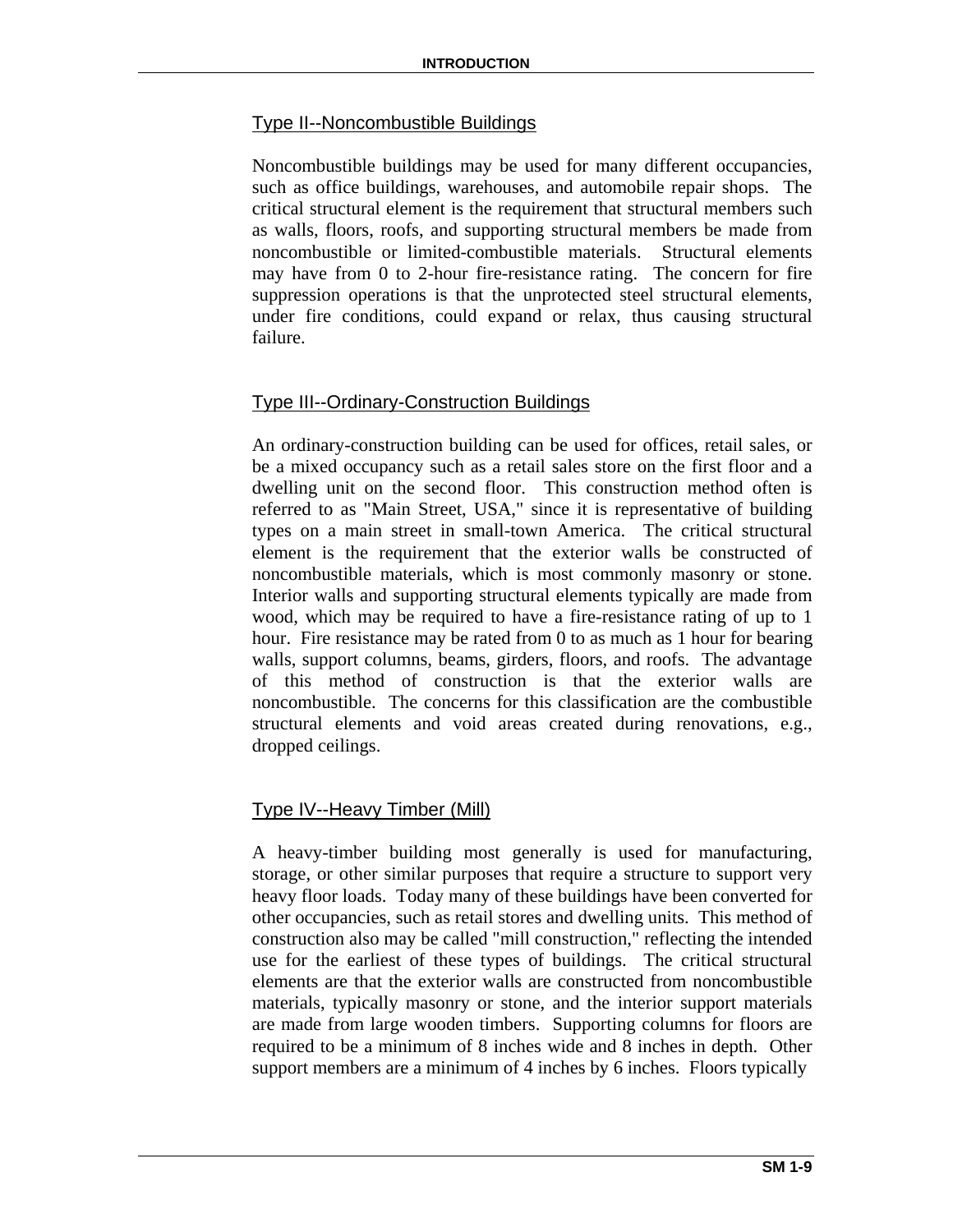### Type II--Noncombustible Buildings

Noncombustible buildings may be used for many different occupancies, such as office buildings, warehouses, and automobile repair shops. The critical structural element is the requirement that structural members such as walls, floors, roofs, and supporting structural members be made from noncombustible or limited-combustible materials. Structural elements may have from 0 to 2-hour fire-resistance rating. The concern for fire suppression operations is that the unprotected steel structural elements, under fire conditions, could expand or relax, thus causing structural failure.

### Type III--Ordinary-Construction Buildings

An ordinary-construction building can be used for offices, retail sales, or be a mixed occupancy such as a retail sales store on the first floor and a dwelling unit on the second floor. This construction method often is referred to as "Main Street, USA," since it is representative of building types on a main street in small-town America. The critical structural element is the requirement that the exterior walls be constructed of noncombustible materials, which is most commonly masonry or stone. Interior walls and supporting structural elements typically are made from wood, which may be required to have a fire-resistance rating of up to 1 hour. Fire resistance may be rated from 0 to as much as 1 hour for bearing walls, support columns, beams, girders, floors, and roofs. The advantage of this method of construction is that the exterior walls are noncombustible. The concerns for this classification are the combustible structural elements and void areas created during renovations, e.g., dropped ceilings.

### Type IV--Heavy Timber (Mill)

A heavy-timber building most generally is used for manufacturing, storage, or other similar purposes that require a structure to support very heavy floor loads. Today many of these buildings have been converted for other occupancies, such as retail stores and dwelling units. This method of construction also may be called "mill construction," reflecting the intended use for the earliest of these types of buildings. The critical structural elements are that the exterior walls are constructed from noncombustible materials, typically masonry or stone, and the interior support materials are made from large wooden timbers. Supporting columns for floors are required to be a minimum of 8 inches wide and 8 inches in depth. Other support members are a minimum of 4 inches by 6 inches. Floors typically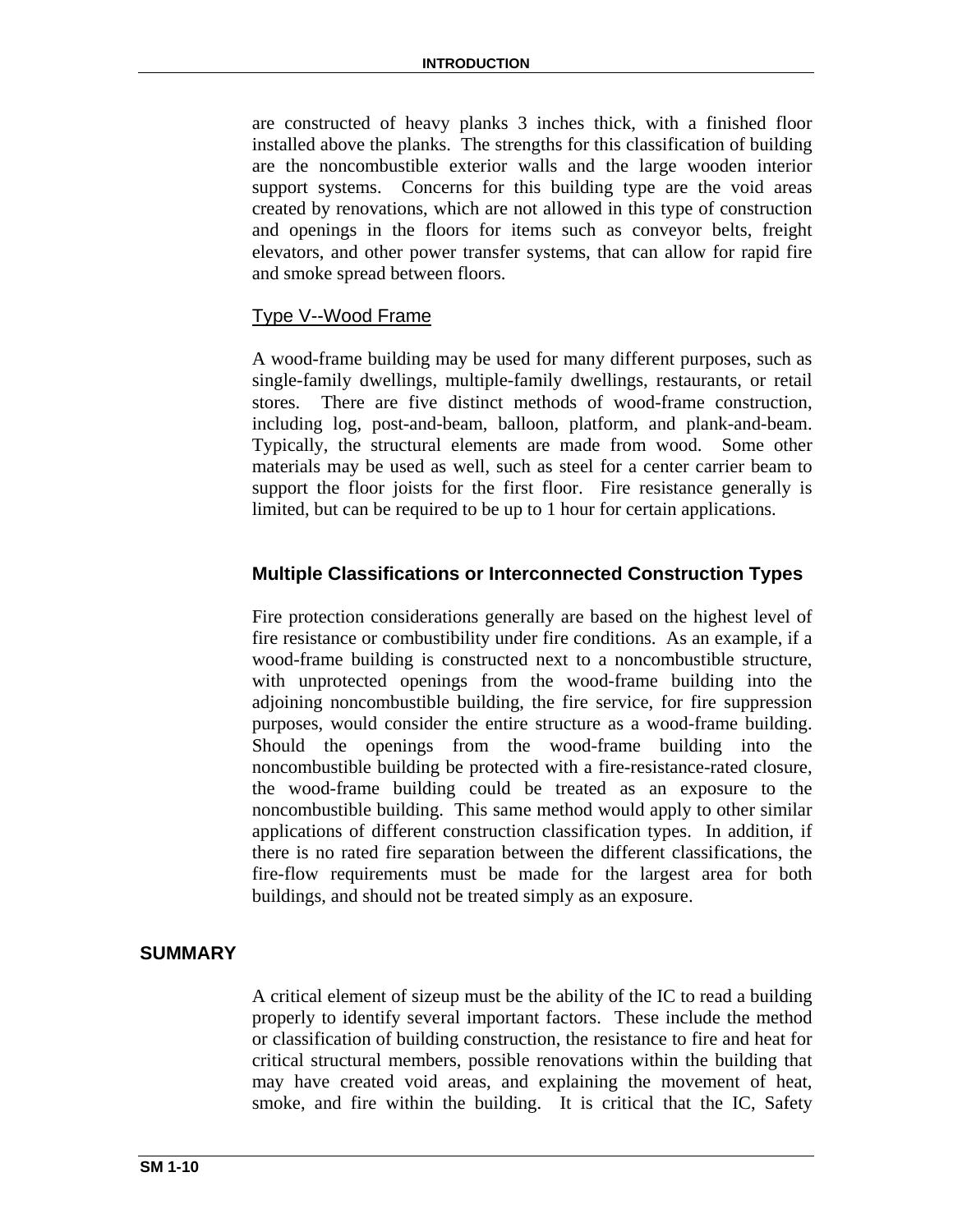are constructed of heavy planks 3 inches thick, with a finished floor installed above the planks. The strengths for this classification of building are the noncombustible exterior walls and the large wooden interior support systems. Concerns for this building type are the void areas created by renovations, which are not allowed in this type of construction and openings in the floors for items such as conveyor belts, freight elevators, and other power transfer systems, that can allow for rapid fire and smoke spread between floors.

<u>Type V--Wood Frame</u>

A wood-frame building may be used for many different purposes, such as single-family dwellings, multiple-family dwellings, restaurants, or retail stores. There are five distinct methods of wood-frame construction, including log, post-and-beam, balloon, platform, and plank-and-beam. Typically, the structural elements are made from wood. Some other materials may be used as well, such as steel for a center carrier beam to support the floor joists for the first floor. Fire resistance generally is limited, but can be required to be up to 1 hour for certain applications.

### Multiple Classifications or Interconnected Construction Types

Fire protection considerations generally are based on the highest level of fire resistance or combustibility under fire conditions. As an example, if a wood-frame building is constructed next to a noncombustible structure, with unprotected openings from the wood-frame building into the adjoining noncombustible building, the fire service, for fire suppression purposes, would consider the entire structure as a wood-frame building. Should the openings from the wood-frame building into the noncombustible building be protected with a fire-resistance-rated closure, the wood-frame building could be treated as an exposure to the noncombustible building. This same method would apply to other similar applications of different construction classification types. In addition, if there is no rated fire separation between the different classifications, the fire-flow requirements must be made for the largest area for both buildings, and should not be treated simply as an exposure.

## SUMMARY

A critical element of sizeup must be the ability of the IC to read a building properly to identify several important factors. These include the method or classification of building construction, the resistance to fire and heat for critical structural members, possible renovations within the building that may have created void areas, and explaining the movement of heat, smoke, and fire within the building. It is critical that the IC, Safety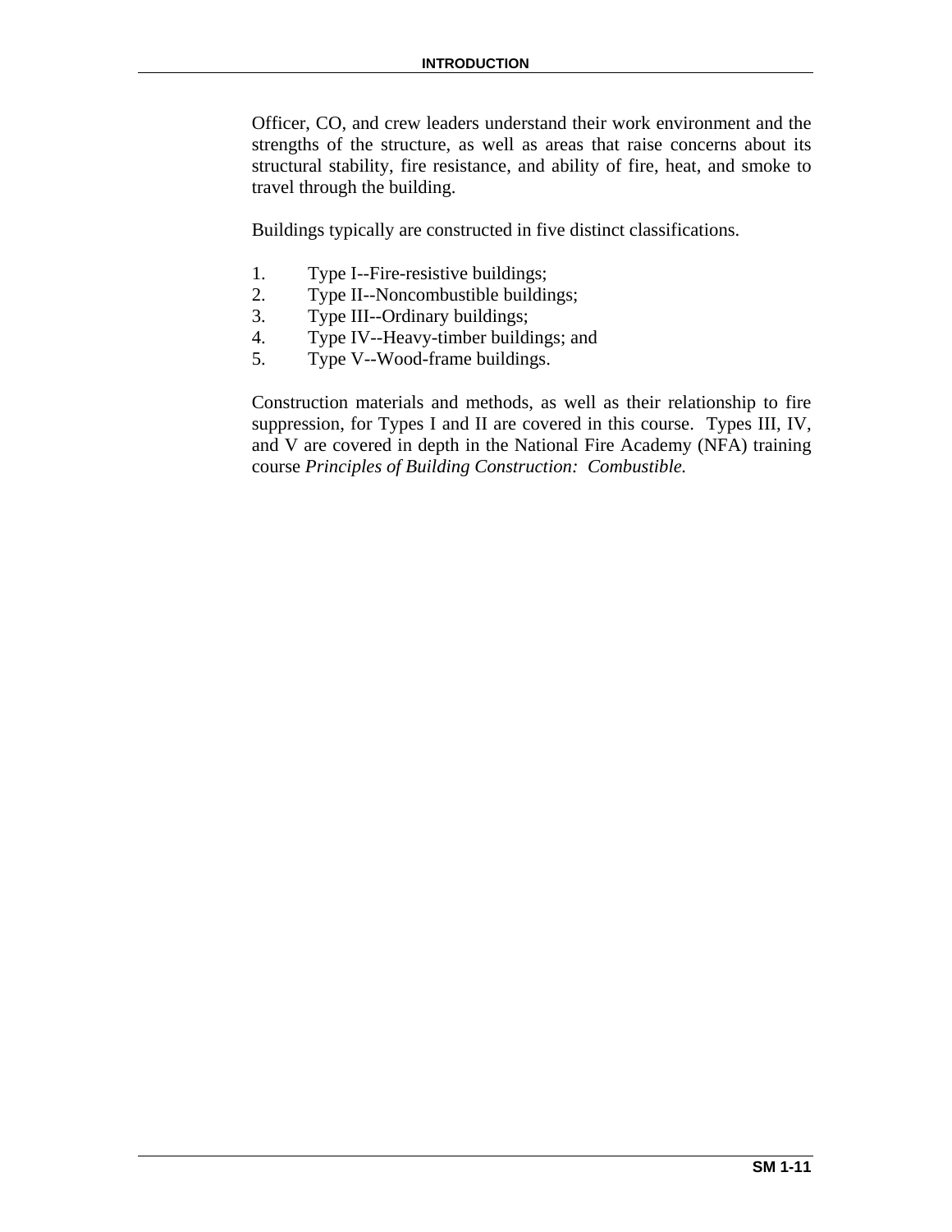Officer, CO, and crew leaders understand their work environment and the strengths of the structure, as well as areas that raise concerns about its structural stability, fire resistance, and ability of fire, heat, and smoke to travel through the building.

Buildings typically are constructed in five distinct classifications.

1. Type I--Fire-resistive buildings;
2. Type II--Noncombustible buildings;
3. Type III--Ordinary buildings;
4. Type IV--Heavy-timber buildings; and
5. Type V--Wood-frame buildings.

Construction materials and methods, as well as their relationship to fire suppression, for Types I and II are covered in this course. Types III, IV, and V are covered in depth in the National Fire Academy (NFA) training course *Principles of Building Construction: Combustible.*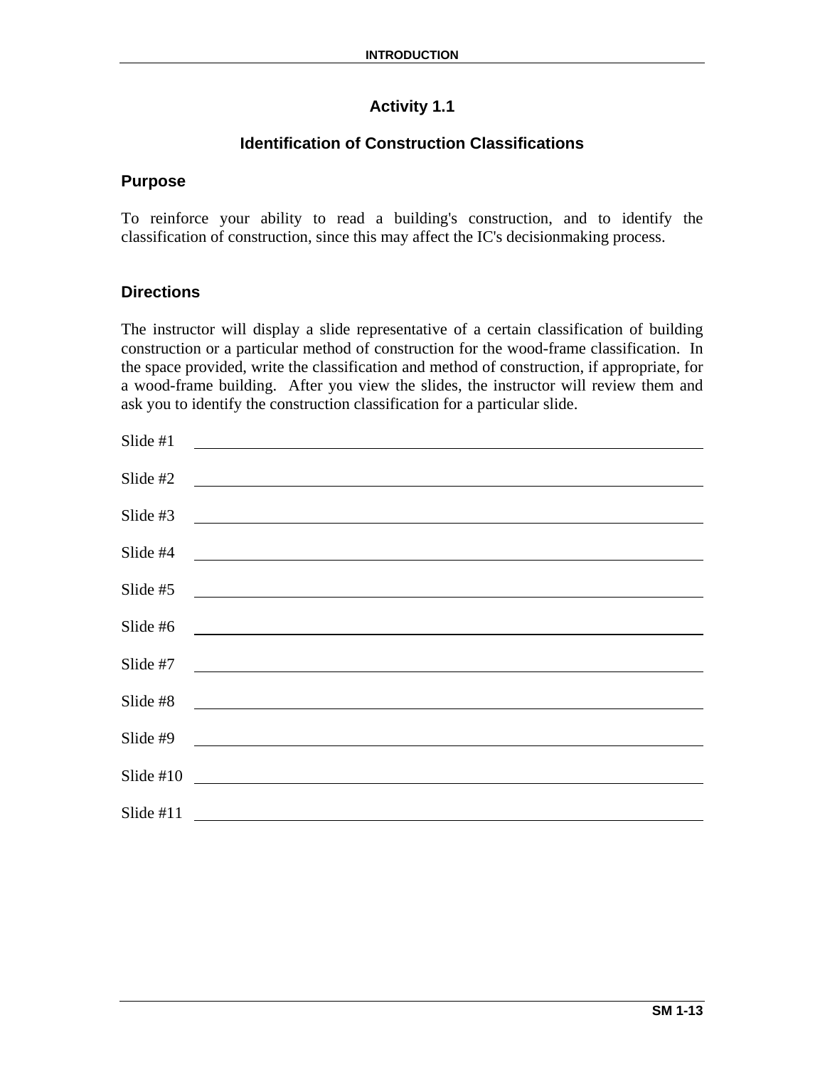## Activity 1.1

### Identification of Construction Classifications

#### Purpose

To reinforce your ability to read a building's construction, and to identify the classification of construction, since this may affect the IC's decisionmaking process.

#### Directions

The instructor will display a slide representative of a certain classification of building construction or a particular method of construction for the wood-frame classification. In the space provided, write the classification and method of construction, if appropriate, for a wood-frame building. After you view the slides, the instructor will review them and ask you to identify the construction classification for a particular slide.

Slide #1 ______________________________

Slide #2 ______________________________

Slide #3 ______________________________

Slide #4 ______________________________

Slide #5 ______________________________

Slide #6 ______________________________

Slide #7 ______________________________

Slide #8 ______________________________

Slide #9 ______________________________

Slide #10 ______________________________

Slide #11 ______________________________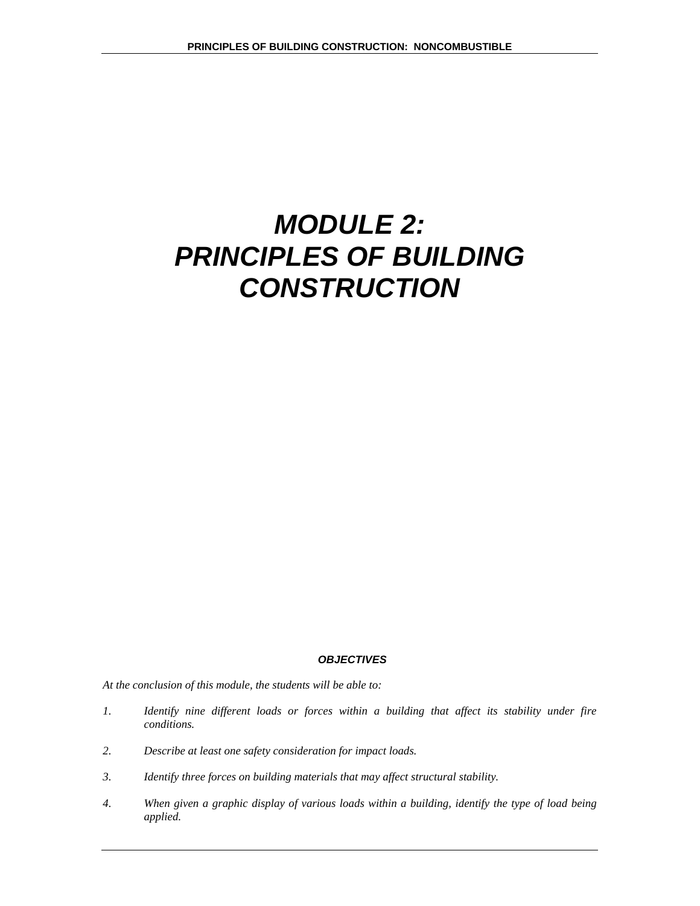# *MODULE 2: PRINCIPLES OF BUILDING CONSTRUCTION*

***OBJECTIVES***

*At the conclusion of this module, the students will be able to:*

1. *Identify nine different loads or forces within a building that affect its stability under fire conditions.*
2. *Describe at least one safety consideration for impact loads.*
3. *Identify three forces on building materials that may affect structural stability.*
4. *When given a graphic display of various loads within a building, identify the type of load being applied.*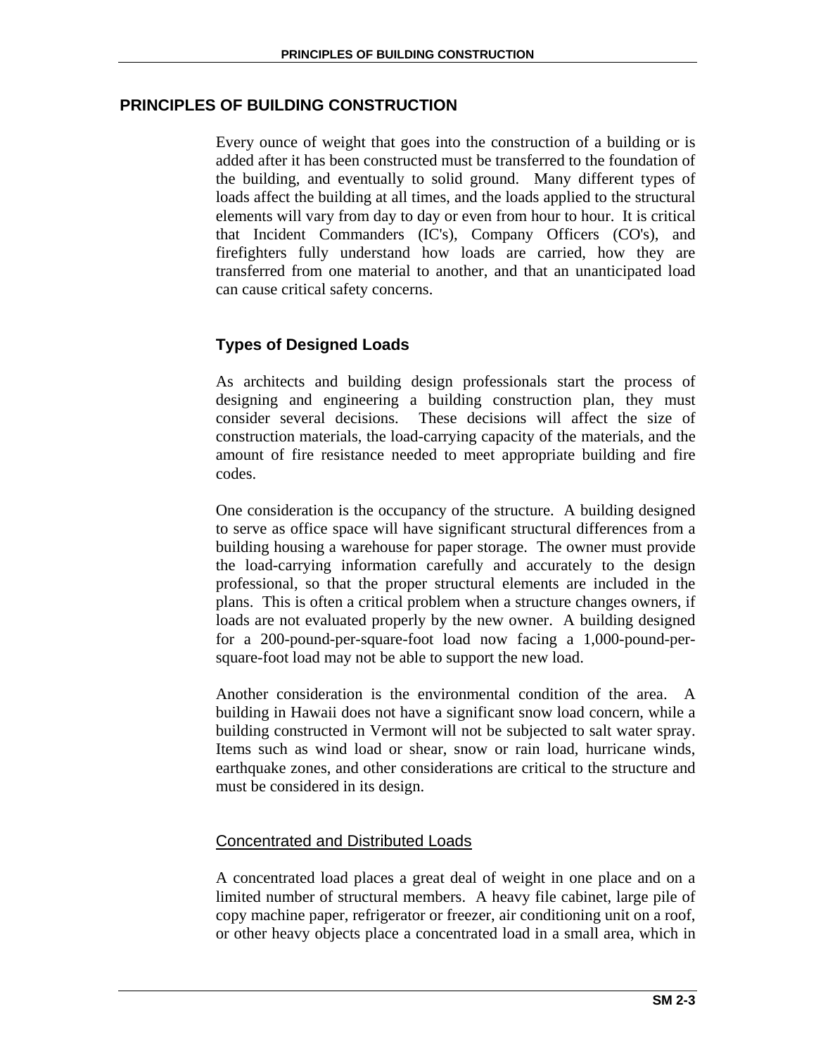# PRINCIPLES OF BUILDING CONSTRUCTION

Every ounce of weight that goes into the construction of a building or is added after it has been constructed must be transferred to the foundation of the building, and eventually to solid ground. Many different types of loads affect the building at all times, and the loads applied to the structural elements will vary from day to day or even from hour to hour. It is critical that Incident Commanders (IC's), Company Officers (CO's), and firefighters fully understand how loads are carried, how they are transferred from one material to another, and that an unanticipated load can cause critical safety concerns.

## Types of Designed Loads

As architects and building design professionals start the process of designing and engineering a building construction plan, they must consider several decisions. These decisions will affect the size of construction materials, the load-carrying capacity of the materials, and the amount of fire resistance needed to meet appropriate building and fire codes.

One consideration is the occupancy of the structure. A building designed to serve as office space will have significant structural differences from a building housing a warehouse for paper storage. The owner must provide the load-carrying information carefully and accurately to the design professional, so that the proper structural elements are included in the plans. This is often a critical problem when a structure changes owners, if loads are not evaluated properly by the new owner. A building designed for a 200-pound-per-square-foot load now facing a 1,000-pound-per-square-foot load may not be able to support the new load.

Another consideration is the environmental condition of the area. A building in Hawaii does not have a significant snow load concern, while a building constructed in Vermont will not be subjected to salt water spray. Items such as wind load or shear, snow or rain load, hurricane winds, earthquake zones, and other considerations are critical to the structure and must be considered in its design.

### Concentrated and Distributed Loads

A concentrated load places a great deal of weight in one place and on a limited number of structural members. A heavy file cabinet, large pile of copy machine paper, refrigerator or freezer, air conditioning unit on a roof, or other heavy objects place a concentrated load in a small area, which in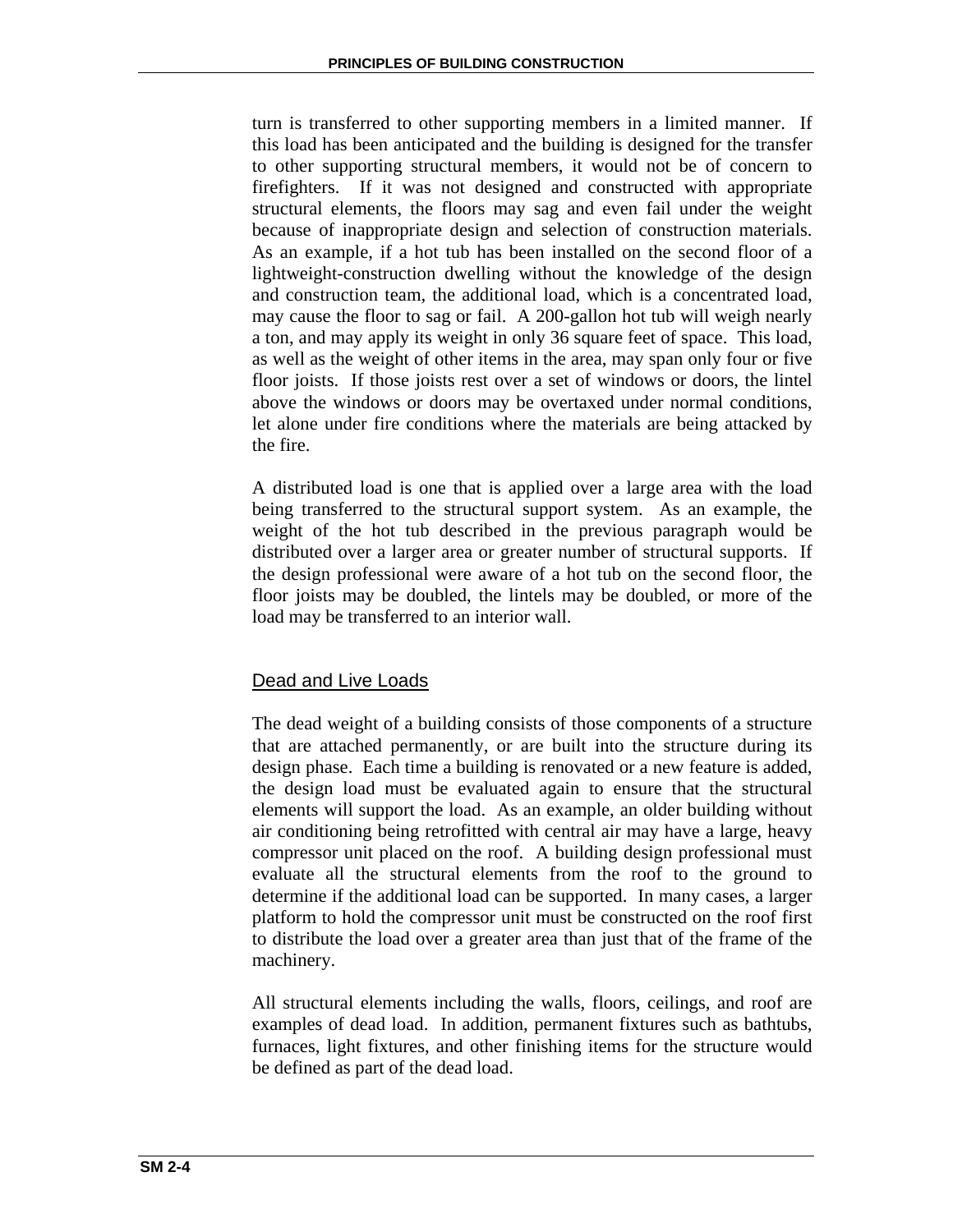turn is transferred to other supporting members in a limited manner. If this load has been anticipated and the building is designed for the transfer to other supporting structural members, it would not be of concern to firefighters. If it was not designed and constructed with appropriate structural elements, the floors may sag and even fail under the weight because of inappropriate design and selection of construction materials. As an example, if a hot tub has been installed on the second floor of a lightweight-construction dwelling without the knowledge of the design and construction team, the additional load, which is a concentrated load, may cause the floor to sag or fail. A 200-gallon hot tub will weigh nearly a ton, and may apply its weight in only 36 square feet of space. This load, as well as the weight of other items in the area, may span only four or five floor joists. If those joists rest over a set of windows or doors, the lintel above the windows or doors may be overtaxed under normal conditions, let alone under fire conditions where the materials are being attacked by the fire.

A distributed load is one that is applied over a large area with the load being transferred to the structural support system. As an example, the weight of the hot tub described in the previous paragraph would be distributed over a larger area or greater number of structural supports. If the design professional were aware of a hot tub on the second floor, the floor joists may be doubled, the lintels may be doubled, or more of the load may be transferred to an interior wall.

## Dead and Live Loads

The dead weight of a building consists of those components of a structure that are attached permanently, or are built into the structure during its design phase. Each time a building is renovated or a new feature is added, the design load must be evaluated again to ensure that the structural elements will support the load. As an example, an older building without air conditioning being retrofitted with central air may have a large, heavy compressor unit placed on the roof. A building design professional must evaluate all the structural elements from the roof to the ground to determine if the additional load can be supported. In many cases, a larger platform to hold the compressor unit must be constructed on the roof first to distribute the load over a greater area than just that of the frame of the machinery.

All structural elements including the walls, floors, ceilings, and roof are examples of dead load. In addition, permanent fixtures such as bathtubs, furnaces, light fixtures, and other finishing items for the structure would be defined as part of the dead load.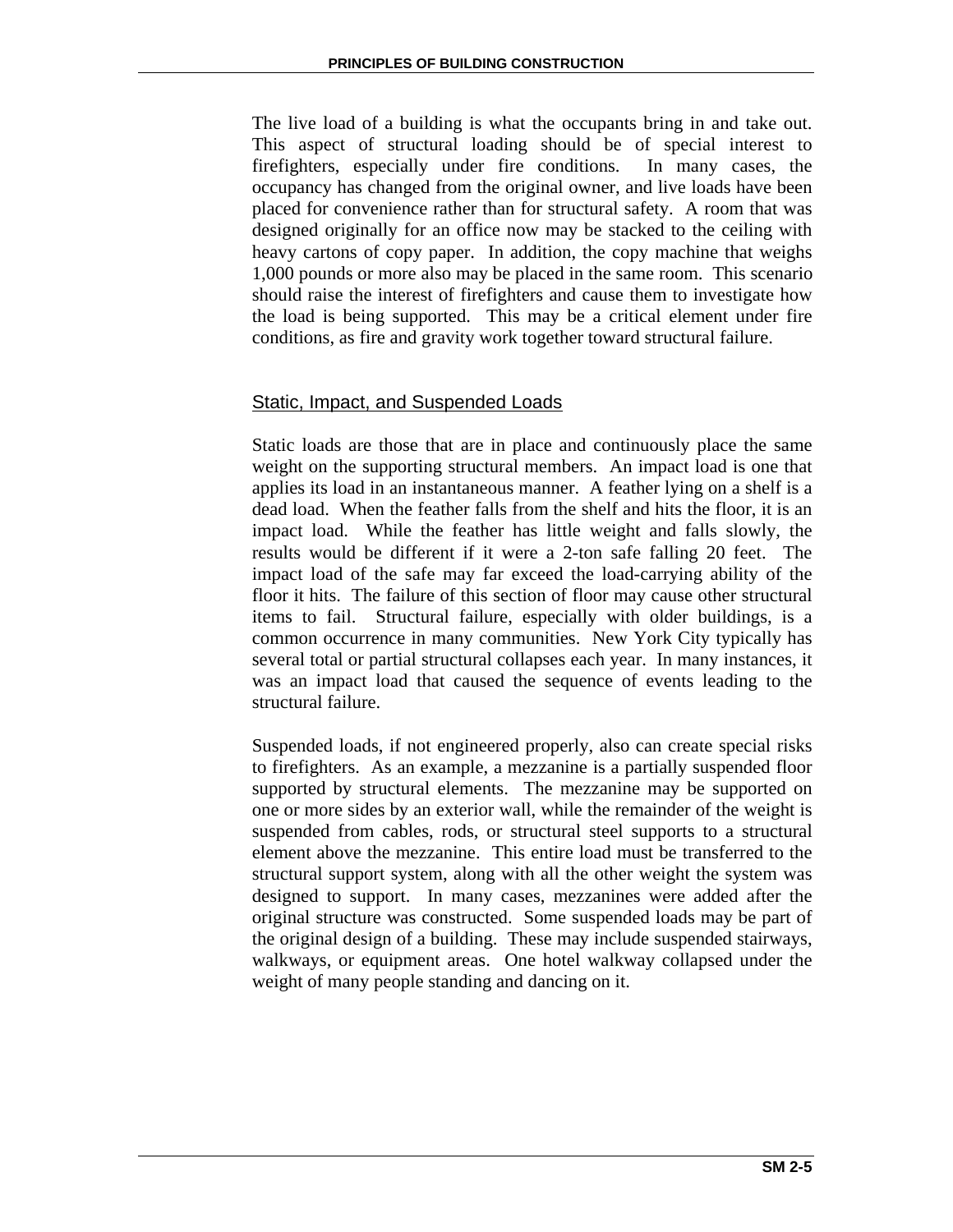The live load of a building is what the occupants bring in and take out. This aspect of structural loading should be of special interest to firefighters, especially under fire conditions. In many cases, the occupancy has changed from the original owner, and live loads have been placed for convenience rather than for structural safety. A room that was designed originally for an office now may be stacked to the ceiling with heavy cartons of copy paper. In addition, the copy machine that weighs 1,000 pounds or more also may be placed in the same room. This scenario should raise the interest of firefighters and cause them to investigate how the load is being supported. This may be a critical element under fire conditions, as fire and gravity work together toward structural failure.

## Static, Impact, and Suspended Loads

Static loads are those that are in place and continuously place the same weight on the supporting structural members. An impact load is one that applies its load in an instantaneous manner. A feather lying on a shelf is a dead load. When the feather falls from the shelf and hits the floor, it is an impact load. While the feather has little weight and falls slowly, the results would be different if it were a 2-ton safe falling 20 feet. The impact load of the safe may far exceed the load-carrying ability of the floor it hits. The failure of this section of floor may cause other structural items to fail. Structural failure, especially with older buildings, is a common occurrence in many communities. New York City typically has several total or partial structural collapses each year. In many instances, it was an impact load that caused the sequence of events leading to the structural failure.

Suspended loads, if not engineered properly, also can create special risks to firefighters. As an example, a mezzanine is a partially suspended floor supported by structural elements. The mezzanine may be supported on one or more sides by an exterior wall, while the remainder of the weight is suspended from cables, rods, or structural steel supports to a structural element above the mezzanine. This entire load must be transferred to the structural support system, along with all the other weight the system was designed to support. In many cases, mezzanines were added after the original structure was constructed. Some suspended loads may be part of the original design of a building. These may include suspended stairways, walkways, or equipment areas. One hotel walkway collapsed under the weight of many people standing and dancing on it.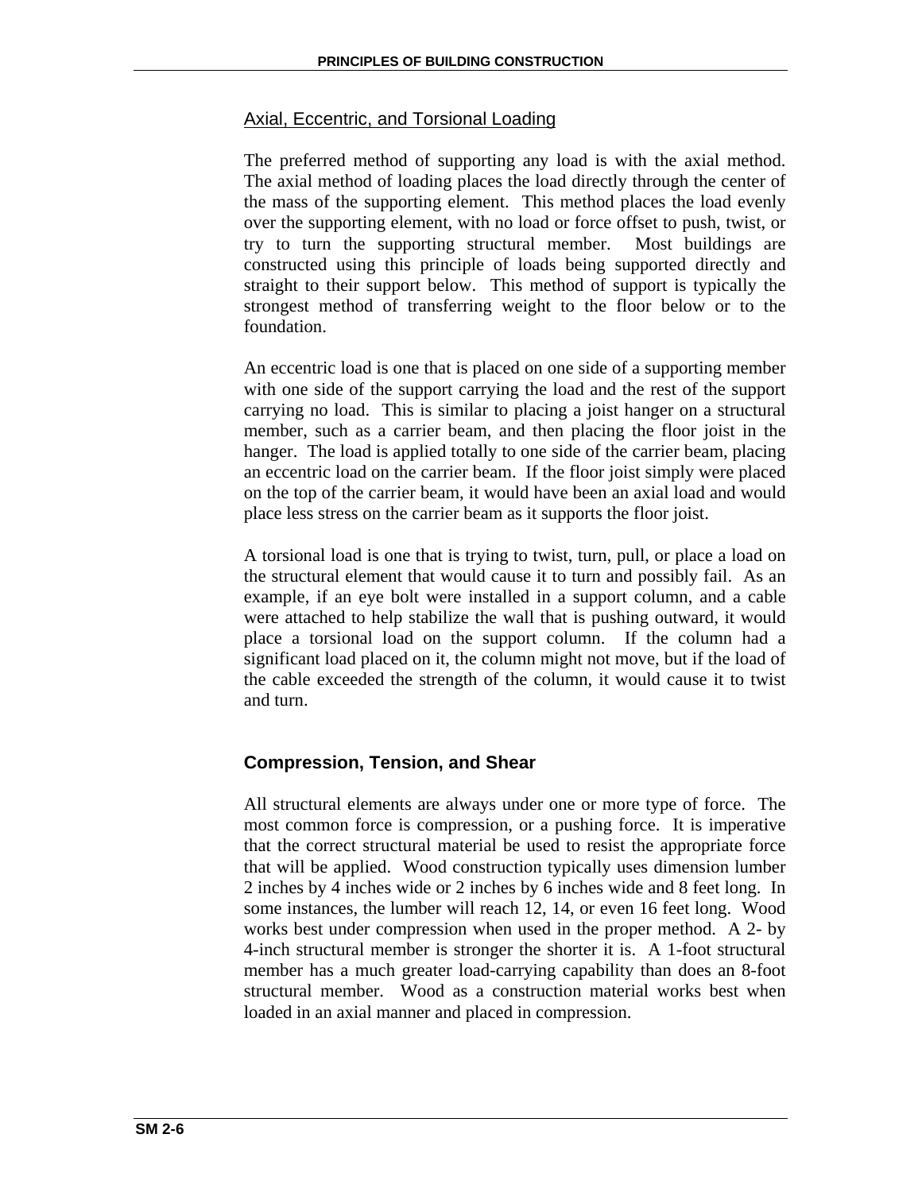Axial, Eccentric, and Torsional Loading

The preferred method of supporting any load is with the axial method. The axial method of loading places the load directly through the center of the mass of the supporting element. This method places the load evenly over the supporting element, with no load or force offset to push, twist, or try to turn the supporting structural member. Most buildings are constructed using this principle of loads being supported directly and straight to their support below. This method of support is typically the strongest method of transferring weight to the floor below or to the foundation.

An eccentric load is one that is placed on one side of a supporting member with one side of the support carrying the load and the rest of the support carrying no load. This is similar to placing a joist hanger on a structural member, such as a carrier beam, and then placing the floor joist in the hanger. The load is applied totally to one side of the carrier beam, placing an eccentric load on the carrier beam. If the floor joist simply were placed on the top of the carrier beam, it would have been an axial load and would place less stress on the carrier beam as it supports the floor joist.

A torsional load is one that is trying to twist, turn, pull, or place a load on the structural element that would cause it to turn and possibly fail. As an example, if an eye bolt were installed in a support column, and a cable were attached to help stabilize the wall that is pushing outward, it would place a torsional load on the support column. If the column had a significant load placed on it, the column might not move, but if the load of the cable exceeded the strength of the column, it would cause it to twist and turn.

## Compression, Tension, and Shear

All structural elements are always under one or more type of force. The most common force is compression, or a pushing force. It is imperative that the correct structural material be used to resist the appropriate force that will be applied. Wood construction typically uses dimension lumber 2 inches by 4 inches wide or 2 inches by 6 inches wide and 8 feet long. In some instances, the lumber will reach 12, 14, or even 16 feet long. Wood works best under compression when used in the proper method. A 2- by 4-inch structural member is stronger the shorter it is. A 1-foot structural member has a much greater load-carrying capability than does an 8-foot structural member. Wood as a construction material works best when loaded in an axial manner and placed in compression.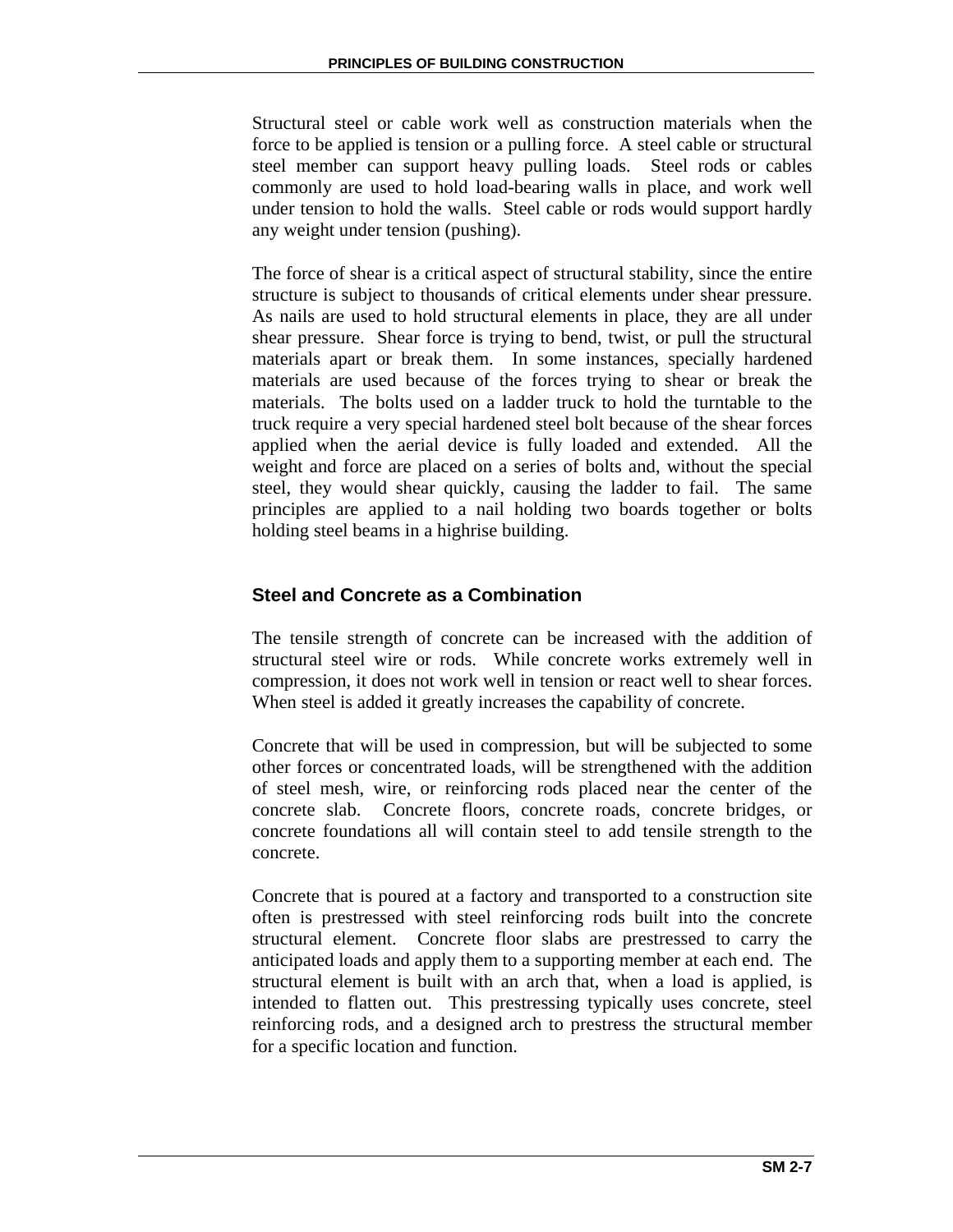Structural steel or cable work well as construction materials when the force to be applied is tension or a pulling force. A steel cable or structural steel member can support heavy pulling loads. Steel rods or cables commonly are used to hold load-bearing walls in place, and work well under tension to hold the walls. Steel cable or rods would support hardly any weight under tension (pushing).

The force of shear is a critical aspect of structural stability, since the entire structure is subject to thousands of critical elements under shear pressure. As nails are used to hold structural elements in place, they are all under shear pressure. Shear force is trying to bend, twist, or pull the structural materials apart or break them. In some instances, specially hardened materials are used because of the forces trying to shear or break the materials. The bolts used on a ladder truck to hold the turntable to the truck require a very special hardened steel bolt because of the shear forces applied when the aerial device is fully loaded and extended. All the weight and force are placed on a series of bolts and, without the special steel, they would shear quickly, causing the ladder to fail. The same principles are applied to a nail holding two boards together or bolts holding steel beams in a highrise building.

### Steel and Concrete as a Combination

The tensile strength of concrete can be increased with the addition of structural steel wire or rods. While concrete works extremely well in compression, it does not work well in tension or react well to shear forces. When steel is added it greatly increases the capability of concrete.

Concrete that will be used in compression, but will be subjected to some other forces or concentrated loads, will be strengthened with the addition of steel mesh, wire, or reinforcing rods placed near the center of the concrete slab. Concrete floors, concrete roads, concrete bridges, or concrete foundations all will contain steel to add tensile strength to the concrete.

Concrete that is poured at a factory and transported to a construction site often is prestressed with steel reinforcing rods built into the concrete structural element. Concrete floor slabs are prestressed to carry the anticipated loads and apply them to a supporting member at each end. The structural element is built with an arch that, when a load is applied, is intended to flatten out. This prestressing typically uses concrete, steel reinforcing rods, and a designed arch to prestress the structural member for a specific location and function.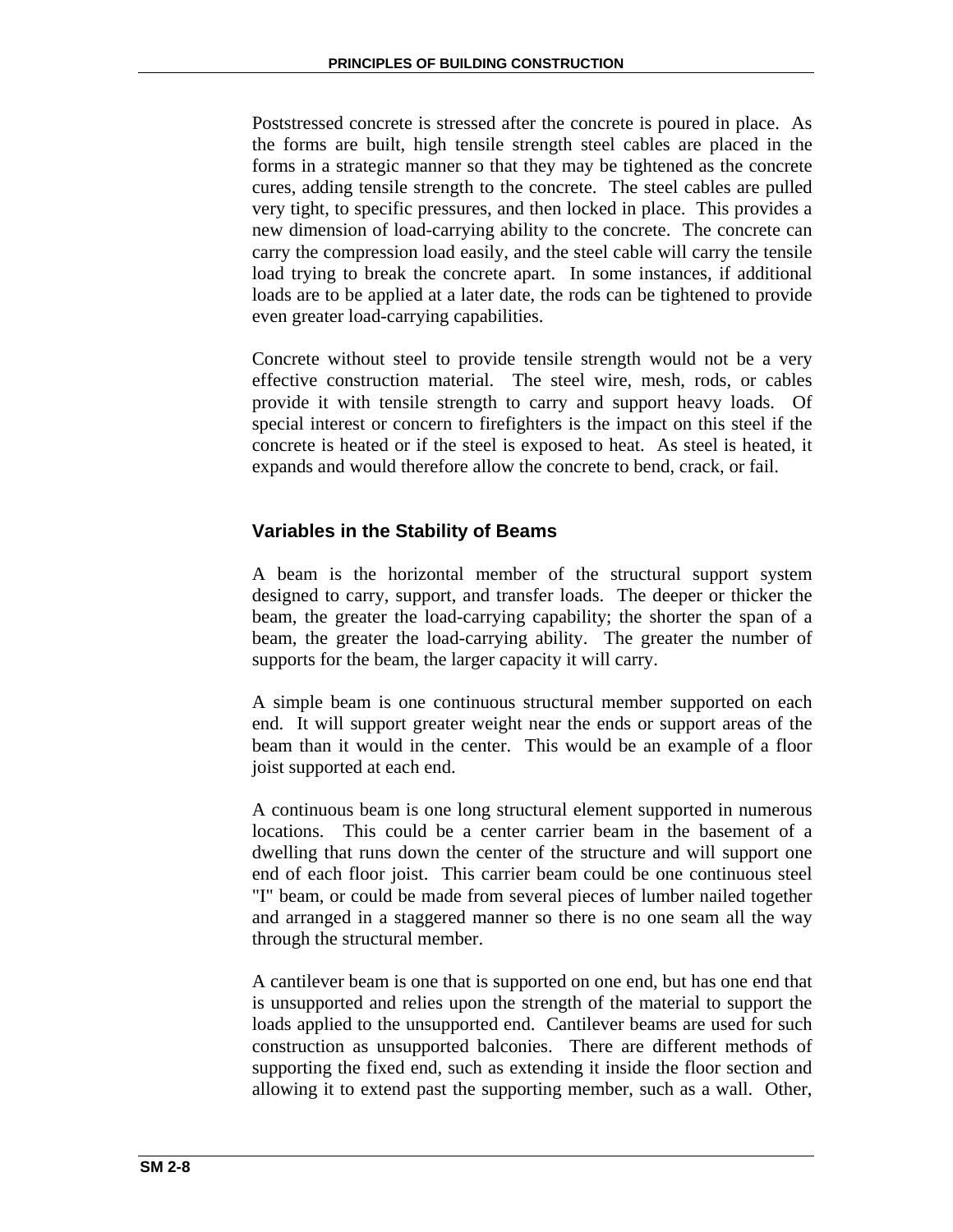Poststressed concrete is stressed after the concrete is poured in place. As the forms are built, high tensile strength steel cables are placed in the forms in a strategic manner so that they may be tightened as the concrete cures, adding tensile strength to the concrete. The steel cables are pulled very tight, to specific pressures, and then locked in place. This provides a new dimension of load-carrying ability to the concrete. The concrete can carry the compression load easily, and the steel cable will carry the tensile load trying to break the concrete apart. In some instances, if additional loads are to be applied at a later date, the rods can be tightened to provide even greater load-carrying capabilities.

Concrete without steel to provide tensile strength would not be a very effective construction material. The steel wire, mesh, rods, or cables provide it with tensile strength to carry and support heavy loads. Of special interest or concern to firefighters is the impact on this steel if the concrete is heated or if the steel is exposed to heat. As steel is heated, it expands and would therefore allow the concrete to bend, crack, or fail.

## Variables in the Stability of Beams

A beam is the horizontal member of the structural support system designed to carry, support, and transfer loads. The deeper or thicker the beam, the greater the load-carrying capability; the shorter the span of a beam, the greater the load-carrying ability. The greater the number of supports for the beam, the larger capacity it will carry.

A simple beam is one continuous structural member supported on each end. It will support greater weight near the ends or support areas of the beam than it would in the center. This would be an example of a floor joist supported at each end.

A continuous beam is one long structural element supported in numerous locations. This could be a center carrier beam in the basement of a dwelling that runs down the center of the structure and will support one end of each floor joist. This carrier beam could be one continuous steel "I" beam, or could be made from several pieces of lumber nailed together and arranged in a staggered manner so there is no one seam all the way through the structural member.

A cantilever beam is one that is supported on one end, but has one end that is unsupported and relies upon the strength of the material to support the loads applied to the unsupported end. Cantilever beams are used for such construction as unsupported balconies. There are different methods of supporting the fixed end, such as extending it inside the floor section and allowing it to extend past the supporting member, such as a wall. Other,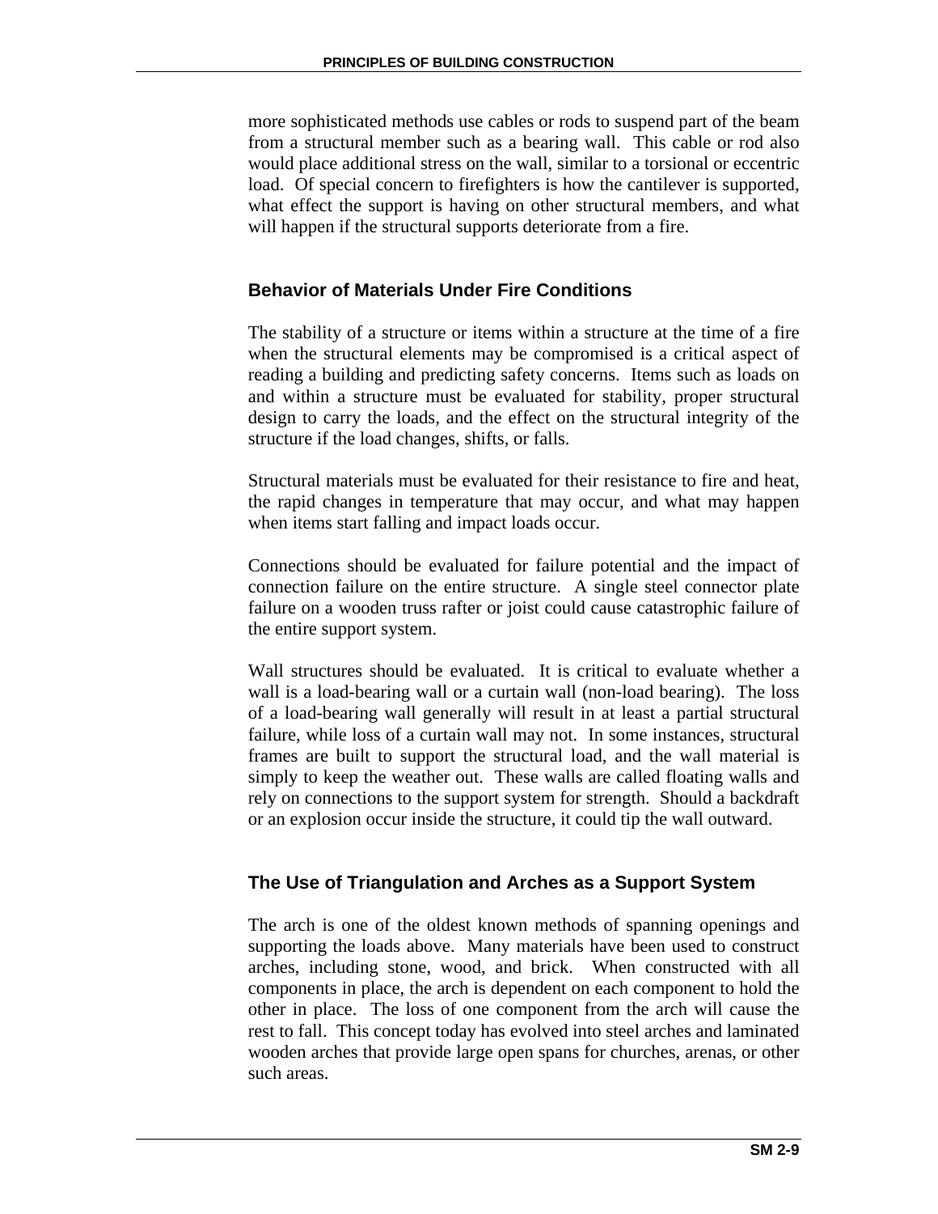more sophisticated methods use cables or rods to suspend part of the beam from a structural member such as a bearing wall. This cable or rod also would place additional stress on the wall, similar to a torsional or eccentric load. Of special concern to firefighters is how the cantilever is supported, what effect the support is having on other structural members, and what will happen if the structural supports deteriorate from a fire.

## Behavior of Materials Under Fire Conditions

The stability of a structure or items within a structure at the time of a fire when the structural elements may be compromised is a critical aspect of reading a building and predicting safety concerns. Items such as loads on and within a structure must be evaluated for stability, proper structural design to carry the loads, and the effect on the structural integrity of the structure if the load changes, shifts, or falls.

Structural materials must be evaluated for their resistance to fire and heat, the rapid changes in temperature that may occur, and what may happen when items start falling and impact loads occur.

Connections should be evaluated for failure potential and the impact of connection failure on the entire structure. A single steel connector plate failure on a wooden truss rafter or joist could cause catastrophic failure of the entire support system.

Wall structures should be evaluated. It is critical to evaluate whether a wall is a load-bearing wall or a curtain wall (non-load bearing). The loss of a load-bearing wall generally will result in at least a partial structural failure, while loss of a curtain wall may not. In some instances, structural frames are built to support the structural load, and the wall material is simply to keep the weather out. These walls are called floating walls and rely on connections to the support system for strength. Should a backdraft or an explosion occur inside the structure, it could tip the wall outward.

## The Use of Triangulation and Arches as a Support System

The arch is one of the oldest known methods of spanning openings and supporting the loads above. Many materials have been used to construct arches, including stone, wood, and brick. When constructed with all components in place, the arch is dependent on each component to hold the other in place. The loss of one component from the arch will cause the rest to fall. This concept today has evolved into steel arches and laminated wooden arches that provide large open spans for churches, arenas, or other such areas.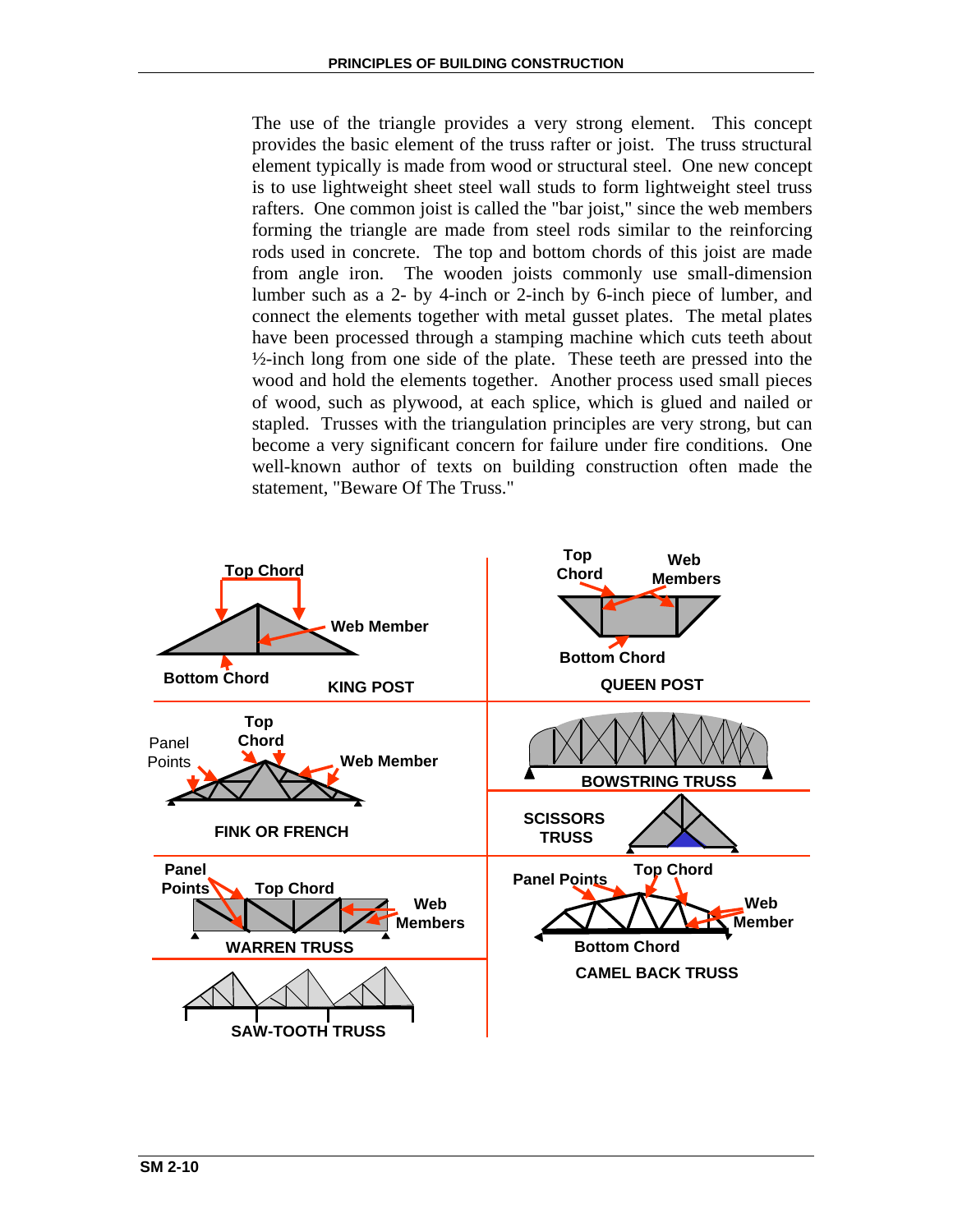The use of the triangle provides a very strong element. This concept provides the basic element of the truss rafter or joist. The truss structural element typically is made from wood or structural steel. One new concept is to use lightweight sheet steel wall studs to form lightweight steel truss rafters. One common joist is called the "bar joist," since the web members forming the triangle are made from steel rods similar to the reinforcing rods used in concrete. The top and bottom chords of this joist are made from angle iron. The wooden joists commonly use small-dimension lumber such as a 2- by 4-inch or 2-inch by 6-inch piece of lumber, and connect the elements together with metal gusset plates. The metal plates have been processed through a stamping machine which cuts teeth about ½-inch long from one side of the plate. These teeth are pressed into the wood and hold the elements together. Another process used small pieces of wood, such as plywood, at each splice, which is glued and nailed or stapled. Trusses with the triangulation principles are very strong, but can become a very significant concern for failure under fire conditions. One well-known author of texts on building construction often made the statement, "Beware Of The Truss."

Top Chord
Web Member
Bottom Chord
KING POST

Top Chord
Web Members
Bottom Chord
QUEEN POST

Panel Points
Top Chord
Web Member
FINK OR FRENCH

BOWSTRING TRUSS

SCISSORS TRUSS

Panel Points
Top Chord
Web Members
WARREN TRUSS

Panel Points
Top Chord
Web Member
Bottom Chord
CAMEL BACK TRUSS

SAW-TOOTH TRUSS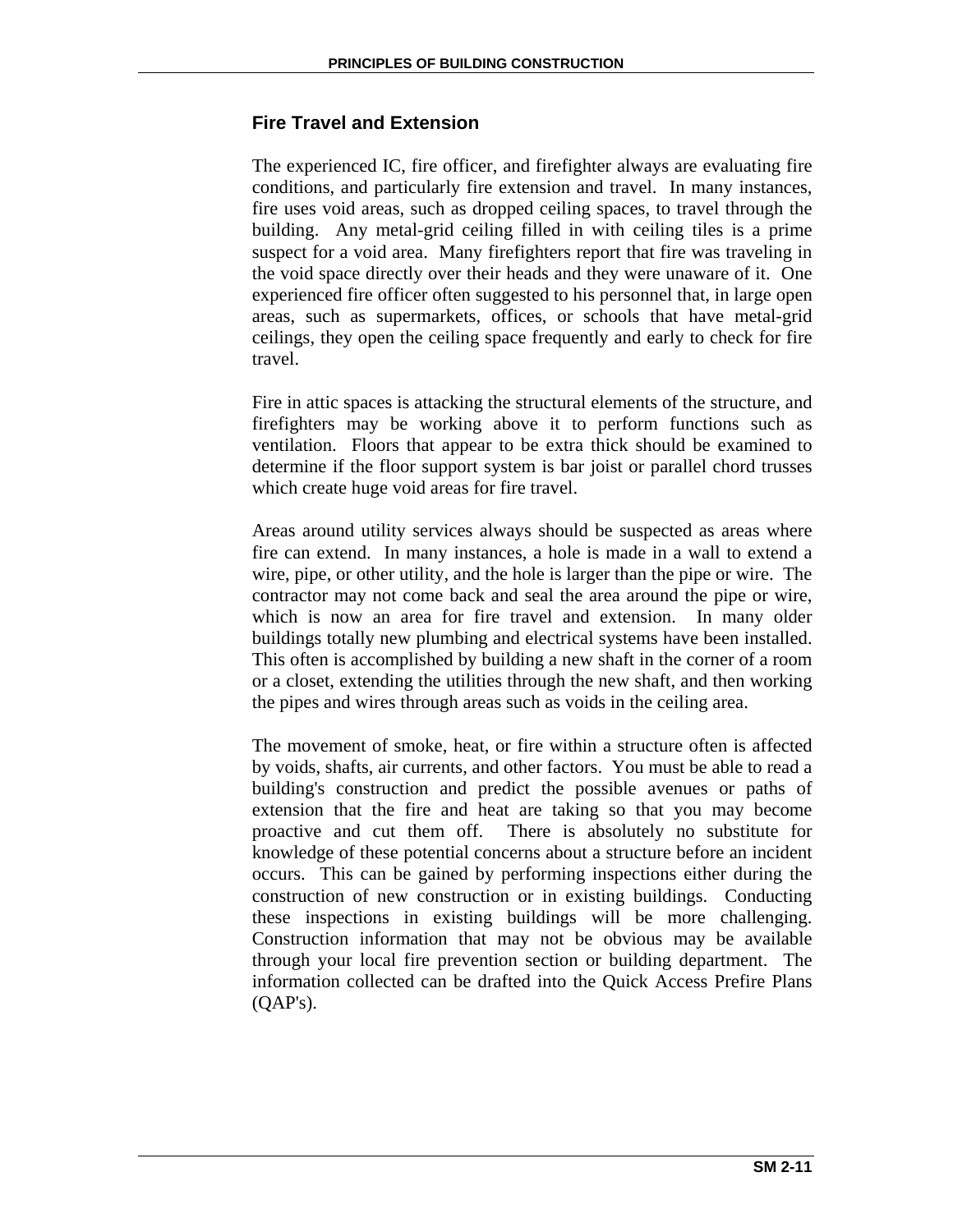## Fire Travel and Extension

The experienced IC, fire officer, and firefighter always are evaluating fire conditions, and particularly fire extension and travel. In many instances, fire uses void areas, such as dropped ceiling spaces, to travel through the building. Any metal-grid ceiling filled in with ceiling tiles is a prime suspect for a void area. Many firefighters report that fire was traveling in the void space directly over their heads and they were unaware of it. One experienced fire officer often suggested to his personnel that, in large open areas, such as supermarkets, offices, or schools that have metal-grid ceilings, they open the ceiling space frequently and early to check for fire travel.

Fire in attic spaces is attacking the structural elements of the structure, and firefighters may be working above it to perform functions such as ventilation. Floors that appear to be extra thick should be examined to determine if the floor support system is bar joist or parallel chord trusses which create huge void areas for fire travel.

Areas around utility services always should be suspected as areas where fire can extend. In many instances, a hole is made in a wall to extend a wire, pipe, or other utility, and the hole is larger than the pipe or wire. The contractor may not come back and seal the area around the pipe or wire, which is now an area for fire travel and extension. In many older buildings totally new plumbing and electrical systems have been installed. This often is accomplished by building a new shaft in the corner of a room or a closet, extending the utilities through the new shaft, and then working the pipes and wires through areas such as voids in the ceiling area.

The movement of smoke, heat, or fire within a structure often is affected by voids, shafts, air currents, and other factors. You must be able to read a building's construction and predict the possible avenues or paths of extension that the fire and heat are taking so that you may become proactive and cut them off. There is absolutely no substitute for knowledge of these potential concerns about a structure before an incident occurs. This can be gained by performing inspections either during the construction of new construction or in existing buildings. Conducting these inspections in existing buildings will be more challenging. Construction information that may not be obvious may be available through your local fire prevention section or building department. The information collected can be drafted into the Quick Access Prefire Plans (QAP's).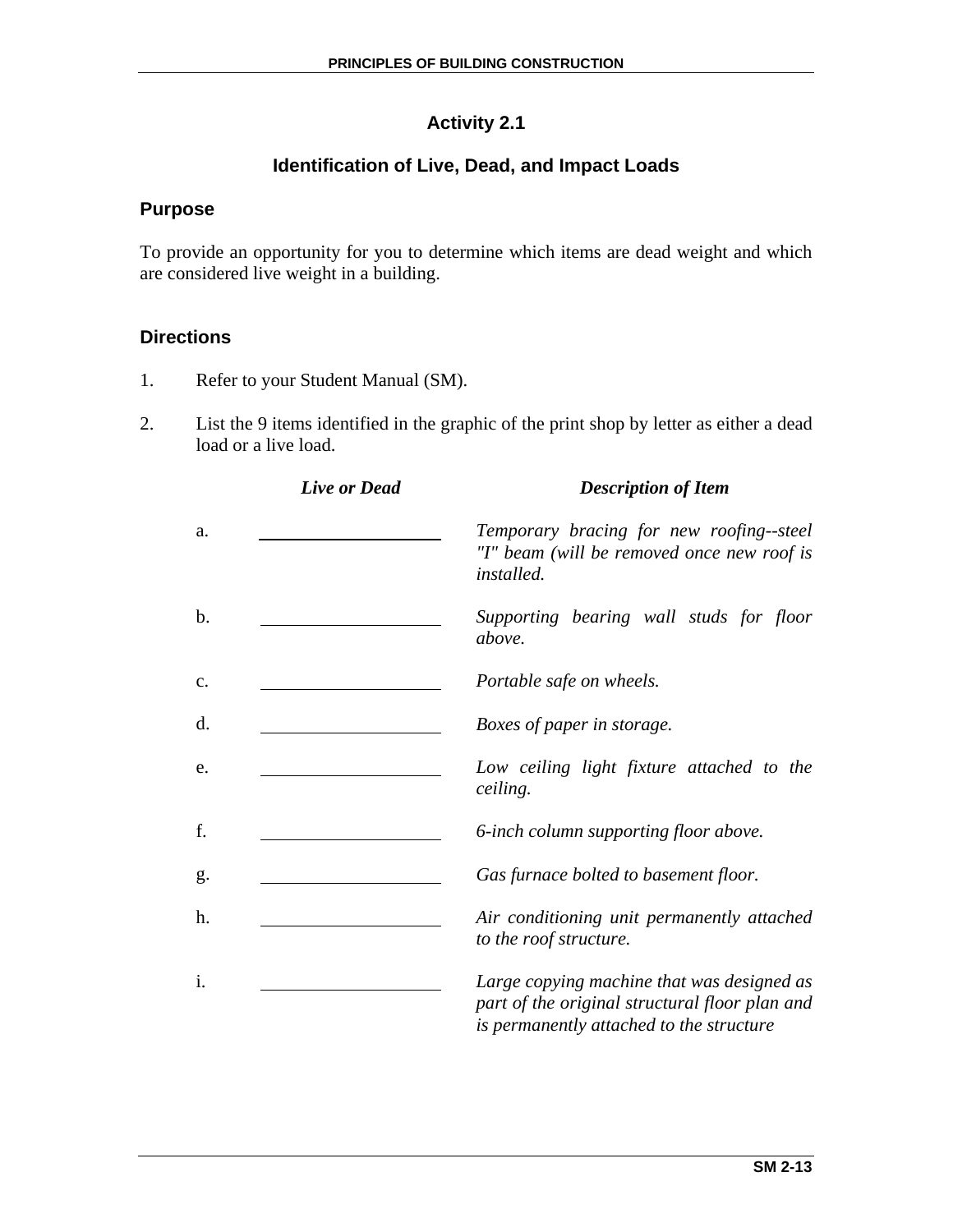## Activity 2.1

### Identification of Live, Dead, and Impact Loads

### Purpose

To provide an opportunity for you to determine which items are dead weight and which are considered live weight in a building.

### Directions

1. Refer to your Student Manual (SM).

2. List the 9 items identified in the graphic of the print shop by letter as either a dead load or a live load.

| | *Live or Dead* | *Description of Item* |
|---|---|---|
| a. | ____________________ | *Temporary bracing for new roofing--steel "I" beam (will be removed once new roof is installed.* |
| b. | ____________________ | *Supporting bearing wall studs for floor above.* |
| c. | ____________________ | *Portable safe on wheels.* |
| d. | ____________________ | *Boxes of paper in storage.* |
| e. | ____________________ | *Low ceiling light fixture attached to the ceiling.* |
| f. | ____________________ | *6-inch column supporting floor above.* |
| g. | ____________________ | *Gas furnace bolted to basement floor.* |
| h. | ____________________ | *Air conditioning unit permanently attached to the roof structure.* |
| i. | ____________________ | *Large copying machine that was designed as part of the original structural floor plan and is permanently attached to the structure* |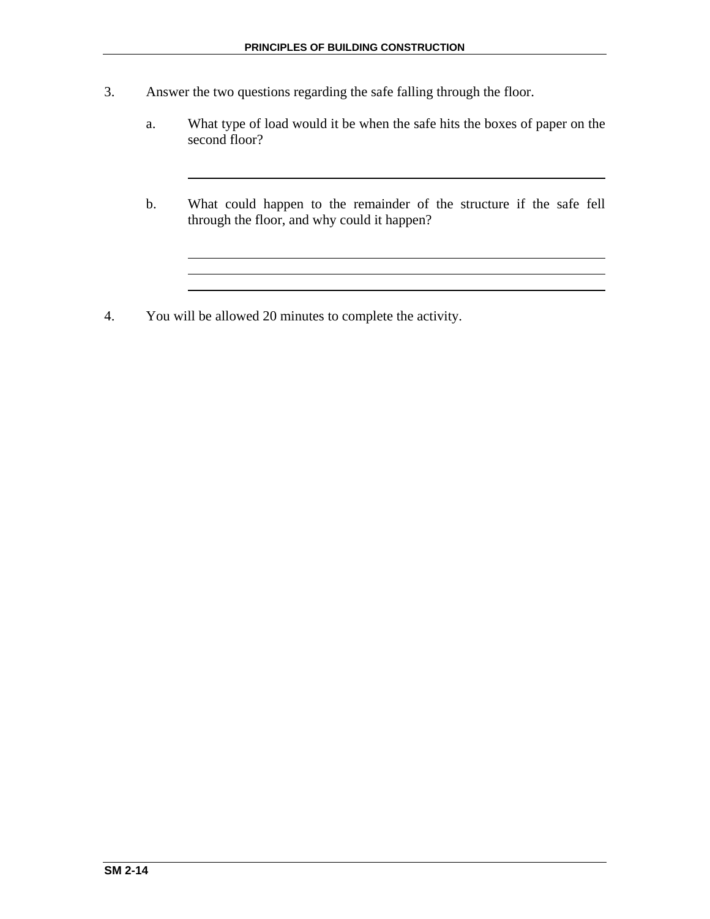3. Answer the two questions regarding the safe falling through the floor.

   a. What type of load would it be when the safe hits the boxes of paper on the second floor?

   ______________________________________________________________

   b. What could happen to the remainder of the structure if the safe fell through the floor, and why could it happen?

   ______________________________________________________________

   ______________________________________________________________

   ______________________________________________________________

4. You will be allowed 20 minutes to complete the activity.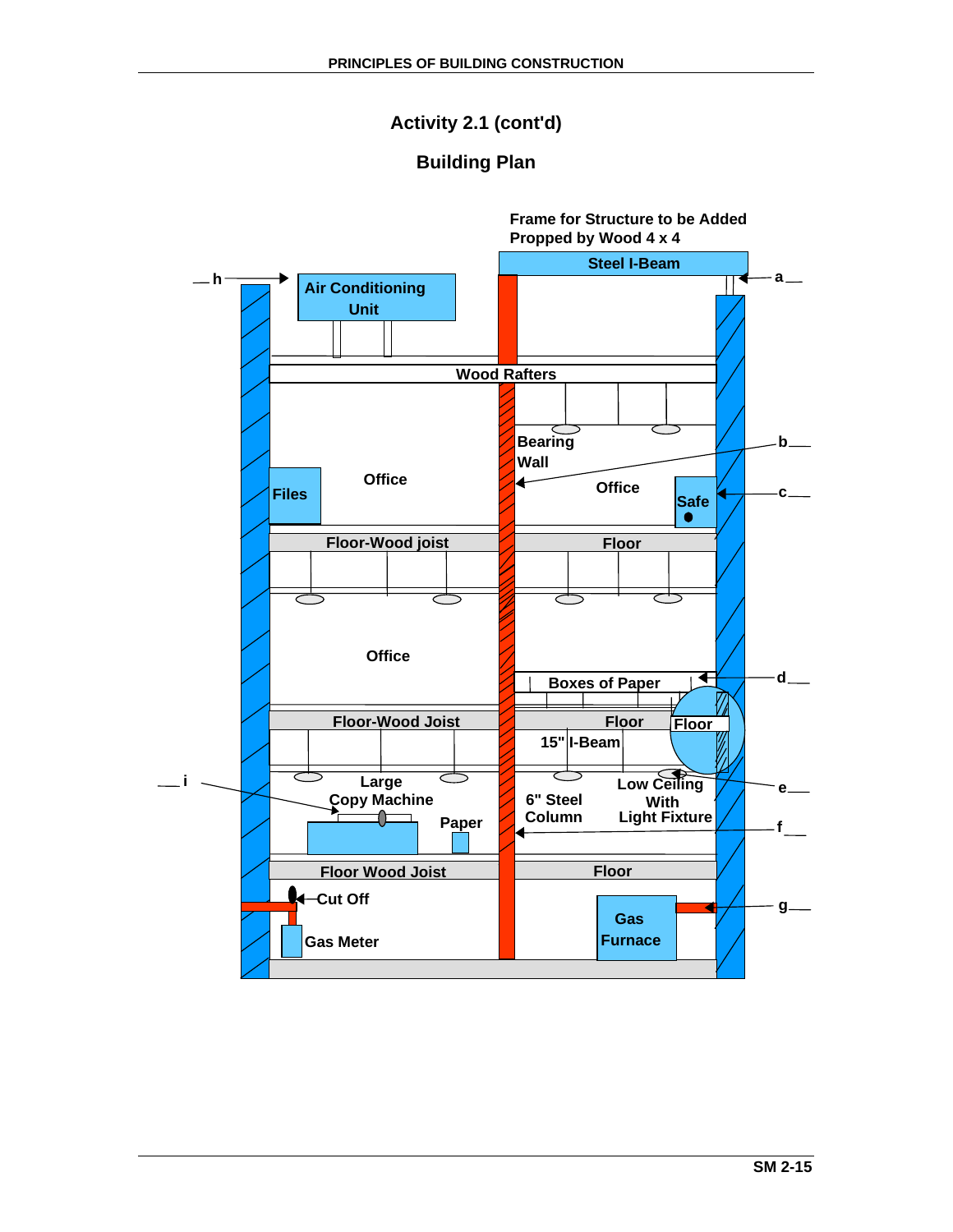## Activity 2.1 (cont'd)

## Building Plan

Frame for Structure to be Added
Propped by Wood 4 x 4

Steel I-Beam

h

a

Air Conditioning Unit

Wood Rafters

Bearing Wall

b

Files

Office

Office

Safe

c

Floor-Wood joist

Floor

Office

Boxes of Paper

d

Floor-Wood Joist

Floor

Floor

15" I-Beam

i

Large Copy Machine

6" Steel Column

Low Ceiling With Light Fixture

e

Paper

f

Floor Wood Joist

Floor

Cut Off

Gas Furnace

g

Gas Meter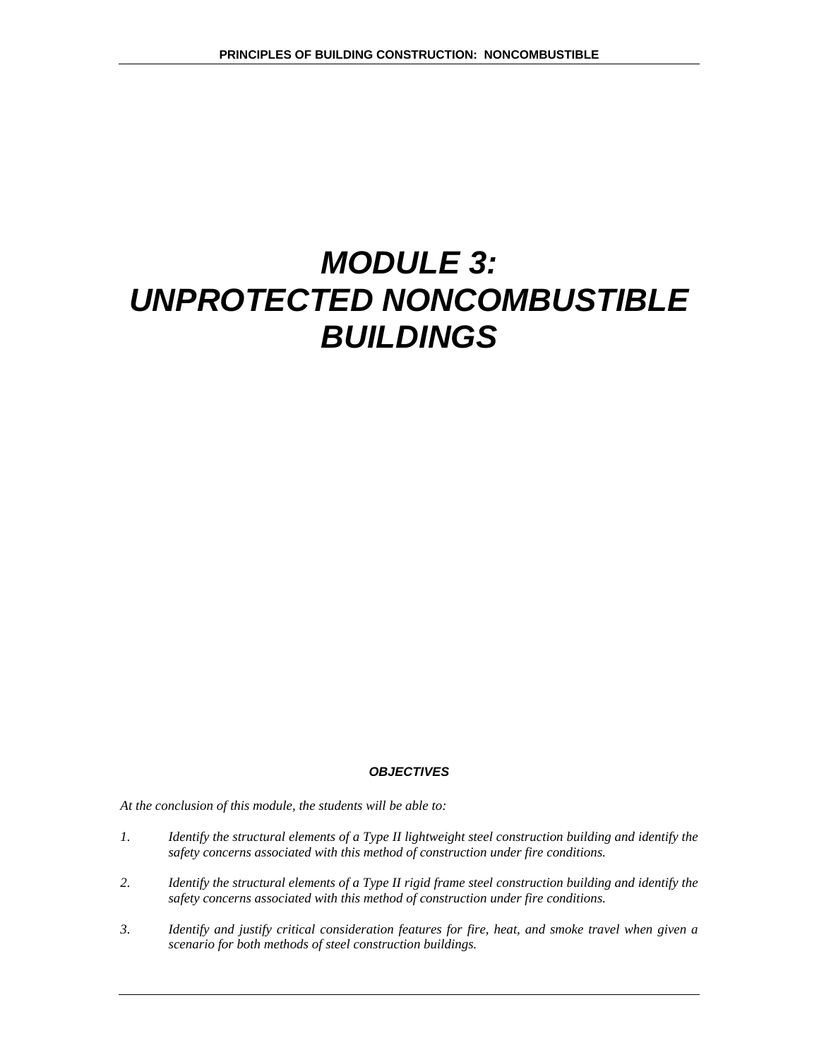# *MODULE 3: UNPROTECTED NONCOMBUSTIBLE BUILDINGS*

***OBJECTIVES***

*At the conclusion of this module, the students will be able to:*

1. *Identify the structural elements of a Type II lightweight steel construction building and identify the safety concerns associated with this method of construction under fire conditions.*

2. *Identify the structural elements of a Type II rigid frame steel construction building and identify the safety concerns associated with this method of construction under fire conditions.*

3. *Identify and justify critical consideration features for fire, heat, and smoke travel when given a scenario for both methods of steel construction buildings.*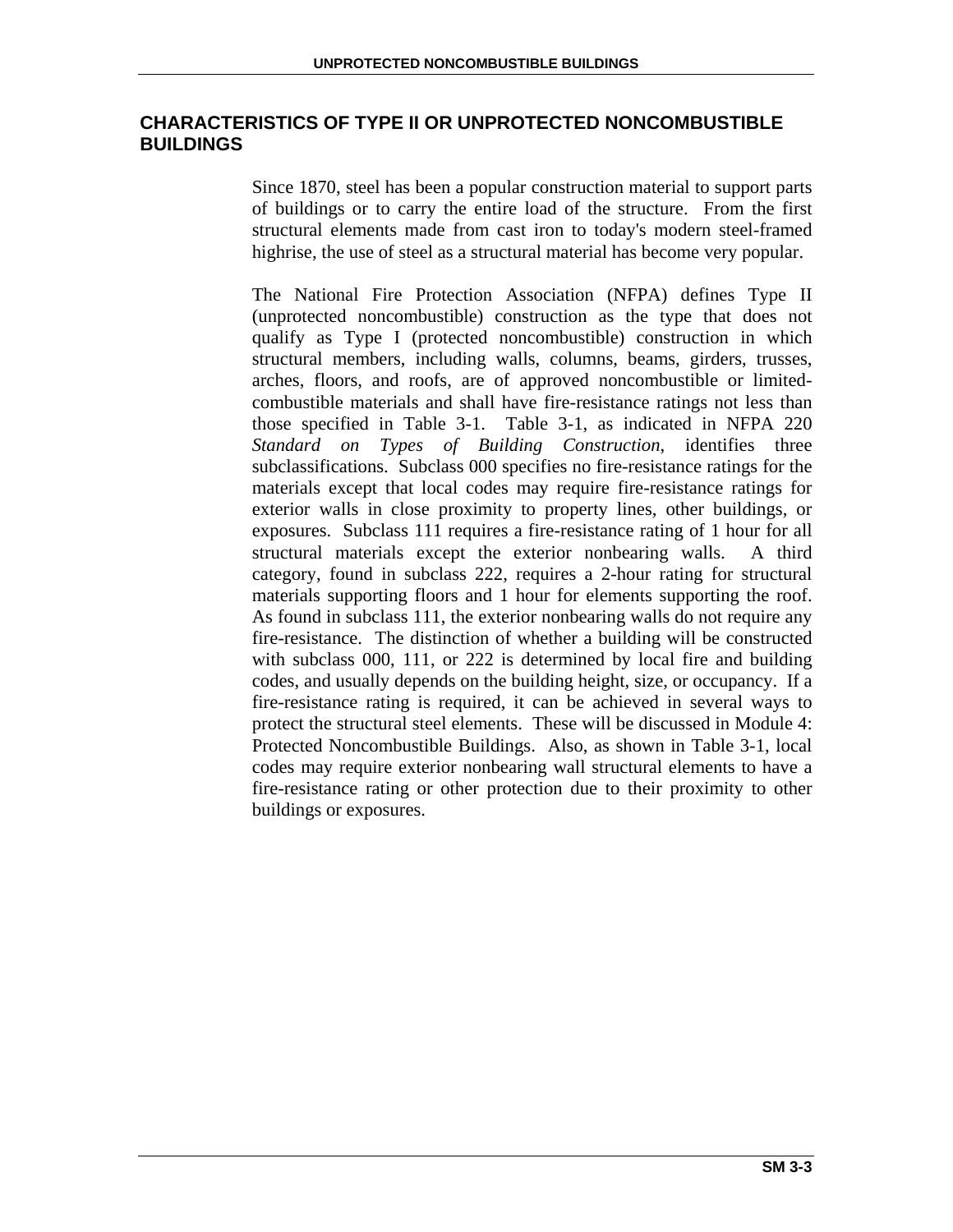## CHARACTERISTICS OF TYPE II OR UNPROTECTED NONCOMBUSTIBLE BUILDINGS

Since 1870, steel has been a popular construction material to support parts of buildings or to carry the entire load of the structure. From the first structural elements made from cast iron to today's modern steel-framed highrise, the use of steel as a structural material has become very popular.

The National Fire Protection Association (NFPA) defines Type II (unprotected noncombustible) construction as the type that does not qualify as Type I (protected noncombustible) construction in which structural members, including walls, columns, beams, girders, trusses, arches, floors, and roofs, are of approved noncombustible or limited-combustible materials and shall have fire-resistance ratings not less than those specified in Table 3-1. Table 3-1, as indicated in NFPA 220 *Standard on Types of Building Construction*, identifies three subclassifications. Subclass 000 specifies no fire-resistance ratings for the materials except that local codes may require fire-resistance ratings for exterior walls in close proximity to property lines, other buildings, or exposures. Subclass 111 requires a fire-resistance rating of 1 hour for all structural materials except the exterior nonbearing walls. A third category, found in subclass 222, requires a 2-hour rating for structural materials supporting floors and 1 hour for elements supporting the roof. As found in subclass 111, the exterior nonbearing walls do not require any fire-resistance. The distinction of whether a building will be constructed with subclass 000, 111, or 222 is determined by local fire and building codes, and usually depends on the building height, size, or occupancy. If a fire-resistance rating is required, it can be achieved in several ways to protect the structural steel elements. These will be discussed in Module 4: Protected Noncombustible Buildings. Also, as shown in Table 3-1, local codes may require exterior nonbearing wall structural elements to have a fire-resistance rating or other protection due to their proximity to other buildings or exposures.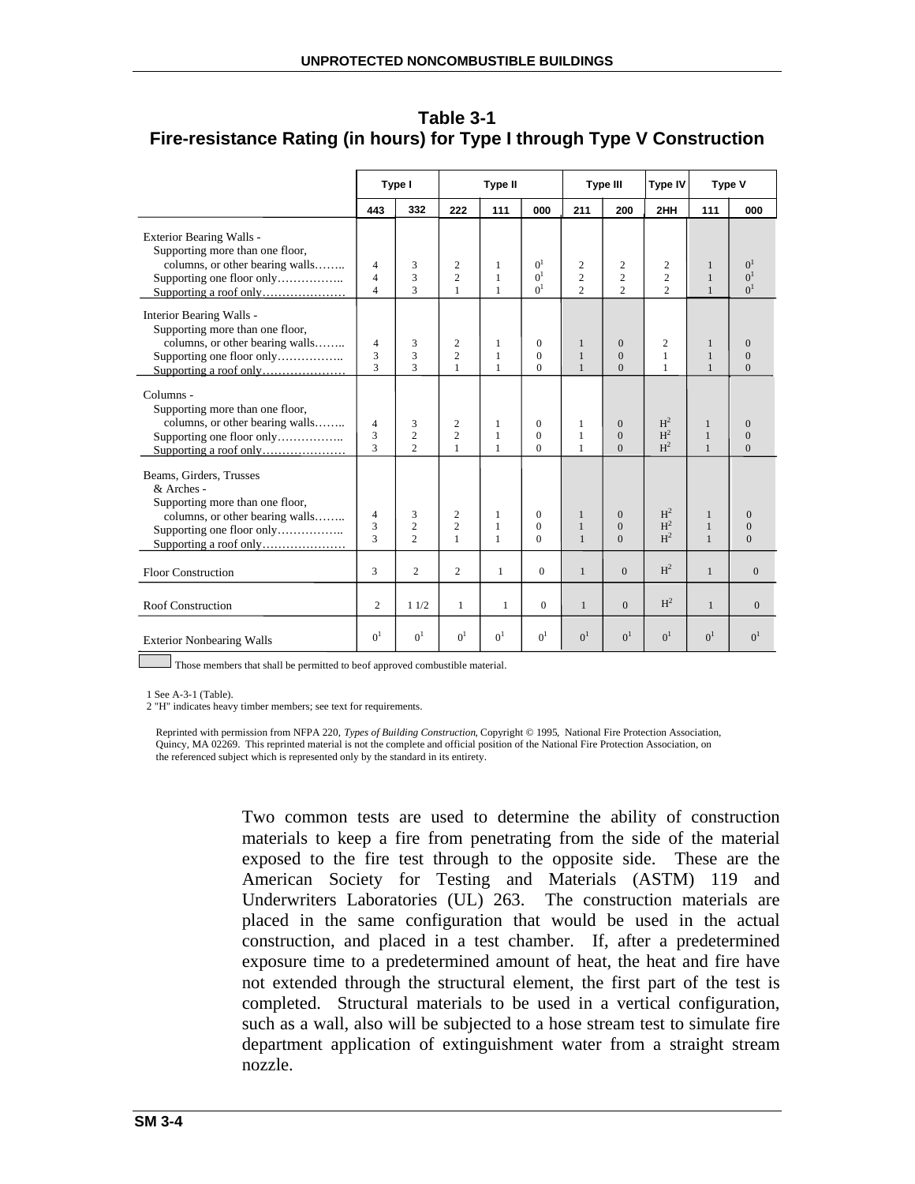**Table 3-1**
**Fire-resistance Rating (in hours) for Type I through Type V Construction**

| | Type I | | Type II | | | Type III | | Type IV | Type V | |
|---|---|---|---|---|---|---|---|---|---|---|
| | 443 | 332 | 222 | 111 | 000 | 211 | 200 | 2HH | 111 | 000 |
| **Exterior Bearing Walls -** | | | | | | | | | | |
| Supporting more than one floor, columns, or other bearing walls…….. | 4 | 3 | 2 | 1 | 0[1] | 2 | 2 | 2 | 1 | 0[1] |
| Supporting one floor only…………….. | 4 | 3 | 2 | 1 | 0[1] | 2 | 2 | 2 | 1 | 0[1] |
| Supporting a roof only………………… | 4 | 3 | 1 | 1 | 0[1] | 2 | 2 | 2 | 1 | 0[1] |
| **Interior Bearing Walls -** | | | | | | | | | | |
| Supporting more than one floor, columns, or other bearing walls…….. | 4 | 3 | 2 | 1 | 0 | 1 | 0 | 2 | 1 | 0 |
| Supporting one floor only…………….. | 3 | 3 | 2 | 1 | 0 | 1 | 0 | 1 | 1 | 0 |
| Supporting a roof only………………… | 3 | 3 | 1 | 1 | 0 | 1 | 0 | 1 | 1 | 0 |
| **Columns -** | | | | | | | | | | |
| Supporting more than one floor, columns, or other bearing walls…….. | 4 | 3 | 2 | 1 | 0 | 1 | 0 | H[2] | 1 | 0 |
| Supporting one floor only…………….. | 3 | 2 | 2 | 1 | 0 | 1 | 0 | H[2] | 1 | 0 |
| Supporting a roof only………………… | 3 | 2 | 1 | 1 | 0 | 1 | 0 | H[2] | 1 | 0 |
| **Beams, Girders, Trusses & Arches -** | | | | | | | | | | |
| Supporting more than one floor, columns, or other bearing walls…….. | 4 | 3 | 2 | 1 | 0 | 1 | 0 | H[2] | 1 | 0 |
| Supporting one floor only…………….. | 3 | 2 | 2 | 1 | 0 | 1 | 0 | H[2] | 1 | 0 |
| Supporting a roof only………………… | 3 | 2 | 1 | 1 | 0 | 1 | 0 | H[2] | 1 | 0 |
| Floor Construction | 3 | 2 | 2 | 1 | 0 | 1 | 0 | H[2] | 1 | 0 |
| Roof Construction | 2 | 1 1/2 | 1 | 1 | 0 | 1 | 0 | H[2] | 1 | 0 |
| Exterior Nonbearing Walls | 0[1] | 0[1] | 0[1] | 0[1] | 0[1] | 0[1] | 0[1] | 0[1] | 0[1] | 0[1] |

(Shaded cells) Those members that shall be permitted to beof approved combustible material.

1 See A-3-1 (Table).
2 "H" indicates heavy timber members; see text for requirements.

Reprinted with permission from NFPA 220, *Types of Building Construction*, Copyright © 1995, National Fire Protection Association, Quincy, MA 02269. This reprinted material is not the complete and official position of the National Fire Protection Association, on the referenced subject which is represented only by the standard in its entirety.

Two common tests are used to determine the ability of construction materials to keep a fire from penetrating from the side of the material exposed to the fire test through to the opposite side. These are the American Society for Testing and Materials (ASTM) 119 and Underwriters Laboratories (UL) 263. The construction materials are placed in the same configuration that would be used in the actual construction, and placed in a test chamber. If, after a predetermined exposure time to a predetermined amount of heat, the heat and fire have not extended through the structural element, the first part of the test is completed. Structural materials to be used in a vertical configuration, such as a wall, also will be subjected to a hose stream test to simulate fire department application of extinguishment water from a straight stream nozzle.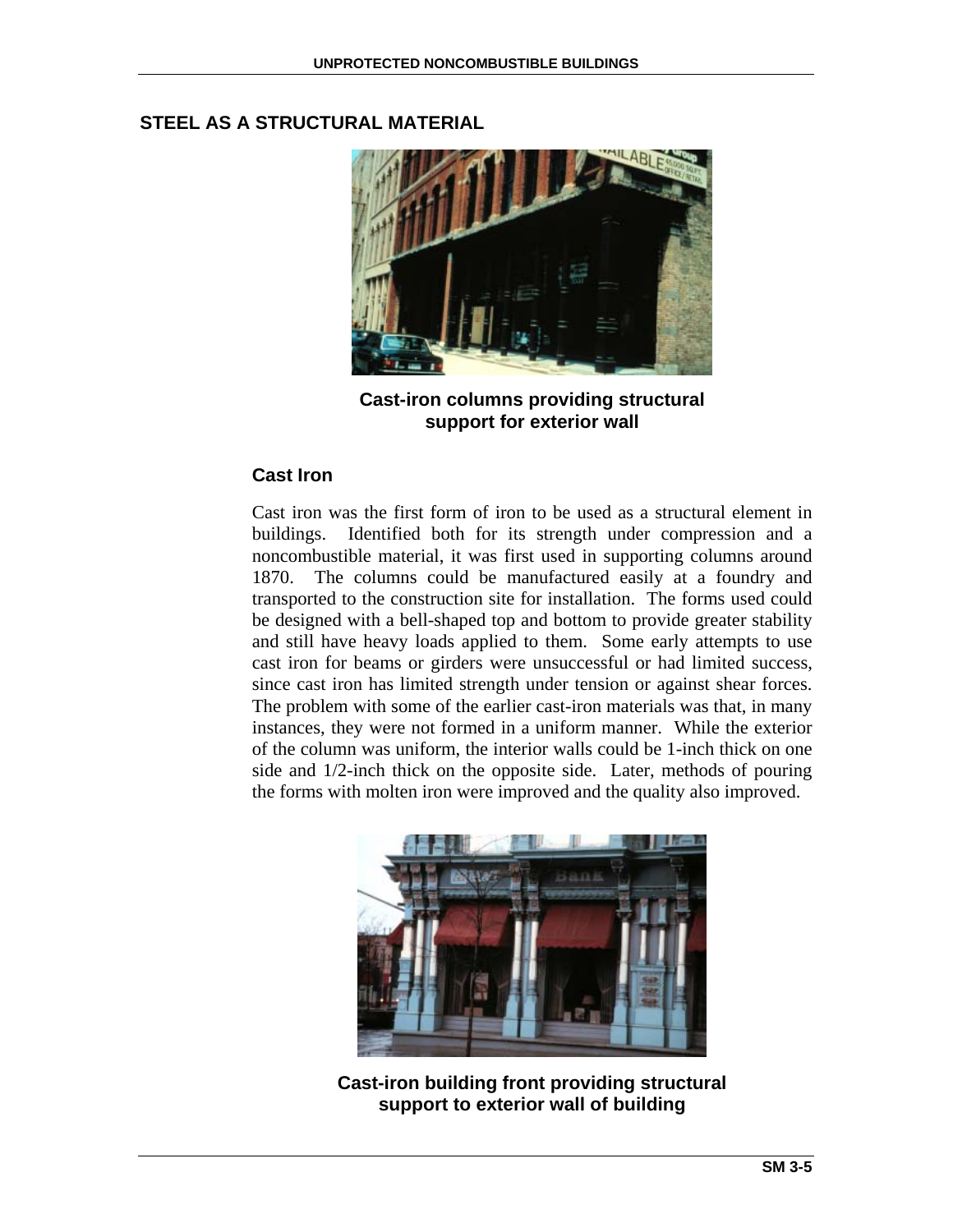## STEEL AS A STRUCTURAL MATERIAL

Cast-iron columns providing structural support for exterior wall

### Cast Iron

Cast iron was the first form of iron to be used as a structural element in buildings. Identified both for its strength under compression and a noncombustible material, it was first used in supporting columns around 1870. The columns could be manufactured easily at a foundry and transported to the construction site for installation. The forms used could be designed with a bell-shaped top and bottom to provide greater stability and still have heavy loads applied to them. Some early attempts to use cast iron for beams or girders were unsuccessful or had limited success, since cast iron has limited strength under tension or against shear forces. The problem with some of the earlier cast-iron materials was that, in many instances, they were not formed in a uniform manner. While the exterior of the column was uniform, the interior walls could be 1-inch thick on one side and 1/2-inch thick on the opposite side. Later, methods of pouring the forms with molten iron were improved and the quality also improved.

Cast-iron building front providing structural support to exterior wall of building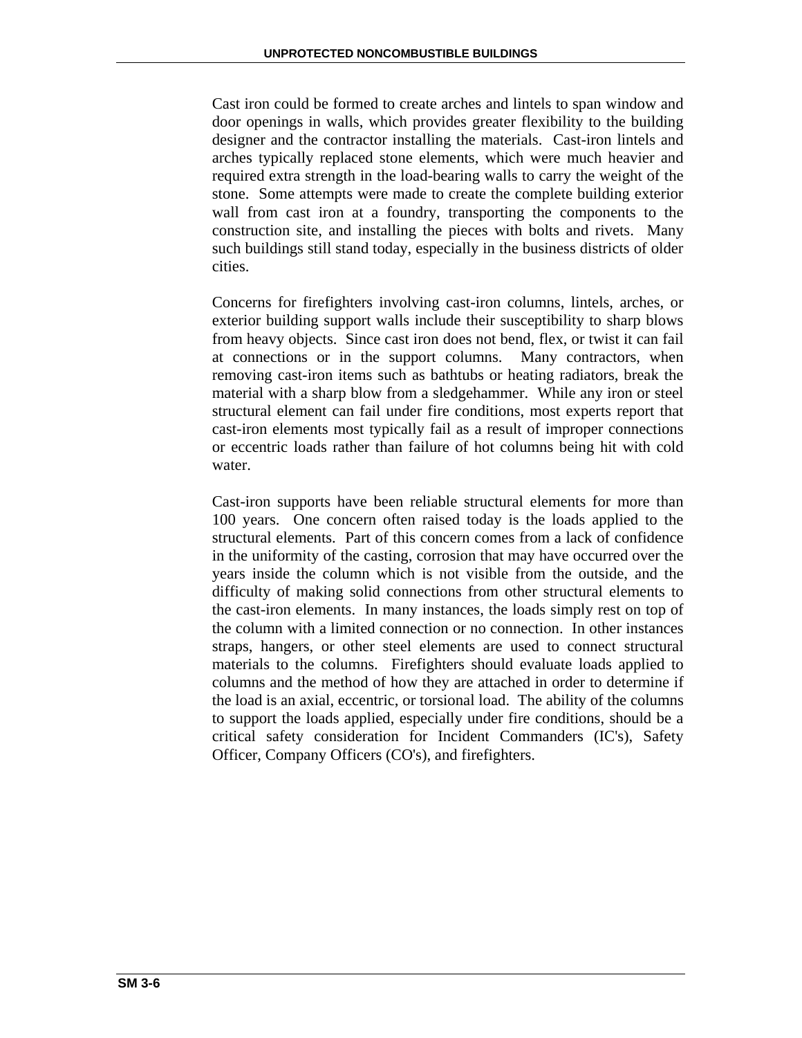Cast iron could be formed to create arches and lintels to span window and door openings in walls, which provides greater flexibility to the building designer and the contractor installing the materials. Cast-iron lintels and arches typically replaced stone elements, which were much heavier and required extra strength in the load-bearing walls to carry the weight of the stone. Some attempts were made to create the complete building exterior wall from cast iron at a foundry, transporting the components to the construction site, and installing the pieces with bolts and rivets. Many such buildings still stand today, especially in the business districts of older cities.

Concerns for firefighters involving cast-iron columns, lintels, arches, or exterior building support walls include their susceptibility to sharp blows from heavy objects. Since cast iron does not bend, flex, or twist it can fail at connections or in the support columns. Many contractors, when removing cast-iron items such as bathtubs or heating radiators, break the material with a sharp blow from a sledgehammer. While any iron or steel structural element can fail under fire conditions, most experts report that cast-iron elements most typically fail as a result of improper connections or eccentric loads rather than failure of hot columns being hit with cold water.

Cast-iron supports have been reliable structural elements for more than 100 years. One concern often raised today is the loads applied to the structural elements. Part of this concern comes from a lack of confidence in the uniformity of the casting, corrosion that may have occurred over the years inside the column which is not visible from the outside, and the difficulty of making solid connections from other structural elements to the cast-iron elements. In many instances, the loads simply rest on top of the column with a limited connection or no connection. In other instances straps, hangers, or other steel elements are used to connect structural materials to the columns. Firefighters should evaluate loads applied to columns and the method of how they are attached in order to determine if the load is an axial, eccentric, or torsional load. The ability of the columns to support the loads applied, especially under fire conditions, should be a critical safety consideration for Incident Commanders (IC's), Safety Officer, Company Officers (CO's), and firefighters.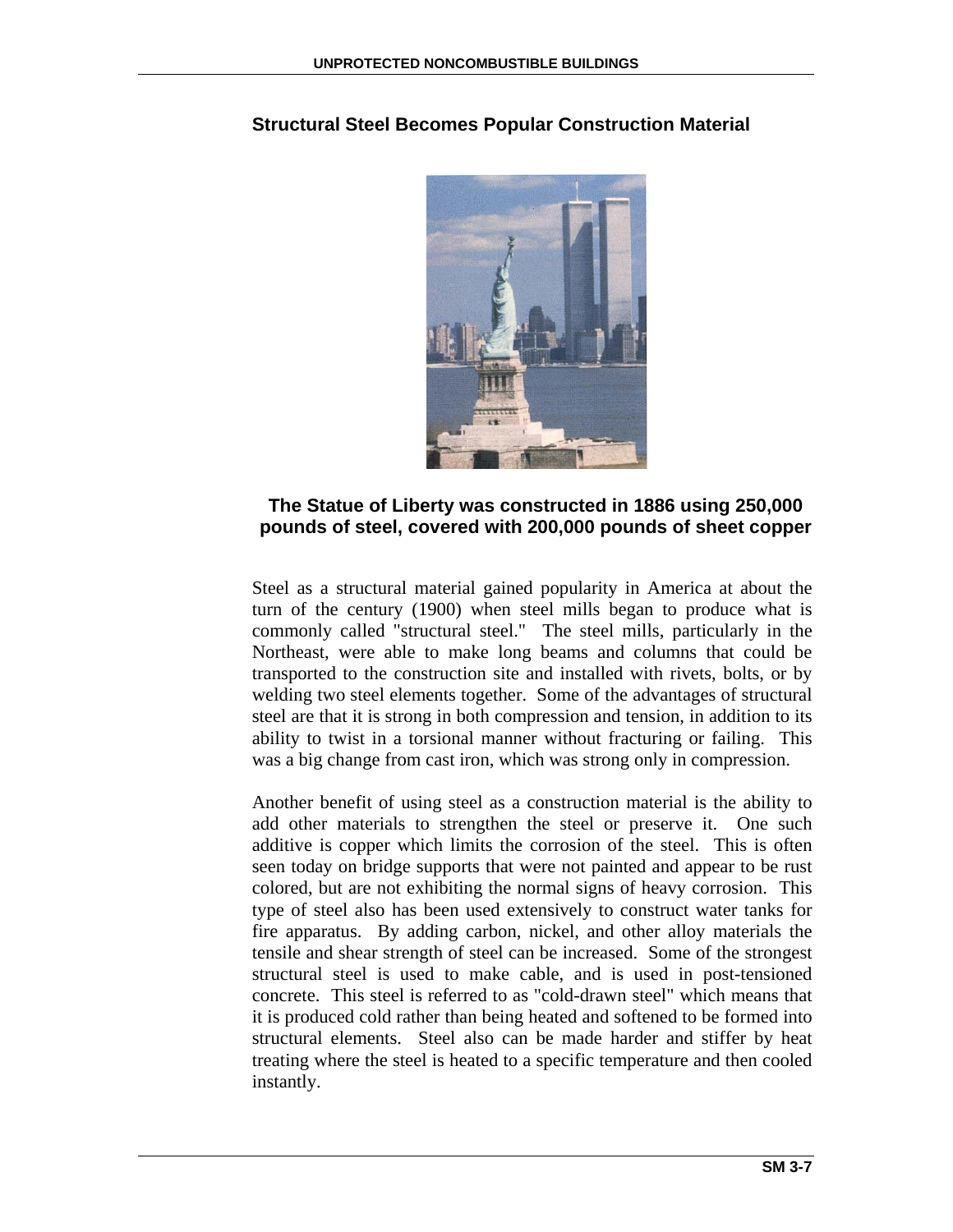## Structural Steel Becomes Popular Construction Material

**The Statue of Liberty was constructed in 1886 using 250,000 pounds of steel, covered with 200,000 pounds of sheet copper**

Steel as a structural material gained popularity in America at about the turn of the century (1900) when steel mills began to produce what is commonly called "structural steel." The steel mills, particularly in the Northeast, were able to make long beams and columns that could be transported to the construction site and installed with rivets, bolts, or by welding two steel elements together. Some of the advantages of structural steel are that it is strong in both compression and tension, in addition to its ability to twist in a torsional manner without fracturing or failing. This was a big change from cast iron, which was strong only in compression.

Another benefit of using steel as a construction material is the ability to add other materials to strengthen the steel or preserve it. One such additive is copper which limits the corrosion of the steel. This is often seen today on bridge supports that were not painted and appear to be rust colored, but are not exhibiting the normal signs of heavy corrosion. This type of steel also has been used extensively to construct water tanks for fire apparatus. By adding carbon, nickel, and other alloy materials the tensile and shear strength of steel can be increased. Some of the strongest structural steel is used to make cable, and is used in post-tensioned concrete. This steel is referred to as "cold-drawn steel" which means that it is produced cold rather than being heated and softened to be formed into structural elements. Steel also can be made harder and stiffer by heat treating where the steel is heated to a specific temperature and then cooled instantly.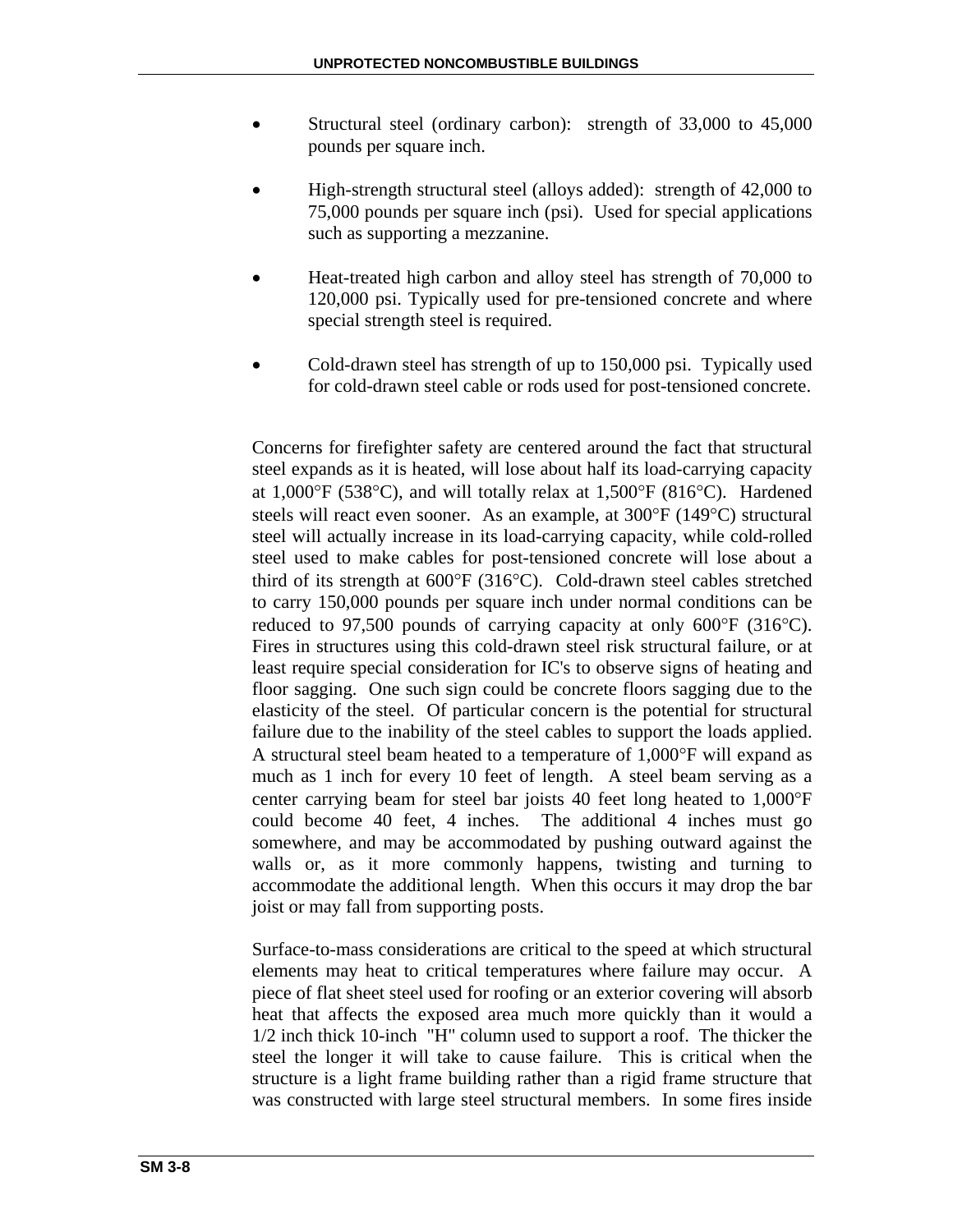- Structural steel (ordinary carbon): strength of 33,000 to 45,000 pounds per square inch.
- High-strength structural steel (alloys added): strength of 42,000 to 75,000 pounds per square inch (psi). Used for special applications such as supporting a mezzanine.
- Heat-treated high carbon and alloy steel has strength of 70,000 to 120,000 psi. Typically used for pre-tensioned concrete and where special strength steel is required.
- Cold-drawn steel has strength of up to 150,000 psi. Typically used for cold-drawn steel cable or rods used for post-tensioned concrete.

Concerns for firefighter safety are centered around the fact that structural steel expands as it is heated, will lose about half its load-carrying capacity at 1,000°F (538°C), and will totally relax at 1,500°F (816°C). Hardened steels will react even sooner. As an example, at 300°F (149°C) structural steel will actually increase in its load-carrying capacity, while cold-rolled steel used to make cables for post-tensioned concrete will lose about a third of its strength at 600°F (316°C). Cold-drawn steel cables stretched to carry 150,000 pounds per square inch under normal conditions can be reduced to 97,500 pounds of carrying capacity at only 600°F (316°C). Fires in structures using this cold-drawn steel risk structural failure, or at least require special consideration for IC's to observe signs of heating and floor sagging. One such sign could be concrete floors sagging due to the elasticity of the steel. Of particular concern is the potential for structural failure due to the inability of the steel cables to support the loads applied. A structural steel beam heated to a temperature of 1,000°F will expand as much as 1 inch for every 10 feet of length. A steel beam serving as a center carrying beam for steel bar joists 40 feet long heated to 1,000°F could become 40 feet, 4 inches. The additional 4 inches must go somewhere, and may be accommodated by pushing outward against the walls or, as it more commonly happens, twisting and turning to accommodate the additional length. When this occurs it may drop the bar joist or may fall from supporting posts.

Surface-to-mass considerations are critical to the speed at which structural elements may heat to critical temperatures where failure may occur. A piece of flat sheet steel used for roofing or an exterior covering will absorb heat that affects the exposed area much more quickly than it would a 1/2 inch thick 10-inch "H" column used to support a roof. The thicker the steel the longer it will take to cause failure. This is critical when the structure is a light frame building rather than a rigid frame structure that was constructed with large steel structural members. In some fires inside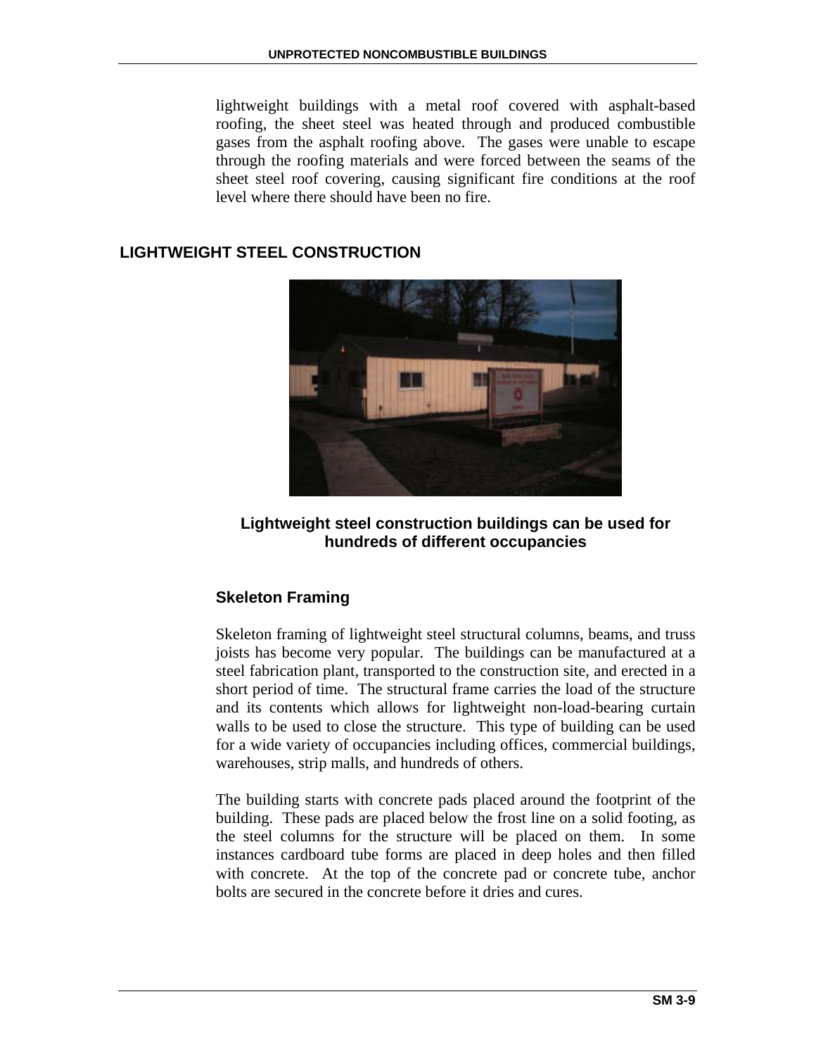lightweight buildings with a metal roof covered with asphalt-based roofing, the sheet steel was heated through and produced combustible gases from the asphalt roofing above. The gases were unable to escape through the roofing materials and were forced between the seams of the sheet steel roof covering, causing significant fire conditions at the roof level where there should have been no fire.

## LIGHTWEIGHT STEEL CONSTRUCTION

**Lightweight steel construction buildings can be used for hundreds of different occupancies**

### Skeleton Framing

Skeleton framing of lightweight steel structural columns, beams, and truss joists has become very popular. The buildings can be manufactured at a steel fabrication plant, transported to the construction site, and erected in a short period of time. The structural frame carries the load of the structure and its contents which allows for lightweight non-load-bearing curtain walls to be used to close the structure. This type of building can be used for a wide variety of occupancies including offices, commercial buildings, warehouses, strip malls, and hundreds of others.

The building starts with concrete pads placed around the footprint of the building. These pads are placed below the frost line on a solid footing, as the steel columns for the structure will be placed on them. In some instances cardboard tube forms are placed in deep holes and then filled with concrete. At the top of the concrete pad or concrete tube, anchor bolts are secured in the concrete before it dries and cures.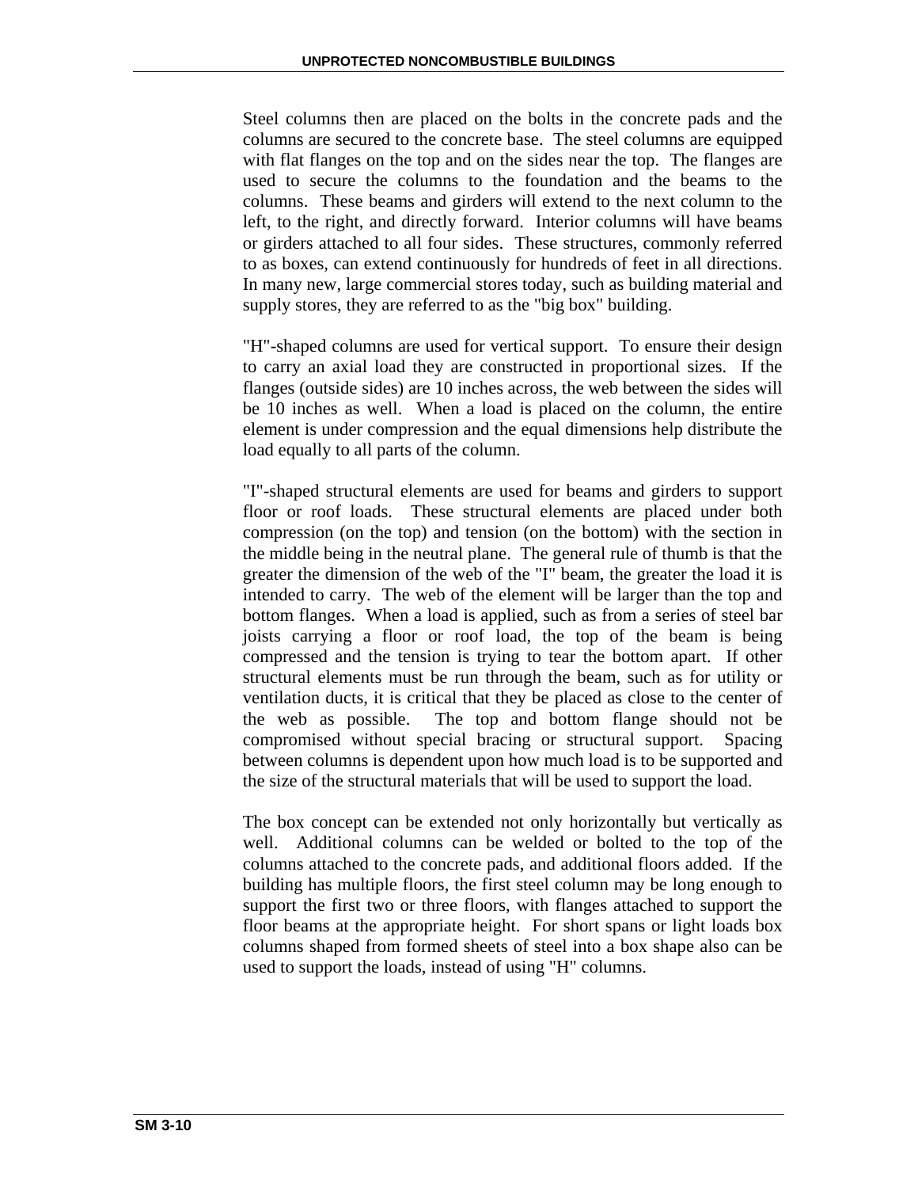Steel columns then are placed on the bolts in the concrete pads and the columns are secured to the concrete base. The steel columns are equipped with flat flanges on the top and on the sides near the top. The flanges are used to secure the columns to the foundation and the beams to the columns. These beams and girders will extend to the next column to the left, to the right, and directly forward. Interior columns will have beams or girders attached to all four sides. These structures, commonly referred to as boxes, can extend continuously for hundreds of feet in all directions. In many new, large commercial stores today, such as building material and supply stores, they are referred to as the "big box" building.

"H"-shaped columns are used for vertical support. To ensure their design to carry an axial load they are constructed in proportional sizes. If the flanges (outside sides) are 10 inches across, the web between the sides will be 10 inches as well. When a load is placed on the column, the entire element is under compression and the equal dimensions help distribute the load equally to all parts of the column.

"I"-shaped structural elements are used for beams and girders to support floor or roof loads. These structural elements are placed under both compression (on the top) and tension (on the bottom) with the section in the middle being in the neutral plane. The general rule of thumb is that the greater the dimension of the web of the "I" beam, the greater the load it is intended to carry. The web of the element will be larger than the top and bottom flanges. When a load is applied, such as from a series of steel bar joists carrying a floor or roof load, the top of the beam is being compressed and the tension is trying to tear the bottom apart. If other structural elements must be run through the beam, such as for utility or ventilation ducts, it is critical that they be placed as close to the center of the web as possible. The top and bottom flange should not be compromised without special bracing or structural support. Spacing between columns is dependent upon how much load is to be supported and the size of the structural materials that will be used to support the load.

The box concept can be extended not only horizontally but vertically as well. Additional columns can be welded or bolted to the top of the columns attached to the concrete pads, and additional floors added. If the building has multiple floors, the first steel column may be long enough to support the first two or three floors, with flanges attached to support the floor beams at the appropriate height. For short spans or light loads box columns shaped from formed sheets of steel into a box shape also can be used to support the loads, instead of using "H" columns.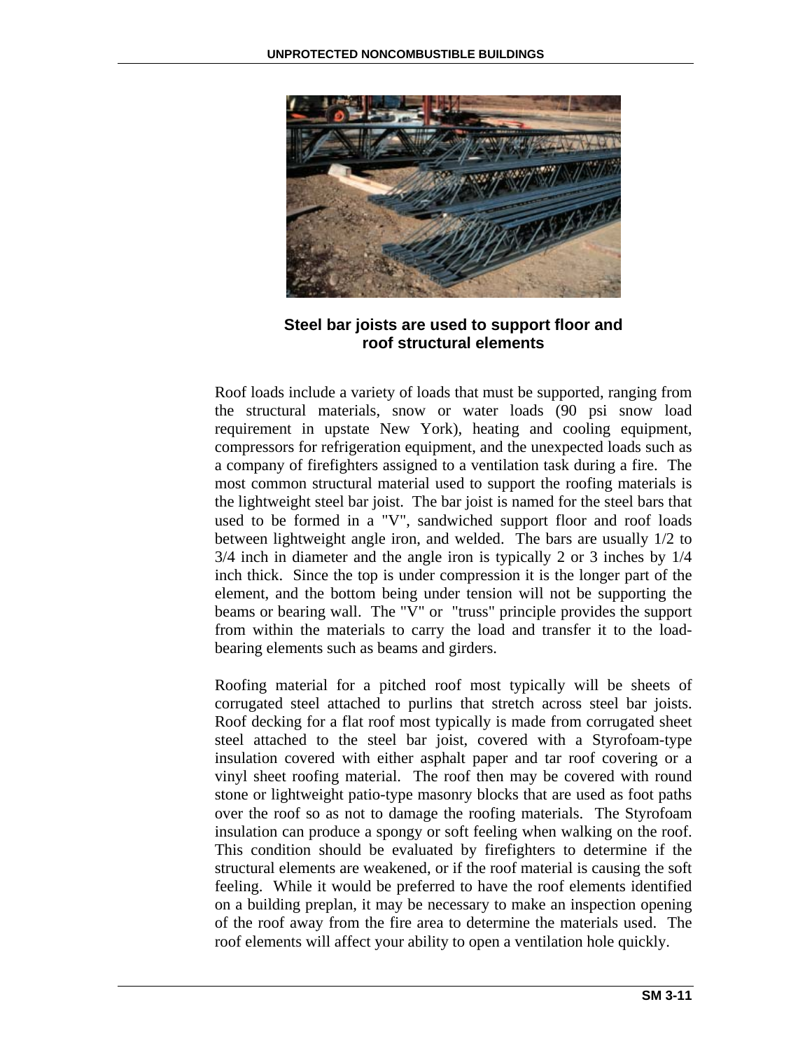**Steel bar joists are used to support floor and roof structural elements**

Roof loads include a variety of loads that must be supported, ranging from the structural materials, snow or water loads (90 psi snow load requirement in upstate New York), heating and cooling equipment, compressors for refrigeration equipment, and the unexpected loads such as a company of firefighters assigned to a ventilation task during a fire. The most common structural material used to support the roofing materials is the lightweight steel bar joist. The bar joist is named for the steel bars that used to be formed in a "V", sandwiched support floor and roof loads between lightweight angle iron, and welded. The bars are usually 1/2 to 3/4 inch in diameter and the angle iron is typically 2 or 3 inches by 1/4 inch thick. Since the top is under compression it is the longer part of the element, and the bottom being under tension will not be supporting the beams or bearing wall. The "V" or "truss" principle provides the support from within the materials to carry the load and transfer it to the load-bearing elements such as beams and girders.

Roofing material for a pitched roof most typically will be sheets of corrugated steel attached to purlins that stretch across steel bar joists. Roof decking for a flat roof most typically is made from corrugated sheet steel attached to the steel bar joist, covered with a Styrofoam-type insulation covered with either asphalt paper and tar roof covering or a vinyl sheet roofing material. The roof then may be covered with round stone or lightweight patio-type masonry blocks that are used as foot paths over the roof so as not to damage the roofing materials. The Styrofoam insulation can produce a spongy or soft feeling when walking on the roof. This condition should be evaluated by firefighters to determine if the structural elements are weakened, or if the roof material is causing the soft feeling. While it would be preferred to have the roof elements identified on a building preplan, it may be necessary to make an inspection opening of the roof away from the fire area to determine the materials used. The roof elements will affect your ability to open a ventilation hole quickly.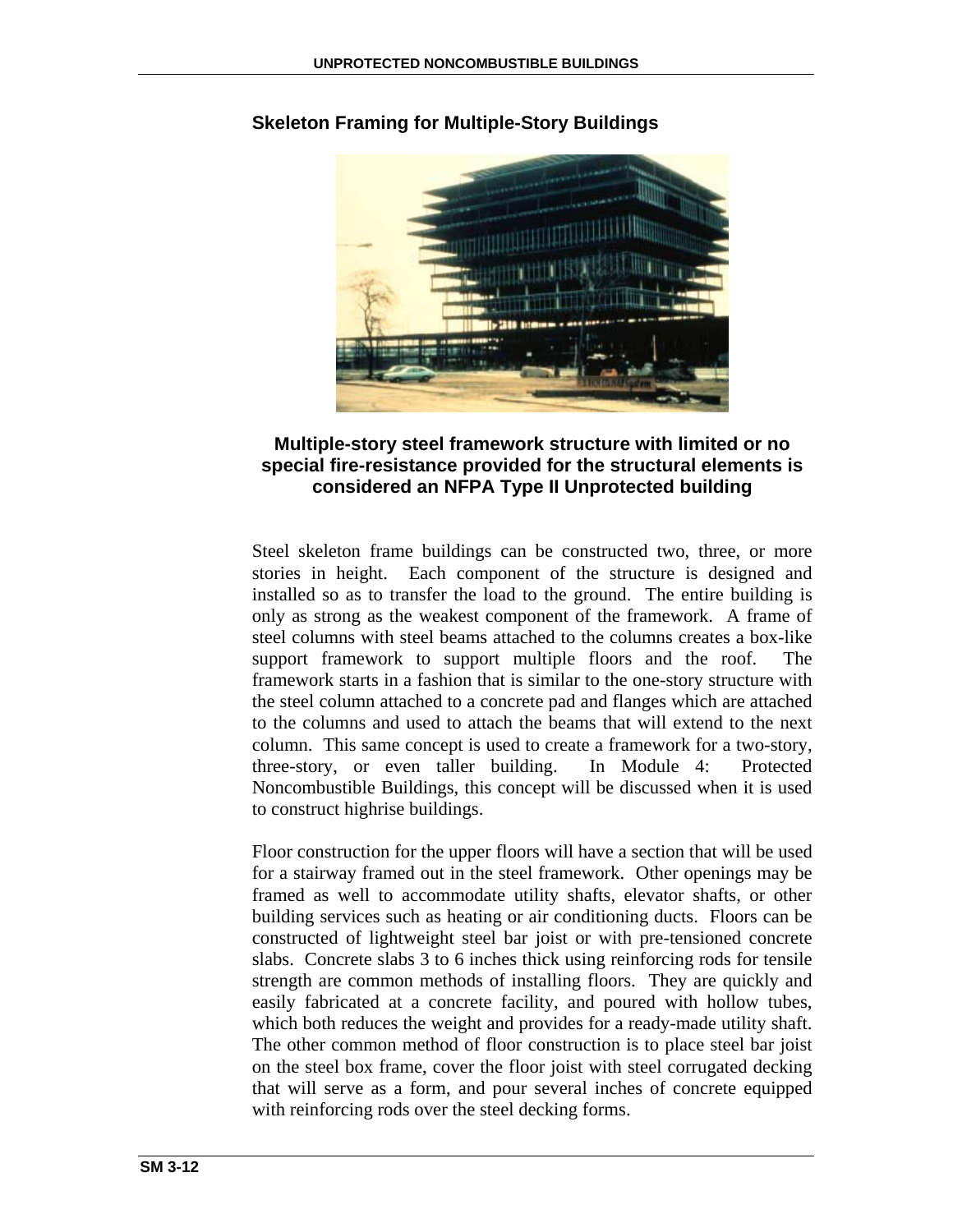## Skeleton Framing for Multiple-Story Buildings

**Multiple-story steel framework structure with limited or no special fire-resistance provided for the structural elements is considered an NFPA Type II Unprotected building**

Steel skeleton frame buildings can be constructed two, three, or more stories in height. Each component of the structure is designed and installed so as to transfer the load to the ground. The entire building is only as strong as the weakest component of the framework. A frame of steel columns with steel beams attached to the columns creates a box-like support framework to support multiple floors and the roof. The framework starts in a fashion that is similar to the one-story structure with the steel column attached to a concrete pad and flanges which are attached to the columns and used to attach the beams that will extend to the next column. This same concept is used to create a framework for a two-story, three-story, or even taller building. In Module 4: Protected Noncombustible Buildings, this concept will be discussed when it is used to construct highrise buildings.

Floor construction for the upper floors will have a section that will be used for a stairway framed out in the steel framework. Other openings may be framed as well to accommodate utility shafts, elevator shafts, or other building services such as heating or air conditioning ducts. Floors can be constructed of lightweight steel bar joist or with pre-tensioned concrete slabs. Concrete slabs 3 to 6 inches thick using reinforcing rods for tensile strength are common methods of installing floors. They are quickly and easily fabricated at a concrete facility, and poured with hollow tubes, which both reduces the weight and provides for a ready-made utility shaft. The other common method of floor construction is to place steel bar joist on the steel box frame, cover the floor joist with steel corrugated decking that will serve as a form, and pour several inches of concrete equipped with reinforcing rods over the steel decking forms.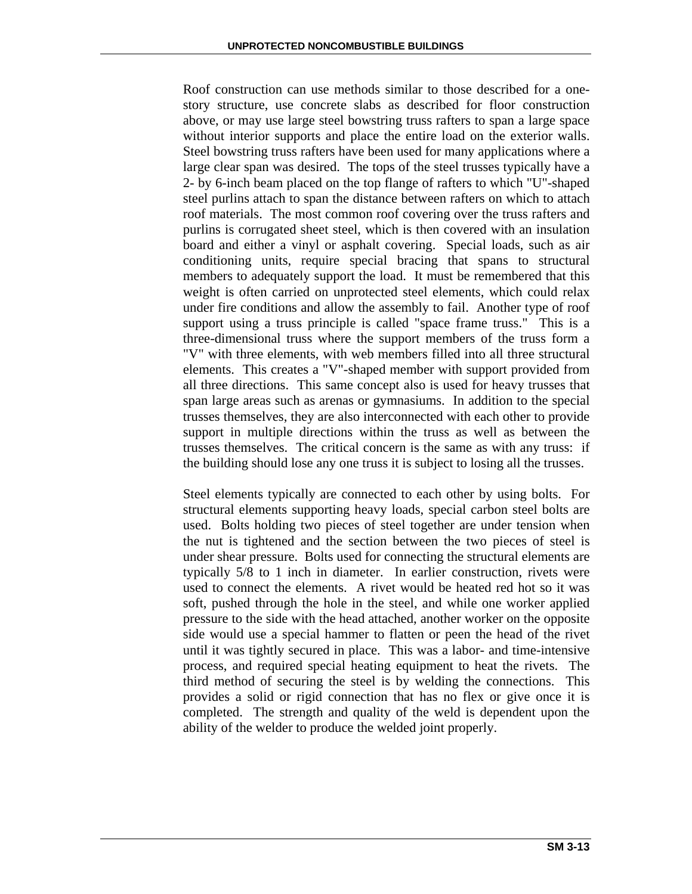Roof construction can use methods similar to those described for a one-story structure, use concrete slabs as described for floor construction above, or may use large steel bowstring truss rafters to span a large space without interior supports and place the entire load on the exterior walls. Steel bowstring truss rafters have been used for many applications where a large clear span was desired. The tops of the steel trusses typically have a 2- by 6-inch beam placed on the top flange of rafters to which "U"-shaped steel purlins attach to span the distance between rafters on which to attach roof materials. The most common roof covering over the truss rafters and purlins is corrugated sheet steel, which is then covered with an insulation board and either a vinyl or asphalt covering. Special loads, such as air conditioning units, require special bracing that spans to structural members to adequately support the load. It must be remembered that this weight is often carried on unprotected steel elements, which could relax under fire conditions and allow the assembly to fail. Another type of roof support using a truss principle is called "space frame truss." This is a three-dimensional truss where the support members of the truss form a "V" with three elements, with web members filled into all three structural elements. This creates a "V"-shaped member with support provided from all three directions. This same concept also is used for heavy trusses that span large areas such as arenas or gymnasiums. In addition to the special trusses themselves, they are also interconnected with each other to provide support in multiple directions within the truss as well as between the trusses themselves. The critical concern is the same as with any truss: if the building should lose any one truss it is subject to losing all the trusses.

Steel elements typically are connected to each other by using bolts. For structural elements supporting heavy loads, special carbon steel bolts are used. Bolts holding two pieces of steel together are under tension when the nut is tightened and the section between the two pieces of steel is under shear pressure. Bolts used for connecting the structural elements are typically 5/8 to 1 inch in diameter. In earlier construction, rivets were used to connect the elements. A rivet would be heated red hot so it was soft, pushed through the hole in the steel, and while one worker applied pressure to the side with the head attached, another worker on the opposite side would use a special hammer to flatten or peen the head of the rivet until it was tightly secured in place. This was a labor- and time-intensive process, and required special heating equipment to heat the rivets. The third method of securing the steel is by welding the connections. This provides a solid or rigid connection that has no flex or give once it is completed. The strength and quality of the weld is dependent upon the ability of the welder to produce the welded joint properly.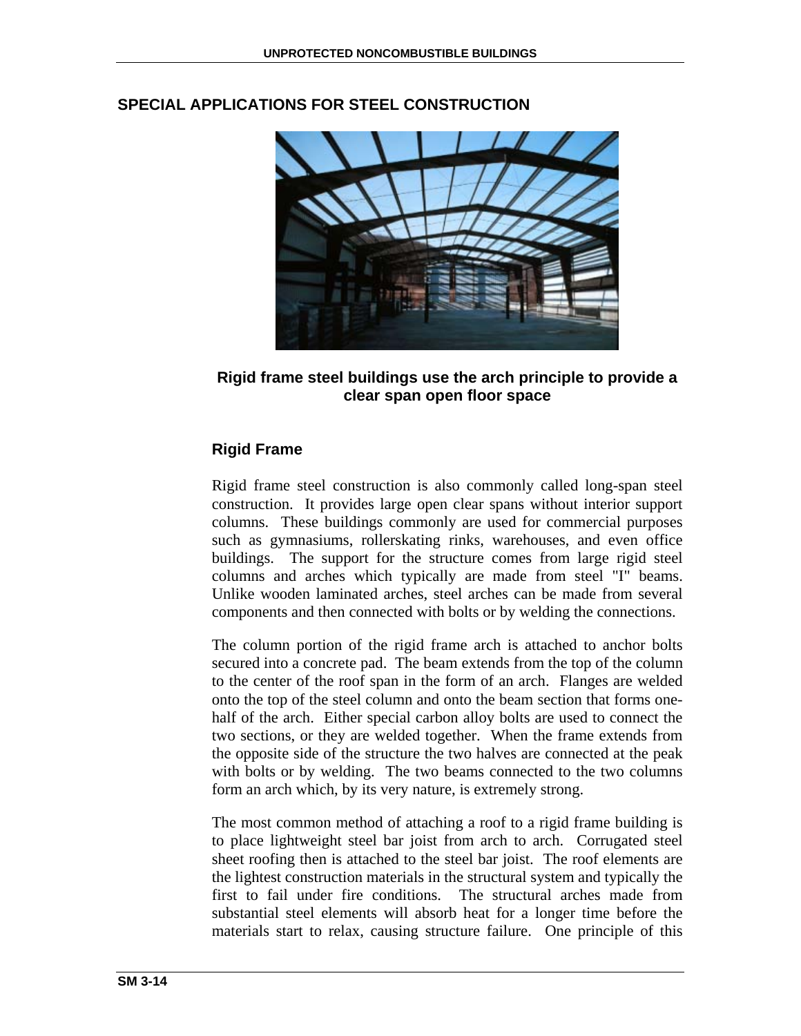## SPECIAL APPLICATIONS FOR STEEL CONSTRUCTION

**Rigid frame steel buildings use the arch principle to provide a clear span open floor space**

### Rigid Frame

Rigid frame steel construction is also commonly called long-span steel construction. It provides large open clear spans without interior support columns. These buildings commonly are used for commercial purposes such as gymnasiums, rollerskating rinks, warehouses, and even office buildings. The support for the structure comes from large rigid steel columns and arches which typically are made from steel "I" beams. Unlike wooden laminated arches, steel arches can be made from several components and then connected with bolts or by welding the connections.

The column portion of the rigid frame arch is attached to anchor bolts secured into a concrete pad. The beam extends from the top of the column to the center of the roof span in the form of an arch. Flanges are welded onto the top of the steel column and onto the beam section that forms one-half of the arch. Either special carbon alloy bolts are used to connect the two sections, or they are welded together. When the frame extends from the opposite side of the structure the two halves are connected at the peak with bolts or by welding. The two beams connected to the two columns form an arch which, by its very nature, is extremely strong.

The most common method of attaching a roof to a rigid frame building is to place lightweight steel bar joist from arch to arch. Corrugated steel sheet roofing then is attached to the steel bar joist. The roof elements are the lightest construction materials in the structural system and typically the first to fail under fire conditions. The structural arches made from substantial steel elements will absorb heat for a longer time before the materials start to relax, causing structure failure. One principle of this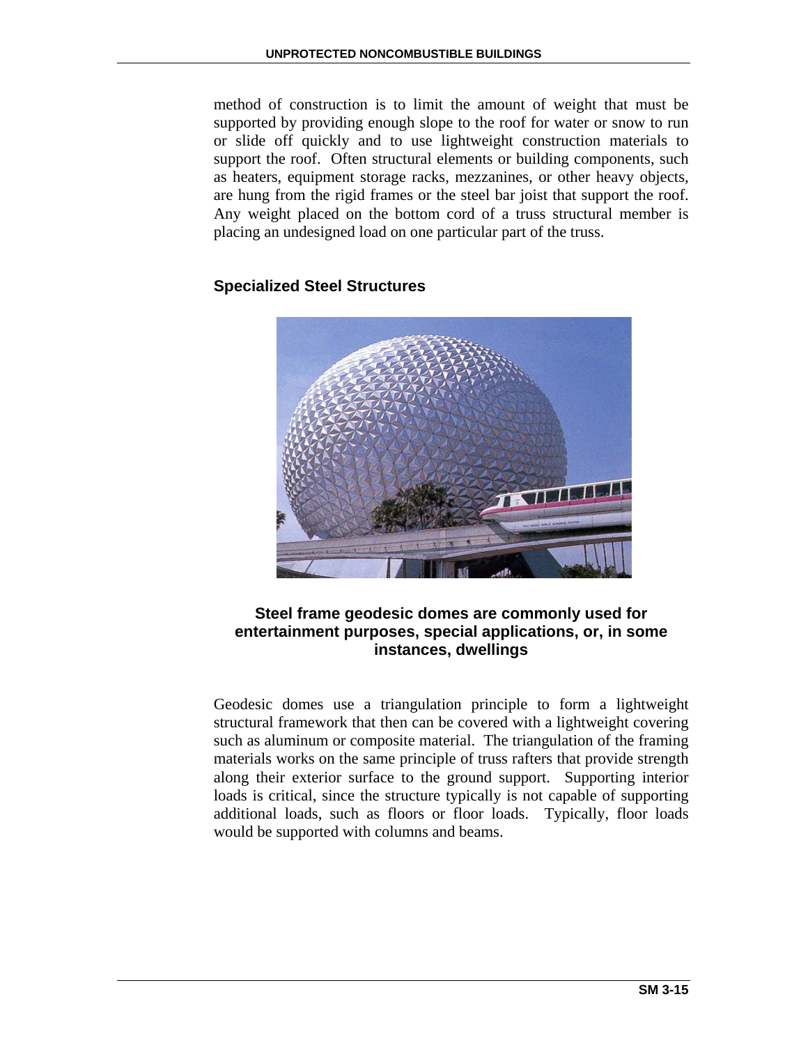method of construction is to limit the amount of weight that must be supported by providing enough slope to the roof for water or snow to run or slide off quickly and to use lightweight construction materials to support the roof. Often structural elements or building components, such as heaters, equipment storage racks, mezzanines, or other heavy objects, are hung from the rigid frames or the steel bar joist that support the roof. Any weight placed on the bottom cord of a truss structural member is placing an undesigned load on one particular part of the truss.

### Specialized Steel Structures

**Steel frame geodesic domes are commonly used for entertainment purposes, special applications, or, in some instances, dwellings**

Geodesic domes use a triangulation principle to form a lightweight structural framework that then can be covered with a lightweight covering such as aluminum or composite material. The triangulation of the framing materials works on the same principle of truss rafters that provide strength along their exterior surface to the ground support. Supporting interior loads is critical, since the structure typically is not capable of supporting additional loads, such as floors or floor loads. Typically, floor loads would be supported with columns and beams.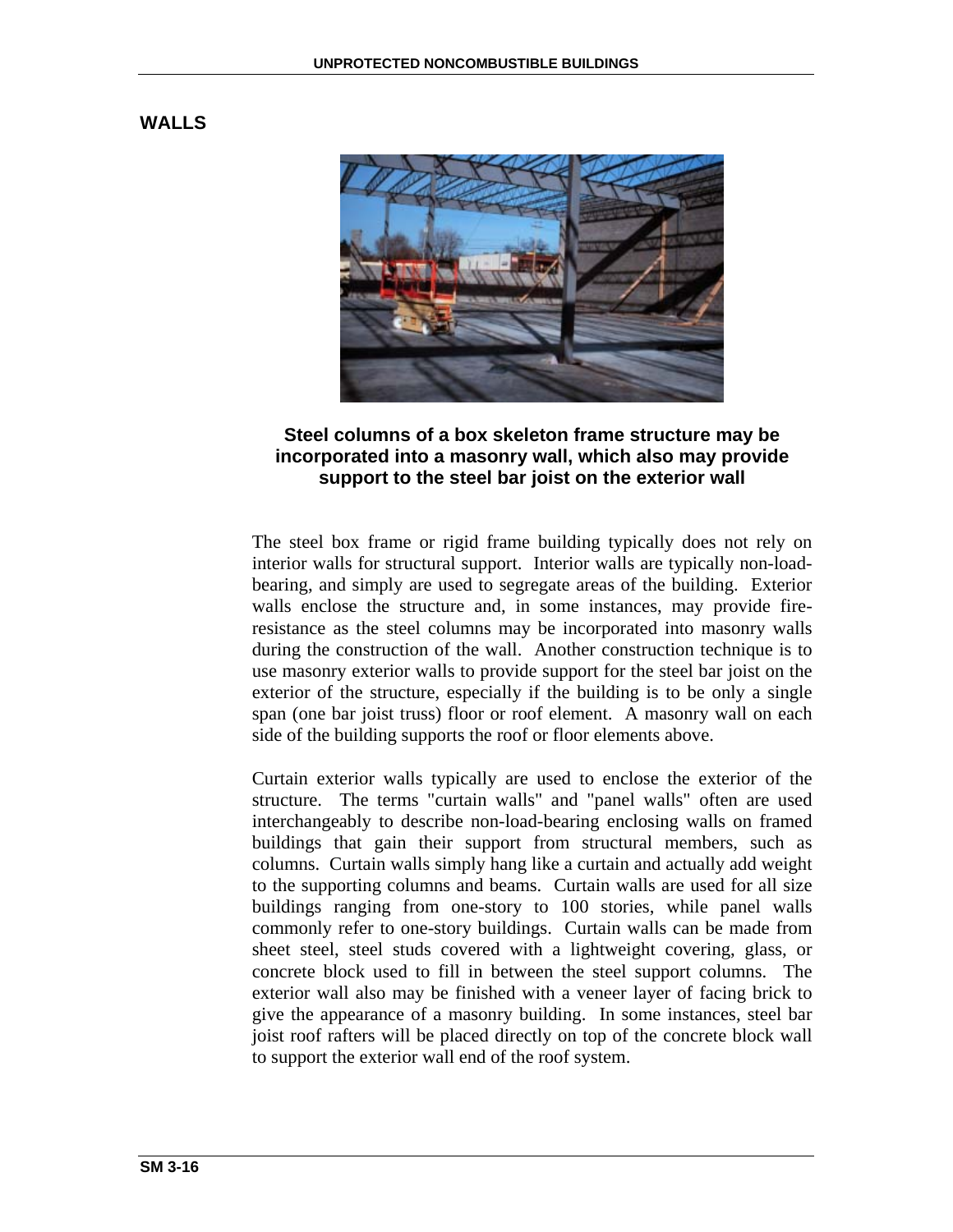## WALLS

**Steel columns of a box skeleton frame structure may be incorporated into a masonry wall, which also may provide support to the steel bar joist on the exterior wall**

The steel box frame or rigid frame building typically does not rely on interior walls for structural support. Interior walls are typically non-load-bearing, and simply are used to segregate areas of the building. Exterior walls enclose the structure and, in some instances, may provide fire-resistance as the steel columns may be incorporated into masonry walls during the construction of the wall. Another construction technique is to use masonry exterior walls to provide support for the steel bar joist on the exterior of the structure, especially if the building is to be only a single span (one bar joist truss) floor or roof element. A masonry wall on each side of the building supports the roof or floor elements above.

Curtain exterior walls typically are used to enclose the exterior of the structure. The terms "curtain walls" and "panel walls" often are used interchangeably to describe non-load-bearing enclosing walls on framed buildings that gain their support from structural members, such as columns. Curtain walls simply hang like a curtain and actually add weight to the supporting columns and beams. Curtain walls are used for all size buildings ranging from one-story to 100 stories, while panel walls commonly refer to one-story buildings. Curtain walls can be made from sheet steel, steel studs covered with a lightweight covering, glass, or concrete block used to fill in between the steel support columns. The exterior wall also may be finished with a veneer layer of facing brick to give the appearance of a masonry building. In some instances, steel bar joist roof rafters will be placed directly on top of the concrete block wall to support the exterior wall end of the roof system.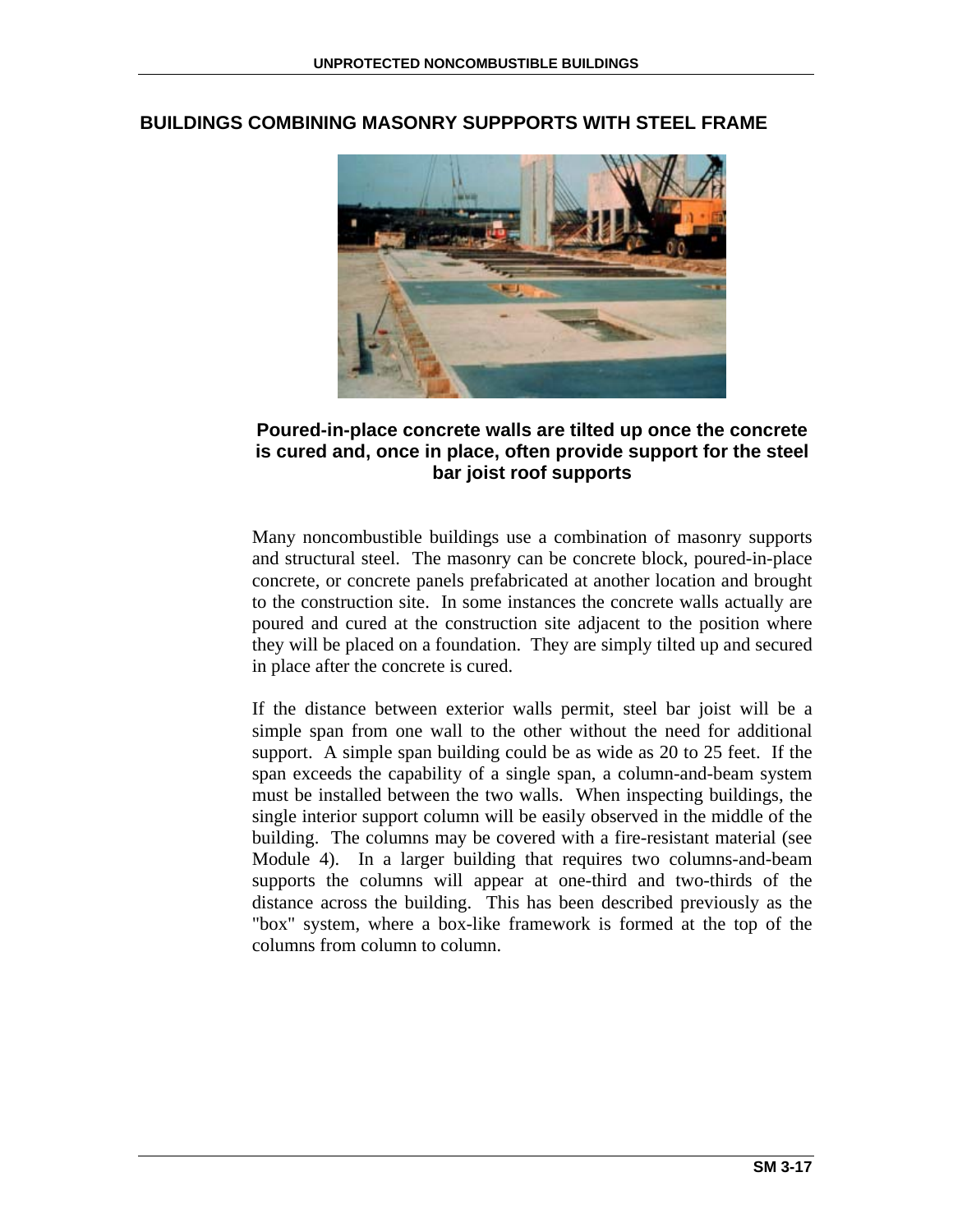## BUILDINGS COMBINING MASONRY SUPPPORTS WITH STEEL FRAME

**Poured-in-place concrete walls are tilted up once the concrete is cured and, once in place, often provide support for the steel bar joist roof supports**

Many noncombustible buildings use a combination of masonry supports and structural steel. The masonry can be concrete block, poured-in-place concrete, or concrete panels prefabricated at another location and brought to the construction site. In some instances the concrete walls actually are poured and cured at the construction site adjacent to the position where they will be placed on a foundation. They are simply tilted up and secured in place after the concrete is cured.

If the distance between exterior walls permit, steel bar joist will be a simple span from one wall to the other without the need for additional support. A simple span building could be as wide as 20 to 25 feet. If the span exceeds the capability of a single span, a column-and-beam system must be installed between the two walls. When inspecting buildings, the single interior support column will be easily observed in the middle of the building. The columns may be covered with a fire-resistant material (see Module 4). In a larger building that requires two columns-and-beam supports the columns will appear at one-third and two-thirds of the distance across the building. This has been described previously as the "box" system, where a box-like framework is formed at the top of the columns from column to column.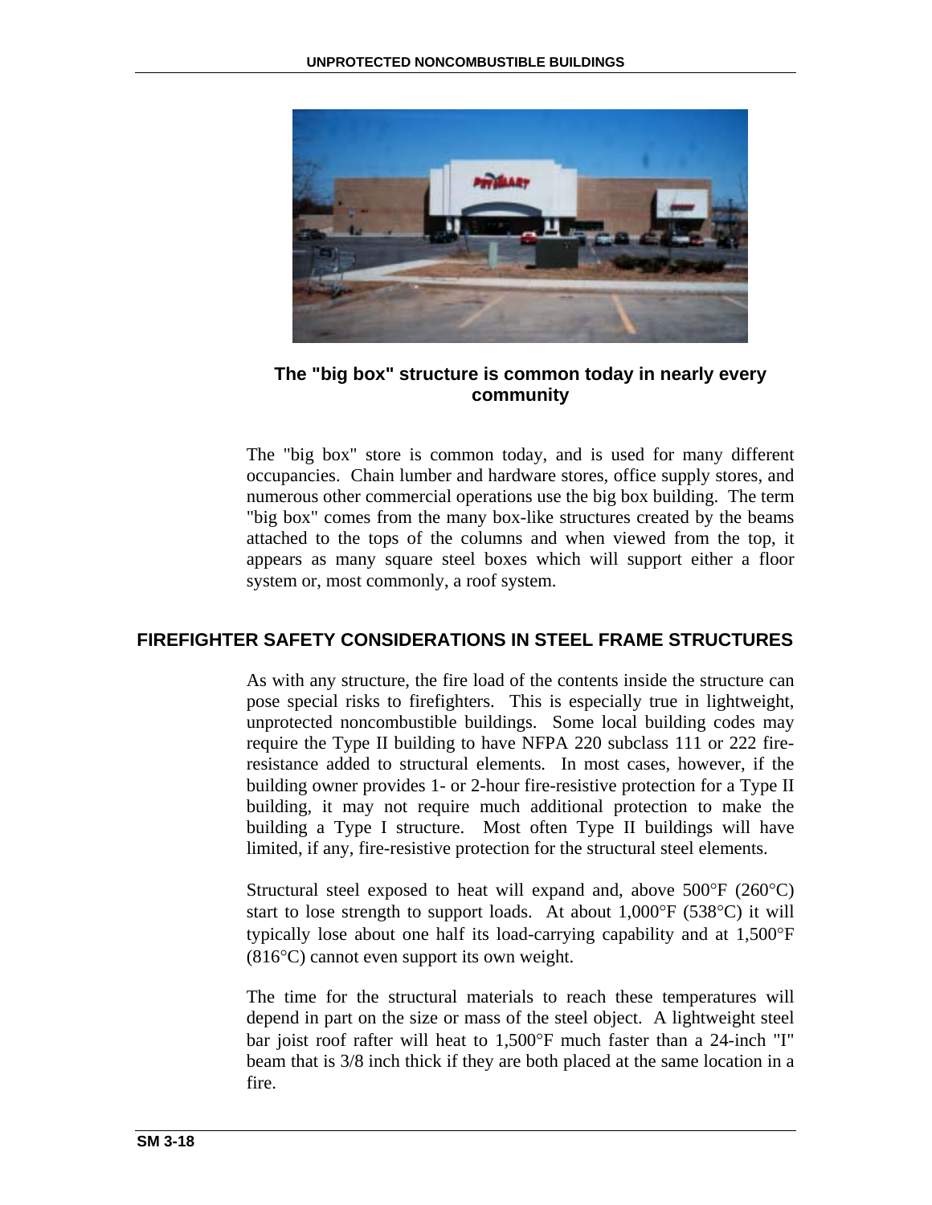**The "big box" structure is common today in nearly every community**

The "big box" store is common today, and is used for many different occupancies. Chain lumber and hardware stores, office supply stores, and numerous other commercial operations use the big box building. The term "big box" comes from the many box-like structures created by the beams attached to the tops of the columns and when viewed from the top, it appears as many square steel boxes which will support either a floor system or, most commonly, a roof system.

## FIREFIGHTER SAFETY CONSIDERATIONS IN STEEL FRAME STRUCTURES

As with any structure, the fire load of the contents inside the structure can pose special risks to firefighters. This is especially true in lightweight, unprotected noncombustible buildings. Some local building codes may require the Type II building to have NFPA 220 subclass 111 or 222 fire-resistance added to structural elements. In most cases, however, if the building owner provides 1- or 2-hour fire-resistive protection for a Type II building, it may not require much additional protection to make the building a Type I structure. Most often Type II buildings will have limited, if any, fire-resistive protection for the structural steel elements.

Structural steel exposed to heat will expand and, above 500°F (260°C) start to lose strength to support loads. At about 1,000°F (538°C) it will typically lose about one half its load-carrying capability and at 1,500°F (816°C) cannot even support its own weight.

The time for the structural materials to reach these temperatures will depend in part on the size or mass of the steel object. A lightweight steel bar joist roof rafter will heat to 1,500°F much faster than a 24-inch "I" beam that is 3/8 inch thick if they are both placed at the same location in a fire.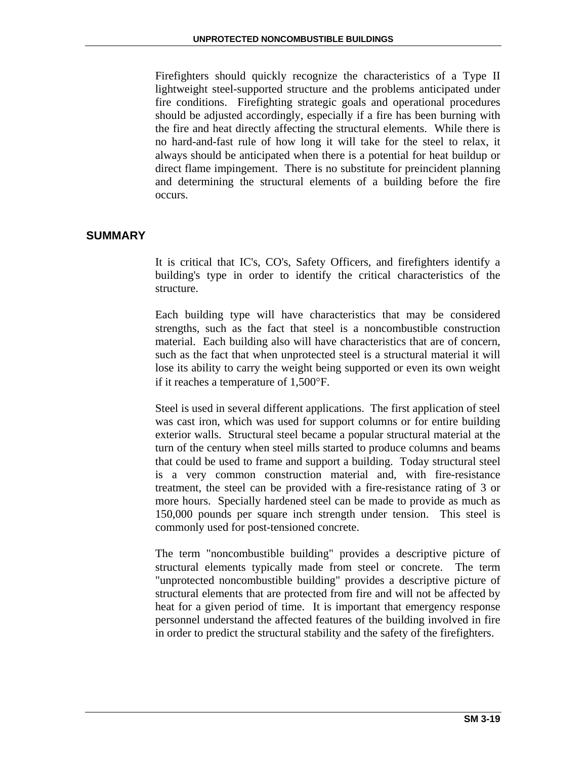Firefighters should quickly recognize the characteristics of a Type II lightweight steel-supported structure and the problems anticipated under fire conditions. Firefighting strategic goals and operational procedures should be adjusted accordingly, especially if a fire has been burning with the fire and heat directly affecting the structural elements. While there is no hard-and-fast rule of how long it will take for the steel to relax, it always should be anticipated when there is a potential for heat buildup or direct flame impingement. There is no substitute for preincident planning and determining the structural elements of a building before the fire occurs.

## SUMMARY

It is critical that IC's, CO's, Safety Officers, and firefighters identify a building's type in order to identify the critical characteristics of the structure.

Each building type will have characteristics that may be considered strengths, such as the fact that steel is a noncombustible construction material. Each building also will have characteristics that are of concern, such as the fact that when unprotected steel is a structural material it will lose its ability to carry the weight being supported or even its own weight if it reaches a temperature of 1,500°F.

Steel is used in several different applications. The first application of steel was cast iron, which was used for support columns or for entire building exterior walls. Structural steel became a popular structural material at the turn of the century when steel mills started to produce columns and beams that could be used to frame and support a building. Today structural steel is a very common construction material and, with fire-resistance treatment, the steel can be provided with a fire-resistance rating of 3 or more hours. Specially hardened steel can be made to provide as much as 150,000 pounds per square inch strength under tension. This steel is commonly used for post-tensioned concrete.

The term "noncombustible building" provides a descriptive picture of structural elements typically made from steel or concrete. The term "unprotected noncombustible building" provides a descriptive picture of structural elements that are protected from fire and will not be affected by heat for a given period of time. It is important that emergency response personnel understand the affected features of the building involved in fire in order to predict the structural stability and the safety of the firefighters.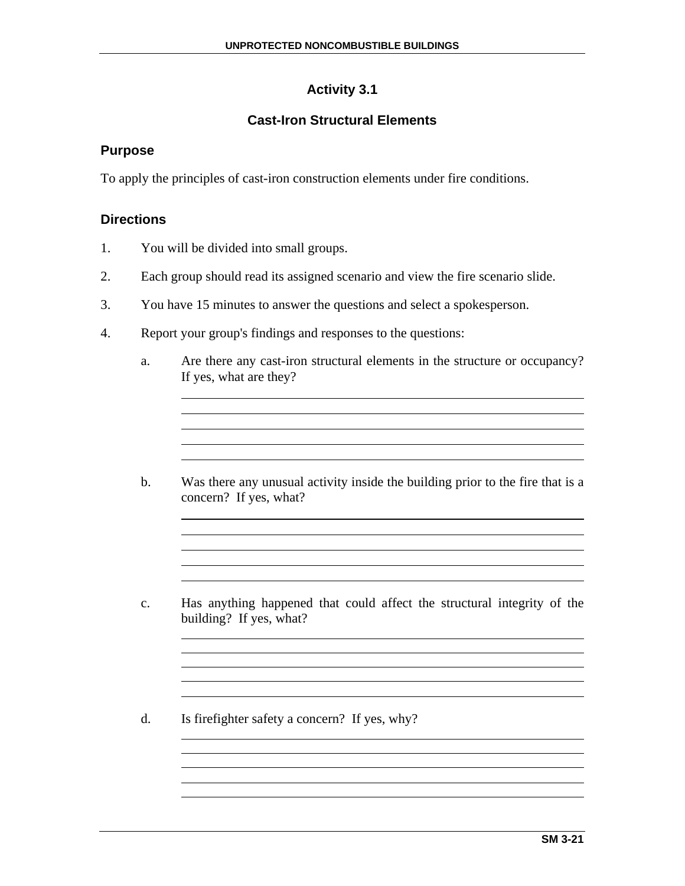## Activity 3.1

## Cast-Iron Structural Elements

### Purpose

To apply the principles of cast-iron construction elements under fire conditions.

### Directions

1. You will be divided into small groups.

2. Each group should read its assigned scenario and view the fire scenario slide.

3. You have 15 minutes to answer the questions and select a spokesperson.

4. Report your group's findings and responses to the questions:

   a. Are there any cast-iron structural elements in the structure or occupancy? If yes, what are they?

   b. Was there any unusual activity inside the building prior to the fire that is a concern? If yes, what?

   c. Has anything happened that could affect the structural integrity of the building? If yes, what?

   d. Is firefighter safety a concern? If yes, why?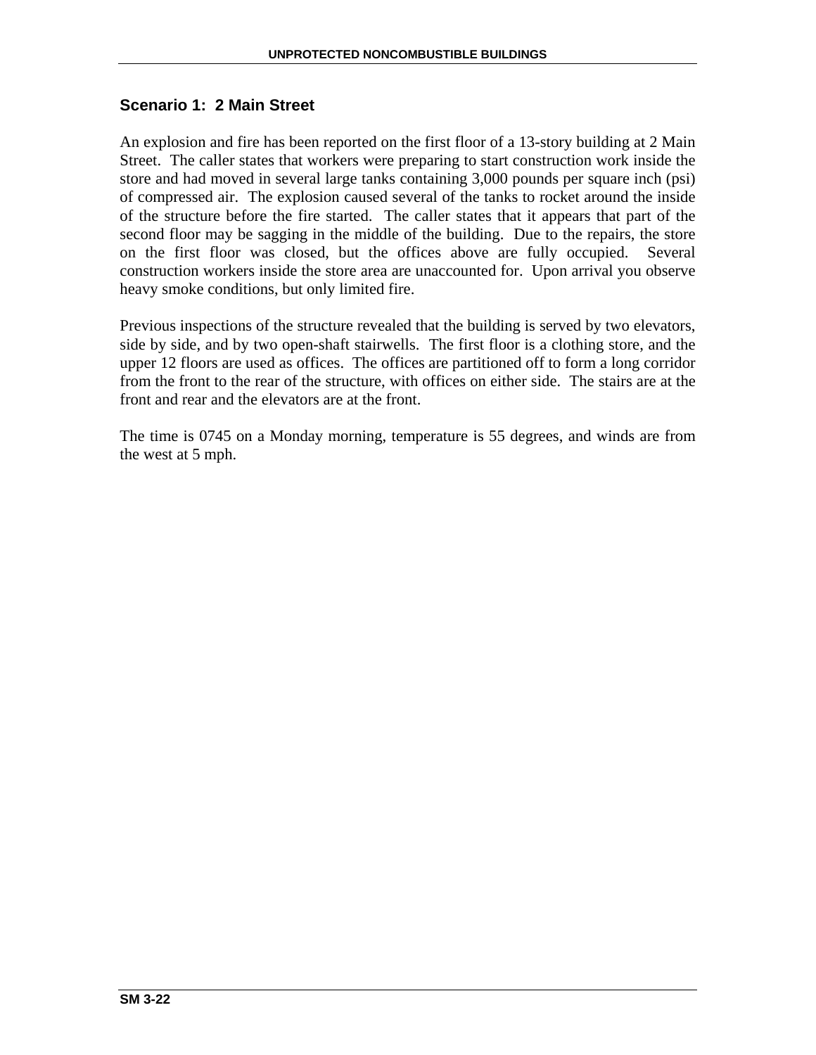## Scenario 1: 2 Main Street

An explosion and fire has been reported on the first floor of a 13-story building at 2 Main Street. The caller states that workers were preparing to start construction work inside the store and had moved in several large tanks containing 3,000 pounds per square inch (psi) of compressed air. The explosion caused several of the tanks to rocket around the inside of the structure before the fire started. The caller states that it appears that part of the second floor may be sagging in the middle of the building. Due to the repairs, the store on the first floor was closed, but the offices above are fully occupied. Several construction workers inside the store area are unaccounted for. Upon arrival you observe heavy smoke conditions, but only limited fire.

Previous inspections of the structure revealed that the building is served by two elevators, side by side, and by two open-shaft stairwells. The first floor is a clothing store, and the upper 12 floors are used as offices. The offices are partitioned off to form a long corridor from the front to the rear of the structure, with offices on either side. The stairs are at the front and rear and the elevators are at the front.

The time is 0745 on a Monday morning, temperature is 55 degrees, and winds are from the west at 5 mph.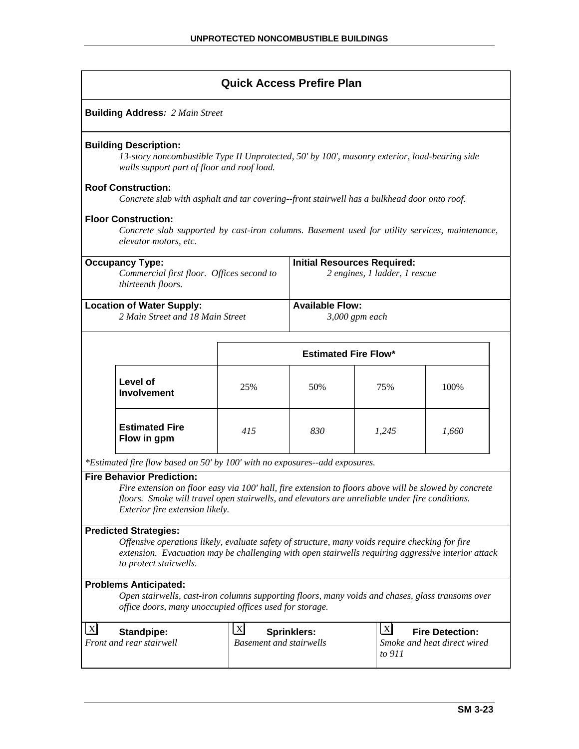## Quick Access Prefire Plan

**Building Address:** *2 Main Street*

**Building Description:**
*13-story noncombustible Type II Unprotected, 50' by 100', masonry exterior, load-bearing side walls support part of floor and roof load.*

**Roof Construction:**
*Concrete slab with asphalt and tar covering--front stairwell has a bulkhead door onto roof.*

**Floor Construction:**
*Concrete slab supported by cast-iron columns. Basement used for utility services, maintenance, elevator motors, etc.*

**Occupancy Type:**
*Commercial first floor. Offices second to thirteenth floors.*

**Initial Resources Required:**
*2 engines, 1 ladder, 1 rescue*

**Location of Water Supply:**
*2 Main Street and 18 Main Street*

**Available Flow:**
*3,000 gpm each*

| | Estimated Fire Flow* | | | |
|---|---|---|---|---|
| **Level of Involvement** | 25% | 50% | 75% | 100% |
| **Estimated Fire Flow in gpm** | *415* | *830* | *1,245* | *1,660* |

*\*Estimated fire flow based on 50' by 100' with no exposures--add exposures.*

**Fire Behavior Prediction:**
*Fire extension on floor easy via 100' hall, fire extension to floors above will be slowed by concrete floors. Smoke will travel open stairwells, and elevators are unreliable under fire conditions. Exterior fire extension likely.*

**Predicted Strategies:**
*Offensive operations likely, evaluate safety of structure, many voids require checking for fire extension. Evacuation may be challenging with open stairwells requiring aggressive interior attack to protect stairwells.*

**Problems Anticipated:**
*Open stairwells, cast-iron columns supporting floors, many voids and chases, glass transoms over office doors, many unoccupied offices used for storage.*

| [X] **Standpipe:** | [X] **Sprinklers:** | [X] **Fire Detection:** |
|---|---|---|
| *Front and rear stairwell* | *Basement and stairwells* | *Smoke and heat direct wired to 911* |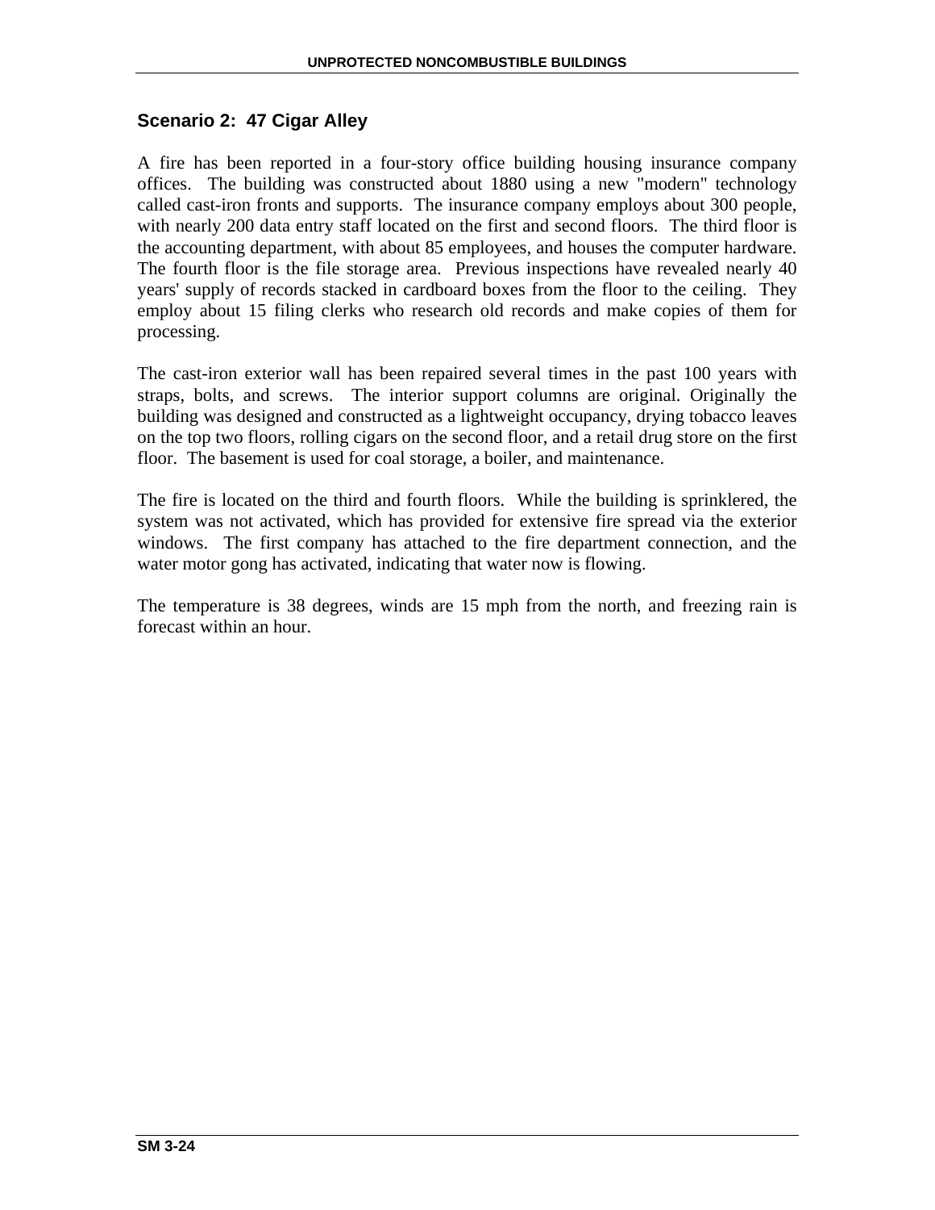### Scenario 2: 47 Cigar Alley

A fire has been reported in a four-story office building housing insurance company offices. The building was constructed about 1880 using a new "modern" technology called cast-iron fronts and supports. The insurance company employs about 300 people, with nearly 200 data entry staff located on the first and second floors. The third floor is the accounting department, with about 85 employees, and houses the computer hardware. The fourth floor is the file storage area. Previous inspections have revealed nearly 40 years' supply of records stacked in cardboard boxes from the floor to the ceiling. They employ about 15 filing clerks who research old records and make copies of them for processing.

The cast-iron exterior wall has been repaired several times in the past 100 years with straps, bolts, and screws. The interior support columns are original. Originally the building was designed and constructed as a lightweight occupancy, drying tobacco leaves on the top two floors, rolling cigars on the second floor, and a retail drug store on the first floor. The basement is used for coal storage, a boiler, and maintenance.

The fire is located on the third and fourth floors. While the building is sprinklered, the system was not activated, which has provided for extensive fire spread via the exterior windows. The first company has attached to the fire department connection, and the water motor gong has activated, indicating that water now is flowing.

The temperature is 38 degrees, winds are 15 mph from the north, and freezing rain is forecast within an hour.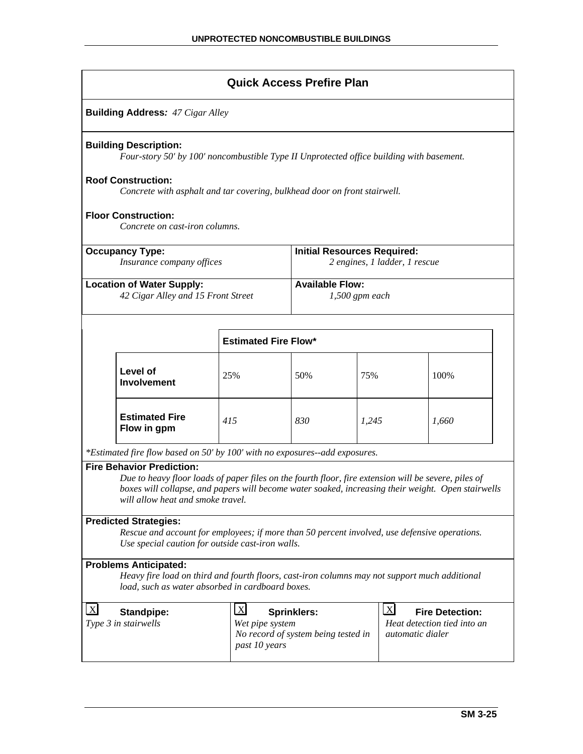## Quick Access Prefire Plan

**Building Address:** *47 Cigar Alley*

**Building Description:**
*Four-story 50' by 100' noncombustible Type II Unprotected office building with basement.*

**Roof Construction:**
*Concrete with asphalt and tar covering, bulkhead door on front stairwell.*

**Floor Construction:**
*Concrete on cast-iron columns.*

**Occupancy Type:**
*Insurance company offices*

**Initial Resources Required:**
*2 engines, 1 ladder, 1 rescue*

**Location of Water Supply:**
*42 Cigar Alley and 15 Front Street*

**Available Flow:**
*1,500 gpm each*

| | Estimated Fire Flow* | | | |
|---|---|---|---|---|
| **Level of Involvement** | 25% | 50% | 75% | 100% |
| **Estimated Fire Flow in gpm** | *415* | *830* | *1,245* | *1,660* |

*\*Estimated fire flow based on 50' by 100' with no exposures--add exposures.*

**Fire Behavior Prediction:**
*Due to heavy floor loads of paper files on the fourth floor, fire extension will be severe, piles of boxes will collapse, and papers will become water soaked, increasing their weight. Open stairwells will allow heat and smoke travel.*

**Predicted Strategies:**
*Rescue and account for employees; if more than 50 percent involved, use defensive operations. Use special caution for outside cast-iron walls.*

**Problems Anticipated:**
*Heavy fire load on third and fourth floors, cast-iron columns may not support much additional load, such as water absorbed in cardboard boxes.*

[X] **Standpipe:**
*Type 3 in stairwells*

[X] **Sprinklers:**
*Wet pipe system*
*No record of system being tested in past 10 years*

[X] **Fire Detection:**
*Heat detection tied into an automatic dialer*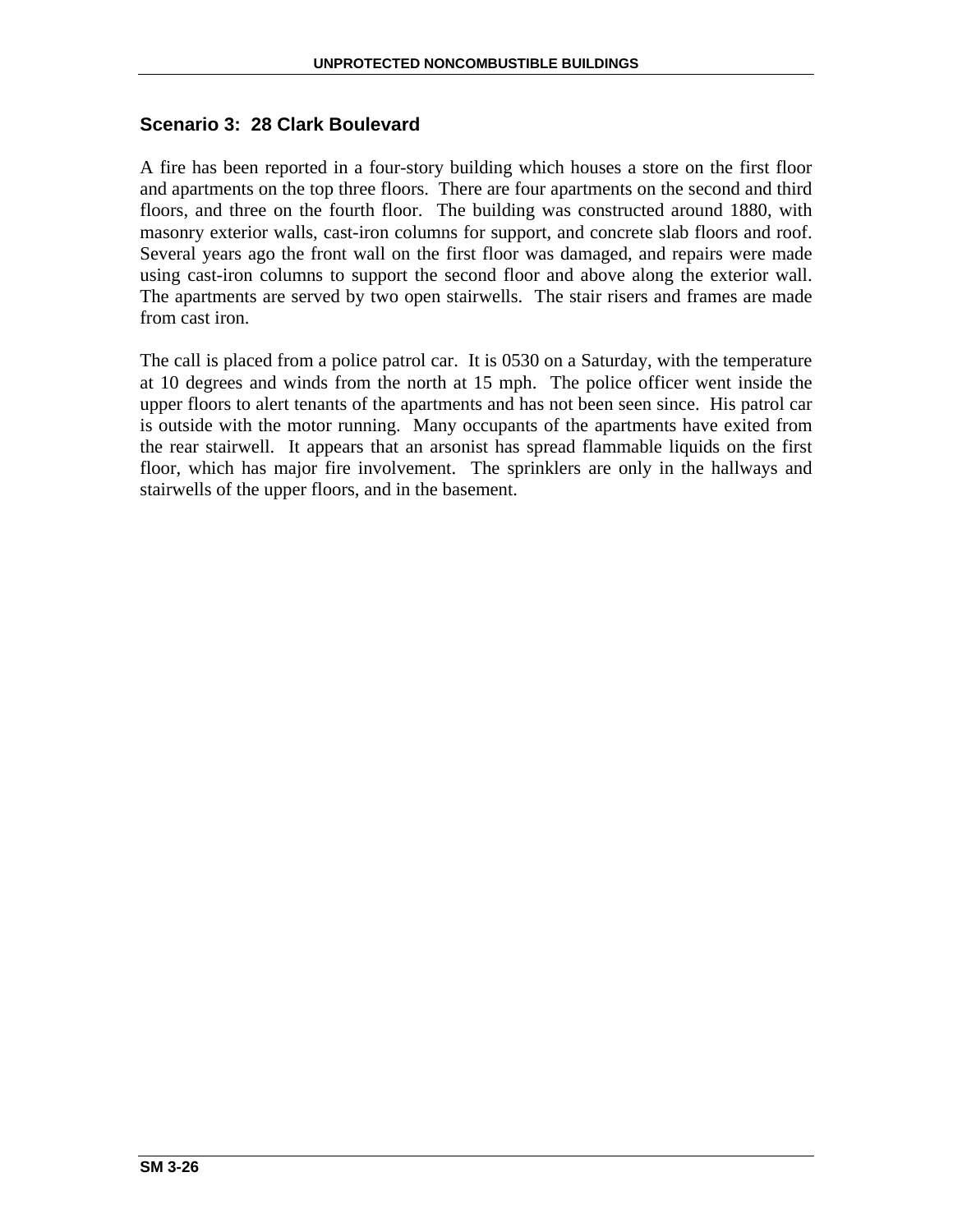### Scenario 3: 28 Clark Boulevard

A fire has been reported in a four-story building which houses a store on the first floor and apartments on the top three floors. There are four apartments on the second and third floors, and three on the fourth floor. The building was constructed around 1880, with masonry exterior walls, cast-iron columns for support, and concrete slab floors and roof. Several years ago the front wall on the first floor was damaged, and repairs were made using cast-iron columns to support the second floor and above along the exterior wall. The apartments are served by two open stairwells. The stair risers and frames are made from cast iron.

The call is placed from a police patrol car. It is 0530 on a Saturday, with the temperature at 10 degrees and winds from the north at 15 mph. The police officer went inside the upper floors to alert tenants of the apartments and has not been seen since. His patrol car is outside with the motor running. Many occupants of the apartments have exited from the rear stairwell. It appears that an arsonist has spread flammable liquids on the first floor, which has major fire involvement. The sprinklers are only in the hallways and stairwells of the upper floors, and in the basement.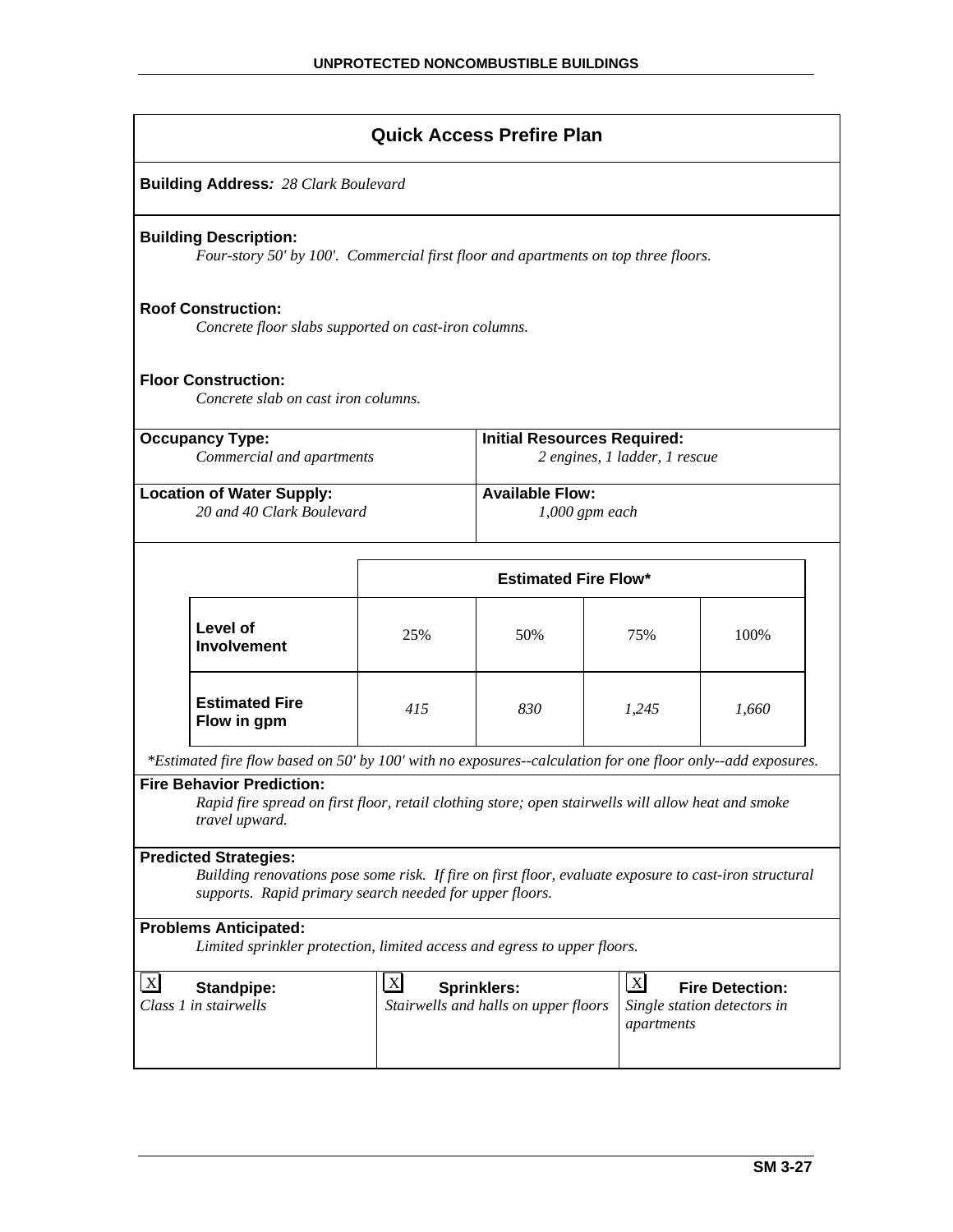## Quick Access Prefire Plan

**Building Address:** *28 Clark Boulevard*

**Building Description:**
*Four-story 50' by 100'. Commercial first floor and apartments on top three floors.*

**Roof Construction:**
*Concrete floor slabs supported on cast-iron columns.*

**Floor Construction:**
*Concrete slab on cast iron columns.*

**Occupancy Type:**
*Commercial and apartments*

**Initial Resources Required:**
*2 engines, 1 ladder, 1 rescue*

**Location of Water Supply:**
*20 and 40 Clark Boulevard*

**Available Flow:**
*1,000 gpm each*

| | Estimated Fire Flow* | | | |
|---|---|---|---|---|
| **Level of Involvement** | 25% | 50% | 75% | 100% |
| **Estimated Fire Flow in gpm** | *415* | *830* | *1,245* | *1,660* |

*\*Estimated fire flow based on 50' by 100' with no exposures--calculation for one floor only--add exposures.*

**Fire Behavior Prediction:**
*Rapid fire spread on first floor, retail clothing store; open stairwells will allow heat and smoke travel upward.*

**Predicted Strategies:**
*Building renovations pose some risk. If fire on first floor, evaluate exposure to cast-iron structural supports. Rapid primary search needed for upper floors.*

**Problems Anticipated:**
*Limited sprinkler protection, limited access and egress to upper floors.*

[X] **Standpipe:**
*Class 1 in stairwells*

[X] **Sprinklers:**
*Stairwells and halls on upper floors*

[X] **Fire Detection:**
*Single station detectors in apartments*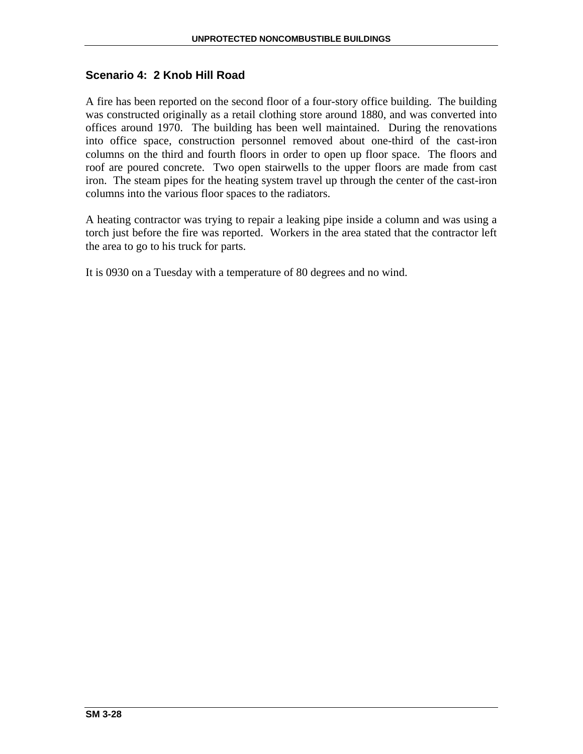## Scenario 4: 2 Knob Hill Road

A fire has been reported on the second floor of a four-story office building. The building was constructed originally as a retail clothing store around 1880, and was converted into offices around 1970. The building has been well maintained. During the renovations into office space, construction personnel removed about one-third of the cast-iron columns on the third and fourth floors in order to open up floor space. The floors and roof are poured concrete. Two open stairwells to the upper floors are made from cast iron. The steam pipes for the heating system travel up through the center of the cast-iron columns into the various floor spaces to the radiators.

A heating contractor was trying to repair a leaking pipe inside a column and was using a torch just before the fire was reported. Workers in the area stated that the contractor left the area to go to his truck for parts.

It is 0930 on a Tuesday with a temperature of 80 degrees and no wind.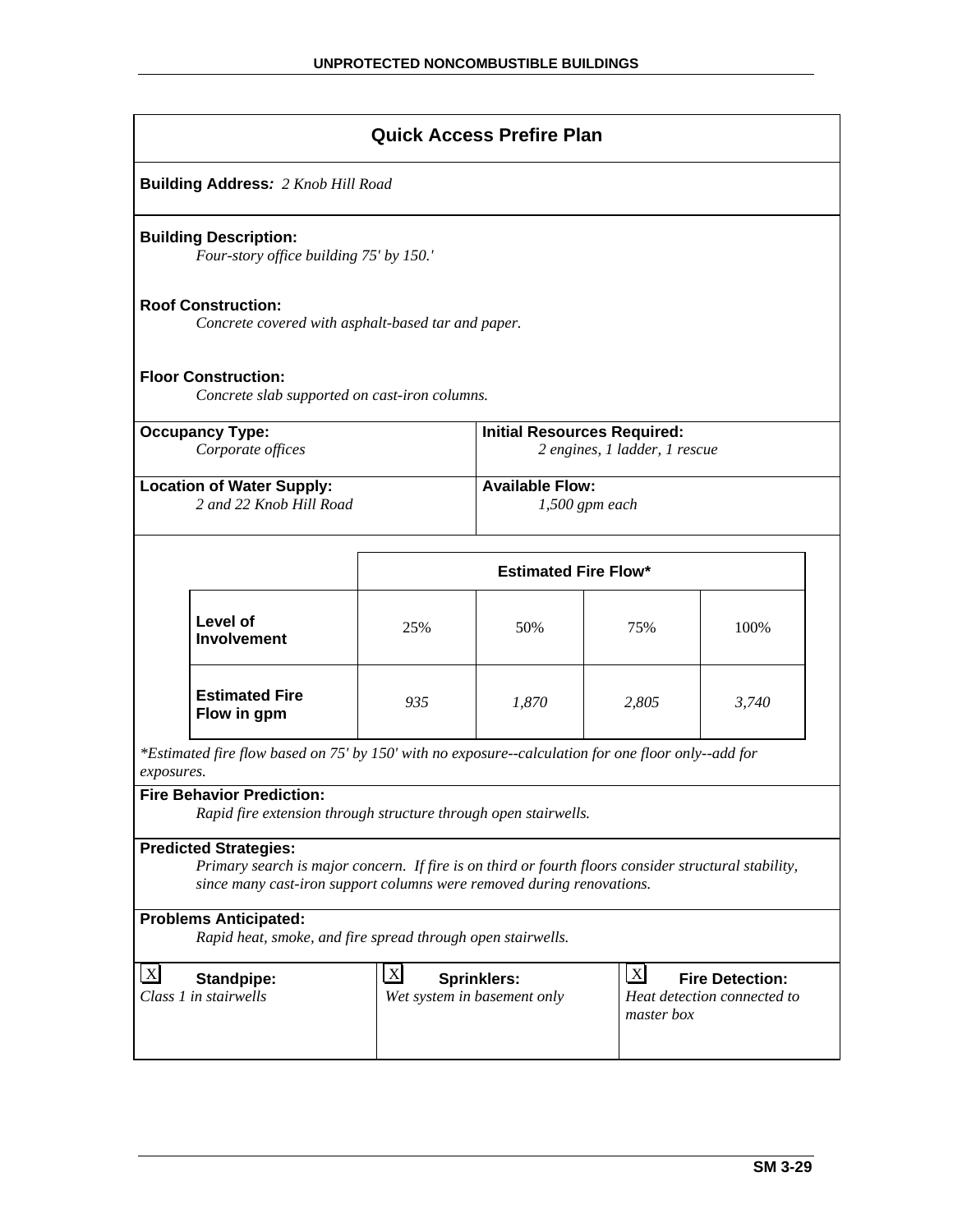## Quick Access Prefire Plan

**Building Address:** *2 Knob Hill Road*

**Building Description:**
*Four-story office building 75' by 150.'*

**Roof Construction:**
*Concrete covered with asphalt-based tar and paper.*

**Floor Construction:**
*Concrete slab supported on cast-iron columns.*

| **Occupancy Type:** | **Initial Resources Required:** |
|---|---|
| *Corporate offices* | *2 engines, 1 ladder, 1 rescue* |
| **Location of Water Supply:** | **Available Flow:** |
| *2 and 22 Knob Hill Road* | *1,500 gpm each* |

| | **Estimated Fire Flow*** | | | |
|---|---|---|---|---|
| **Level of Involvement** | 25% | 50% | 75% | 100% |
| **Estimated Fire Flow in gpm** | *935* | *1,870* | *2,805* | *3,740* |

*\*Estimated fire flow based on 75' by 150' with no exposure--calculation for one floor only--add for exposures.*

**Fire Behavior Prediction:**
*Rapid fire extension through structure through open stairwells.*

**Predicted Strategies:**
*Primary search is major concern. If fire is on third or fourth floors consider structural stability, since many cast-iron support columns were removed during renovations.*

**Problems Anticipated:**
*Rapid heat, smoke, and fire spread through open stairwells.*

| [X] **Standpipe:** | [X] **Sprinklers:** | [X] **Fire Detection:** |
|---|---|---|
| *Class 1 in stairwells* | *Wet system in basement only* | *Heat detection connected to master box* |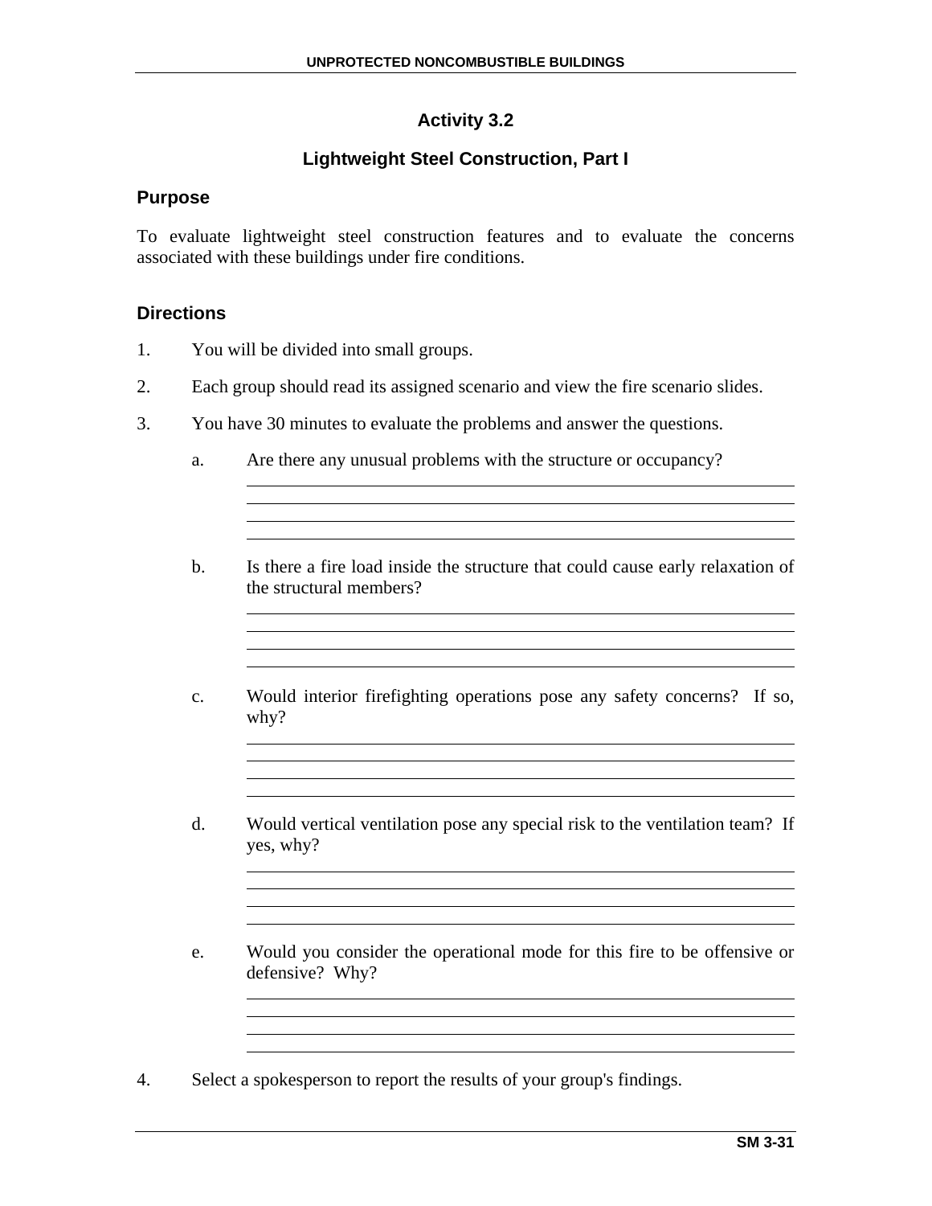## Activity 3.2

### Lightweight Steel Construction, Part I

### Purpose

To evaluate lightweight steel construction features and to evaluate the concerns associated with these buildings under fire conditions.

### Directions

1. You will be divided into small groups.

2. Each group should read its assigned scenario and view the fire scenario slides.

3. You have 30 minutes to evaluate the problems and answer the questions.

   a. Are there any unusual problems with the structure or occupancy?

   b. Is there a fire load inside the structure that could cause early relaxation of the structural members?

   c. Would interior firefighting operations pose any safety concerns? If so, why?

   d. Would vertical ventilation pose any special risk to the ventilation team? If yes, why?

   e. Would you consider the operational mode for this fire to be offensive or defensive? Why?

4. Select a spokesperson to report the results of your group's findings.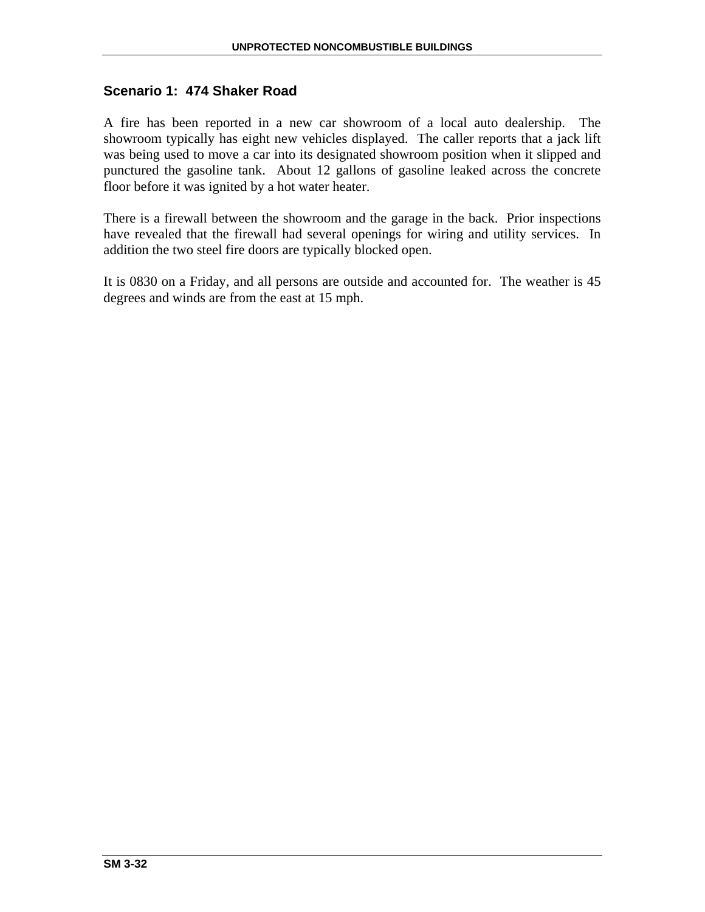## Scenario 1: 474 Shaker Road

A fire has been reported in a new car showroom of a local auto dealership. The showroom typically has eight new vehicles displayed. The caller reports that a jack lift was being used to move a car into its designated showroom position when it slipped and punctured the gasoline tank. About 12 gallons of gasoline leaked across the concrete floor before it was ignited by a hot water heater.

There is a firewall between the showroom and the garage in the back. Prior inspections have revealed that the firewall had several openings for wiring and utility services. In addition the two steel fire doors are typically blocked open.

It is 0830 on a Friday, and all persons are outside and accounted for. The weather is 45 degrees and winds are from the east at 15 mph.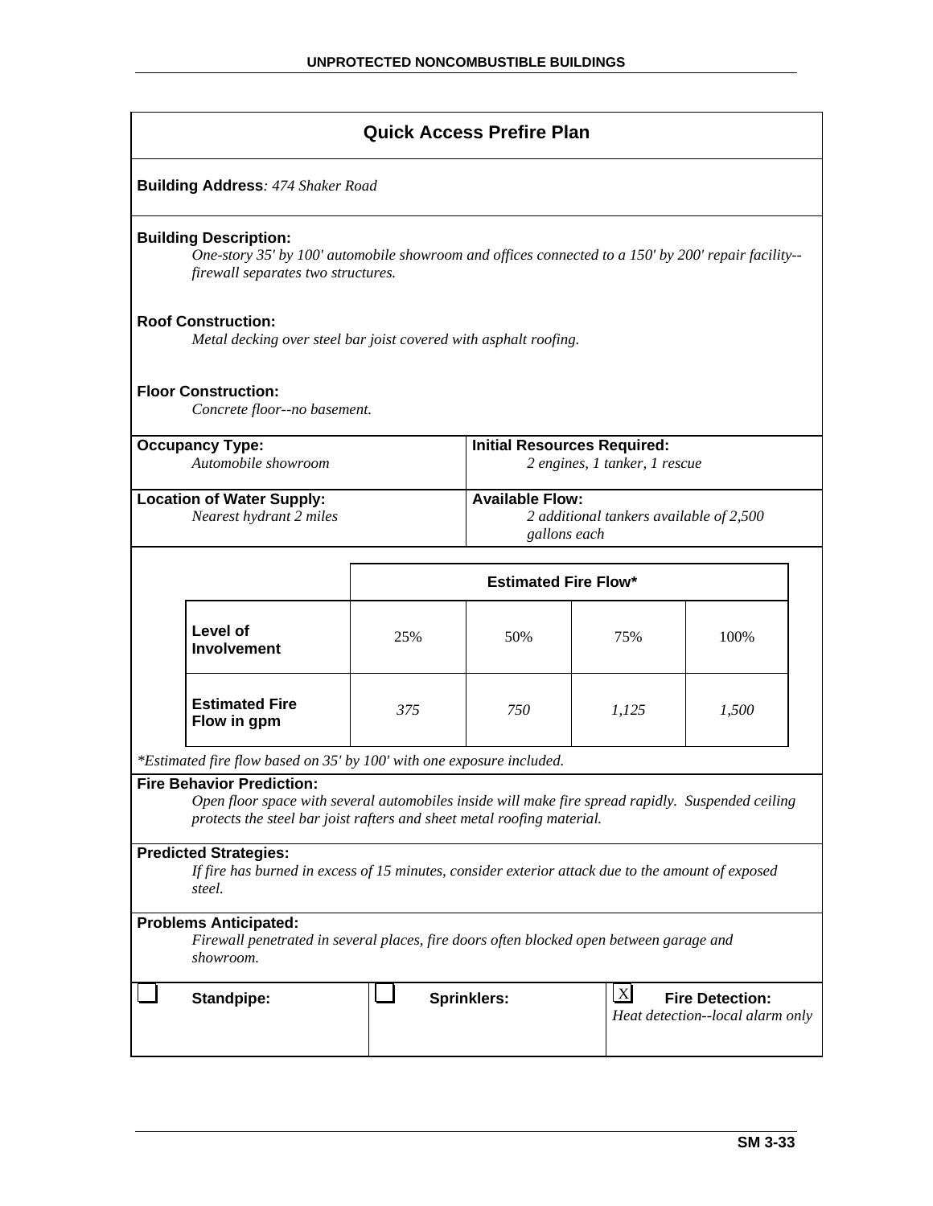## Quick Access Prefire Plan

**Building Address**: *474 Shaker Road*

**Building Description:**

*One-story 35' by 100' automobile showroom and offices connected to a 150' by 200' repair facility--firewall separates two structures.*

**Roof Construction:**

*Metal decking over steel bar joist covered with asphalt roofing.*

**Floor Construction:**

*Concrete floor--no basement.*

**Occupancy Type:**
*Automobile showroom*

**Initial Resources Required:**
*2 engines, 1 tanker, 1 rescue*

**Location of Water Supply:**
*Nearest hydrant 2 miles*

**Available Flow:**
*2 additional tankers available of 2,500 gallons each*

| | Estimated Fire Flow* | | | |
|---|---|---|---|---|
| **Level of Involvement** | 25% | 50% | 75% | 100% |
| **Estimated Fire Flow in gpm** | *375* | *750* | *1,125* | *1,500* |

*\*Estimated fire flow based on 35' by 100' with one exposure included.*

**Fire Behavior Prediction:**

*Open floor space with several automobiles inside will make fire spread rapidly. Suspended ceiling protects the steel bar joist rafters and sheet metal roofing material.*

**Predicted Strategies:**

*If fire has burned in excess of 15 minutes, consider exterior attack due to the amount of exposed steel.*

**Problems Anticipated:**

*Firewall penetrated in several places, fire doors often blocked open between garage and showroom.*

| ☐ **Standpipe:** | ☐ **Sprinklers:** | ☒ **Fire Detection:** *Heat detection--local alarm only* |
|---|---|---|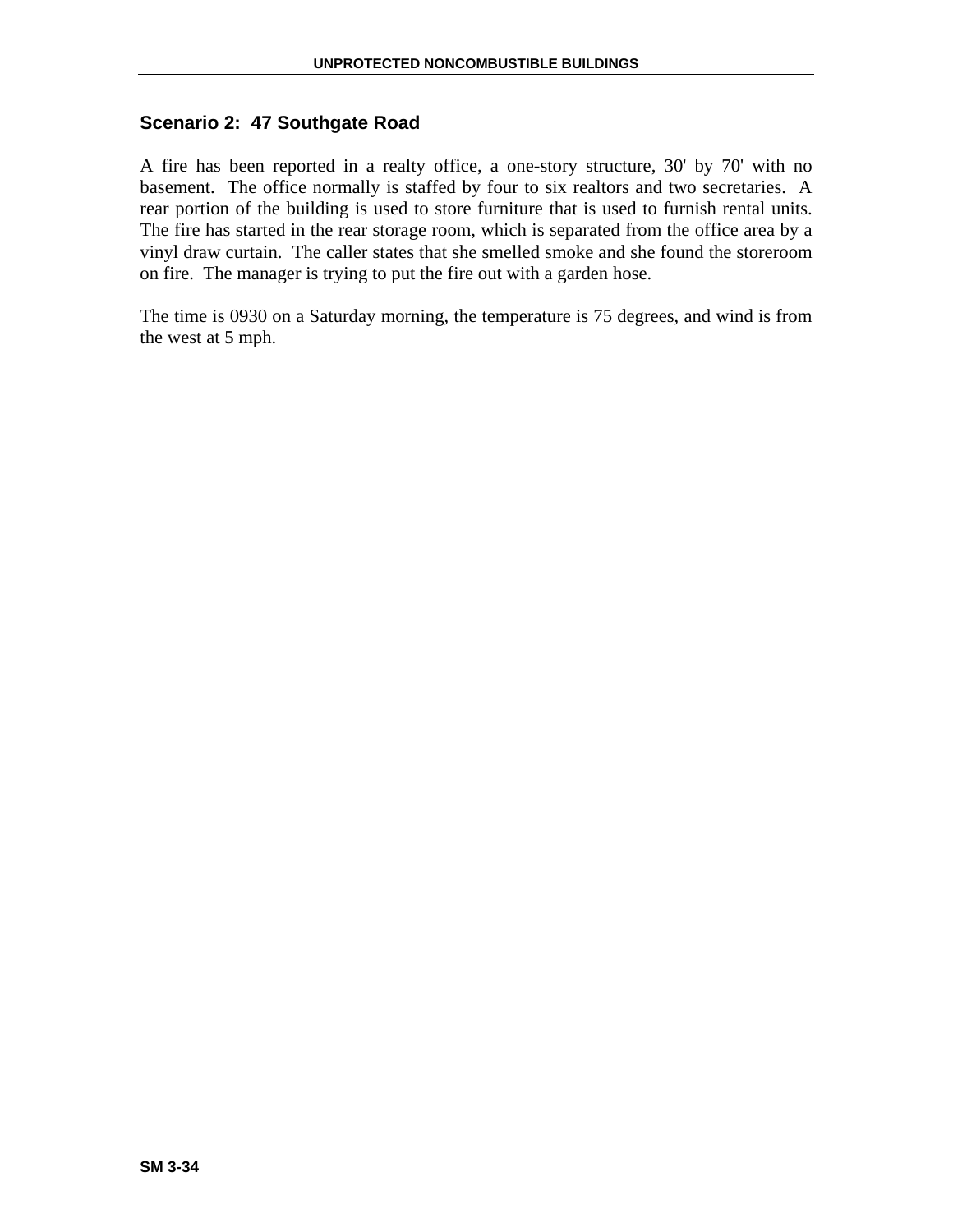## Scenario 2: 47 Southgate Road

A fire has been reported in a realty office, a one-story structure, 30' by 70' with no basement. The office normally is staffed by four to six realtors and two secretaries. A rear portion of the building is used to store furniture that is used to furnish rental units. The fire has started in the rear storage room, which is separated from the office area by a vinyl draw curtain. The caller states that she smelled smoke and she found the storeroom on fire. The manager is trying to put the fire out with a garden hose.

The time is 0930 on a Saturday morning, the temperature is 75 degrees, and wind is from the west at 5 mph.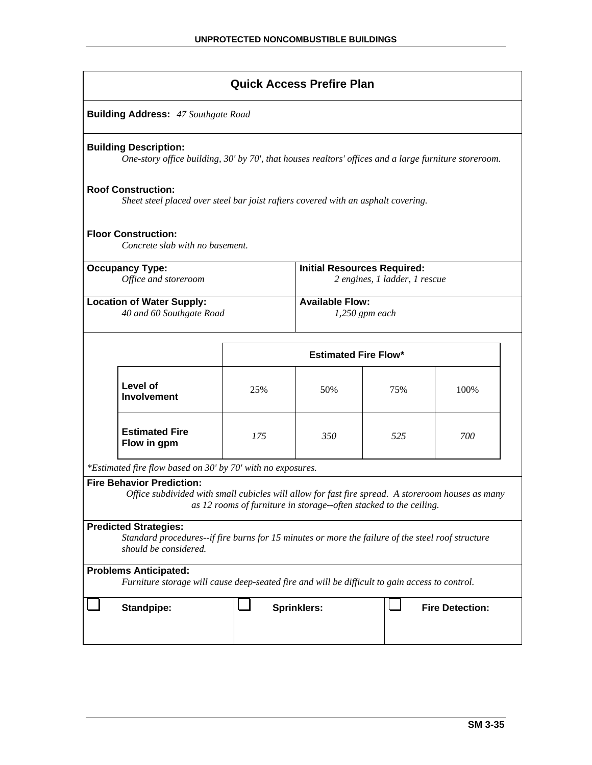## Quick Access Prefire Plan

**Building Address:** *47 Southgate Road*

**Building Description:**
*One-story office building, 30' by 70', that houses realtors' offices and a large furniture storeroom.*

**Roof Construction:**
*Sheet steel placed over steel bar joist rafters covered with an asphalt covering.*

**Floor Construction:**
*Concrete slab with no basement.*

**Occupancy Type:**
*Office and storeroom*

**Initial Resources Required:**
*2 engines, 1 ladder, 1 rescue*

**Location of Water Supply:**
*40 and 60 Southgate Road*

**Available Flow:**
*1,250 gpm each*

| | Estimated Fire Flow* | | | |
|---|---|---|---|---|
| **Level of Involvement** | 25% | 50% | 75% | 100% |
| **Estimated Fire Flow in gpm** | *175* | *350* | *525* | *700* |

*\*Estimated fire flow based on 30' by 70' with no exposures.*

**Fire Behavior Prediction:**
*Office subdivided with small cubicles will allow for fast fire spread. A storeroom houses as many as 12 rooms of furniture in storage--often stacked to the ceiling.*

**Predicted Strategies:**
*Standard procedures--if fire burns for 15 minutes or more the failure of the steel roof structure should be considered.*

**Problems Anticipated:**
*Furniture storage will cause deep-seated fire and will be difficult to gain access to control.*

| ☐ **Standpipe:** | ☐ **Sprinklers:** | ☐ **Fire Detection:** |
|---|---|---|
| | | |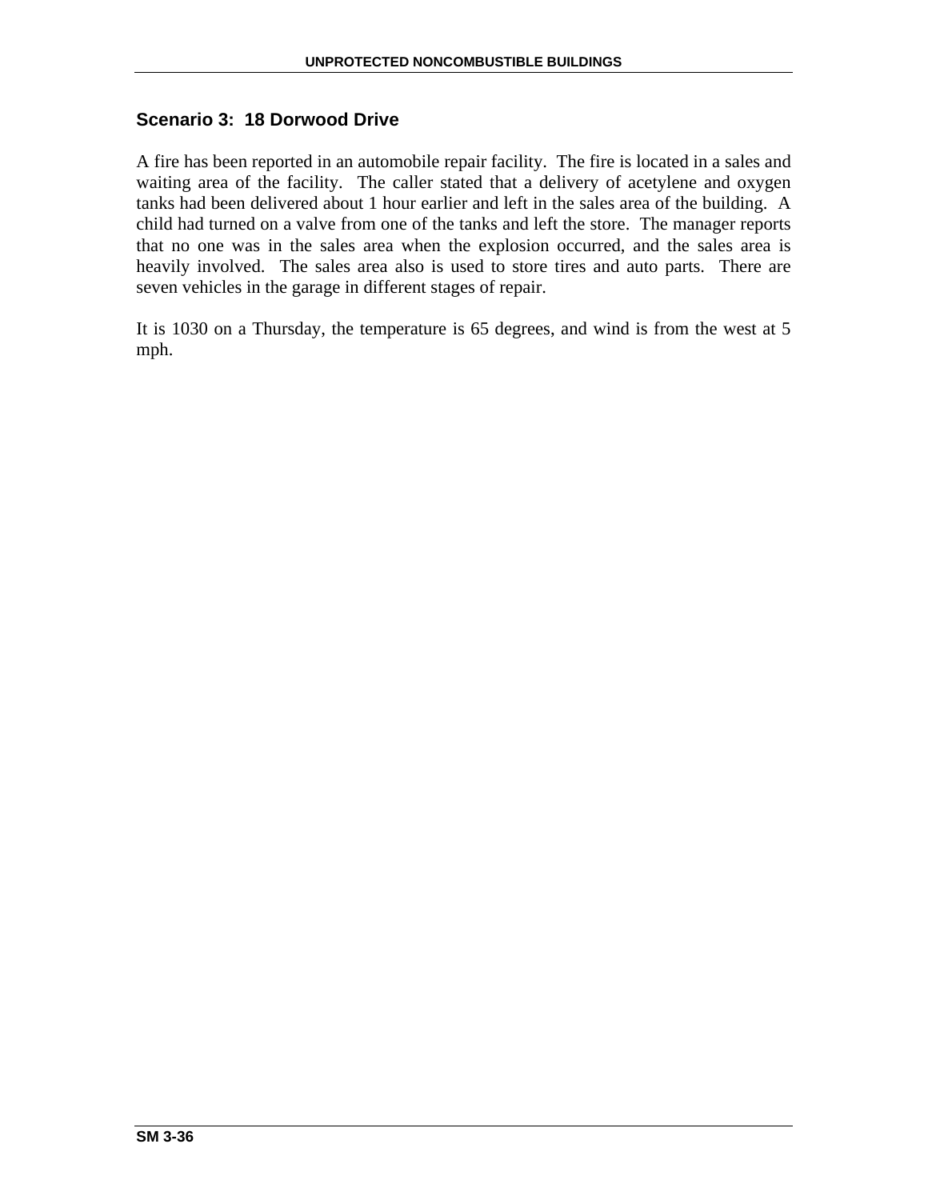### Scenario 3: 18 Dorwood Drive

A fire has been reported in an automobile repair facility. The fire is located in a sales and waiting area of the facility. The caller stated that a delivery of acetylene and oxygen tanks had been delivered about 1 hour earlier and left in the sales area of the building. A child had turned on a valve from one of the tanks and left the store. The manager reports that no one was in the sales area when the explosion occurred, and the sales area is heavily involved. The sales area also is used to store tires and auto parts. There are seven vehicles in the garage in different stages of repair.

It is 1030 on a Thursday, the temperature is 65 degrees, and wind is from the west at 5 mph.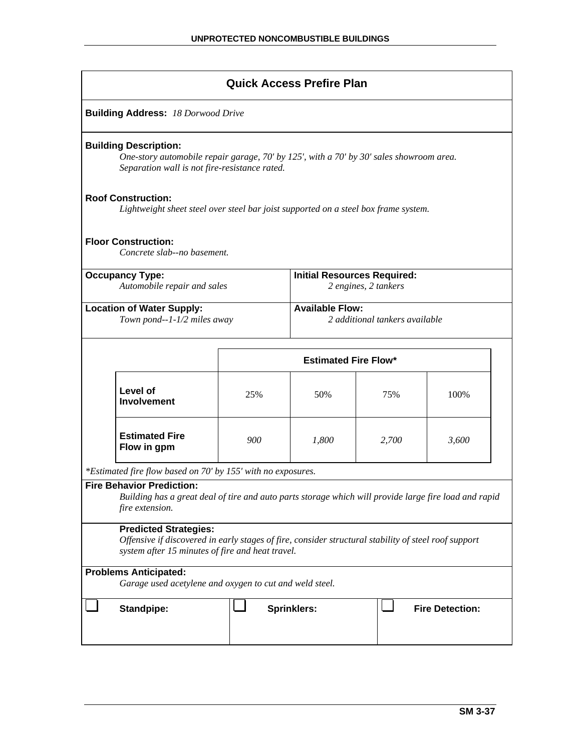## Quick Access Prefire Plan

**Building Address:** *18 Dorwood Drive*

**Building Description:**
*One-story automobile repair garage, 70' by 125', with a 70' by 30' sales showroom area. Separation wall is not fire-resistance rated.*

**Roof Construction:**
*Lightweight sheet steel over steel bar joist supported on a steel box frame system.*

**Floor Construction:**
*Concrete slab--no basement.*

| **Occupancy Type:** | **Initial Resources Required:** |
|---|---|
| *Automobile repair and sales* | *2 engines, 2 tankers* |
| **Location of Water Supply:** | **Available Flow:** |
| *Town pond--1-1/2 miles away* | *2 additional tankers available* |

| | **Estimated Fire Flow*** | | | |
|---|---|---|---|---|
| **Level of Involvement** | 25% | 50% | 75% | 100% |
| **Estimated Fire Flow in gpm** | *900* | *1,800* | *2,700* | *3,600* |

**Estimated fire flow based on 70' by 155' with no exposures.*

**Fire Behavior Prediction:**
*Building has a great deal of tire and auto parts storage which will provide large fire load and rapid fire extension.*

**Predicted Strategies:**
*Offensive if discovered in early stages of fire, consider structural stability of steel roof support system after 15 minutes of fire and heat travel.*

**Problems Anticipated:**
*Garage used acetylene and oxygen to cut and weld steel.*

| ☐ **Standpipe:** | ☐ **Sprinklers:** | ☐ **Fire Detection:** |
|---|---|---|
| | | |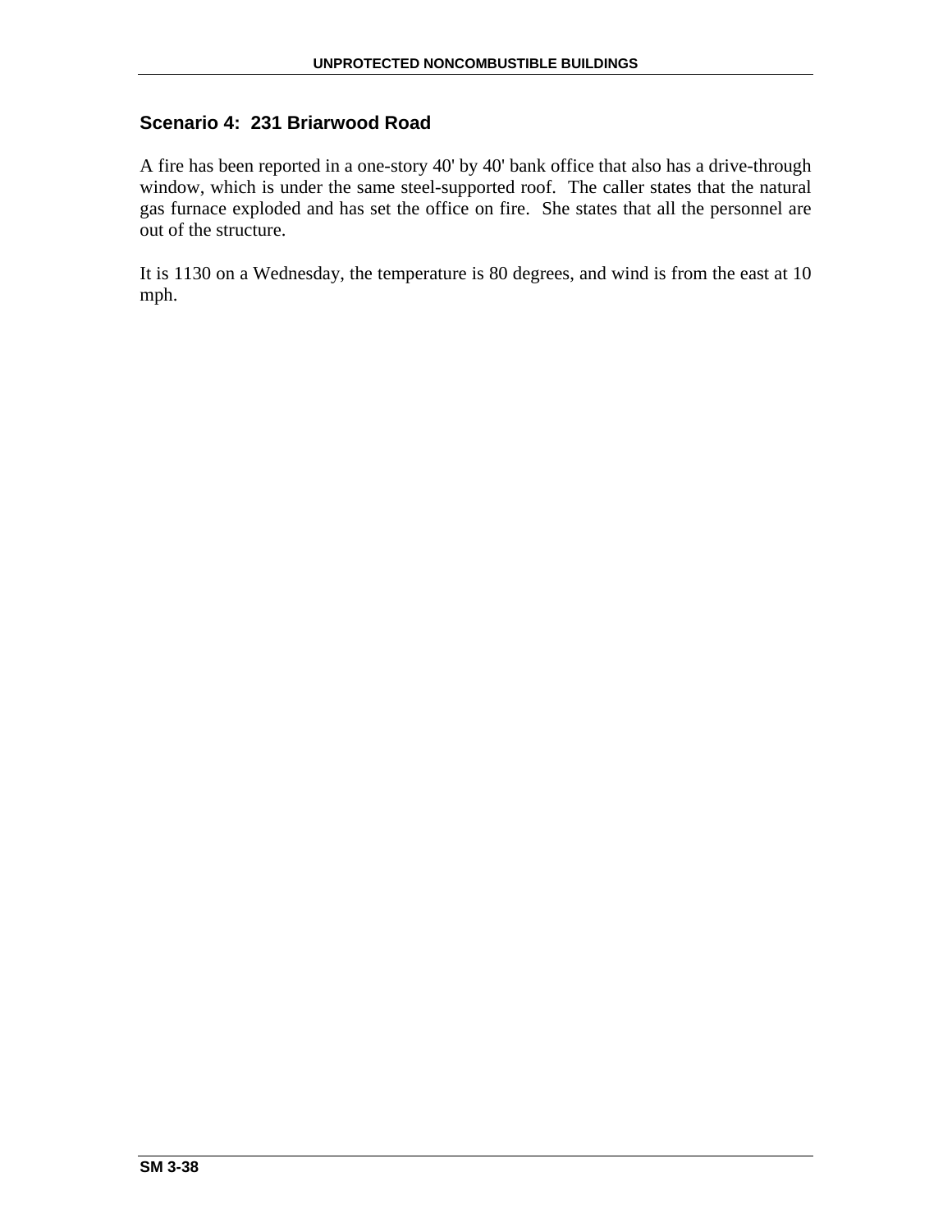## Scenario 4: 231 Briarwood Road

A fire has been reported in a one-story 40' by 40' bank office that also has a drive-through window, which is under the same steel-supported roof. The caller states that the natural gas furnace exploded and has set the office on fire. She states that all the personnel are out of the structure.

It is 1130 on a Wednesday, the temperature is 80 degrees, and wind is from the east at 10 mph.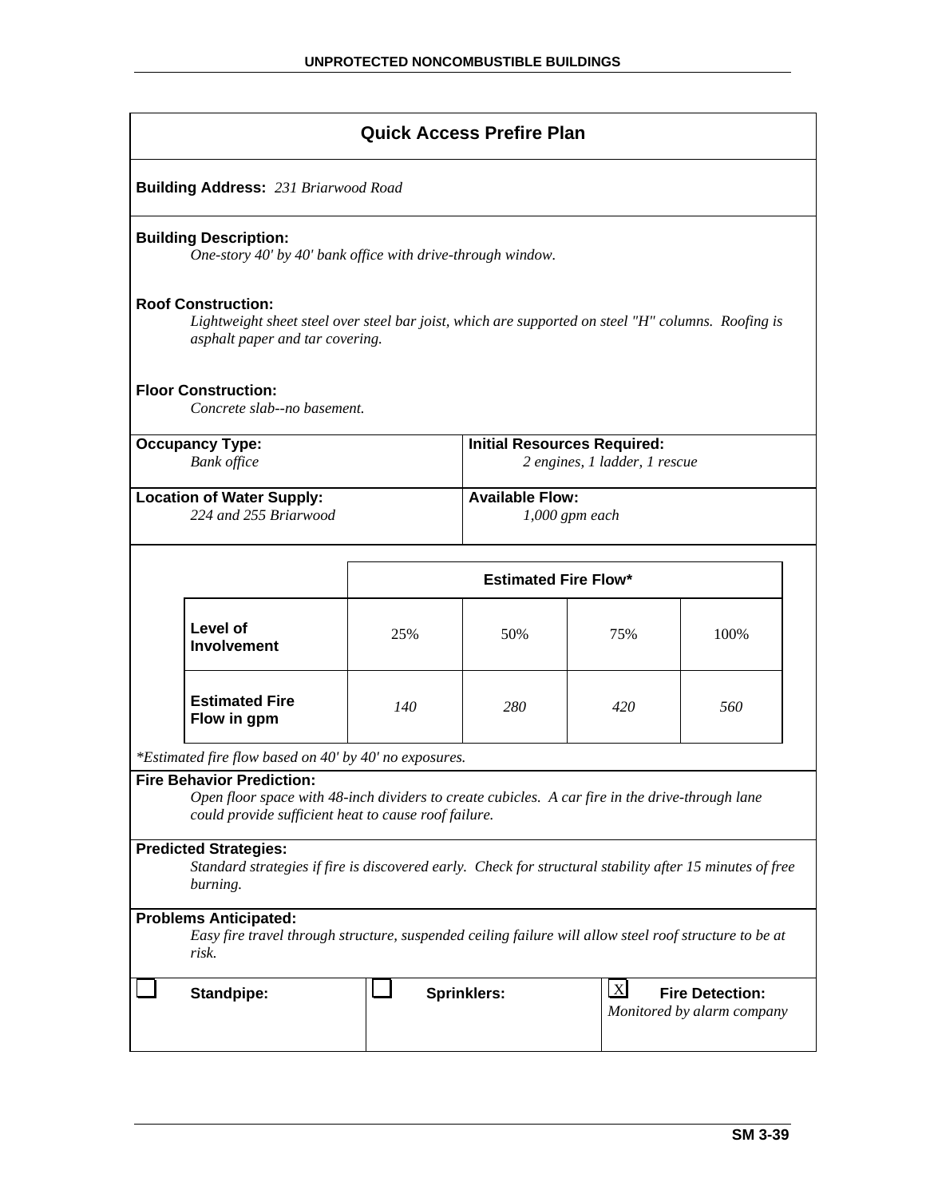## Quick Access Prefire Plan

**Building Address:** *231 Briarwood Road*

**Building Description:**
*One-story 40' by 40' bank office with drive-through window.*

**Roof Construction:**
*Lightweight sheet steel over steel bar joist, which are supported on steel "H" columns. Roofing is asphalt paper and tar covering.*

**Floor Construction:**
*Concrete slab--no basement.*

**Occupancy Type:**
*Bank office*

**Initial Resources Required:**
*2 engines, 1 ladder, 1 rescue*

**Location of Water Supply:**
*224 and 255 Briarwood*

**Available Flow:**
*1,000 gpm each*

| | Estimated Fire Flow* | | | |
|---|---|---|---|---|
| **Level of Involvement** | 25% | 50% | 75% | 100% |
| **Estimated Fire Flow in gpm** | *140* | *280* | *420* | *560* |

*\*Estimated fire flow based on 40' by 40' no exposures.*

**Fire Behavior Prediction:**
*Open floor space with 48-inch dividers to create cubicles. A car fire in the drive-through lane could provide sufficient heat to cause roof failure.*

**Predicted Strategies:**
*Standard strategies if fire is discovered early. Check for structural stability after 15 minutes of free burning.*

**Problems Anticipated:**
*Easy fire travel through structure, suspended ceiling failure will allow steel roof structure to be at risk.*

| ☐ **Standpipe:** | ☐ **Sprinklers:** | ☒ **Fire Detection:** *Monitored by alarm company* |
|---|---|---|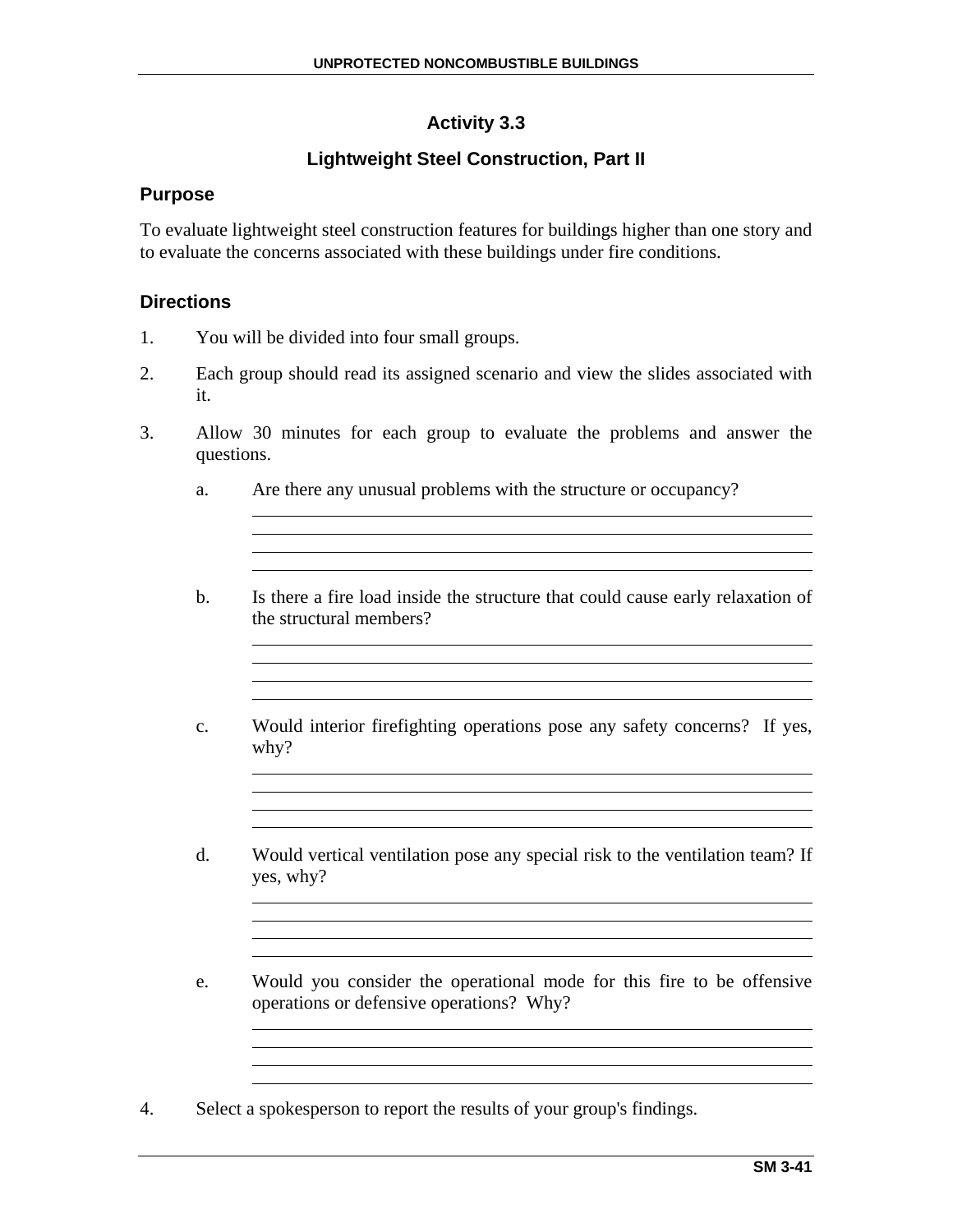## Activity 3.3

### Lightweight Steel Construction, Part II

### Purpose

To evaluate lightweight steel construction features for buildings higher than one story and to evaluate the concerns associated with these buildings under fire conditions.

### Directions

1. You will be divided into four small groups.

2. Each group should read its assigned scenario and view the slides associated with it.

3. Allow 30 minutes for each group to evaluate the problems and answer the questions.

   a. Are there any unusual problems with the structure or occupancy?

   b. Is there a fire load inside the structure that could cause early relaxation of the structural members?

   c. Would interior firefighting operations pose any safety concerns? If yes, why?

   d. Would vertical ventilation pose any special risk to the ventilation team? If yes, why?

   e. Would you consider the operational mode for this fire to be offensive operations or defensive operations? Why?

4. Select a spokesperson to report the results of your group's findings.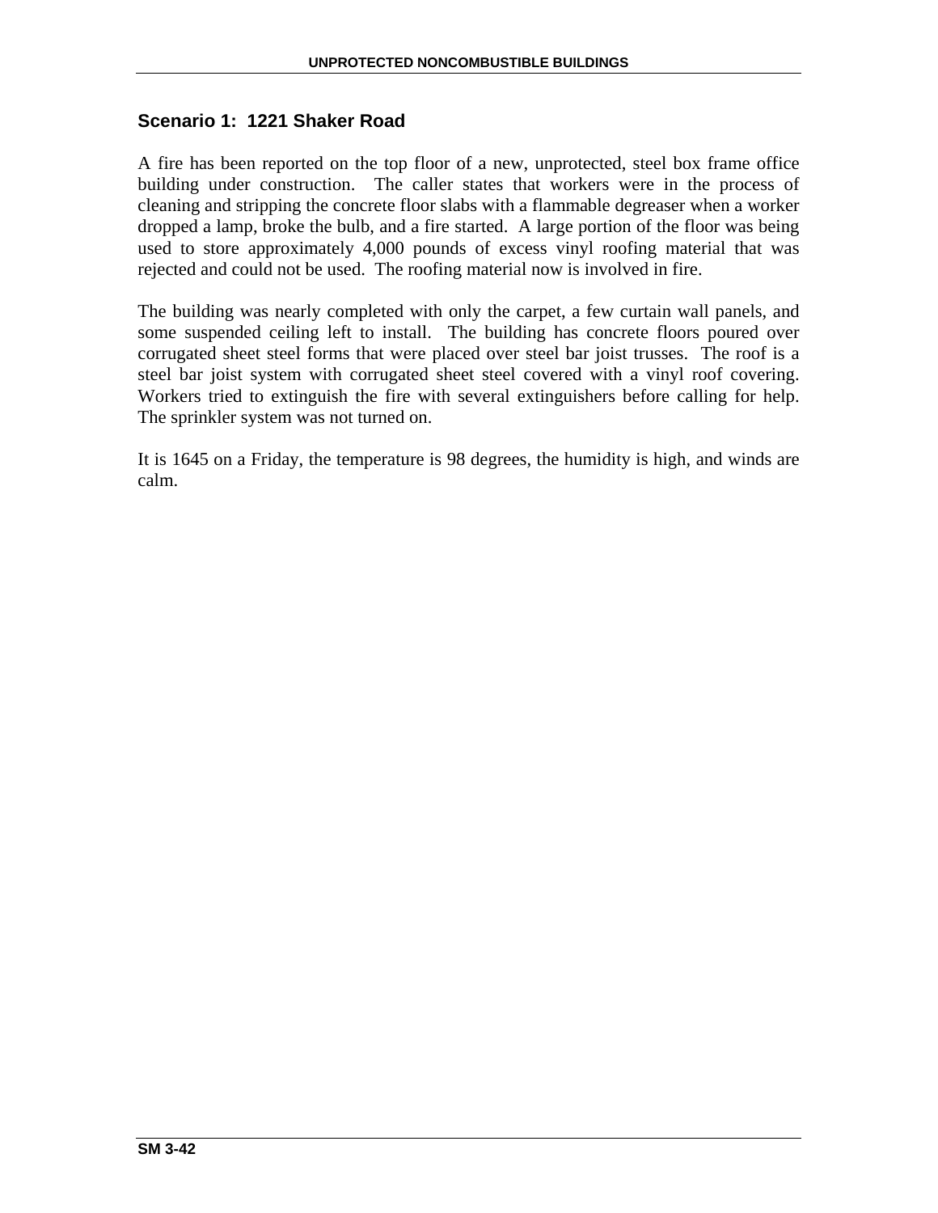## Scenario 1: 1221 Shaker Road

A fire has been reported on the top floor of a new, unprotected, steel box frame office building under construction. The caller states that workers were in the process of cleaning and stripping the concrete floor slabs with a flammable degreaser when a worker dropped a lamp, broke the bulb, and a fire started. A large portion of the floor was being used to store approximately 4,000 pounds of excess vinyl roofing material that was rejected and could not be used. The roofing material now is involved in fire.

The building was nearly completed with only the carpet, a few curtain wall panels, and some suspended ceiling left to install. The building has concrete floors poured over corrugated sheet steel forms that were placed over steel bar joist trusses. The roof is a steel bar joist system with corrugated sheet steel covered with a vinyl roof covering. Workers tried to extinguish the fire with several extinguishers before calling for help. The sprinkler system was not turned on.

It is 1645 on a Friday, the temperature is 98 degrees, the humidity is high, and winds are calm.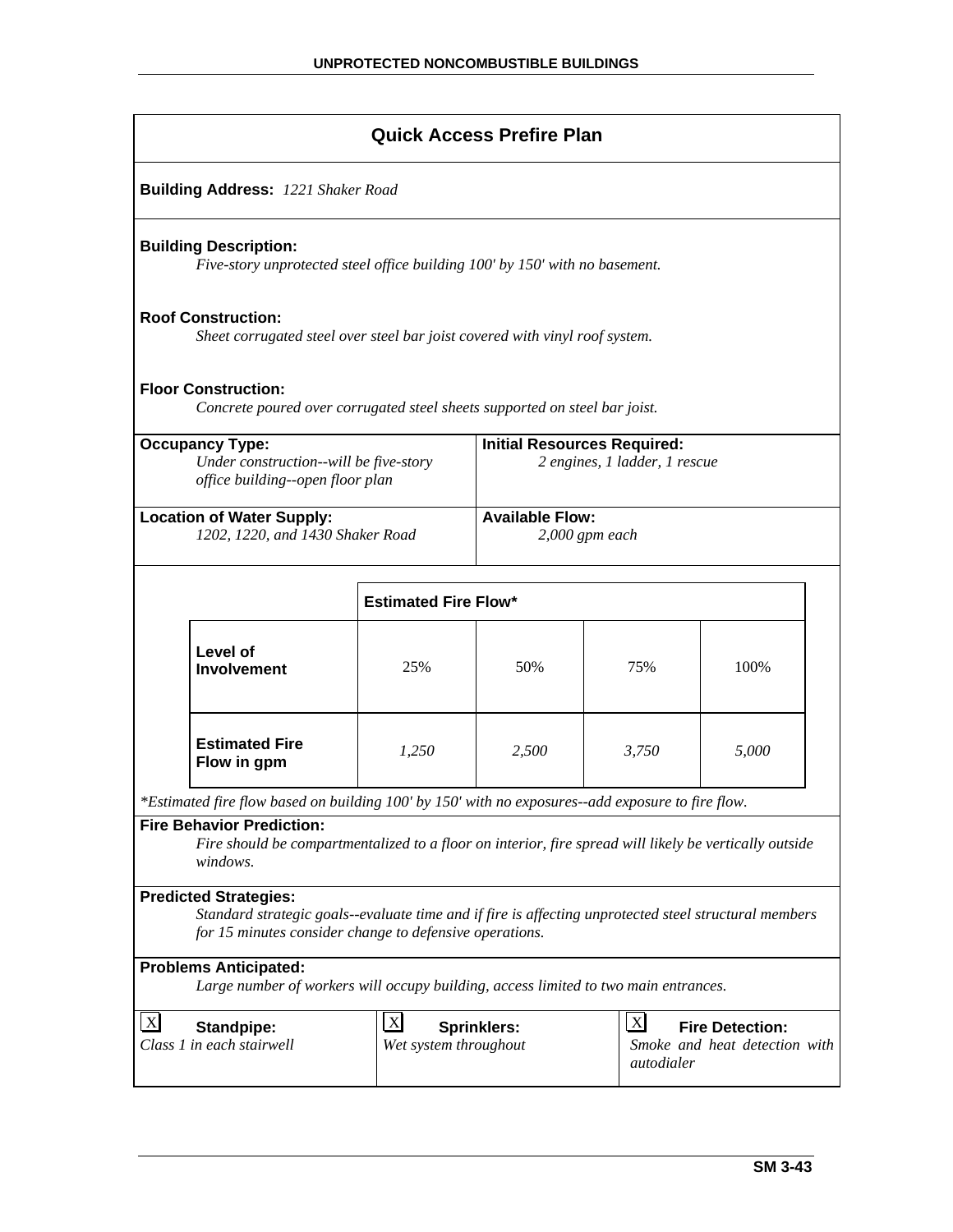## Quick Access Prefire Plan

**Building Address:** *1221 Shaker Road*

**Building Description:**
*Five-story unprotected steel office building 100' by 150' with no basement.*

**Roof Construction:**
*Sheet corrugated steel over steel bar joist covered with vinyl roof system.*

**Floor Construction:**
*Concrete poured over corrugated steel sheets supported on steel bar joist.*

**Occupancy Type:**
*Under construction--will be five-story office building--open floor plan*

**Initial Resources Required:**
*2 engines, 1 ladder, 1 rescue*

**Location of Water Supply:**
*1202, 1220, and 1430 Shaker Road*

**Available Flow:**
*2,000 gpm each*

| | Estimated Fire Flow* | | | |
|---|---|---|---|---|
| **Level of Involvement** | 25% | 50% | 75% | 100% |
| **Estimated Fire Flow in gpm** | *1,250* | *2,500* | *3,750* | *5,000* |

**Estimated fire flow based on building 100' by 150' with no exposures--add exposure to fire flow.*

**Fire Behavior Prediction:**
*Fire should be compartmentalized to a floor on interior, fire spread will likely be vertically outside windows.*

**Predicted Strategies:**
*Standard strategic goals--evaluate time and if fire is affecting unprotected steel structural members for 15 minutes consider change to defensive operations.*

**Problems Anticipated:**
*Large number of workers will occupy building, access limited to two main entrances.*

[X] **Standpipe:** *Class 1 in each stairwell*

[X] **Sprinklers:** *Wet system throughout*

[X] **Fire Detection:** *Smoke and heat detection with autodialer*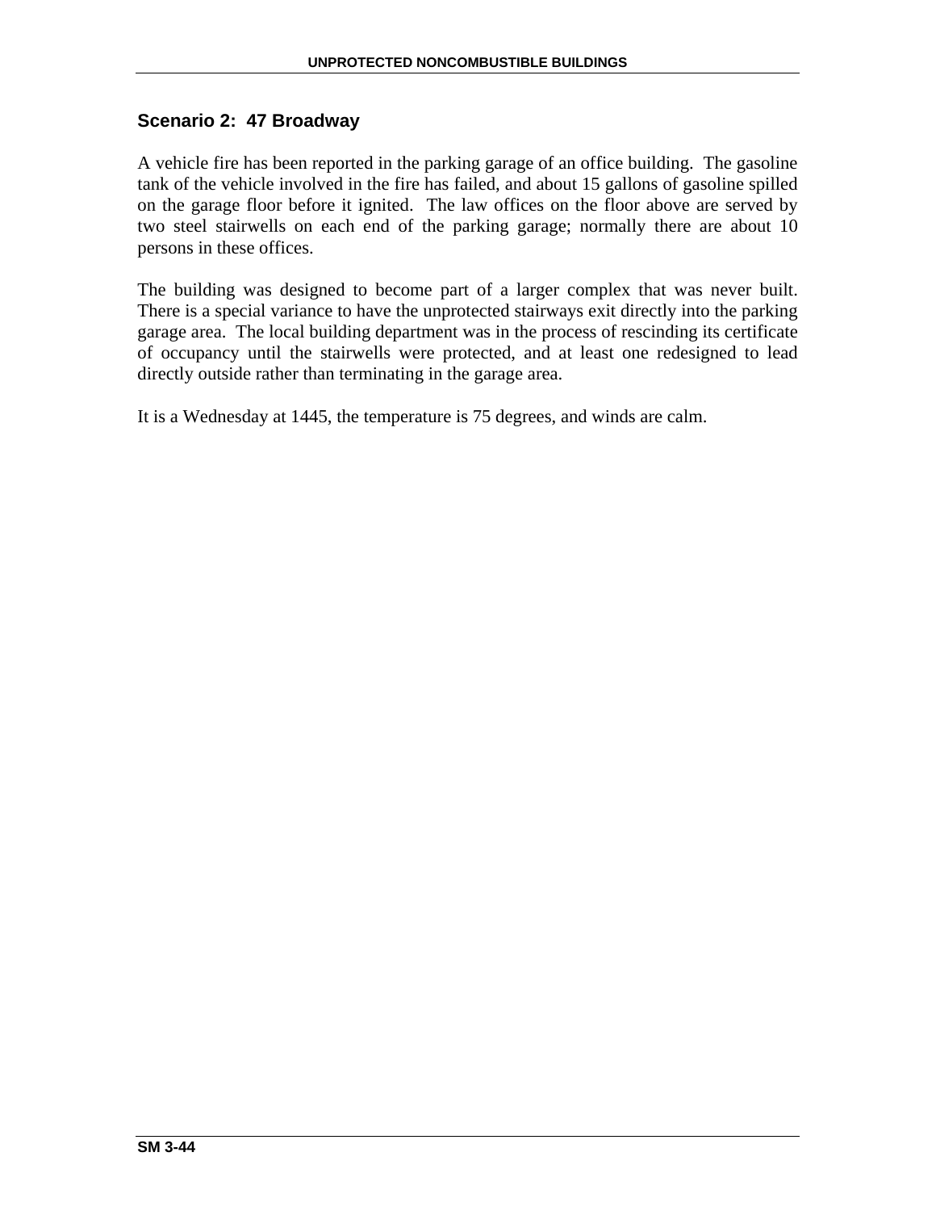## Scenario 2: 47 Broadway

A vehicle fire has been reported in the parking garage of an office building. The gasoline tank of the vehicle involved in the fire has failed, and about 15 gallons of gasoline spilled on the garage floor before it ignited. The law offices on the floor above are served by two steel stairwells on each end of the parking garage; normally there are about 10 persons in these offices.

The building was designed to become part of a larger complex that was never built. There is a special variance to have the unprotected stairways exit directly into the parking garage area. The local building department was in the process of rescinding its certificate of occupancy until the stairwells were protected, and at least one redesigned to lead directly outside rather than terminating in the garage area.

It is a Wednesday at 1445, the temperature is 75 degrees, and winds are calm.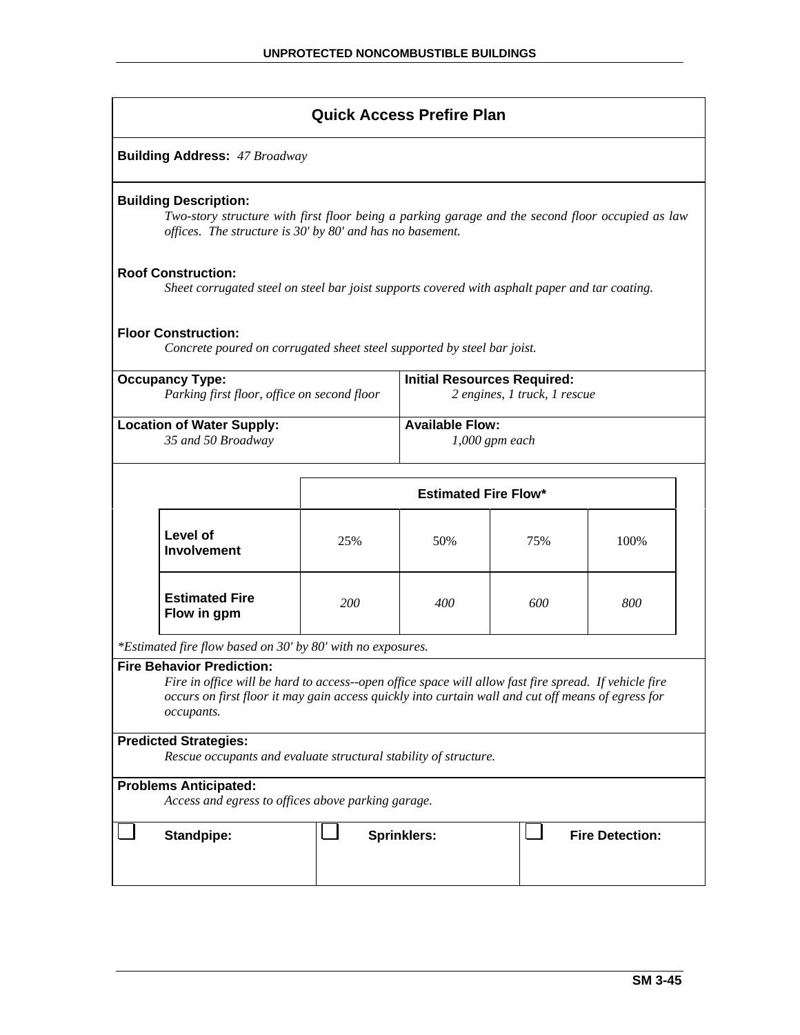## Quick Access Prefire Plan

**Building Address:** *47 Broadway*

**Building Description:**

*Two-story structure with first floor being a parking garage and the second floor occupied as law offices. The structure is 30' by 80' and has no basement.*

**Roof Construction:**

*Sheet corrugated steel on steel bar joist supports covered with asphalt paper and tar coating.*

**Floor Construction:**

*Concrete poured on corrugated sheet steel supported by steel bar joist.*

| **Occupancy Type:** | **Initial Resources Required:** |
|---|---|
| *Parking first floor, office on second floor* | *2 engines, 1 truck, 1 rescue* |
| **Location of Water Supply:** | **Available Flow:** |
| *35 and 50 Broadway* | *1,000 gpm each* |

| | **Estimated Fire Flow*** | | | |
|---|---|---|---|---|
| **Level of Involvement** | 25% | 50% | 75% | 100% |
| **Estimated Fire Flow in gpm** | *200* | *400* | *600* | *800* |

**Estimated fire flow based on 30' by 80' with no exposures.*

**Fire Behavior Prediction:**

*Fire in office will be hard to access--open office space will allow fast fire spread. If vehicle fire occurs on first floor it may gain access quickly into curtain wall and cut off means of egress for occupants.*

**Predicted Strategies:**

*Rescue occupants and evaluate structural stability of structure.*

**Problems Anticipated:**

*Access and egress to offices above parking garage.*

| ☐ **Standpipe:** | ☐ **Sprinklers:** | ☐ **Fire Detection:** |
|---|---|---|
| | | |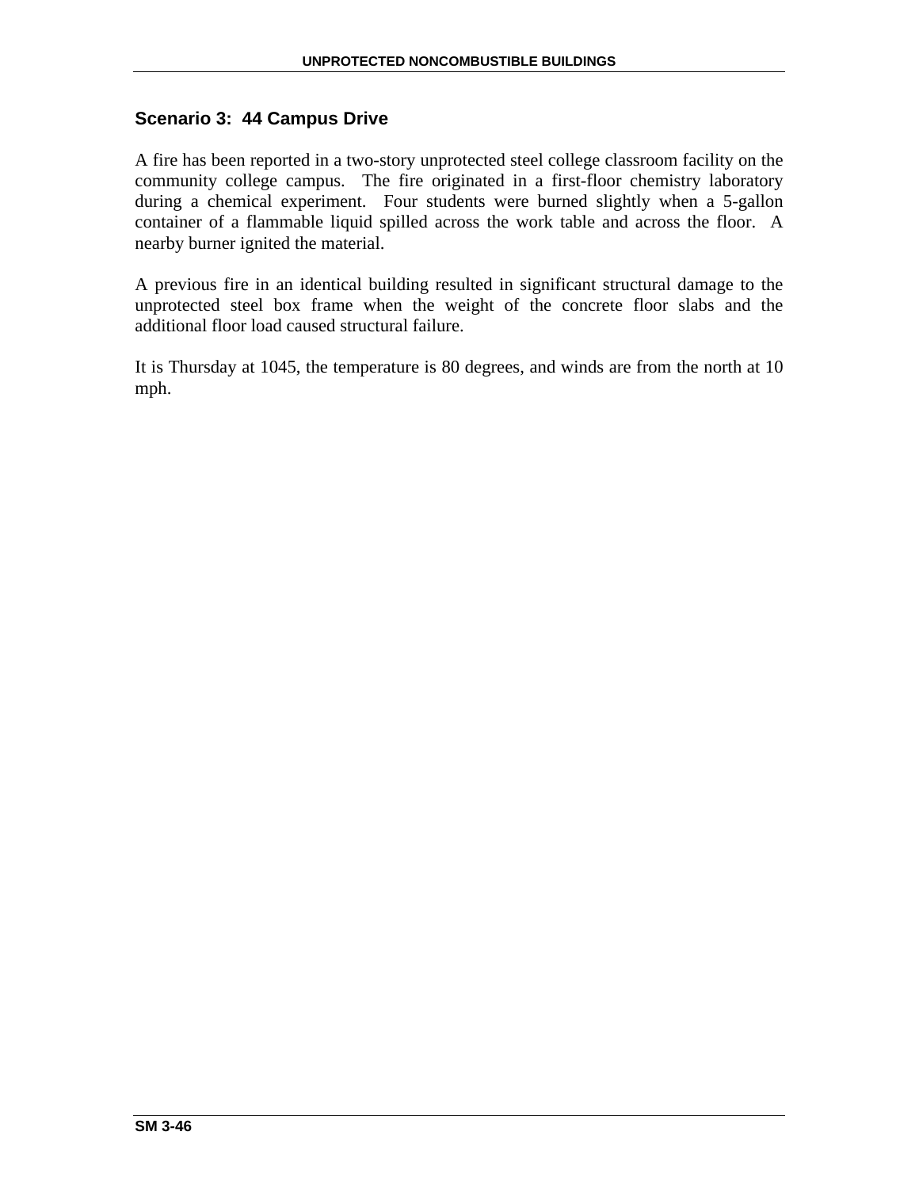## Scenario 3: 44 Campus Drive

A fire has been reported in a two-story unprotected steel college classroom facility on the community college campus. The fire originated in a first-floor chemistry laboratory during a chemical experiment. Four students were burned slightly when a 5-gallon container of a flammable liquid spilled across the work table and across the floor. A nearby burner ignited the material.

A previous fire in an identical building resulted in significant structural damage to the unprotected steel box frame when the weight of the concrete floor slabs and the additional floor load caused structural failure.

It is Thursday at 1045, the temperature is 80 degrees, and winds are from the north at 10 mph.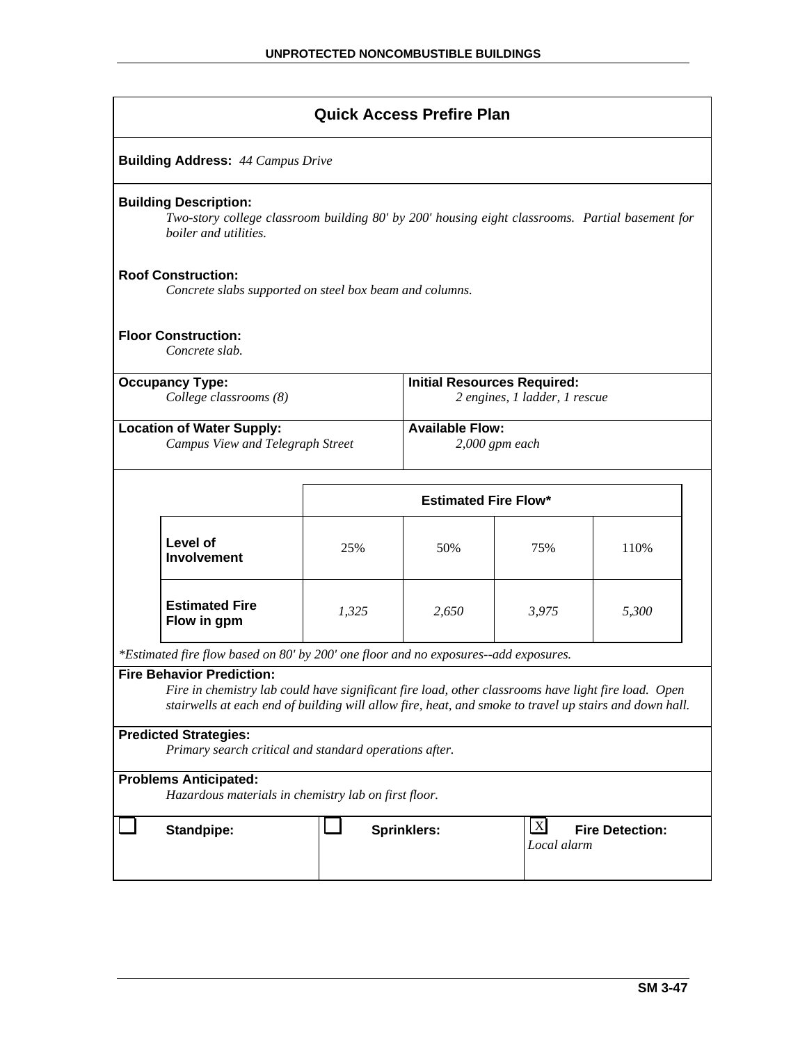## Quick Access Prefire Plan

**Building Address:** *44 Campus Drive*

**Building Description:**
*Two-story college classroom building 80' by 200' housing eight classrooms. Partial basement for boiler and utilities.*

**Roof Construction:**
*Concrete slabs supported on steel box beam and columns.*

**Floor Construction:**
*Concrete slab.*

| **Occupancy Type:** | **Initial Resources Required:** |
|---|---|
| *College classrooms (8)* | *2 engines, 1 ladder, 1 rescue* |
| **Location of Water Supply:** | **Available Flow:** |
| *Campus View and Telegraph Street* | *2,000 gpm each* |

| | Estimated Fire Flow* | | | |
|---|---|---|---|---|
| **Level of Involvement** | 25% | 50% | 75% | 110% |
| **Estimated Fire Flow in gpm** | *1,325* | *2,650* | *3,975* | *5,300* |

*\*Estimated fire flow based on 80' by 200' one floor and no exposures--add exposures.*

**Fire Behavior Prediction:**
*Fire in chemistry lab could have significant fire load, other classrooms have light fire load. Open stairwells at each end of building will allow fire, heat, and smoke to travel up stairs and down hall.*

**Predicted Strategies:**
*Primary search critical and standard operations after.*

**Problems Anticipated:**
*Hazardous materials in chemistry lab on first floor.*

| ☐ **Standpipe:** | ☐ **Sprinklers:** | ☒ **Fire Detection:** *Local alarm* |
|---|---|---|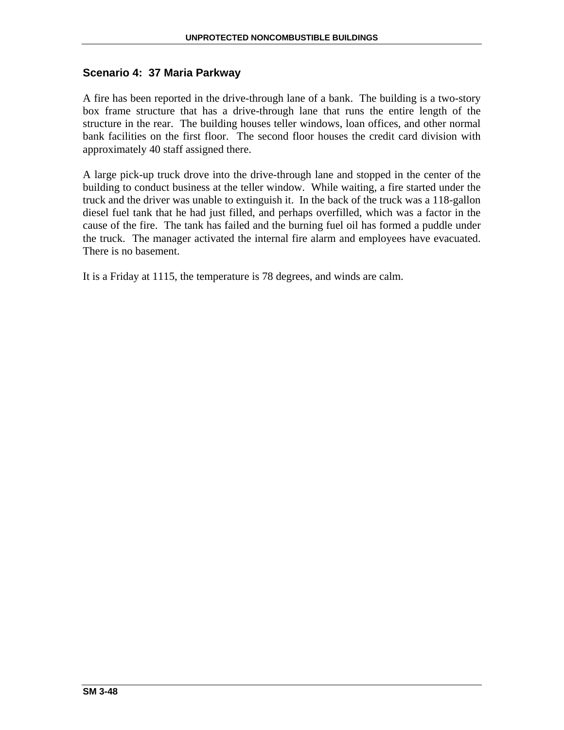## Scenario 4: 37 Maria Parkway

A fire has been reported in the drive-through lane of a bank. The building is a two-story box frame structure that has a drive-through lane that runs the entire length of the structure in the rear. The building houses teller windows, loan offices, and other normal bank facilities on the first floor. The second floor houses the credit card division with approximately 40 staff assigned there.

A large pick-up truck drove into the drive-through lane and stopped in the center of the building to conduct business at the teller window. While waiting, a fire started under the truck and the driver was unable to extinguish it. In the back of the truck was a 118-gallon diesel fuel tank that he had just filled, and perhaps overfilled, which was a factor in the cause of the fire. The tank has failed and the burning fuel oil has formed a puddle under the truck. The manager activated the internal fire alarm and employees have evacuated. There is no basement.

It is a Friday at 1115, the temperature is 78 degrees, and winds are calm.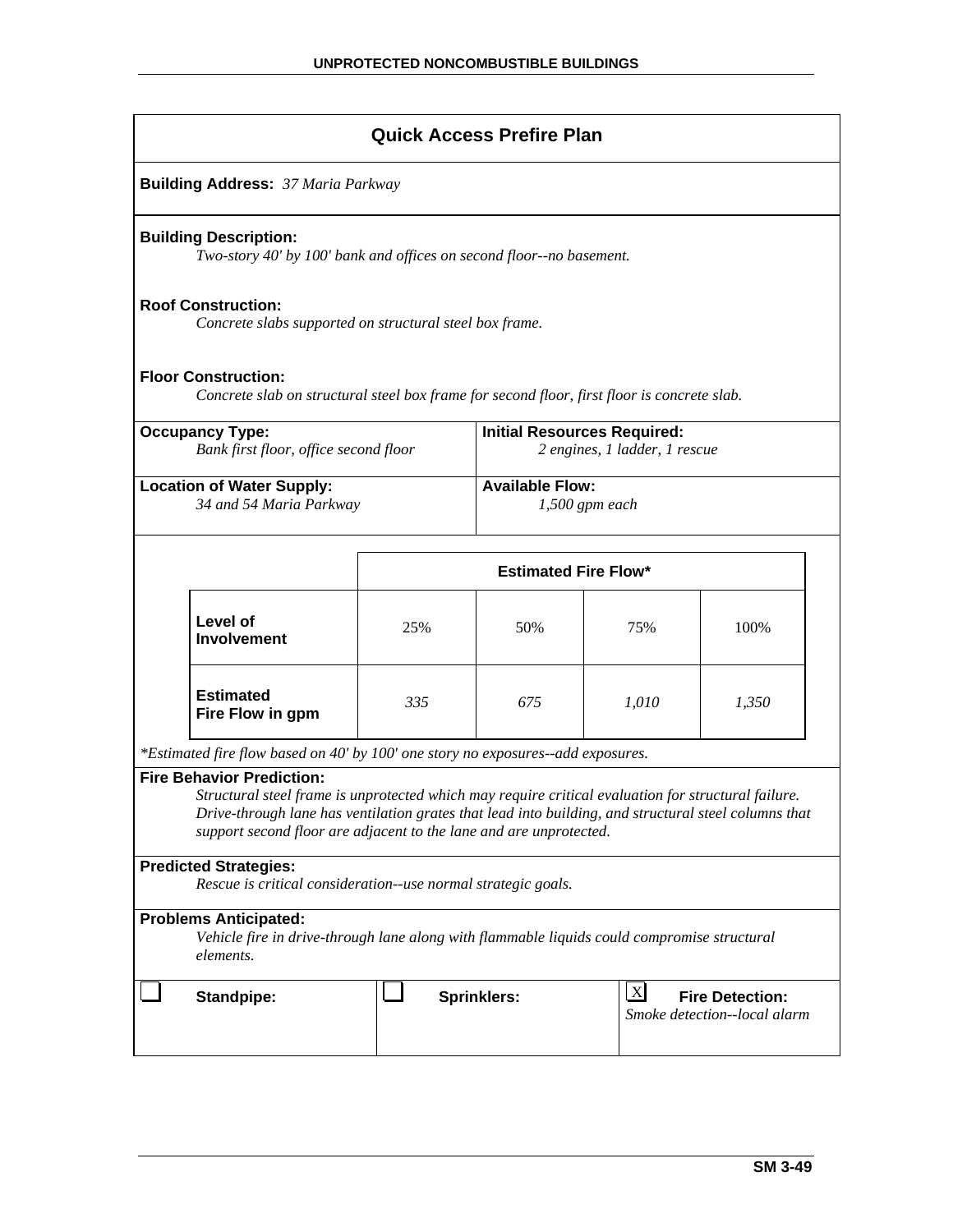## Quick Access Prefire Plan

**Building Address:** *37 Maria Parkway*

**Building Description:**
*Two-story 40' by 100' bank and offices on second floor--no basement.*

**Roof Construction:**
*Concrete slabs supported on structural steel box frame.*

**Floor Construction:**
*Concrete slab on structural steel box frame for second floor, first floor is concrete slab.*

| **Occupancy Type:** | **Initial Resources Required:** |
|---|---|
| *Bank first floor, office second floor* | *2 engines, 1 ladder, 1 rescue* |

| **Location of Water Supply:** | **Available Flow:** |
|---|---|
| *34 and 54 Maria Parkway* | *1,500 gpm each* |

| | **Estimated Fire Flow*** | | | |
|---|---|---|---|---|
| **Level of Involvement** | 25% | 50% | 75% | 100% |
| **Estimated Fire Flow in gpm** | *335* | *675* | *1,010* | *1,350* |

*\*Estimated fire flow based on 40' by 100' one story no exposures--add exposures.*

**Fire Behavior Prediction:**
*Structural steel frame is unprotected which may require critical evaluation for structural failure. Drive-through lane has ventilation grates that lead into building, and structural steel columns that support second floor are adjacent to the lane and are unprotected.*

**Predicted Strategies:**
*Rescue is critical consideration--use normal strategic goals.*

**Problems Anticipated:**
*Vehicle fire in drive-through lane along with flammable liquids could compromise structural elements.*

| ☐ **Standpipe:** | ☐ **Sprinklers:** | ☒ **Fire Detection:** *Smoke detection--local alarm* |
|---|---|---|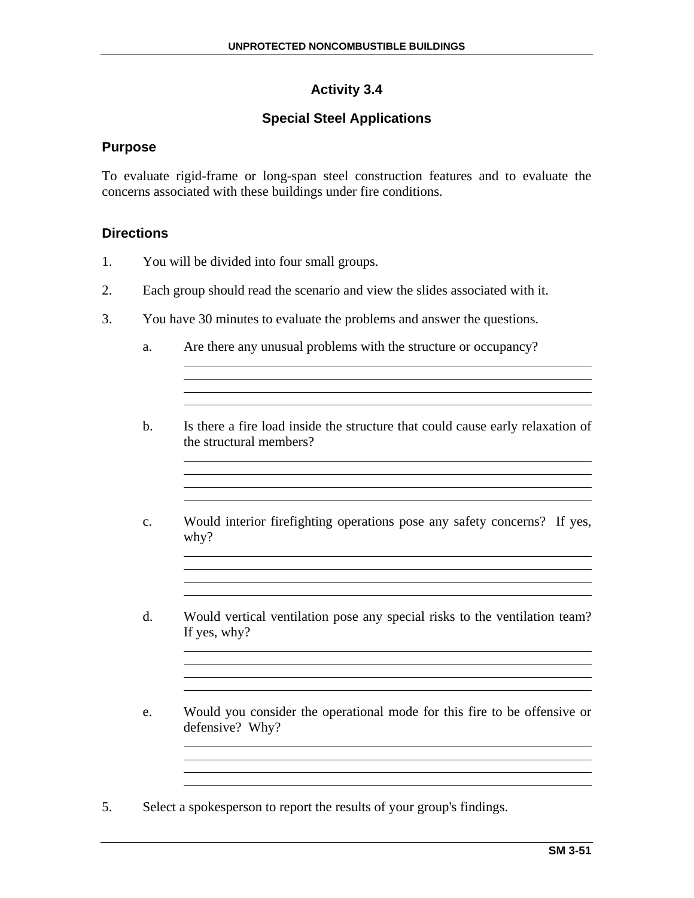## Activity 3.4

### Special Steel Applications

### Purpose

To evaluate rigid-frame or long-span steel construction features and to evaluate the concerns associated with these buildings under fire conditions.

### Directions

1. You will be divided into four small groups.

2. Each group should read the scenario and view the slides associated with it.

3. You have 30 minutes to evaluate the problems and answer the questions.

   a. Are there any unusual problems with the structure or occupancy?

   b. Is there a fire load inside the structure that could cause early relaxation of the structural members?

   c. Would interior firefighting operations pose any safety concerns? If yes, why?

   d. Would vertical ventilation pose any special risks to the ventilation team? If yes, why?

   e. Would you consider the operational mode for this fire to be offensive or defensive? Why?

5. Select a spokesperson to report the results of your group's findings.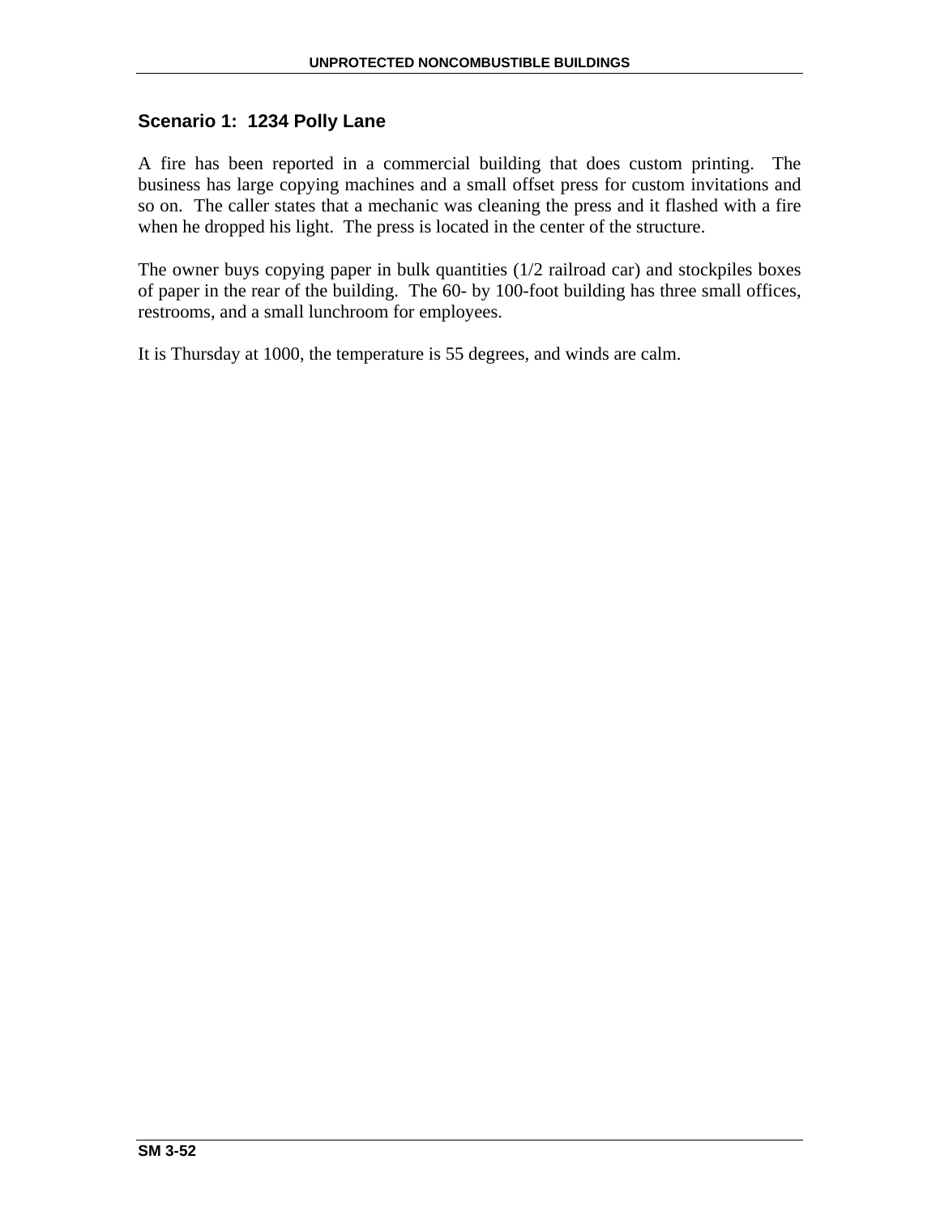## Scenario 1: 1234 Polly Lane

A fire has been reported in a commercial building that does custom printing. The business has large copying machines and a small offset press for custom invitations and so on. The caller states that a mechanic was cleaning the press and it flashed with a fire when he dropped his light. The press is located in the center of the structure.

The owner buys copying paper in bulk quantities (1/2 railroad car) and stockpiles boxes of paper in the rear of the building. The 60- by 100-foot building has three small offices, restrooms, and a small lunchroom for employees.

It is Thursday at 1000, the temperature is 55 degrees, and winds are calm.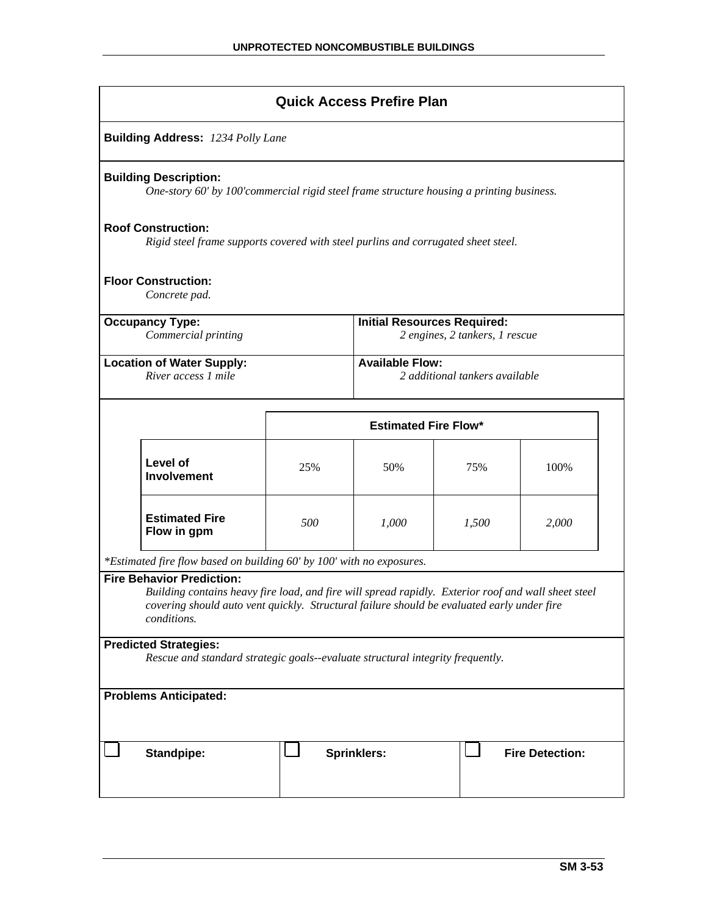## Quick Access Prefire Plan

**Building Address:** *1234 Polly Lane*

**Building Description:**
*One-story 60' by 100'commercial rigid steel frame structure housing a printing business.*

**Roof Construction:**
*Rigid steel frame supports covered with steel purlins and corrugated sheet steel.*

**Floor Construction:**
*Concrete pad.*

**Occupancy Type:**
*Commercial printing*

**Initial Resources Required:**
*2 engines, 2 tankers, 1 rescue*

**Location of Water Supply:**
*River access 1 mile*

**Available Flow:**
*2 additional tankers available*

| | Estimated Fire Flow* | | | |
|---|---|---|---|---|
| **Level of Involvement** | 25% | 50% | 75% | 100% |
| **Estimated Fire Flow in gpm** | *500* | *1,000* | *1,500* | *2,000* |

*\*Estimated fire flow based on building 60' by 100' with no exposures.*

**Fire Behavior Prediction:**
*Building contains heavy fire load, and fire will spread rapidly. Exterior roof and wall sheet steel covering should auto vent quickly. Structural failure should be evaluated early under fire conditions.*

**Predicted Strategies:**
*Rescue and standard strategic goals--evaluate structural integrity frequently.*

**Problems Anticipated:**

☐ **Standpipe:**

☐ **Sprinklers:**

☐ **Fire Detection:**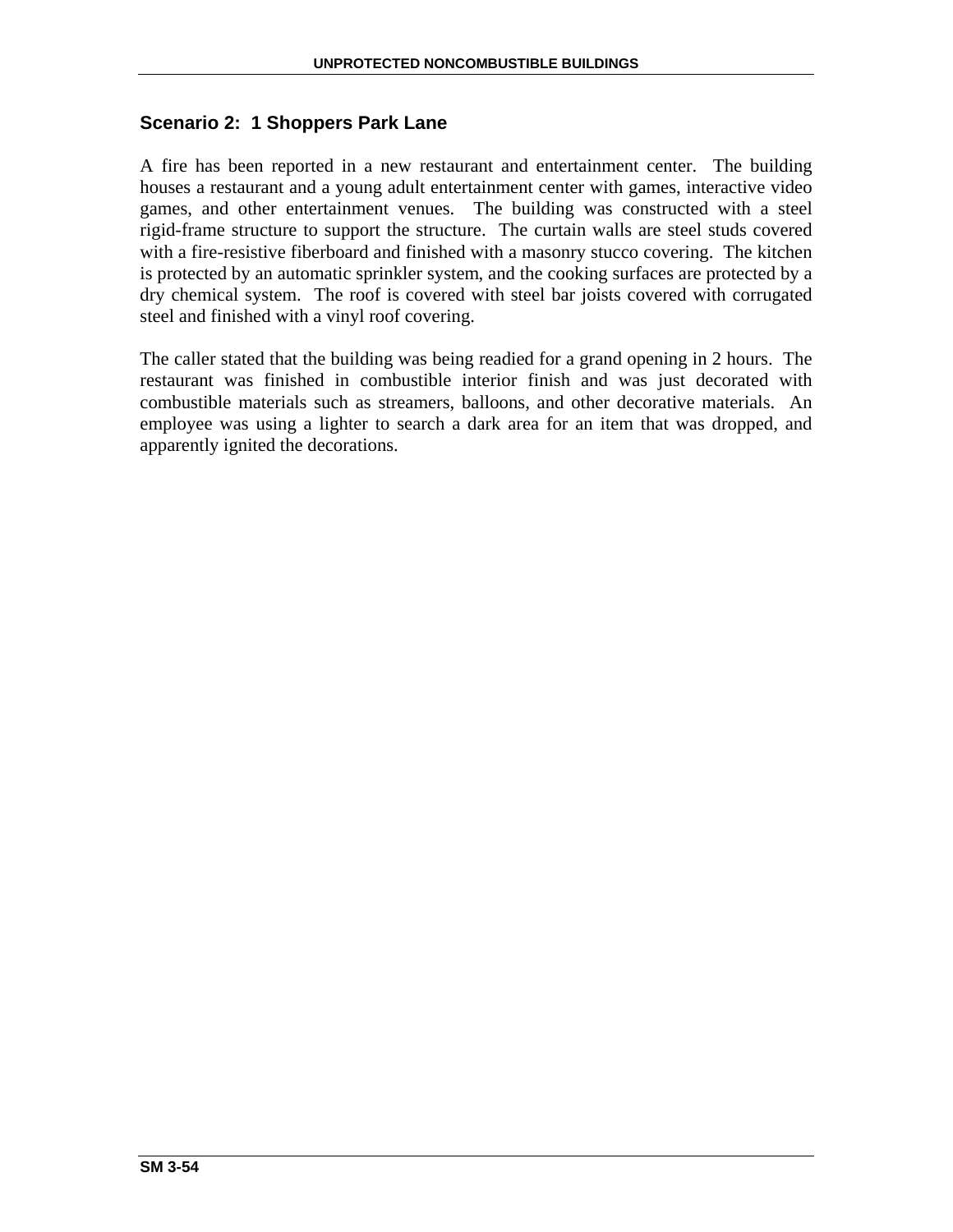## Scenario 2: 1 Shoppers Park Lane

A fire has been reported in a new restaurant and entertainment center. The building houses a restaurant and a young adult entertainment center with games, interactive video games, and other entertainment venues. The building was constructed with a steel rigid-frame structure to support the structure. The curtain walls are steel studs covered with a fire-resistive fiberboard and finished with a masonry stucco covering. The kitchen is protected by an automatic sprinkler system, and the cooking surfaces are protected by a dry chemical system. The roof is covered with steel bar joists covered with corrugated steel and finished with a vinyl roof covering.

The caller stated that the building was being readied for a grand opening in 2 hours. The restaurant was finished in combustible interior finish and was just decorated with combustible materials such as streamers, balloons, and other decorative materials. An employee was using a lighter to search a dark area for an item that was dropped, and apparently ignited the decorations.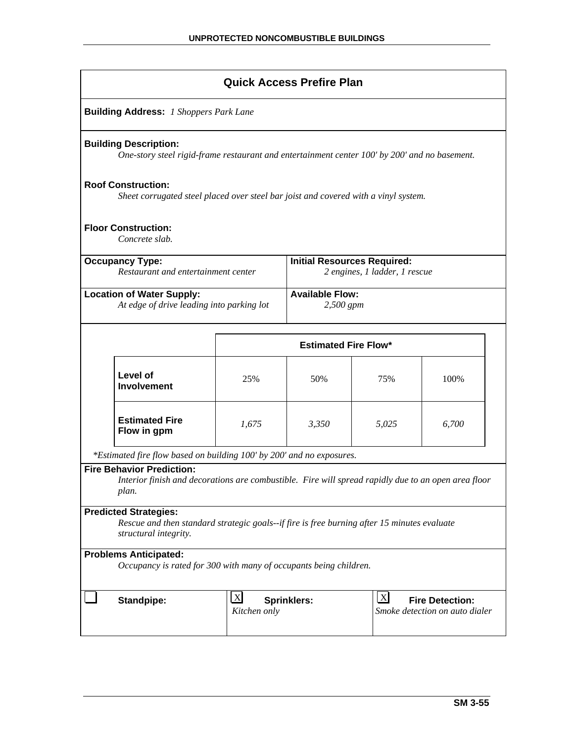## Quick Access Prefire Plan

**Building Address:** *1 Shoppers Park Lane*

**Building Description:**
*One-story steel rigid-frame restaurant and entertainment center 100' by 200' and no basement.*

**Roof Construction:**
*Sheet corrugated steel placed over steel bar joist and covered with a vinyl system.*

**Floor Construction:**
*Concrete slab.*

**Occupancy Type:**
*Restaurant and entertainment center*

**Initial Resources Required:**
*2 engines, 1 ladder, 1 rescue*

**Location of Water Supply:**
*At edge of drive leading into parking lot*

**Available Flow:**
*2,500 gpm*

| | Estimated Fire Flow* | | | |
|---|---|---|---|---|
| **Level of Involvement** | 25% | 50% | 75% | 100% |
| **Estimated Fire Flow in gpm** | *1,675* | *3,350* | *5,025* | *6,700* |

*\*Estimated fire flow based on building 100' by 200' and no exposures.*

**Fire Behavior Prediction:**
*Interior finish and decorations are combustible. Fire will spread rapidly due to an open area floor plan.*

**Predicted Strategies:**
*Rescue and then standard strategic goals--if fire is free burning after 15 minutes evaluate structural integrity.*

**Problems Anticipated:**
*Occupancy is rated for 300 with many of occupants being children.*

| ☐ **Standpipe:** | ☒ **Sprinklers:** *Kitchen only* | ☒ **Fire Detection:** *Smoke detection on auto dialer* |
|---|---|---|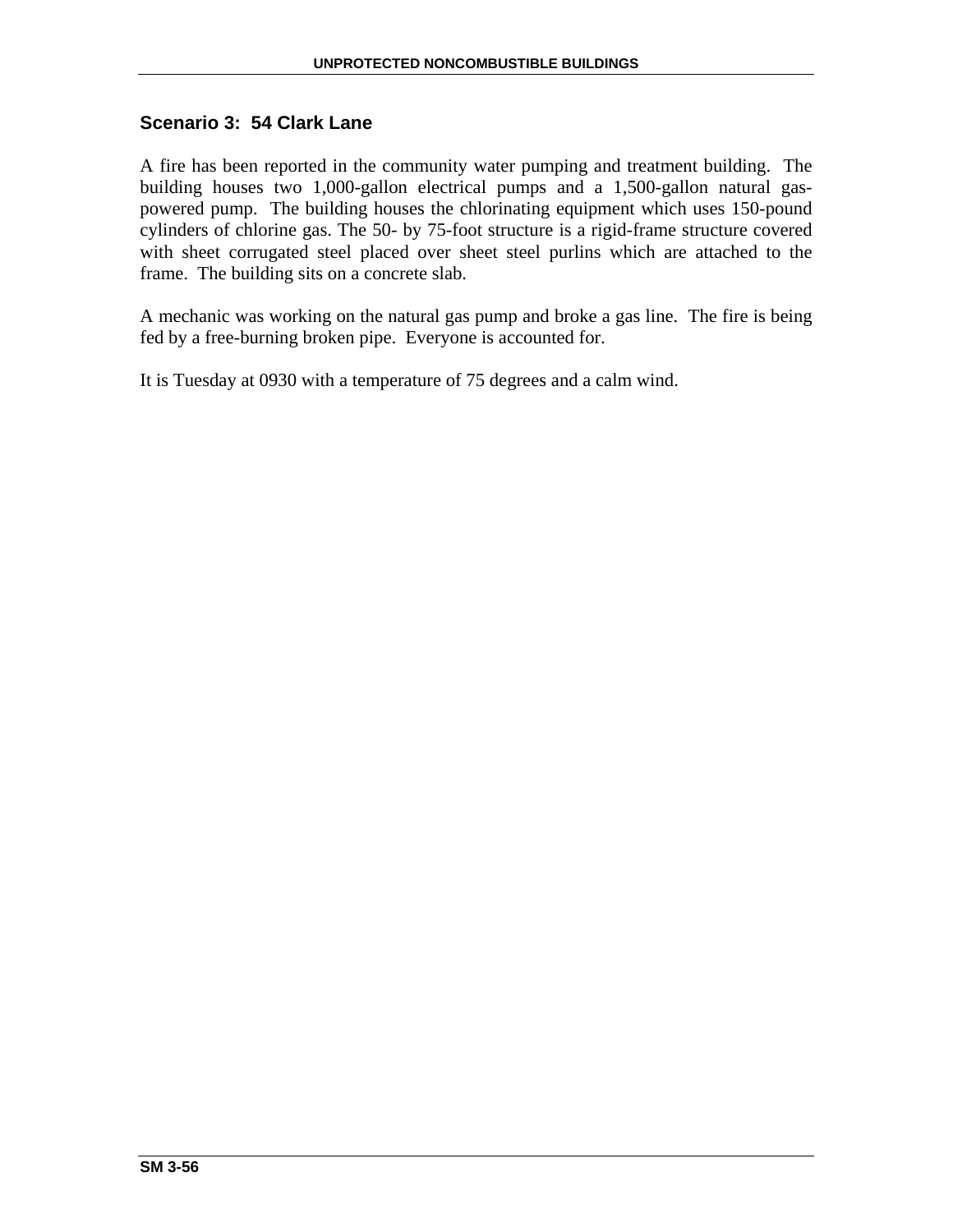## Scenario 3: 54 Clark Lane

A fire has been reported in the community water pumping and treatment building. The building houses two 1,000-gallon electrical pumps and a 1,500-gallon natural gas-powered pump. The building houses the chlorinating equipment which uses 150-pound cylinders of chlorine gas. The 50- by 75-foot structure is a rigid-frame structure covered with sheet corrugated steel placed over sheet steel purlins which are attached to the frame. The building sits on a concrete slab.

A mechanic was working on the natural gas pump and broke a gas line. The fire is being fed by a free-burning broken pipe. Everyone is accounted for.

It is Tuesday at 0930 with a temperature of 75 degrees and a calm wind.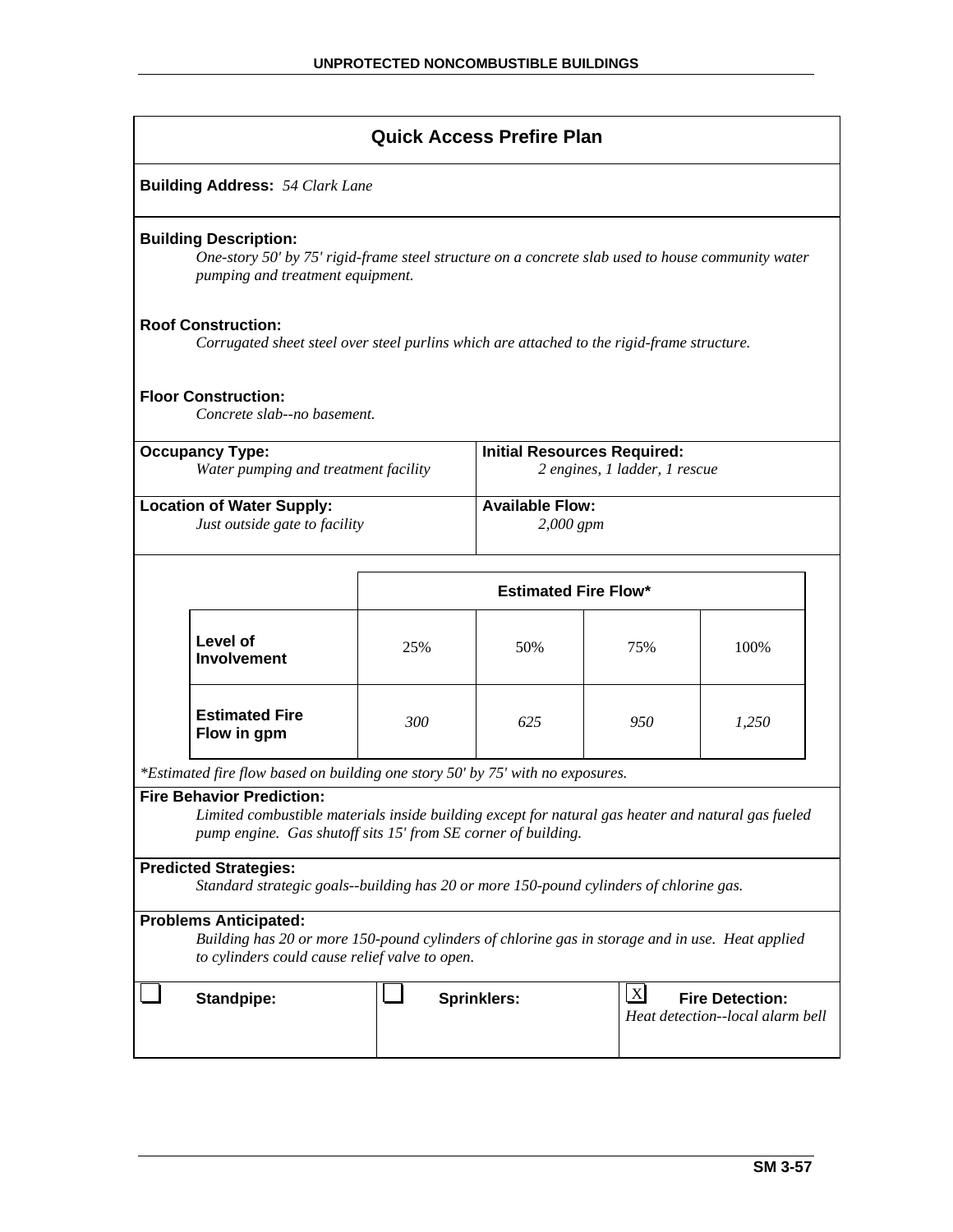## Quick Access Prefire Plan

**Building Address:** *54 Clark Lane*

**Building Description:**
*One-story 50' by 75' rigid-frame steel structure on a concrete slab used to house community water pumping and treatment equipment.*

**Roof Construction:**
*Corrugated sheet steel over steel purlins which are attached to the rigid-frame structure.*

**Floor Construction:**
*Concrete slab--no basement.*

| **Occupancy Type:** | **Initial Resources Required:** |
|---|---|
| *Water pumping and treatment facility* | *2 engines, 1 ladder, 1 rescue* |
| **Location of Water Supply:** | **Available Flow:** |
| *Just outside gate to facility* | *2,000 gpm* |

| | **Estimated Fire Flow*** | | | |
|---|---|---|---|---|
| **Level of Involvement** | 25% | 50% | 75% | 100% |
| **Estimated Fire Flow in gpm** | *300* | *625* | *950* | *1,250* |

**Estimated fire flow based on building one story 50' by 75' with no exposures.*

**Fire Behavior Prediction:**
*Limited combustible materials inside building except for natural gas heater and natural gas fueled pump engine. Gas shutoff sits 15' from SE corner of building.*

**Predicted Strategies:**
*Standard strategic goals--building has 20 or more 150-pound cylinders of chlorine gas.*

**Problems Anticipated:**
*Building has 20 or more 150-pound cylinders of chlorine gas in storage and in use. Heat applied to cylinders could cause relief valve to open.*

| ☐ **Standpipe:** | ☐ **Sprinklers:** | ☒ **Fire Detection:** *Heat detection--local alarm bell* |
|---|---|---|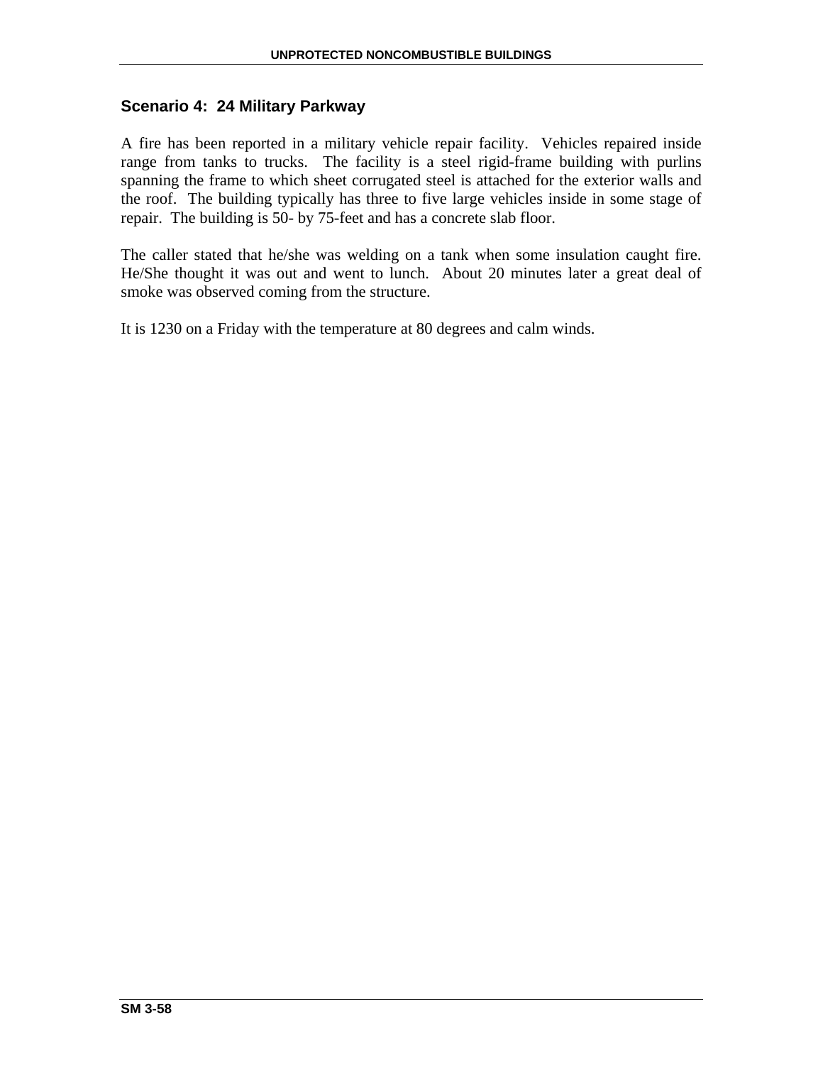### Scenario 4:  24 Military Parkway

A fire has been reported in a military vehicle repair facility.  Vehicles repaired inside range from tanks to trucks.  The facility is a steel rigid-frame building with purlins spanning the frame to which sheet corrugated steel is attached for the exterior walls and the roof.  The building typically has three to five large vehicles inside in some stage of repair.  The building is 50- by 75-feet and has a concrete slab floor.

The caller stated that he/she was welding on a tank when some insulation caught fire.  He/She thought it was out and went to lunch.  About 20 minutes later a great deal of smoke was observed coming from the structure.

It is 1230 on a Friday with the temperature at 80 degrees and calm winds.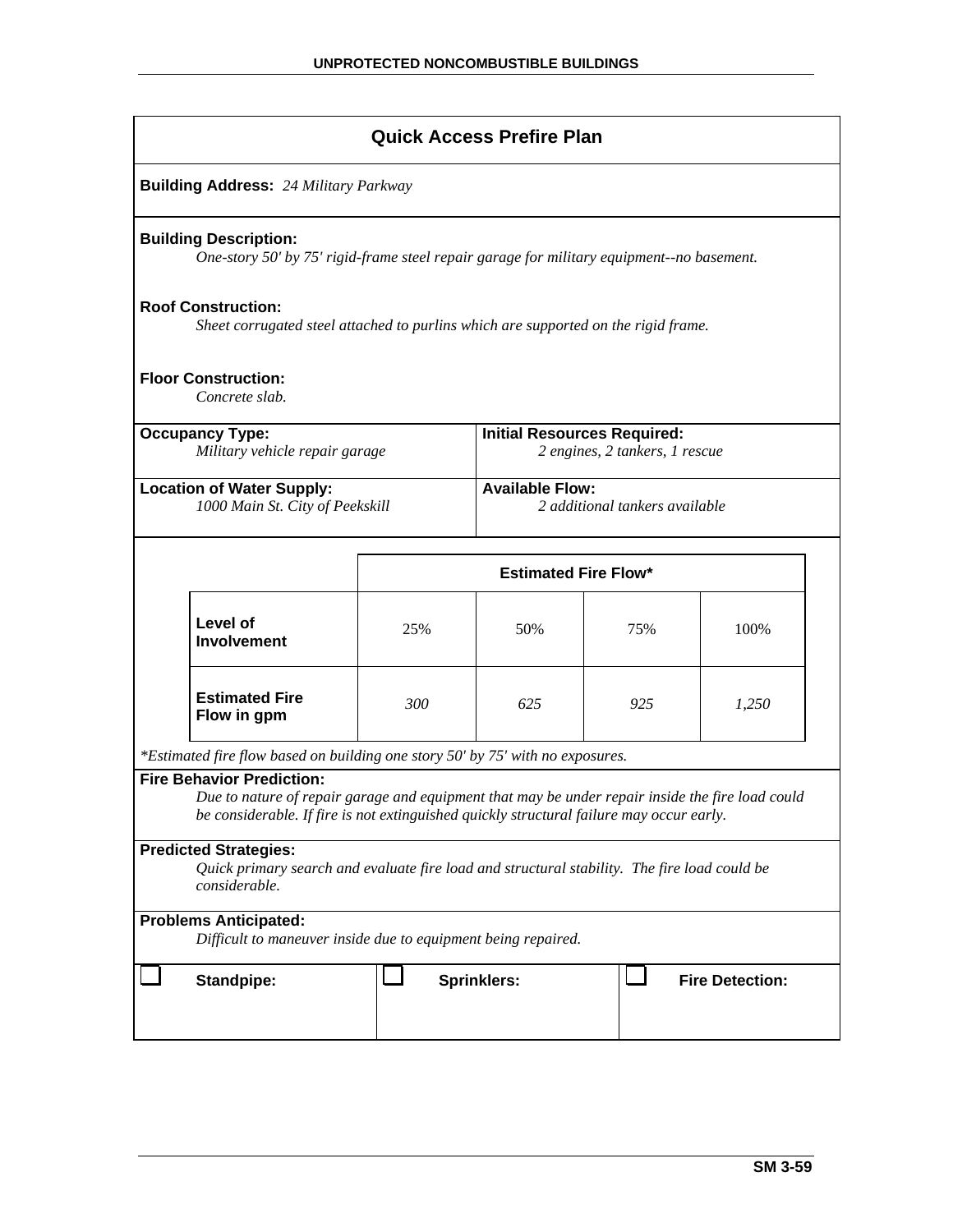## Quick Access Prefire Plan

**Building Address:** *24 Military Parkway*

**Building Description:**
*One-story 50' by 75' rigid-frame steel repair garage for military equipment--no basement.*

**Roof Construction:**
*Sheet corrugated steel attached to purlins which are supported on the rigid frame.*

**Floor Construction:**
*Concrete slab.*

| **Occupancy Type:** | **Initial Resources Required:** |
|---|---|
| *Military vehicle repair garage* | *2 engines, 2 tankers, 1 rescue* |
| **Location of Water Supply:** | **Available Flow:** |
| *1000 Main St. City of Peekskill* | *2 additional tankers available* |

| | Estimated Fire Flow* | | | |
|---|---|---|---|---|
| **Level of Involvement** | 25% | 50% | 75% | 100% |
| **Estimated Fire Flow in gpm** | *300* | *625* | *925* | *1,250* |

*\*Estimated fire flow based on building one story 50' by 75' with no exposures.*

**Fire Behavior Prediction:**
*Due to nature of repair garage and equipment that may be under repair inside the fire load could be considerable. If fire is not extinguished quickly structural failure may occur early.*

**Predicted Strategies:**
*Quick primary search and evaluate fire load and structural stability. The fire load could be considerable.*

**Problems Anticipated:**
*Difficult to maneuver inside due to equipment being repaired.*

| ☐ **Standpipe:** | ☐ **Sprinklers:** | ☐ **Fire Detection:** |
|---|---|---|
| | | |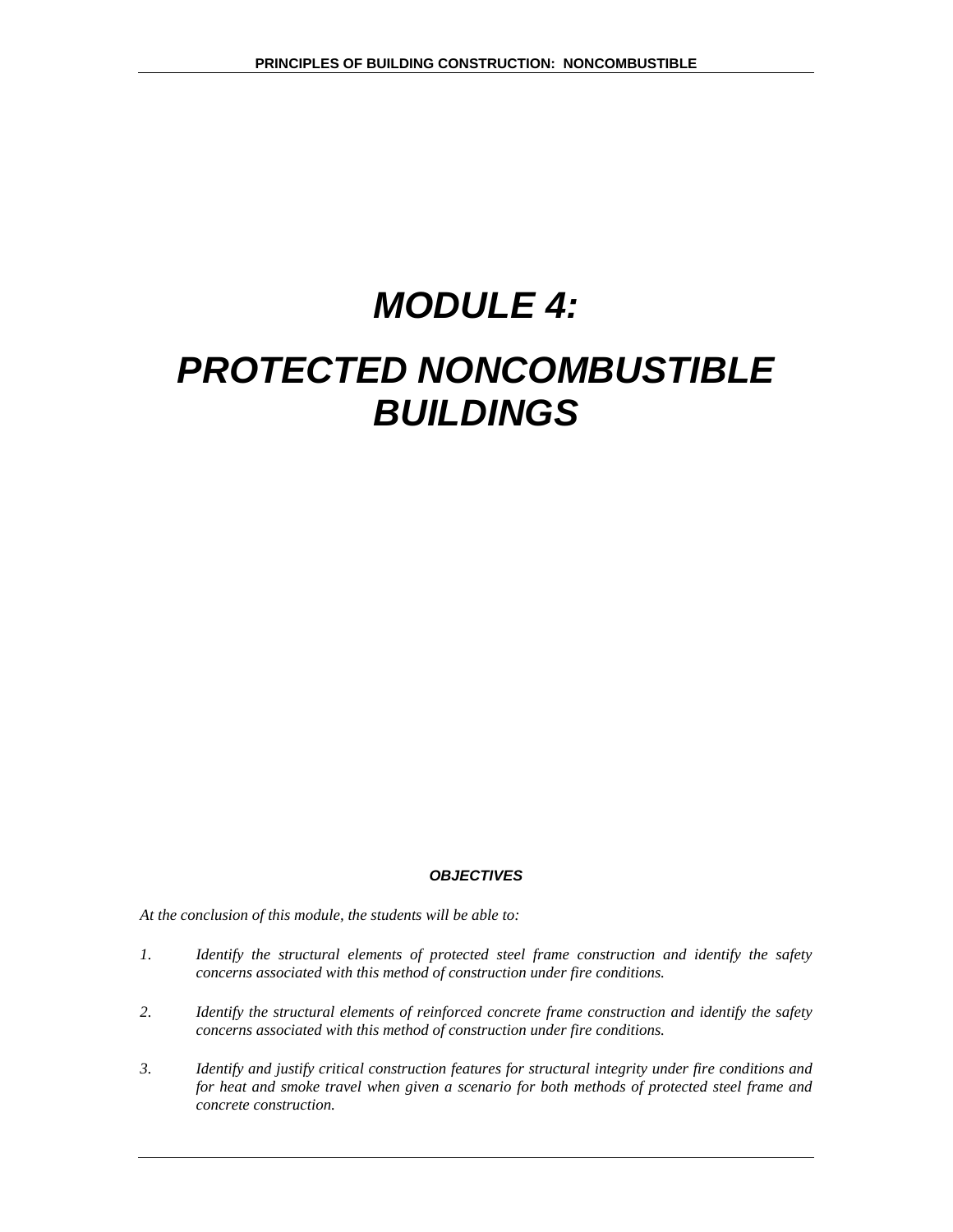# *MODULE 4:*

# *PROTECTED NONCOMBUSTIBLE BUILDINGS*

***OBJECTIVES***

*At the conclusion of this module, the students will be able to:*

1. *Identify the structural elements of protected steel frame construction and identify the safety concerns associated with this method of construction under fire conditions.*

2. *Identify the structural elements of reinforced concrete frame construction and identify the safety concerns associated with this method of construction under fire conditions.*

3. *Identify and justify critical construction features for structural integrity under fire conditions and for heat and smoke travel when given a scenario for both methods of protected steel frame and concrete construction.*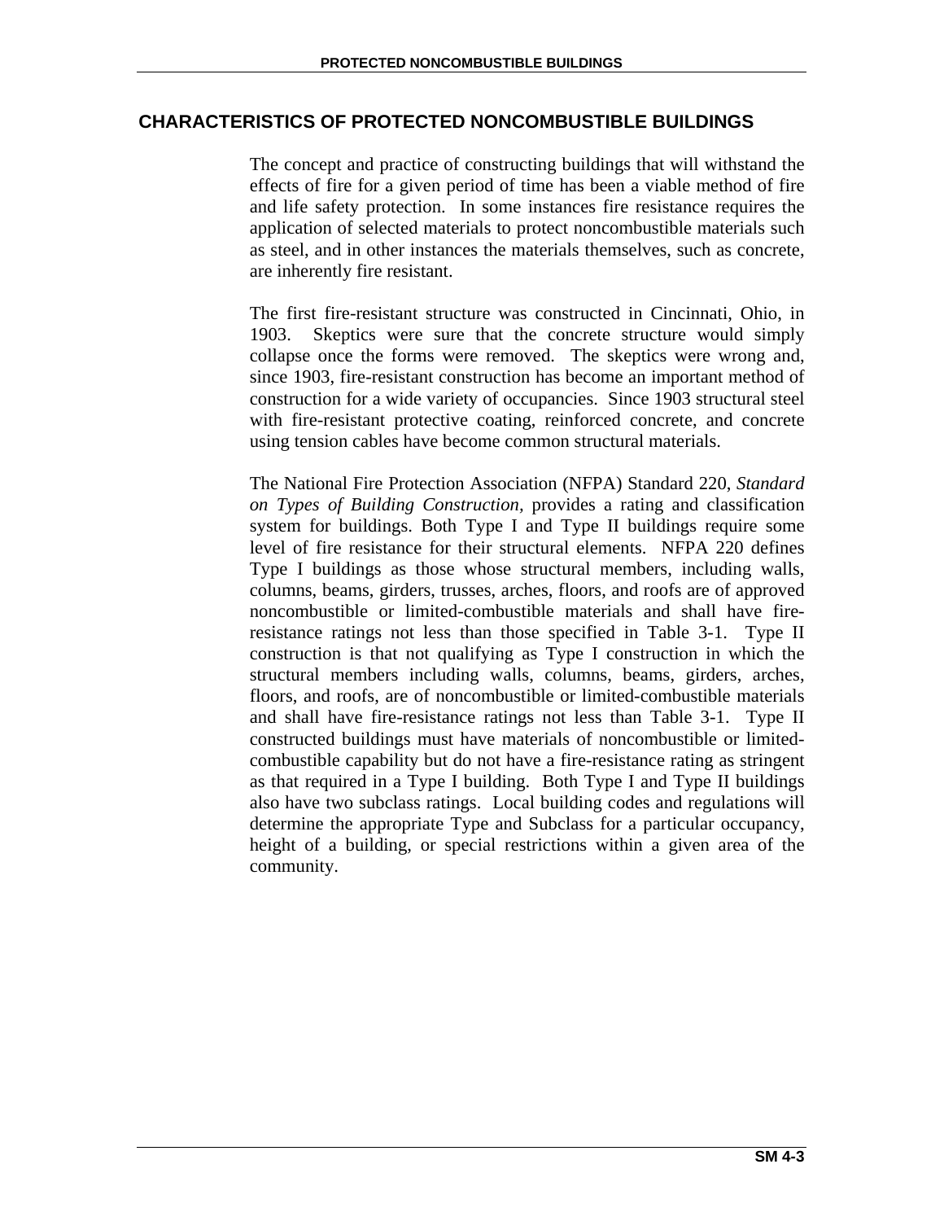## CHARACTERISTICS OF PROTECTED NONCOMBUSTIBLE BUILDINGS

The concept and practice of constructing buildings that will withstand the effects of fire for a given period of time has been a viable method of fire and life safety protection. In some instances fire resistance requires the application of selected materials to protect noncombustible materials such as steel, and in other instances the materials themselves, such as concrete, are inherently fire resistant.

The first fire-resistant structure was constructed in Cincinnati, Ohio, in 1903. Skeptics were sure that the concrete structure would simply collapse once the forms were removed. The skeptics were wrong and, since 1903, fire-resistant construction has become an important method of construction for a wide variety of occupancies. Since 1903 structural steel with fire-resistant protective coating, reinforced concrete, and concrete using tension cables have become common structural materials.

The National Fire Protection Association (NFPA) Standard 220, *Standard on Types of Building Construction*, provides a rating and classification system for buildings. Both Type I and Type II buildings require some level of fire resistance for their structural elements. NFPA 220 defines Type I buildings as those whose structural members, including walls, columns, beams, girders, trusses, arches, floors, and roofs are of approved noncombustible or limited-combustible materials and shall have fire-resistance ratings not less than those specified in Table 3-1. Type II construction is that not qualifying as Type I construction in which the structural members including walls, columns, beams, girders, arches, floors, and roofs, are of noncombustible or limited-combustible materials and shall have fire-resistance ratings not less than Table 3-1. Type II constructed buildings must have materials of noncombustible or limited-combustible capability but do not have a fire-resistance rating as stringent as that required in a Type I building. Both Type I and Type II buildings also have two subclass ratings. Local building codes and regulations will determine the appropriate Type and Subclass for a particular occupancy, height of a building, or special restrictions within a given area of the community.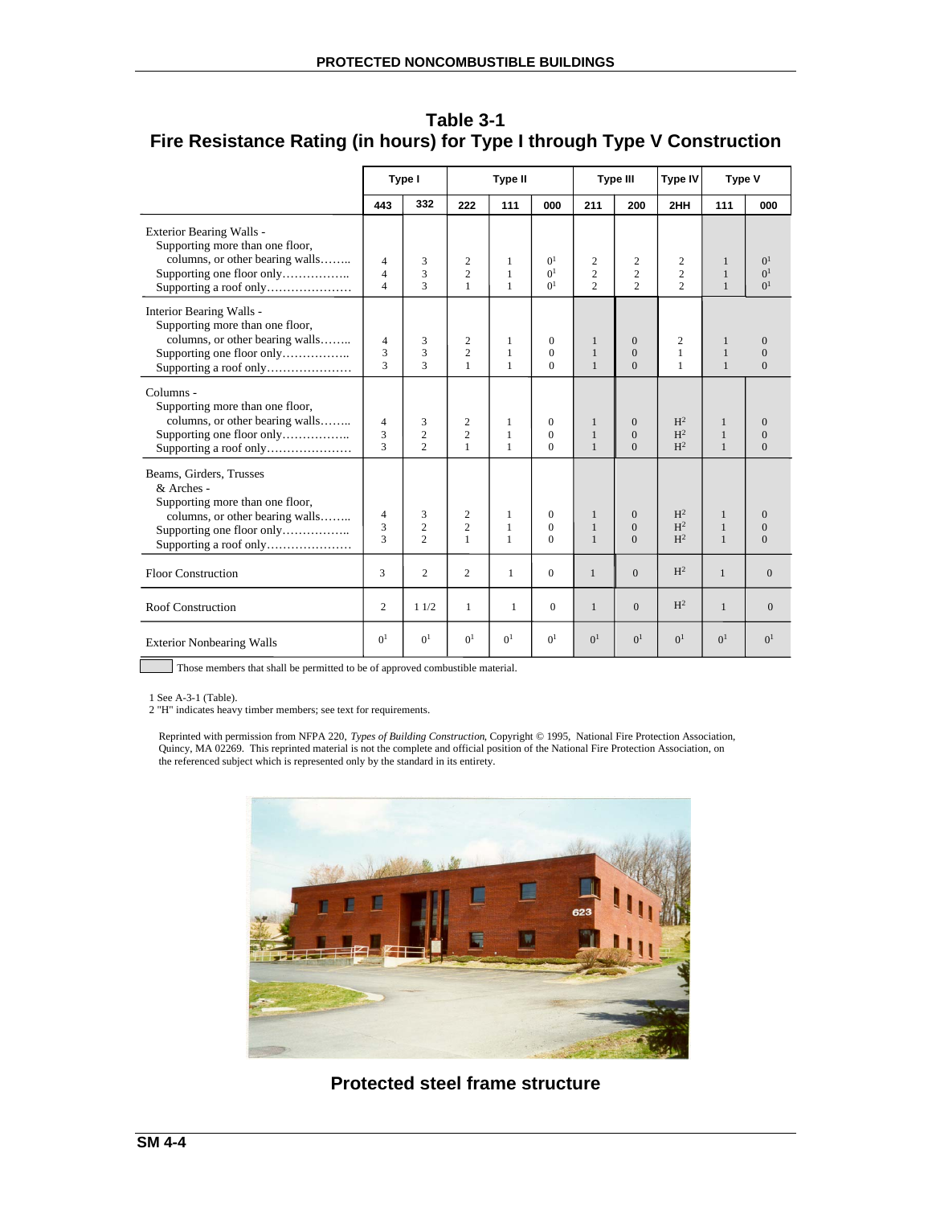# Table 3-1
## Fire Resistance Rating (in hours) for Type I through Type V Construction

| | Type I | | Type II | | | Type III | | Type IV | Type V | |
|---|---|---|---|---|---|---|---|---|---|---|
| | 443 | 332 | 222 | 111 | 000 | 211 | 200 | 2HH | 111 | 000 |
| **Exterior Bearing Walls -** | | | | | | | | | | |
| Supporting more than one floor, columns, or other bearing walls | 4 | 3 | 2 | 1 | 0[1] | 2 | 2 | 2 | 1 | 0[1] |
| Supporting one floor only | 4 | 3 | 2 | 1 | 0[1] | 2 | 2 | 2 | 1 | 0[1] |
| Supporting a roof only | 4 | 3 | 1 | 1 | 0[1] | 2 | 2 | 2 | 1 | 0[1] |
| **Interior Bearing Walls -** | | | | | | | | | | |
| Supporting more than one floor, columns, or other bearing walls | 4 | 3 | 2 | 1 | 0 | 1 | 0 | 2 | 1 | 0 |
| Supporting one floor only | 3 | 3 | 2 | 1 | 0 | 1 | 0 | 1 | 1 | 0 |
| Supporting a roof only | 3 | 3 | 1 | 1 | 0 | 1 | 0 | 1 | 1 | 0 |
| **Columns -** | | | | | | | | | | |
| Supporting more than one floor, columns, or other bearing walls | 4 | 3 | 2 | 1 | 0 | 1 | 0 | H[2] | 1 | 0 |
| Supporting one floor only | 3 | 2 | 2 | 1 | 0 | 1 | 0 | H[2] | 1 | 0 |
| Supporting a roof only | 3 | 2 | 1 | 1 | 0 | 1 | 0 | H[2] | 1 | 0 |
| **Beams, Girders, Trusses & Arches -** | | | | | | | | | | |
| Supporting more than one floor, columns, or other bearing walls | 4 | 3 | 2 | 1 | 0 | 1 | 0 | H[2] | 1 | 0 |
| Supporting one floor only | 3 | 2 | 2 | 1 | 0 | 1 | 0 | H[2] | 1 | 0 |
| Supporting a roof only | 3 | 2 | 1 | 1 | 0 | 1 | 0 | H[2] | 1 | 0 |
| **Floor Construction** | 3 | 2 | 2 | 1 | 0 | 1 | 0 | H[2] | 1 | 0 |
| **Roof Construction** | 2 | 1 1/2 | 1 | 1 | 0 | 1 | 0 | H[2] | 1 | 0 |
| **Exterior Nonbearing Walls** | 0[1] | 0[1] | 0[1] | 0[1] | 0[1] | 0[1] | 0[1] | 0[1] | 0[1] | 0[1] |

(Shaded cells:) Those members that shall be permitted to be of approved combustible material.

1 See A-3-1 (Table).
2 "H" indicates heavy timber members; see text for requirements.

Reprinted with permission from NFPA 220, *Types of Building Construction*, Copyright © 1995, National Fire Protection Association, Quincy, MA 02269. This reprinted material is not the complete and official position of the National Fire Protection Association, on the referenced subject which is represented only by the standard in its entirety.

**Protected steel frame structure**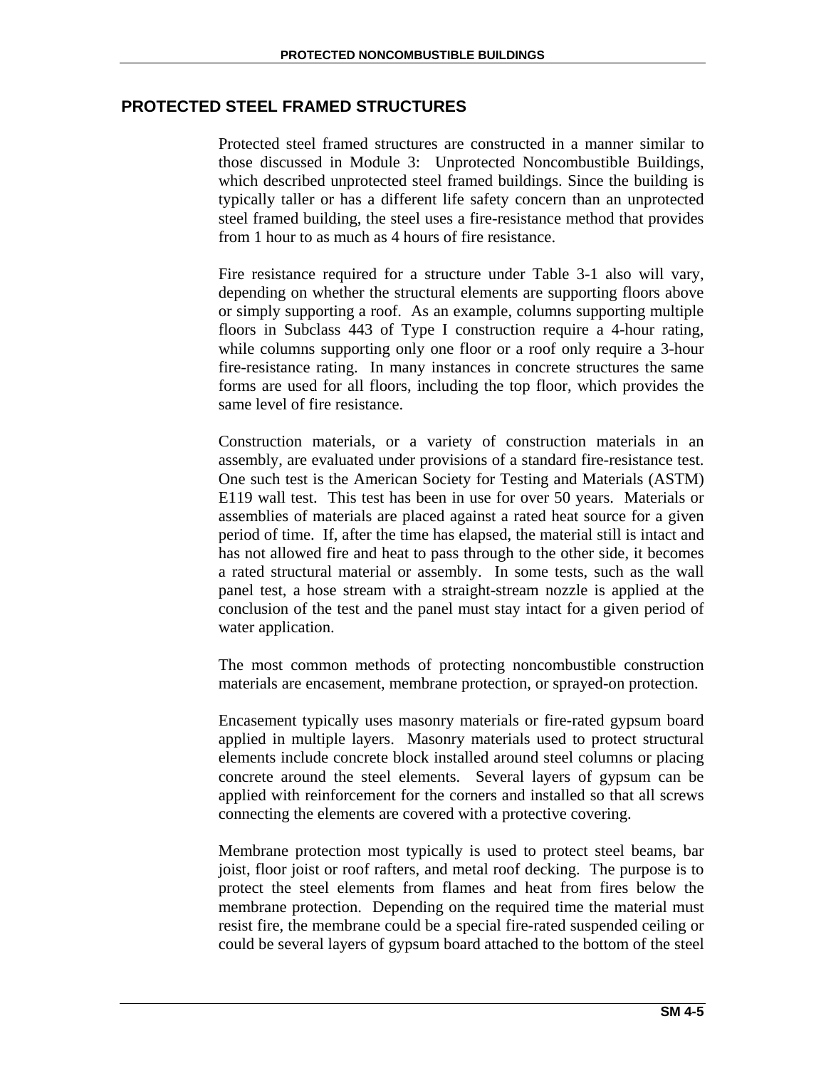## PROTECTED STEEL FRAMED STRUCTURES

Protected steel framed structures are constructed in a manner similar to those discussed in Module 3: Unprotected Noncombustible Buildings, which described unprotected steel framed buildings. Since the building is typically taller or has a different life safety concern than an unprotected steel framed building, the steel uses a fire-resistance method that provides from 1 hour to as much as 4 hours of fire resistance.

Fire resistance required for a structure under Table 3-1 also will vary, depending on whether the structural elements are supporting floors above or simply supporting a roof. As an example, columns supporting multiple floors in Subclass 443 of Type I construction require a 4-hour rating, while columns supporting only one floor or a roof only require a 3-hour fire-resistance rating. In many instances in concrete structures the same forms are used for all floors, including the top floor, which provides the same level of fire resistance.

Construction materials, or a variety of construction materials in an assembly, are evaluated under provisions of a standard fire-resistance test. One such test is the American Society for Testing and Materials (ASTM) E119 wall test. This test has been in use for over 50 years. Materials or assemblies of materials are placed against a rated heat source for a given period of time. If, after the time has elapsed, the material still is intact and has not allowed fire and heat to pass through to the other side, it becomes a rated structural material or assembly. In some tests, such as the wall panel test, a hose stream with a straight-stream nozzle is applied at the conclusion of the test and the panel must stay intact for a given period of water application.

The most common methods of protecting noncombustible construction materials are encasement, membrane protection, or sprayed-on protection.

Encasement typically uses masonry materials or fire-rated gypsum board applied in multiple layers. Masonry materials used to protect structural elements include concrete block installed around steel columns or placing concrete around the steel elements. Several layers of gypsum can be applied with reinforcement for the corners and installed so that all screws connecting the elements are covered with a protective covering.

Membrane protection most typically is used to protect steel beams, bar joist, floor joist or roof rafters, and metal roof decking. The purpose is to protect the steel elements from flames and heat from fires below the membrane protection. Depending on the required time the material must resist fire, the membrane could be a special fire-rated suspended ceiling or could be several layers of gypsum board attached to the bottom of the steel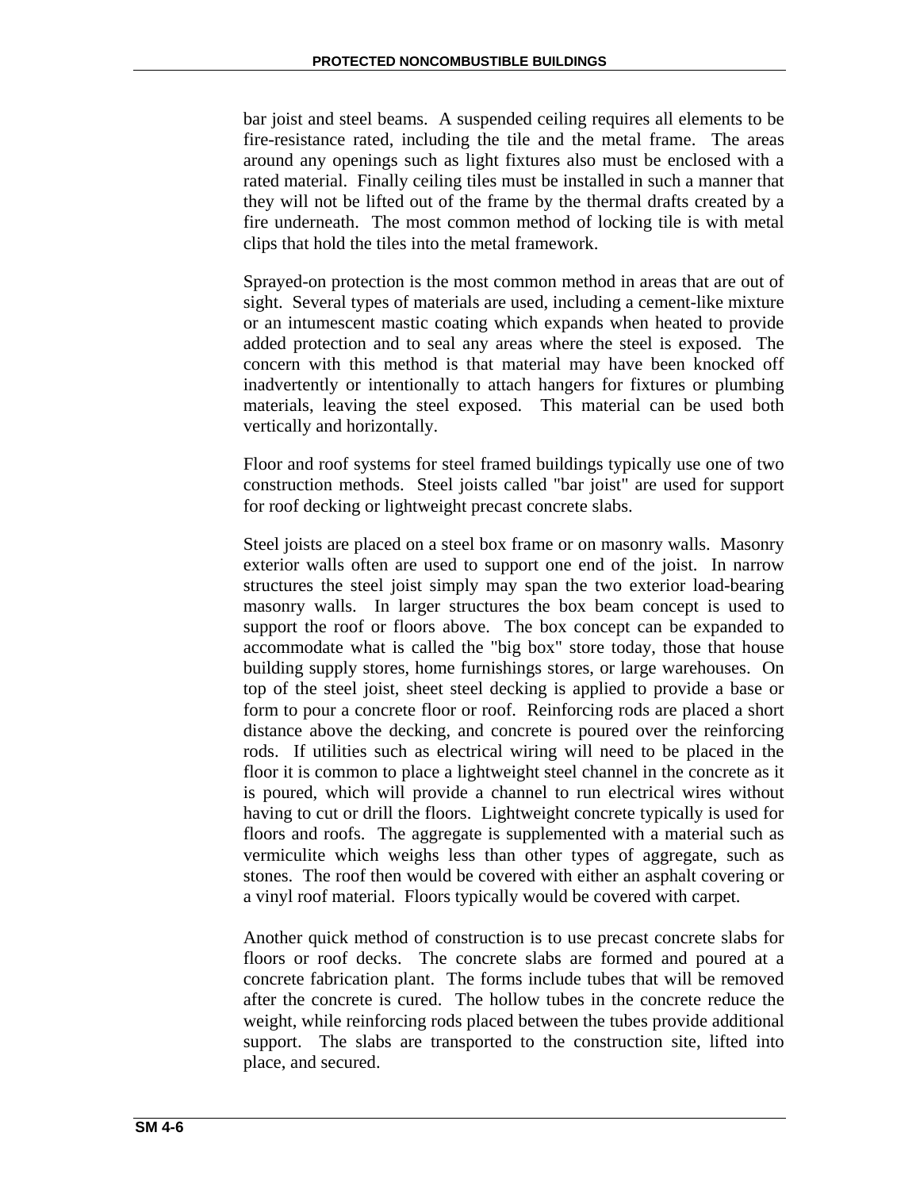bar joist and steel beams. A suspended ceiling requires all elements to be fire-resistance rated, including the tile and the metal frame. The areas around any openings such as light fixtures also must be enclosed with a rated material. Finally ceiling tiles must be installed in such a manner that they will not be lifted out of the frame by the thermal drafts created by a fire underneath. The most common method of locking tile is with metal clips that hold the tiles into the metal framework.

Sprayed-on protection is the most common method in areas that are out of sight. Several types of materials are used, including a cement-like mixture or an intumescent mastic coating which expands when heated to provide added protection and to seal any areas where the steel is exposed. The concern with this method is that material may have been knocked off inadvertently or intentionally to attach hangers for fixtures or plumbing materials, leaving the steel exposed. This material can be used both vertically and horizontally.

Floor and roof systems for steel framed buildings typically use one of two construction methods. Steel joists called "bar joist" are used for support for roof decking or lightweight precast concrete slabs.

Steel joists are placed on a steel box frame or on masonry walls. Masonry exterior walls often are used to support one end of the joist. In narrow structures the steel joist simply may span the two exterior load-bearing masonry walls. In larger structures the box beam concept is used to support the roof or floors above. The box concept can be expanded to accommodate what is called the "big box" store today, those that house building supply stores, home furnishings stores, or large warehouses. On top of the steel joist, sheet steel decking is applied to provide a base or form to pour a concrete floor or roof. Reinforcing rods are placed a short distance above the decking, and concrete is poured over the reinforcing rods. If utilities such as electrical wiring will need to be placed in the floor it is common to place a lightweight steel channel in the concrete as it is poured, which will provide a channel to run electrical wires without having to cut or drill the floors. Lightweight concrete typically is used for floors and roofs. The aggregate is supplemented with a material such as vermiculite which weighs less than other types of aggregate, such as stones. The roof then would be covered with either an asphalt covering or a vinyl roof material. Floors typically would be covered with carpet.

Another quick method of construction is to use precast concrete slabs for floors or roof decks. The concrete slabs are formed and poured at a concrete fabrication plant. The forms include tubes that will be removed after the concrete is cured. The hollow tubes in the concrete reduce the weight, while reinforcing rods placed between the tubes provide additional support. The slabs are transported to the construction site, lifted into place, and secured.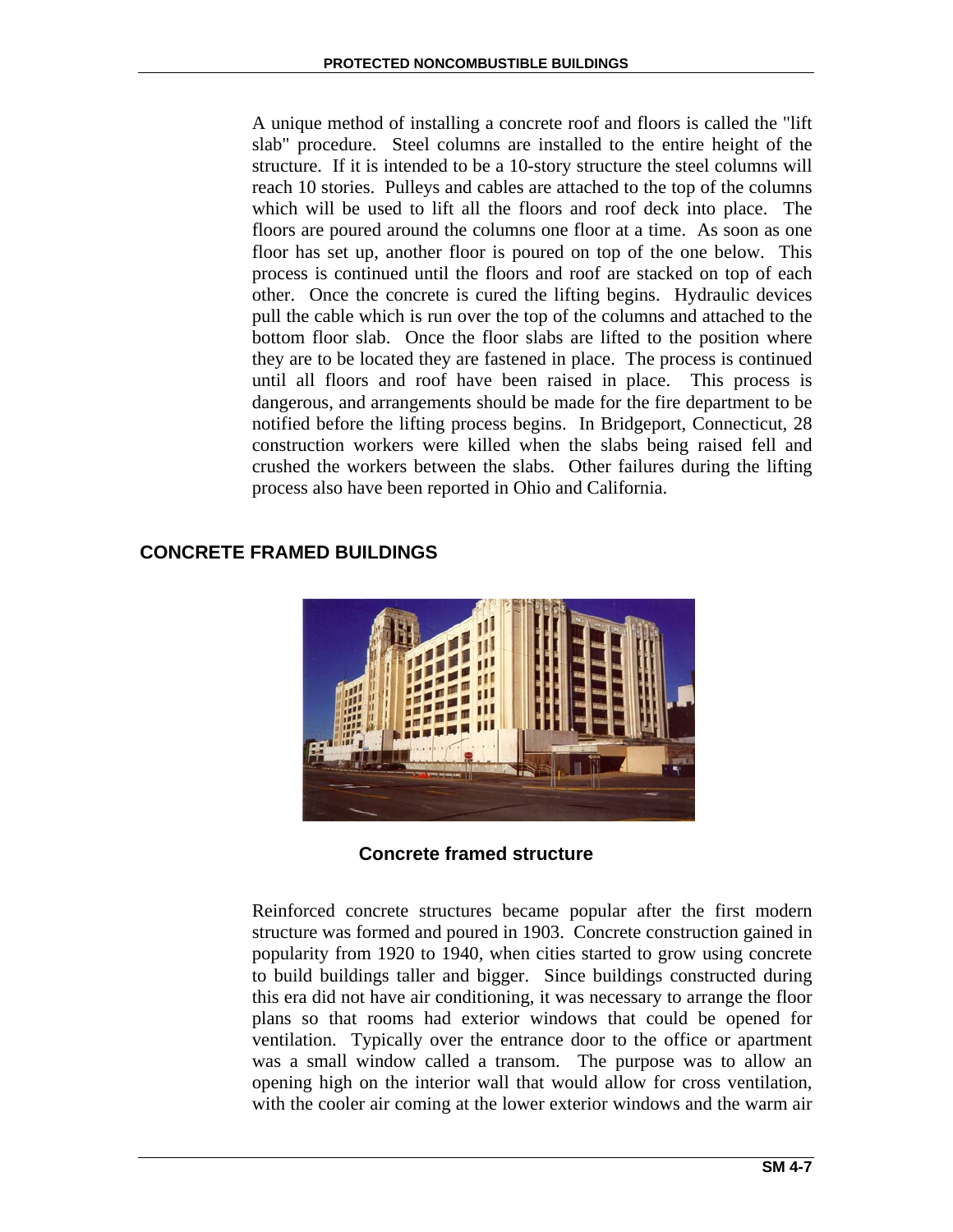A unique method of installing a concrete roof and floors is called the "lift slab" procedure. Steel columns are installed to the entire height of the structure. If it is intended to be a 10-story structure the steel columns will reach 10 stories. Pulleys and cables are attached to the top of the columns which will be used to lift all the floors and roof deck into place. The floors are poured around the columns one floor at a time. As soon as one floor has set up, another floor is poured on top of the one below. This process is continued until the floors and roof are stacked on top of each other. Once the concrete is cured the lifting begins. Hydraulic devices pull the cable which is run over the top of the columns and attached to the bottom floor slab. Once the floor slabs are lifted to the position where they are to be located they are fastened in place. The process is continued until all floors and roof have been raised in place. This process is dangerous, and arrangements should be made for the fire department to be notified before the lifting process begins. In Bridgeport, Connecticut, 28 construction workers were killed when the slabs being raised fell and crushed the workers between the slabs. Other failures during the lifting process also have been reported in Ohio and California.

## CONCRETE FRAMED BUILDINGS

**Concrete framed structure**

Reinforced concrete structures became popular after the first modern structure was formed and poured in 1903. Concrete construction gained in popularity from 1920 to 1940, when cities started to grow using concrete to build buildings taller and bigger. Since buildings constructed during this era did not have air conditioning, it was necessary to arrange the floor plans so that rooms had exterior windows that could be opened for ventilation. Typically over the entrance door to the office or apartment was a small window called a transom. The purpose was to allow an opening high on the interior wall that would allow for cross ventilation, with the cooler air coming at the lower exterior windows and the warm air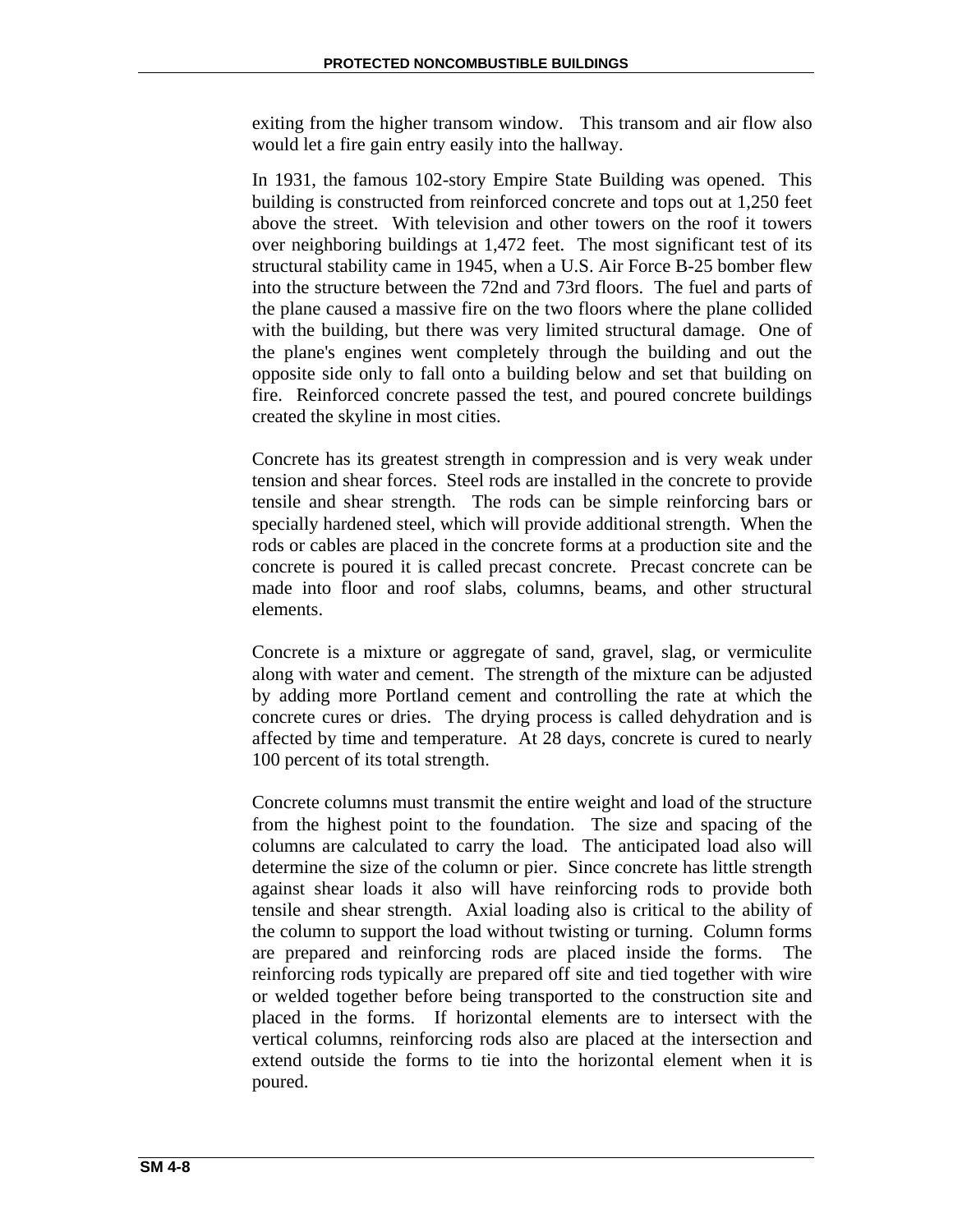exiting from the higher transom window. This transom and air flow also would let a fire gain entry easily into the hallway.

In 1931, the famous 102-story Empire State Building was opened. This building is constructed from reinforced concrete and tops out at 1,250 feet above the street. With television and other towers on the roof it towers over neighboring buildings at 1,472 feet. The most significant test of its structural stability came in 1945, when a U.S. Air Force B-25 bomber flew into the structure between the 72nd and 73rd floors. The fuel and parts of the plane caused a massive fire on the two floors where the plane collided with the building, but there was very limited structural damage. One of the plane's engines went completely through the building and out the opposite side only to fall onto a building below and set that building on fire. Reinforced concrete passed the test, and poured concrete buildings created the skyline in most cities.

Concrete has its greatest strength in compression and is very weak under tension and shear forces. Steel rods are installed in the concrete to provide tensile and shear strength. The rods can be simple reinforcing bars or specially hardened steel, which will provide additional strength. When the rods or cables are placed in the concrete forms at a production site and the concrete is poured it is called precast concrete. Precast concrete can be made into floor and roof slabs, columns, beams, and other structural elements.

Concrete is a mixture or aggregate of sand, gravel, slag, or vermiculite along with water and cement. The strength of the mixture can be adjusted by adding more Portland cement and controlling the rate at which the concrete cures or dries. The drying process is called dehydration and is affected by time and temperature. At 28 days, concrete is cured to nearly 100 percent of its total strength.

Concrete columns must transmit the entire weight and load of the structure from the highest point to the foundation. The size and spacing of the columns are calculated to carry the load. The anticipated load also will determine the size of the column or pier. Since concrete has little strength against shear loads it also will have reinforcing rods to provide both tensile and shear strength. Axial loading also is critical to the ability of the column to support the load without twisting or turning. Column forms are prepared and reinforcing rods are placed inside the forms. The reinforcing rods typically are prepared off site and tied together with wire or welded together before being transported to the construction site and placed in the forms. If horizontal elements are to intersect with the vertical columns, reinforcing rods also are placed at the intersection and extend outside the forms to tie into the horizontal element when it is poured.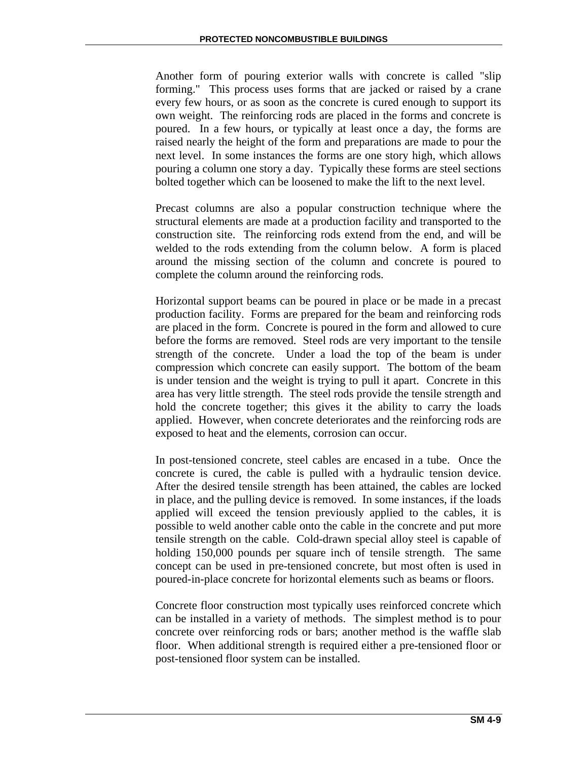Another form of pouring exterior walls with concrete is called "slip forming." This process uses forms that are jacked or raised by a crane every few hours, or as soon as the concrete is cured enough to support its own weight. The reinforcing rods are placed in the forms and concrete is poured. In a few hours, or typically at least once a day, the forms are raised nearly the height of the form and preparations are made to pour the next level. In some instances the forms are one story high, which allows pouring a column one story a day. Typically these forms are steel sections bolted together which can be loosened to make the lift to the next level.

Precast columns are also a popular construction technique where the structural elements are made at a production facility and transported to the construction site. The reinforcing rods extend from the end, and will be welded to the rods extending from the column below. A form is placed around the missing section of the column and concrete is poured to complete the column around the reinforcing rods.

Horizontal support beams can be poured in place or be made in a precast production facility. Forms are prepared for the beam and reinforcing rods are placed in the form. Concrete is poured in the form and allowed to cure before the forms are removed. Steel rods are very important to the tensile strength of the concrete. Under a load the top of the beam is under compression which concrete can easily support. The bottom of the beam is under tension and the weight is trying to pull it apart. Concrete in this area has very little strength. The steel rods provide the tensile strength and hold the concrete together; this gives it the ability to carry the loads applied. However, when concrete deteriorates and the reinforcing rods are exposed to heat and the elements, corrosion can occur.

In post-tensioned concrete, steel cables are encased in a tube. Once the concrete is cured, the cable is pulled with a hydraulic tension device. After the desired tensile strength has been attained, the cables are locked in place, and the pulling device is removed. In some instances, if the loads applied will exceed the tension previously applied to the cables, it is possible to weld another cable onto the cable in the concrete and put more tensile strength on the cable. Cold-drawn special alloy steel is capable of holding 150,000 pounds per square inch of tensile strength. The same concept can be used in pre-tensioned concrete, but most often is used in poured-in-place concrete for horizontal elements such as beams or floors.

Concrete floor construction most typically uses reinforced concrete which can be installed in a variety of methods. The simplest method is to pour concrete over reinforcing rods or bars; another method is the waffle slab floor. When additional strength is required either a pre-tensioned floor or post-tensioned floor system can be installed.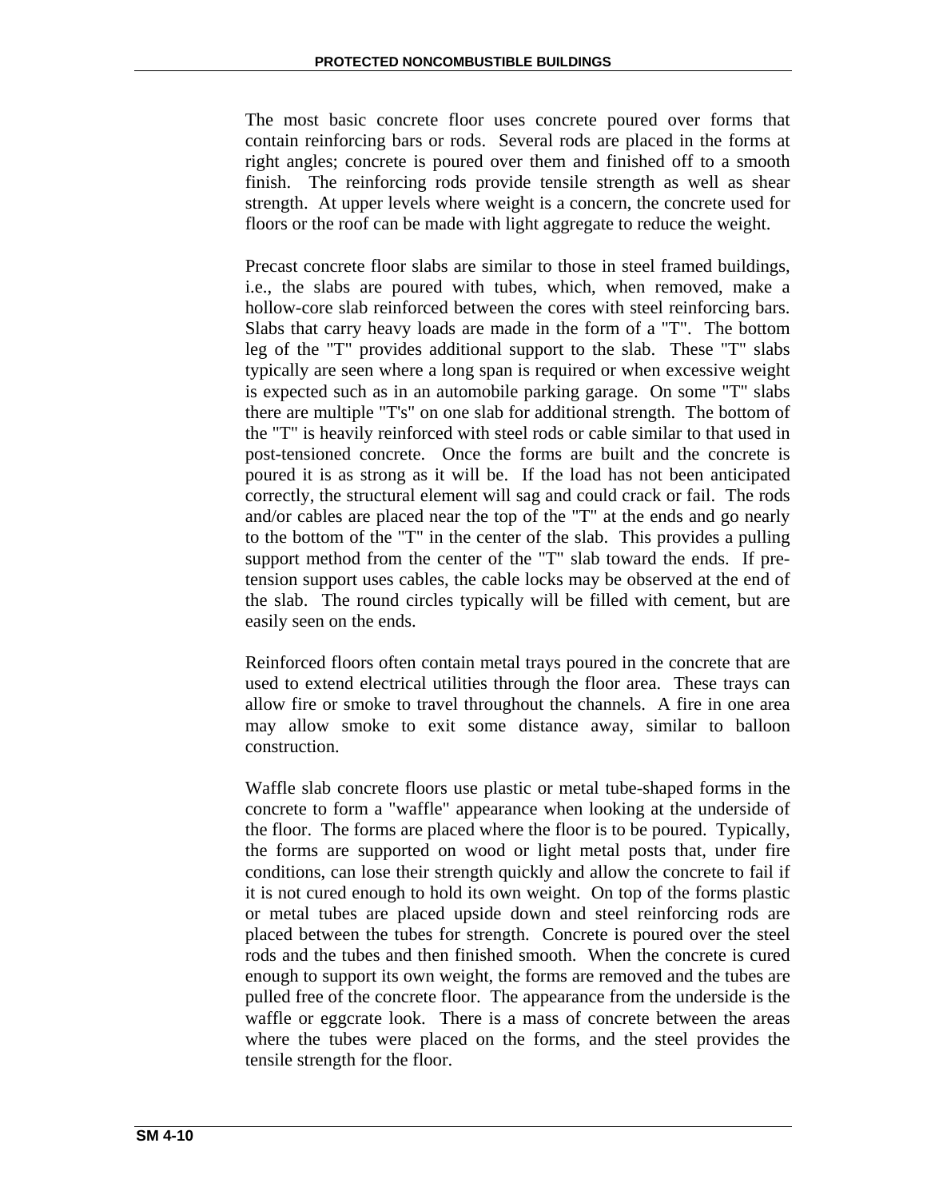The most basic concrete floor uses concrete poured over forms that contain reinforcing bars or rods. Several rods are placed in the forms at right angles; concrete is poured over them and finished off to a smooth finish. The reinforcing rods provide tensile strength as well as shear strength. At upper levels where weight is a concern, the concrete used for floors or the roof can be made with light aggregate to reduce the weight.

Precast concrete floor slabs are similar to those in steel framed buildings, i.e., the slabs are poured with tubes, which, when removed, make a hollow-core slab reinforced between the cores with steel reinforcing bars. Slabs that carry heavy loads are made in the form of a "T". The bottom leg of the "T" provides additional support to the slab. These "T" slabs typically are seen where a long span is required or when excessive weight is expected such as in an automobile parking garage. On some "T" slabs there are multiple "T's" on one slab for additional strength. The bottom of the "T" is heavily reinforced with steel rods or cable similar to that used in post-tensioned concrete. Once the forms are built and the concrete is poured it is as strong as it will be. If the load has not been anticipated correctly, the structural element will sag and could crack or fail. The rods and/or cables are placed near the top of the "T" at the ends and go nearly to the bottom of the "T" in the center of the slab. This provides a pulling support method from the center of the "T" slab toward the ends. If pre-tension support uses cables, the cable locks may be observed at the end of the slab. The round circles typically will be filled with cement, but are easily seen on the ends.

Reinforced floors often contain metal trays poured in the concrete that are used to extend electrical utilities through the floor area. These trays can allow fire or smoke to travel throughout the channels. A fire in one area may allow smoke to exit some distance away, similar to balloon construction.

Waffle slab concrete floors use plastic or metal tube-shaped forms in the concrete to form a "waffle" appearance when looking at the underside of the floor. The forms are placed where the floor is to be poured. Typically, the forms are supported on wood or light metal posts that, under fire conditions, can lose their strength quickly and allow the concrete to fail if it is not cured enough to hold its own weight. On top of the forms plastic or metal tubes are placed upside down and steel reinforcing rods are placed between the tubes for strength. Concrete is poured over the steel rods and the tubes and then finished smooth. When the concrete is cured enough to support its own weight, the forms are removed and the tubes are pulled free of the concrete floor. The appearance from the underside is the waffle or eggcrate look. There is a mass of concrete between the areas where the tubes were placed on the forms, and the steel provides the tensile strength for the floor.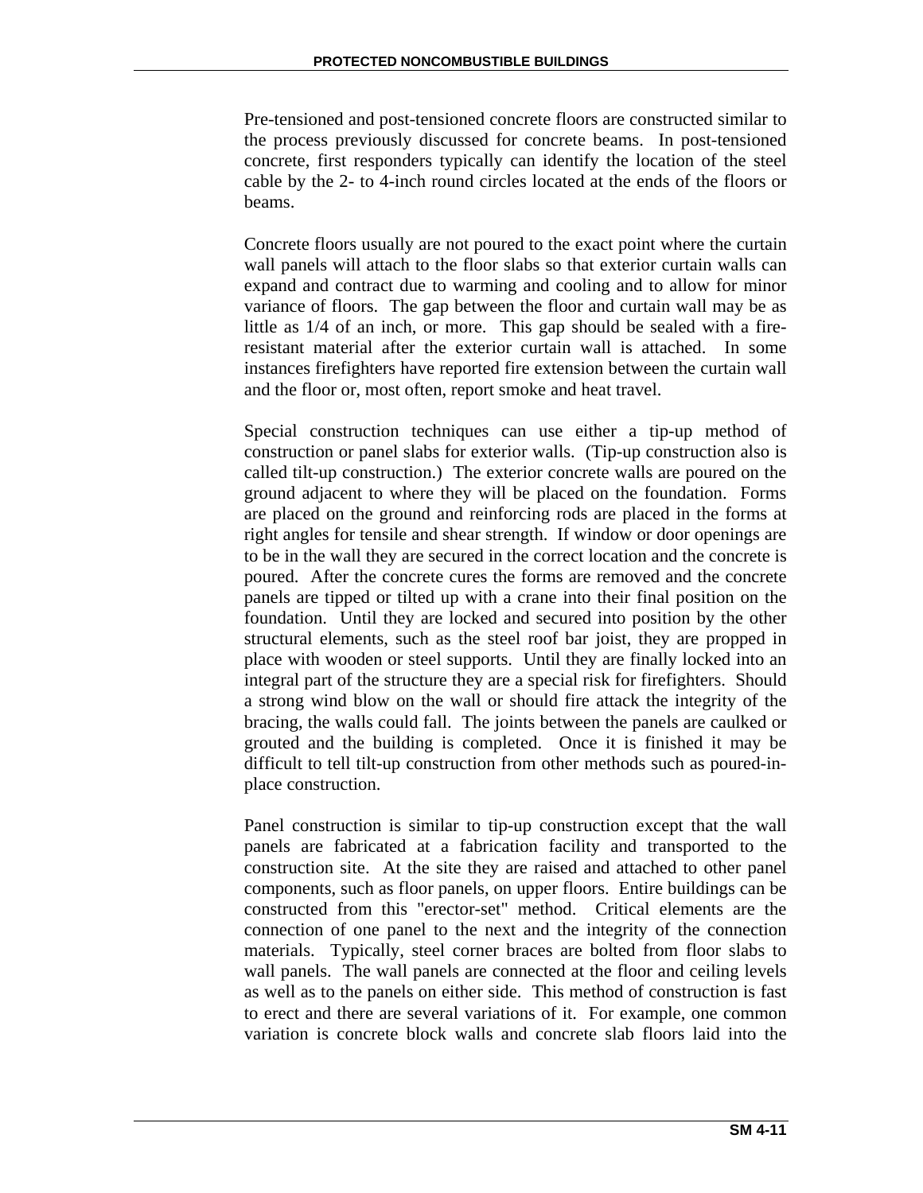Pre-tensioned and post-tensioned concrete floors are constructed similar to the process previously discussed for concrete beams. In post-tensioned concrete, first responders typically can identify the location of the steel cable by the 2- to 4-inch round circles located at the ends of the floors or beams.

Concrete floors usually are not poured to the exact point where the curtain wall panels will attach to the floor slabs so that exterior curtain walls can expand and contract due to warming and cooling and to allow for minor variance of floors. The gap between the floor and curtain wall may be as little as 1/4 of an inch, or more. This gap should be sealed with a fire-resistant material after the exterior curtain wall is attached. In some instances firefighters have reported fire extension between the curtain wall and the floor or, most often, report smoke and heat travel.

Special construction techniques can use either a tip-up method of construction or panel slabs for exterior walls. (Tip-up construction also is called tilt-up construction.) The exterior concrete walls are poured on the ground adjacent to where they will be placed on the foundation. Forms are placed on the ground and reinforcing rods are placed in the forms at right angles for tensile and shear strength. If window or door openings are to be in the wall they are secured in the correct location and the concrete is poured. After the concrete cures the forms are removed and the concrete panels are tipped or tilted up with a crane into their final position on the foundation. Until they are locked and secured into position by the other structural elements, such as the steel roof bar joist, they are propped in place with wooden or steel supports. Until they are finally locked into an integral part of the structure they are a special risk for firefighters. Should a strong wind blow on the wall or should fire attack the integrity of the bracing, the walls could fall. The joints between the panels are caulked or grouted and the building is completed. Once it is finished it may be difficult to tell tilt-up construction from other methods such as poured-in-place construction.

Panel construction is similar to tip-up construction except that the wall panels are fabricated at a fabrication facility and transported to the construction site. At the site they are raised and attached to other panel components, such as floor panels, on upper floors. Entire buildings can be constructed from this "erector-set" method. Critical elements are the connection of one panel to the next and the integrity of the connection materials. Typically, steel corner braces are bolted from floor slabs to wall panels. The wall panels are connected at the floor and ceiling levels as well as to the panels on either side. This method of construction is fast to erect and there are several variations of it. For example, one common variation is concrete block walls and concrete slab floors laid into the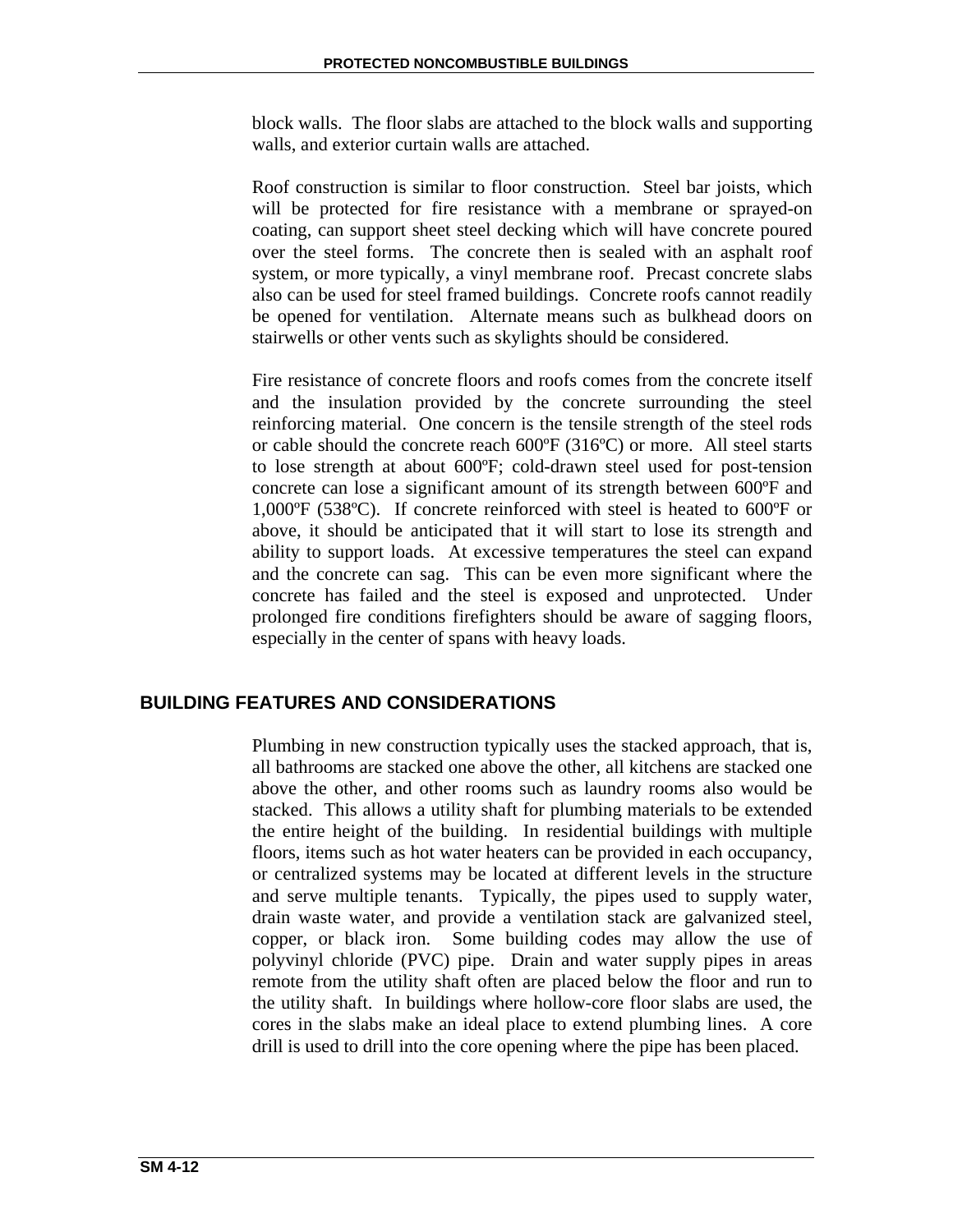block walls. The floor slabs are attached to the block walls and supporting walls, and exterior curtain walls are attached.

Roof construction is similar to floor construction. Steel bar joists, which will be protected for fire resistance with a membrane or sprayed-on coating, can support sheet steel decking which will have concrete poured over the steel forms. The concrete then is sealed with an asphalt roof system, or more typically, a vinyl membrane roof. Precast concrete slabs also can be used for steel framed buildings. Concrete roofs cannot readily be opened for ventilation. Alternate means such as bulkhead doors on stairwells or other vents such as skylights should be considered.

Fire resistance of concrete floors and roofs comes from the concrete itself and the insulation provided by the concrete surrounding the steel reinforcing material. One concern is the tensile strength of the steel rods or cable should the concrete reach 600ºF (316ºC) or more. All steel starts to lose strength at about 600ºF; cold-drawn steel used for post-tension concrete can lose a significant amount of its strength between 600ºF and 1,000ºF (538ºC). If concrete reinforced with steel is heated to 600ºF or above, it should be anticipated that it will start to lose its strength and ability to support loads. At excessive temperatures the steel can expand and the concrete can sag. This can be even more significant where the concrete has failed and the steel is exposed and unprotected. Under prolonged fire conditions firefighters should be aware of sagging floors, especially in the center of spans with heavy loads.

## BUILDING FEATURES AND CONSIDERATIONS

Plumbing in new construction typically uses the stacked approach, that is, all bathrooms are stacked one above the other, all kitchens are stacked one above the other, and other rooms such as laundry rooms also would be stacked. This allows a utility shaft for plumbing materials to be extended the entire height of the building. In residential buildings with multiple floors, items such as hot water heaters can be provided in each occupancy, or centralized systems may be located at different levels in the structure and serve multiple tenants. Typically, the pipes used to supply water, drain waste water, and provide a ventilation stack are galvanized steel, copper, or black iron. Some building codes may allow the use of polyvinyl chloride (PVC) pipe. Drain and water supply pipes in areas remote from the utility shaft often are placed below the floor and run to the utility shaft. In buildings where hollow-core floor slabs are used, the cores in the slabs make an ideal place to extend plumbing lines. A core drill is used to drill into the core opening where the pipe has been placed.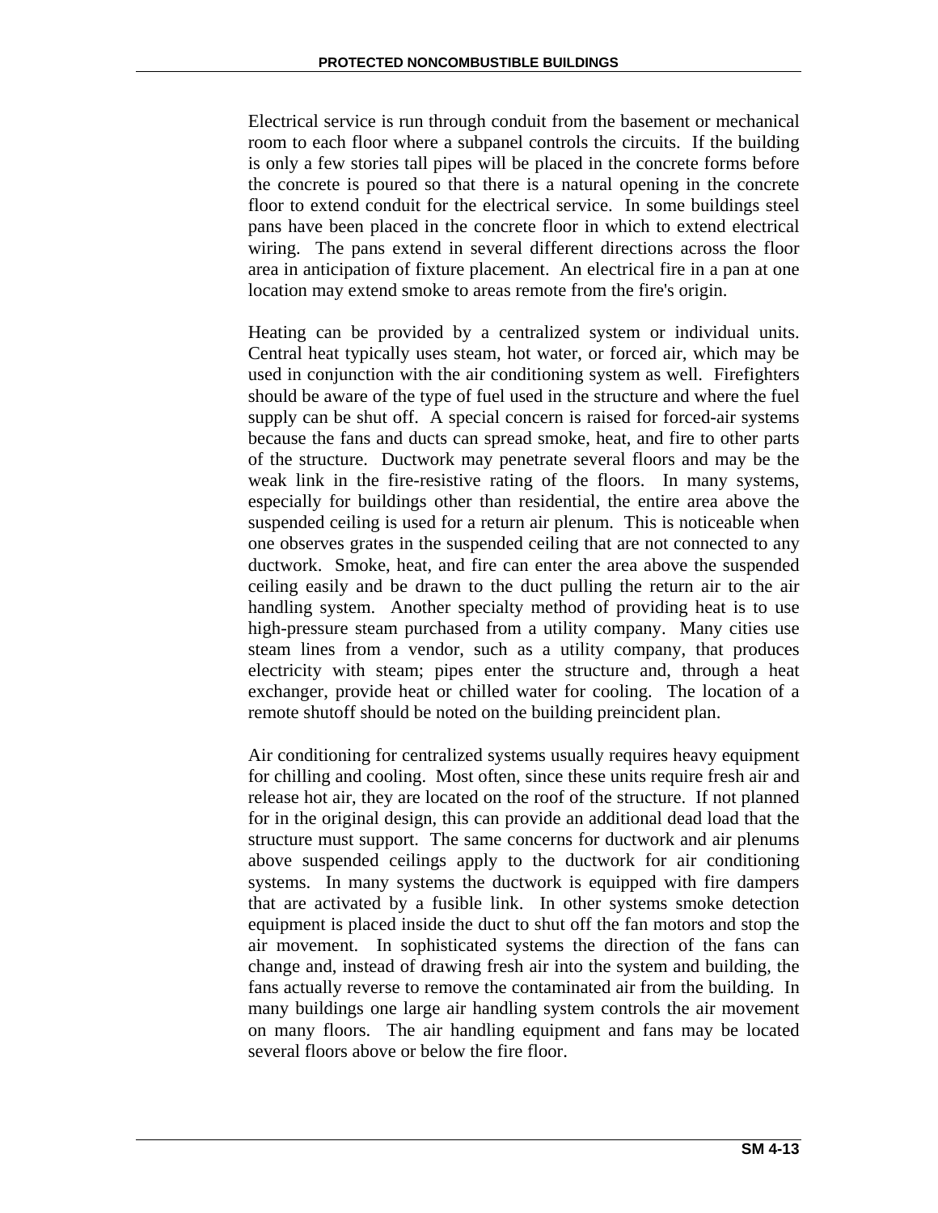Electrical service is run through conduit from the basement or mechanical room to each floor where a subpanel controls the circuits. If the building is only a few stories tall pipes will be placed in the concrete forms before the concrete is poured so that there is a natural opening in the concrete floor to extend conduit for the electrical service. In some buildings steel pans have been placed in the concrete floor in which to extend electrical wiring. The pans extend in several different directions across the floor area in anticipation of fixture placement. An electrical fire in a pan at one location may extend smoke to areas remote from the fire's origin.

Heating can be provided by a centralized system or individual units. Central heat typically uses steam, hot water, or forced air, which may be used in conjunction with the air conditioning system as well. Firefighters should be aware of the type of fuel used in the structure and where the fuel supply can be shut off. A special concern is raised for forced-air systems because the fans and ducts can spread smoke, heat, and fire to other parts of the structure. Ductwork may penetrate several floors and may be the weak link in the fire-resistive rating of the floors. In many systems, especially for buildings other than residential, the entire area above the suspended ceiling is used for a return air plenum. This is noticeable when one observes grates in the suspended ceiling that are not connected to any ductwork. Smoke, heat, and fire can enter the area above the suspended ceiling easily and be drawn to the duct pulling the return air to the air handling system. Another specialty method of providing heat is to use high-pressure steam purchased from a utility company. Many cities use steam lines from a vendor, such as a utility company, that produces electricity with steam; pipes enter the structure and, through a heat exchanger, provide heat or chilled water for cooling. The location of a remote shutoff should be noted on the building preincident plan.

Air conditioning for centralized systems usually requires heavy equipment for chilling and cooling. Most often, since these units require fresh air and release hot air, they are located on the roof of the structure. If not planned for in the original design, this can provide an additional dead load that the structure must support. The same concerns for ductwork and air plenums above suspended ceilings apply to the ductwork for air conditioning systems. In many systems the ductwork is equipped with fire dampers that are activated by a fusible link. In other systems smoke detection equipment is placed inside the duct to shut off the fan motors and stop the air movement. In sophisticated systems the direction of the fans can change and, instead of drawing fresh air into the system and building, the fans actually reverse to remove the contaminated air from the building. In many buildings one large air handling system controls the air movement on many floors. The air handling equipment and fans may be located several floors above or below the fire floor.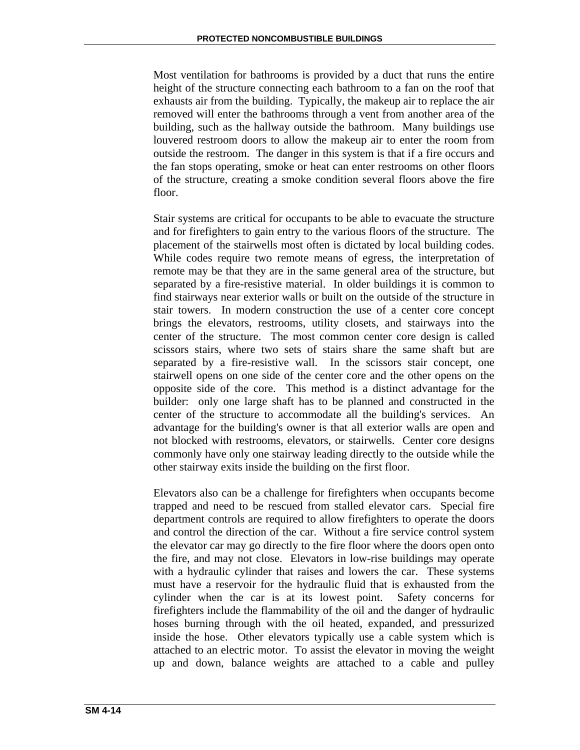Most ventilation for bathrooms is provided by a duct that runs the entire height of the structure connecting each bathroom to a fan on the roof that exhausts air from the building. Typically, the makeup air to replace the air removed will enter the bathrooms through a vent from another area of the building, such as the hallway outside the bathroom. Many buildings use louvered restroom doors to allow the makeup air to enter the room from outside the restroom. The danger in this system is that if a fire occurs and the fan stops operating, smoke or heat can enter restrooms on other floors of the structure, creating a smoke condition several floors above the fire floor.

Stair systems are critical for occupants to be able to evacuate the structure and for firefighters to gain entry to the various floors of the structure. The placement of the stairwells most often is dictated by local building codes. While codes require two remote means of egress, the interpretation of remote may be that they are in the same general area of the structure, but separated by a fire-resistive material. In older buildings it is common to find stairways near exterior walls or built on the outside of the structure in stair towers. In modern construction the use of a center core concept brings the elevators, restrooms, utility closets, and stairways into the center of the structure. The most common center core design is called scissors stairs, where two sets of stairs share the same shaft but are separated by a fire-resistive wall. In the scissors stair concept, one stairwell opens on one side of the center core and the other opens on the opposite side of the core. This method is a distinct advantage for the builder: only one large shaft has to be planned and constructed in the center of the structure to accommodate all the building's services. An advantage for the building's owner is that all exterior walls are open and not blocked with restrooms, elevators, or stairwells. Center core designs commonly have only one stairway leading directly to the outside while the other stairway exits inside the building on the first floor.

Elevators also can be a challenge for firefighters when occupants become trapped and need to be rescued from stalled elevator cars. Special fire department controls are required to allow firefighters to operate the doors and control the direction of the car. Without a fire service control system the elevator car may go directly to the fire floor where the doors open onto the fire, and may not close. Elevators in low-rise buildings may operate with a hydraulic cylinder that raises and lowers the car. These systems must have a reservoir for the hydraulic fluid that is exhausted from the cylinder when the car is at its lowest point. Safety concerns for firefighters include the flammability of the oil and the danger of hydraulic hoses burning through with the oil heated, expanded, and pressurized inside the hose. Other elevators typically use a cable system which is attached to an electric motor. To assist the elevator in moving the weight up and down, balance weights are attached to a cable and pulley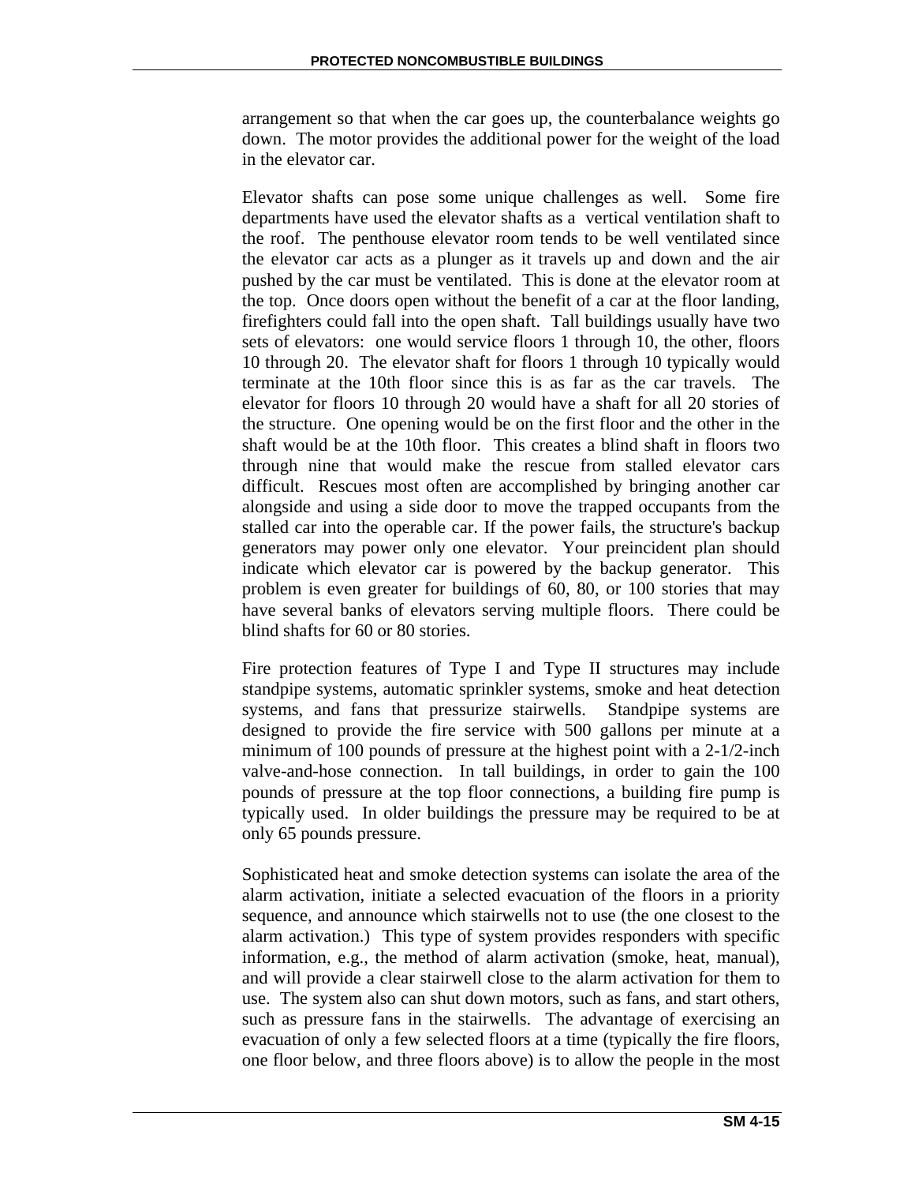arrangement so that when the car goes up, the counterbalance weights go down. The motor provides the additional power for the weight of the load in the elevator car.

Elevator shafts can pose some unique challenges as well. Some fire departments have used the elevator shafts as a vertical ventilation shaft to the roof. The penthouse elevator room tends to be well ventilated since the elevator car acts as a plunger as it travels up and down and the air pushed by the car must be ventilated. This is done at the elevator room at the top. Once doors open without the benefit of a car at the floor landing, firefighters could fall into the open shaft. Tall buildings usually have two sets of elevators: one would service floors 1 through 10, the other, floors 10 through 20. The elevator shaft for floors 1 through 10 typically would terminate at the 10th floor since this is as far as the car travels. The elevator for floors 10 through 20 would have a shaft for all 20 stories of the structure. One opening would be on the first floor and the other in the shaft would be at the 10th floor. This creates a blind shaft in floors two through nine that would make the rescue from stalled elevator cars difficult. Rescues most often are accomplished by bringing another car alongside and using a side door to move the trapped occupants from the stalled car into the operable car. If the power fails, the structure's backup generators may power only one elevator. Your preincident plan should indicate which elevator car is powered by the backup generator. This problem is even greater for buildings of 60, 80, or 100 stories that may have several banks of elevators serving multiple floors. There could be blind shafts for 60 or 80 stories.

Fire protection features of Type I and Type II structures may include standpipe systems, automatic sprinkler systems, smoke and heat detection systems, and fans that pressurize stairwells. Standpipe systems are designed to provide the fire service with 500 gallons per minute at a minimum of 100 pounds of pressure at the highest point with a 2-1/2-inch valve-and-hose connection. In tall buildings, in order to gain the 100 pounds of pressure at the top floor connections, a building fire pump is typically used. In older buildings the pressure may be required to be at only 65 pounds pressure.

Sophisticated heat and smoke detection systems can isolate the area of the alarm activation, initiate a selected evacuation of the floors in a priority sequence, and announce which stairwells not to use (the one closest to the alarm activation.) This type of system provides responders with specific information, e.g., the method of alarm activation (smoke, heat, manual), and will provide a clear stairwell close to the alarm activation for them to use. The system also can shut down motors, such as fans, and start others, such as pressure fans in the stairwells. The advantage of exercising an evacuation of only a few selected floors at a time (typically the fire floors, one floor below, and three floors above) is to allow the people in the most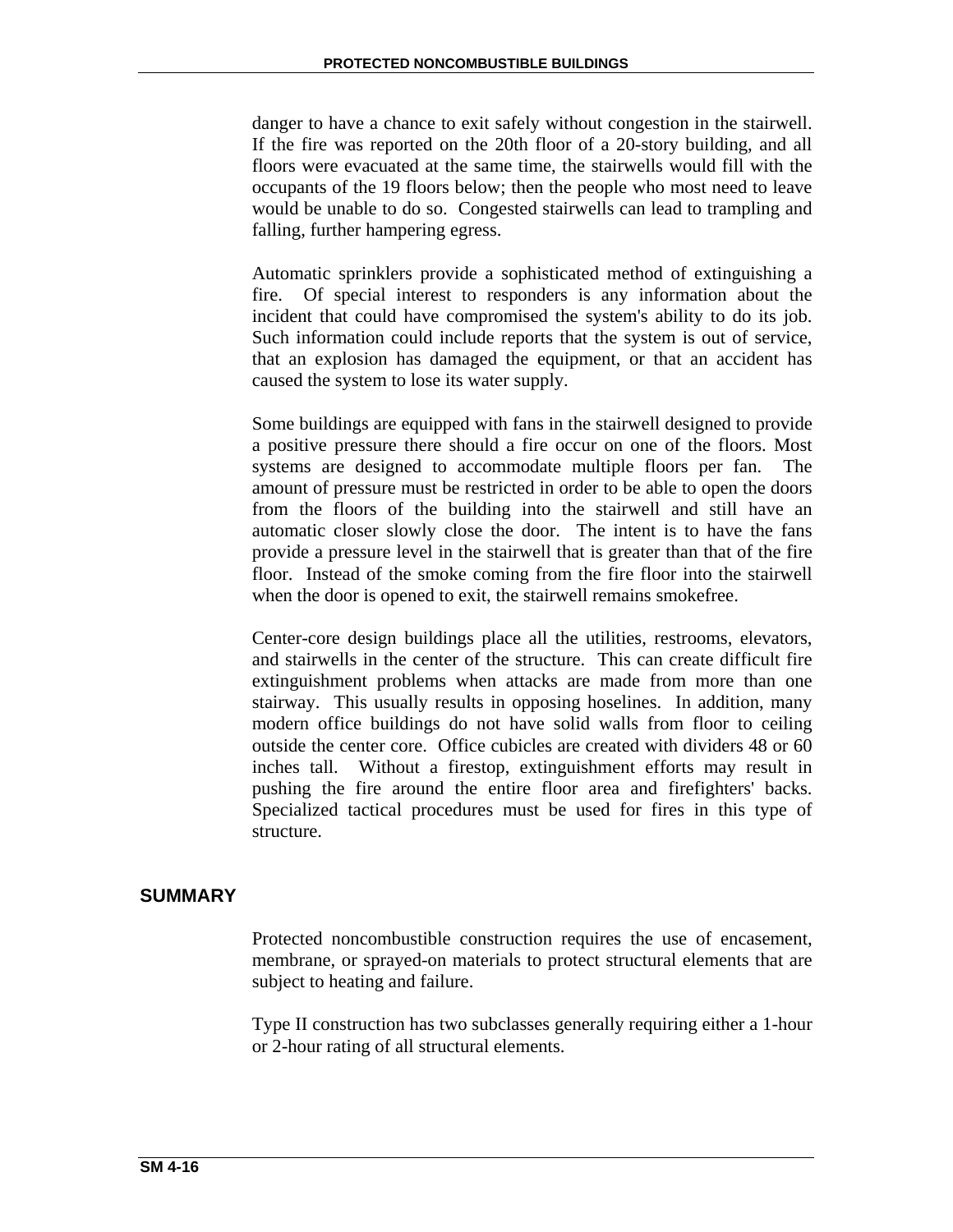danger to have a chance to exit safely without congestion in the stairwell. If the fire was reported on the 20th floor of a 20-story building, and all floors were evacuated at the same time, the stairwells would fill with the occupants of the 19 floors below; then the people who most need to leave would be unable to do so. Congested stairwells can lead to trampling and falling, further hampering egress.

Automatic sprinklers provide a sophisticated method of extinguishing a fire. Of special interest to responders is any information about the incident that could have compromised the system's ability to do its job. Such information could include reports that the system is out of service, that an explosion has damaged the equipment, or that an accident has caused the system to lose its water supply.

Some buildings are equipped with fans in the stairwell designed to provide a positive pressure there should a fire occur on one of the floors. Most systems are designed to accommodate multiple floors per fan. The amount of pressure must be restricted in order to be able to open the doors from the floors of the building into the stairwell and still have an automatic closer slowly close the door. The intent is to have the fans provide a pressure level in the stairwell that is greater than that of the fire floor. Instead of the smoke coming from the fire floor into the stairwell when the door is opened to exit, the stairwell remains smokefree.

Center-core design buildings place all the utilities, restrooms, elevators, and stairwells in the center of the structure. This can create difficult fire extinguishment problems when attacks are made from more than one stairway. This usually results in opposing hoselines. In addition, many modern office buildings do not have solid walls from floor to ceiling outside the center core. Office cubicles are created with dividers 48 or 60 inches tall. Without a firestop, extinguishment efforts may result in pushing the fire around the entire floor area and firefighters' backs. Specialized tactical procedures must be used for fires in this type of structure.

## SUMMARY

Protected noncombustible construction requires the use of encasement, membrane, or sprayed-on materials to protect structural elements that are subject to heating and failure.

Type II construction has two subclasses generally requiring either a 1-hour or 2-hour rating of all structural elements.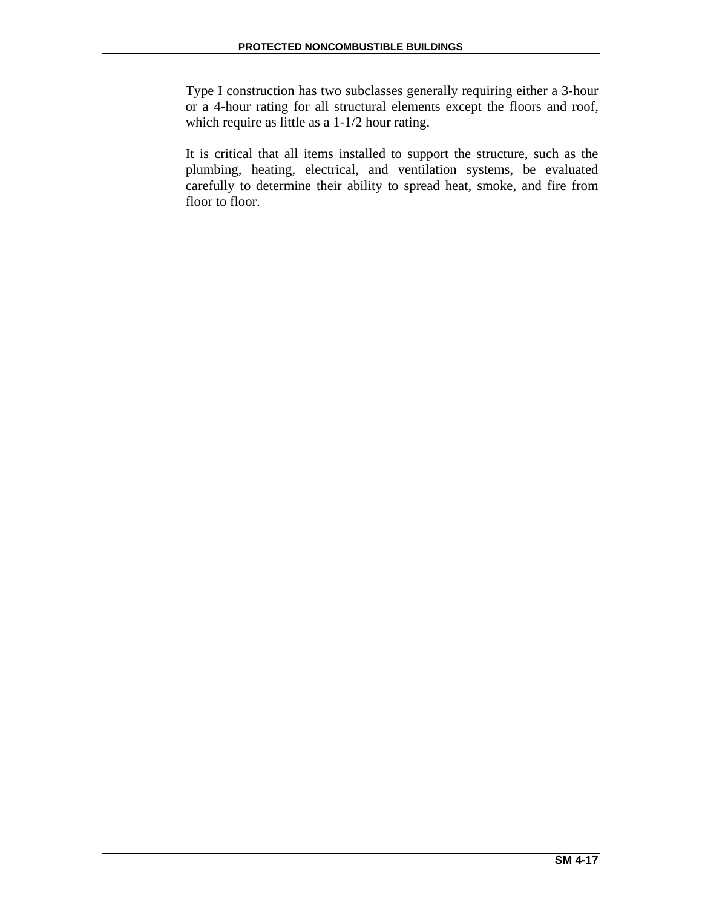Type I construction has two subclasses generally requiring either a 3-hour or a 4-hour rating for all structural elements except the floors and roof, which require as little as a 1-1/2 hour rating.

It is critical that all items installed to support the structure, such as the plumbing, heating, electrical, and ventilation systems, be evaluated carefully to determine their ability to spread heat, smoke, and fire from floor to floor.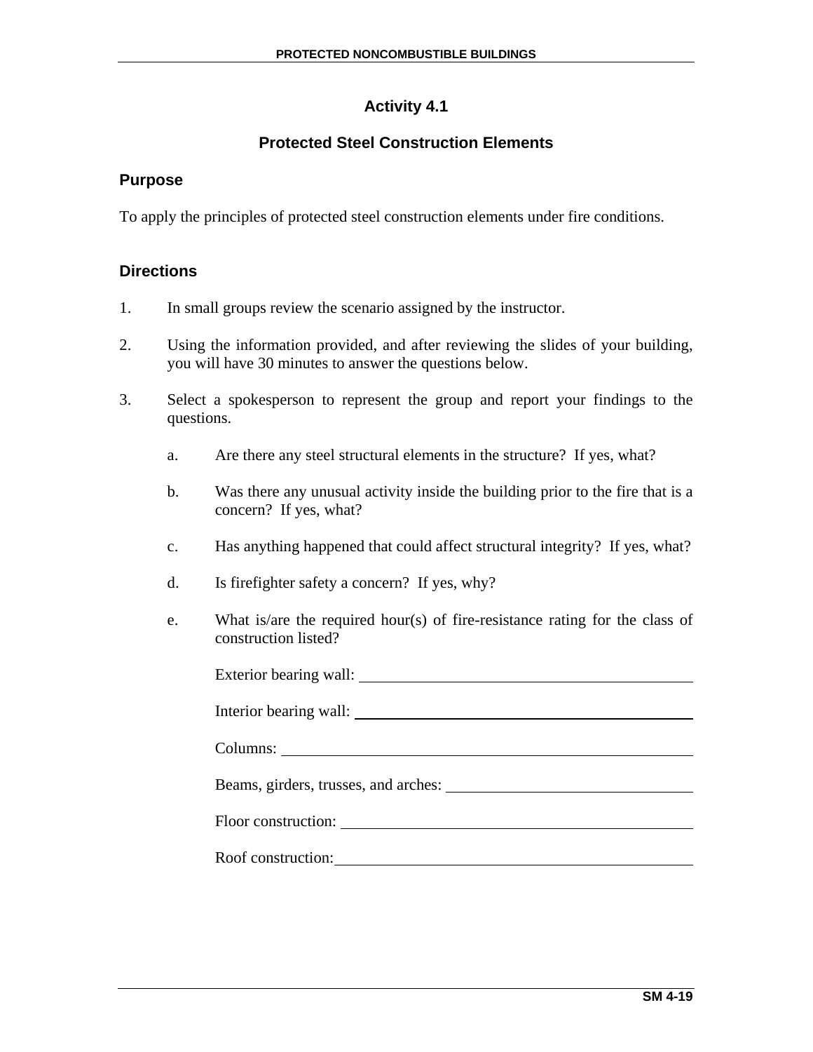## Activity 4.1

### Protected Steel Construction Elements

### Purpose

To apply the principles of protected steel construction elements under fire conditions.

### Directions

1. In small groups review the scenario assigned by the instructor.

2. Using the information provided, and after reviewing the slides of your building, you will have 30 minutes to answer the questions below.

3. Select a spokesperson to represent the group and report your findings to the questions.

   a. Are there any steel structural elements in the structure? If yes, what?

   b. Was there any unusual activity inside the building prior to the fire that is a concern? If yes, what?

   c. Has anything happened that could affect structural integrity? If yes, what?

   d. Is firefighter safety a concern? If yes, why?

   e. What is/are the required hour(s) of fire-resistance rating for the class of construction listed?

      Exterior bearing wall: ____________________

      Interior bearing wall: ____________________

      Columns: ____________________

      Beams, girders, trusses, and arches: ____________________

      Floor construction: ____________________

      Roof construction: ____________________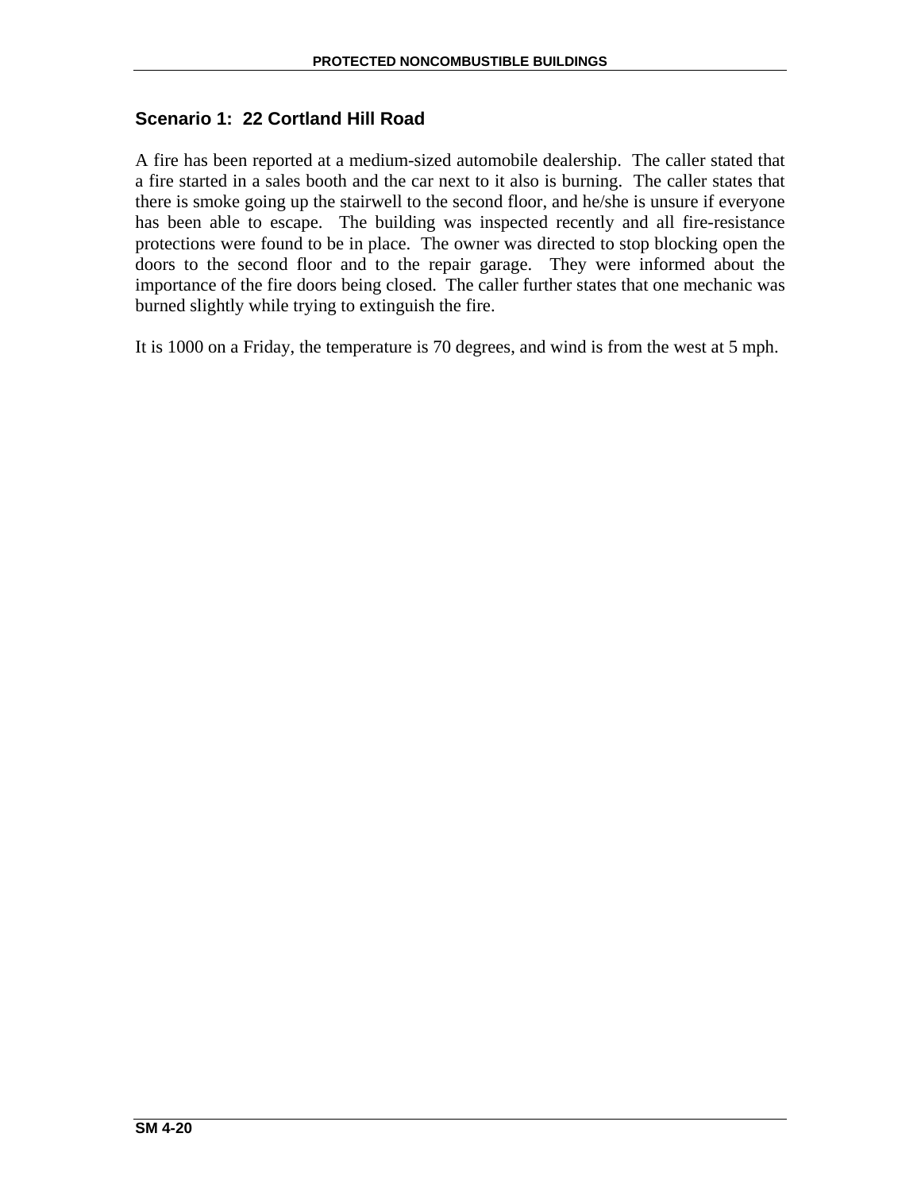## Scenario 1: 22 Cortland Hill Road

A fire has been reported at a medium-sized automobile dealership. The caller stated that a fire started in a sales booth and the car next to it also is burning. The caller states that there is smoke going up the stairwell to the second floor, and he/she is unsure if everyone has been able to escape. The building was inspected recently and all fire-resistance protections were found to be in place. The owner was directed to stop blocking open the doors to the second floor and to the repair garage. They were informed about the importance of the fire doors being closed. The caller further states that one mechanic was burned slightly while trying to extinguish the fire.

It is 1000 on a Friday, the temperature is 70 degrees, and wind is from the west at 5 mph.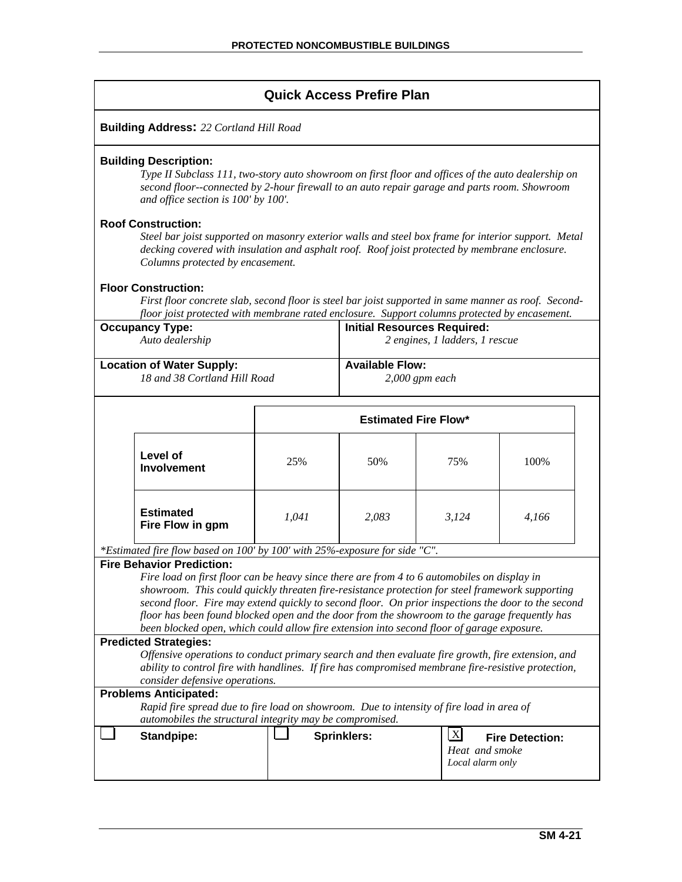## Quick Access Prefire Plan

**Building Address:** *22 Cortland Hill Road*

**Building Description:**

*Type II Subclass 111, two-story auto showroom on first floor and offices of the auto dealership on second floor--connected by 2-hour firewall to an auto repair garage and parts room. Showroom and office section is 100' by 100'.*

**Roof Construction:**

*Steel bar joist supported on masonry exterior walls and steel box frame for interior support. Metal decking covered with insulation and asphalt roof. Roof joist protected by membrane enclosure. Columns protected by encasement.*

**Floor Construction:**

*First floor concrete slab, second floor is steel bar joist supported in same manner as roof. Second-floor joist protected with membrane rated enclosure. Support columns protected by encasement.*

| **Occupancy Type:** | **Initial Resources Required:** |
|---|---|
| *Auto dealership* | *2 engines, 1 ladders, 1 rescue* |

| **Location of Water Supply:** | **Available Flow:** |
|---|---|
| *18 and 38 Cortland Hill Road* | *2,000 gpm each* |

| | **Estimated Fire Flow*** | | | |
|---|---|---|---|---|
| **Level of Involvement** | 25% | 50% | 75% | 100% |
| **Estimated Fire Flow in gpm** | *1,041* | *2,083* | *3,124* | *4,166* |

*\*Estimated fire flow based on 100' by 100' with 25%-exposure for side "C".*

**Fire Behavior Prediction:**

*Fire load on first floor can be heavy since there are from 4 to 6 automobiles on display in showroom. This could quickly threaten fire-resistance protection for steel framework supporting second floor. Fire may extend quickly to second floor. On prior inspections the door to the second floor has been found blocked open and the door from the showroom to the garage frequently has been blocked open, which could allow fire extension into second floor of garage exposure.*

**Predicted Strategies:**

*Offensive operations to conduct primary search and then evaluate fire growth, fire extension, and ability to control fire with handlines. If fire has compromised membrane fire-resistive protection, consider defensive operations.*

**Problems Anticipated:**

*Rapid fire spread due to fire load on showroom. Due to intensity of fire load in area of automobiles the structural integrity may be compromised.*

| ☐ **Standpipe:** | ☐ **Sprinklers:** | ☒ **Fire Detection:** *Heat and smoke* *Local alarm only* |
|---|---|---|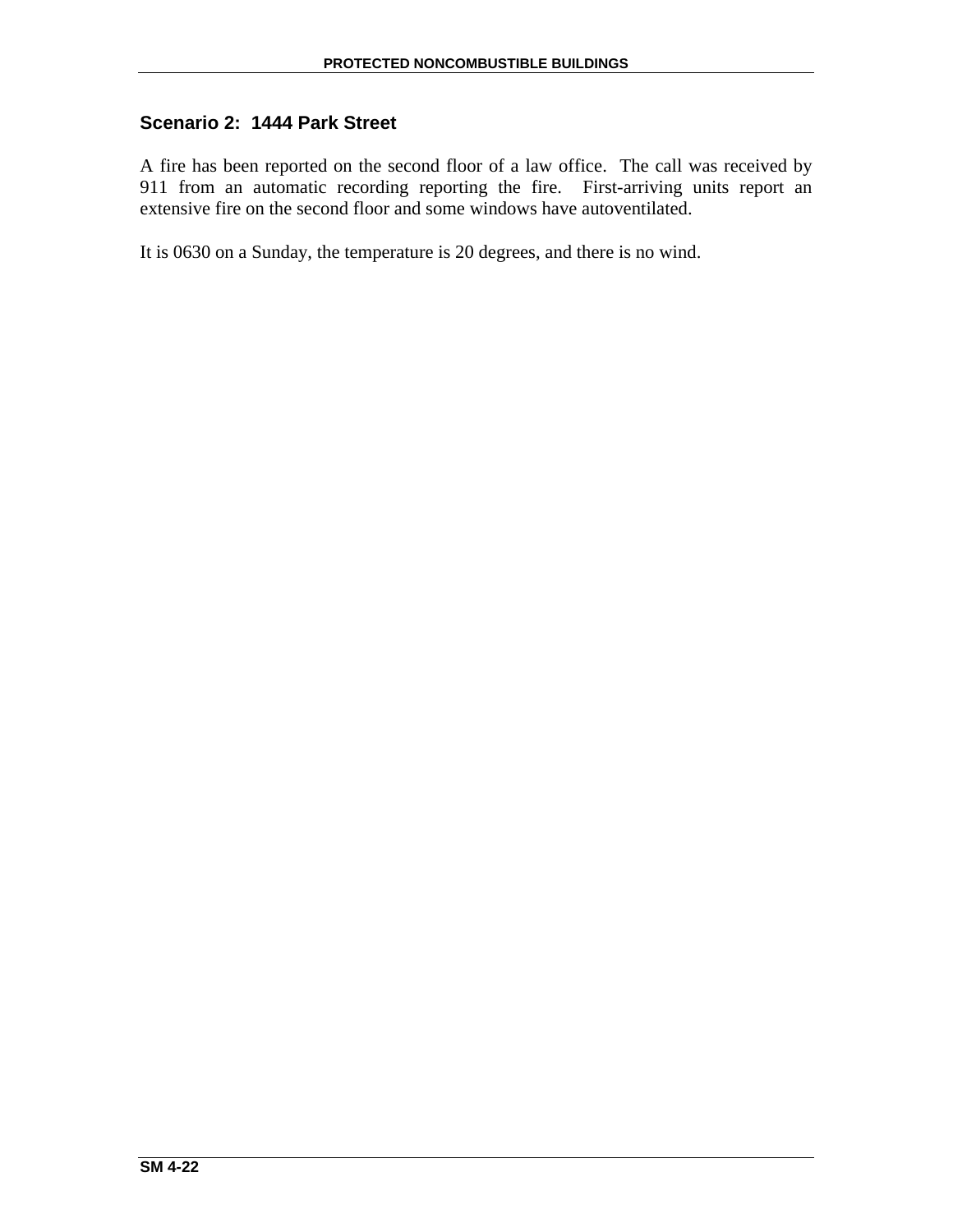## Scenario 2: 1444 Park Street

A fire has been reported on the second floor of a law office. The call was received by 911 from an automatic recording reporting the fire. First-arriving units report an extensive fire on the second floor and some windows have autoventilated.

It is 0630 on a Sunday, the temperature is 20 degrees, and there is no wind.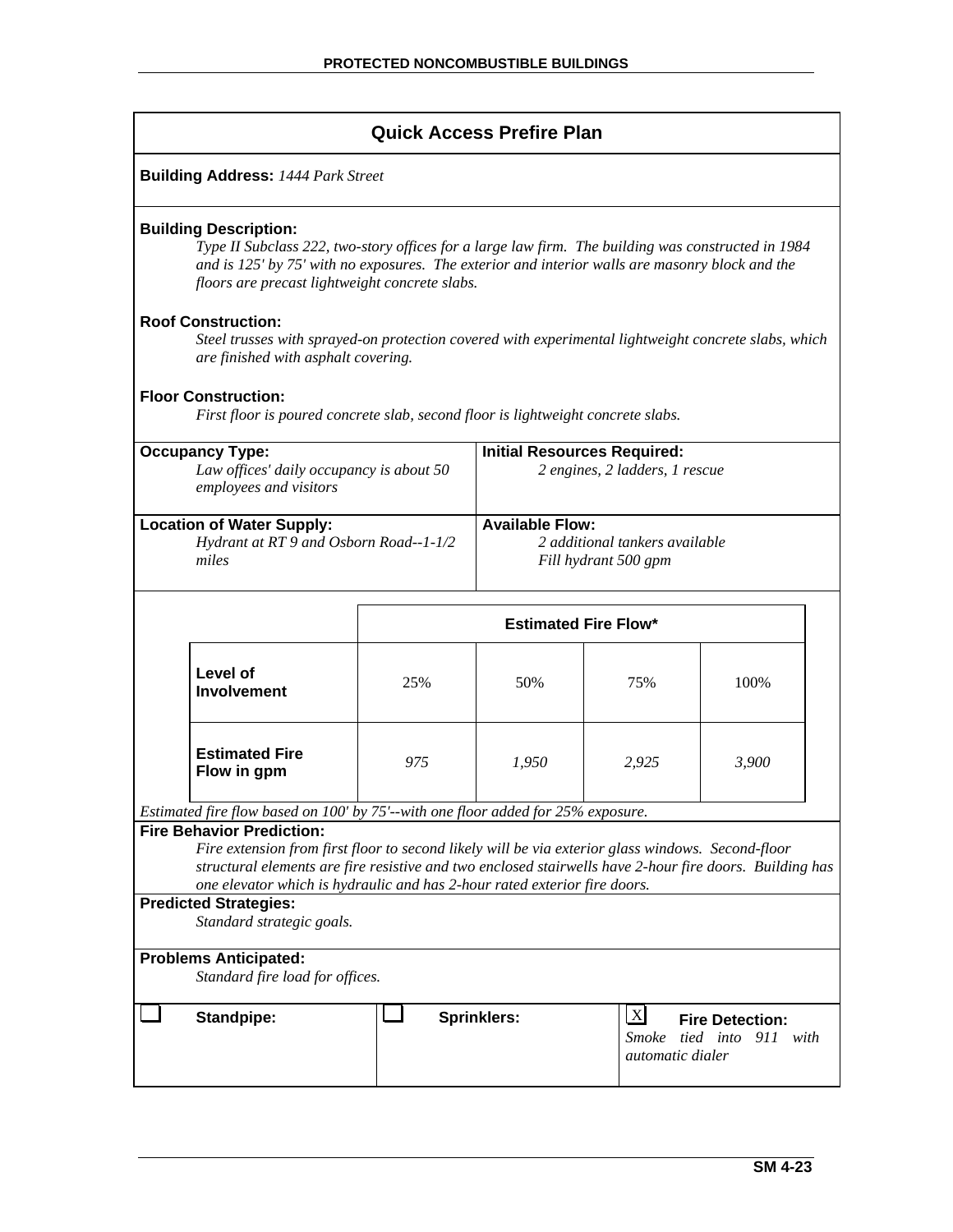## Quick Access Prefire Plan

**Building Address:** *1444 Park Street*

**Building Description:**

*Type II Subclass 222, two-story offices for a large law firm. The building was constructed in 1984 and is 125' by 75' with no exposures. The exterior and interior walls are masonry block and the floors are precast lightweight concrete slabs.*

**Roof Construction:**

*Steel trusses with sprayed-on protection covered with experimental lightweight concrete slabs, which are finished with asphalt covering.*

**Floor Construction:**

*First floor is poured concrete slab, second floor is lightweight concrete slabs.*

**Occupancy Type:**

*Law offices' daily occupancy is about 50 employees and visitors*

**Initial Resources Required:**

*2 engines, 2 ladders, 1 rescue*

**Location of Water Supply:**

*Hydrant at RT 9 and Osborn Road--1-1/2 miles*

**Available Flow:**

*2 additional tankers available*
*Fill hydrant 500 gpm*

| | Estimated Fire Flow* | | | |
|---|---|---|---|---|
| **Level of Involvement** | 25% | 50% | 75% | 100% |
| **Estimated Fire Flow in gpm** | *975* | *1,950* | *2,925* | *3,900* |

*Estimated fire flow based on 100' by 75'--with one floor added for 25% exposure.*

**Fire Behavior Prediction:**

*Fire extension from first floor to second likely will be via exterior glass windows. Second-floor structural elements are fire resistive and two enclosed stairwells have 2-hour fire doors. Building has one elevator which is hydraulic and has 2-hour rated exterior fire doors.*

**Predicted Strategies:**

*Standard strategic goals.*

**Problems Anticipated:**

*Standard fire load for offices.*

| ☐ **Standpipe:** | ☐ **Sprinklers:** | ☒ **Fire Detection:** *Smoke tied into 911 with automatic dialer* |
|---|---|---|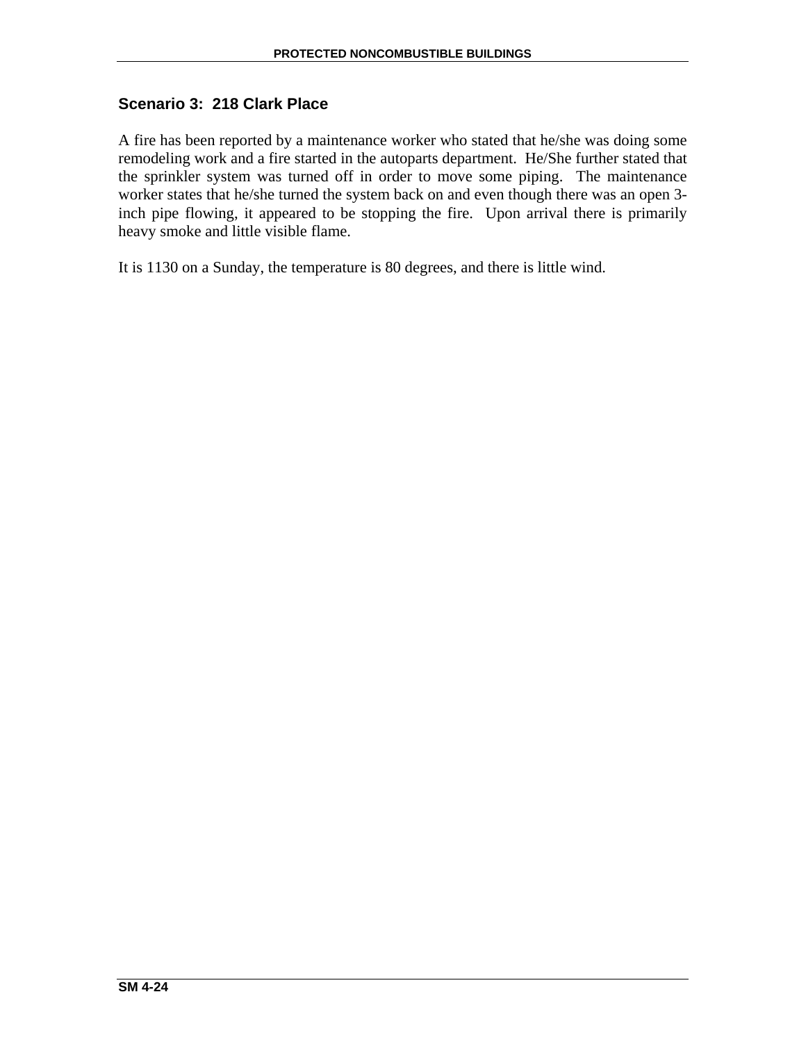## Scenario 3: 218 Clark Place

A fire has been reported by a maintenance worker who stated that he/she was doing some remodeling work and a fire started in the autoparts department. He/She further stated that the sprinkler system was turned off in order to move some piping. The maintenance worker states that he/she turned the system back on and even though there was an open 3-inch pipe flowing, it appeared to be stopping the fire. Upon arrival there is primarily heavy smoke and little visible flame.

It is 1130 on a Sunday, the temperature is 80 degrees, and there is little wind.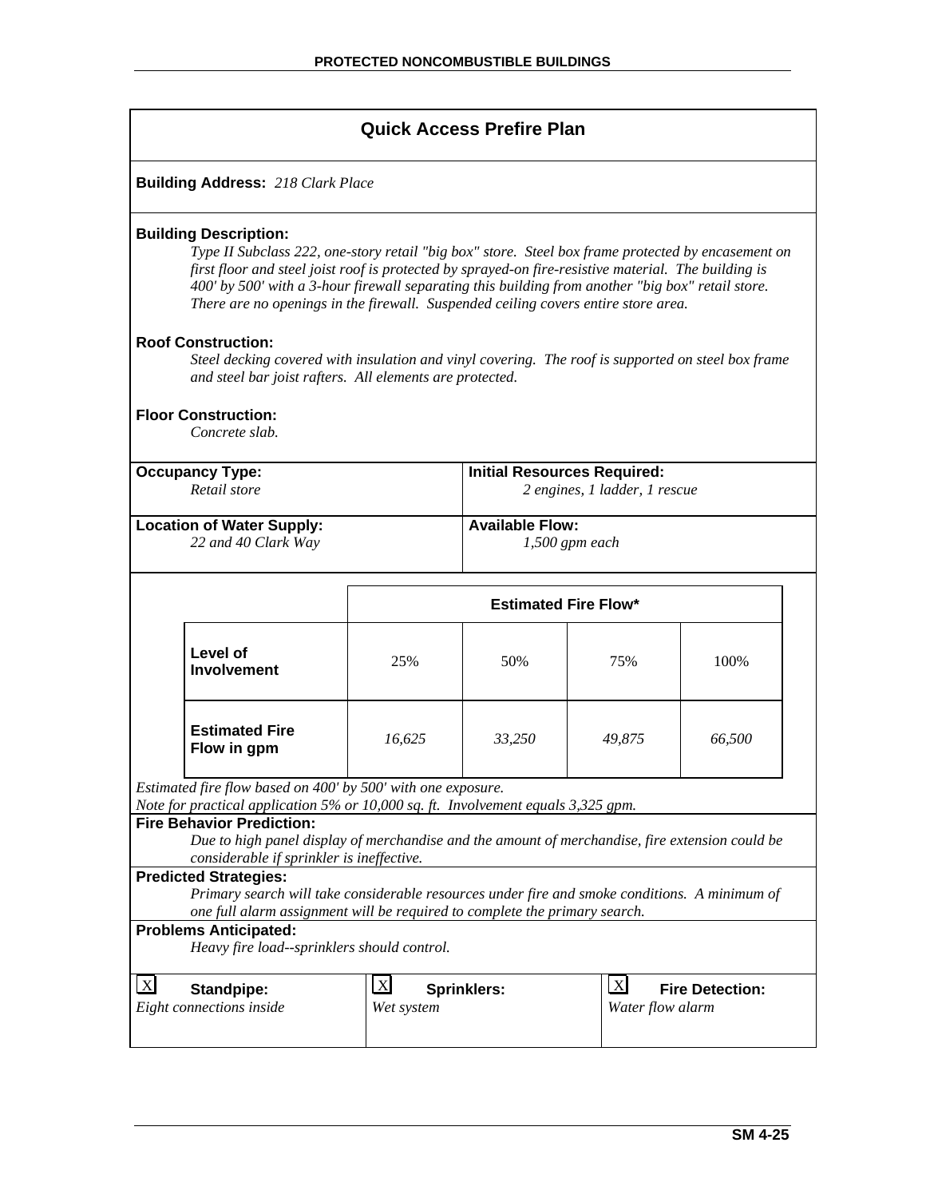## Quick Access Prefire Plan

**Building Address:** *218 Clark Place*

**Building Description:**

*Type II Subclass 222, one-story retail "big box" store. Steel box frame protected by encasement on first floor and steel joist roof is protected by sprayed-on fire-resistive material. The building is 400' by 500' with a 3-hour firewall separating this building from another "big box" retail store. There are no openings in the firewall. Suspended ceiling covers entire store area.*

**Roof Construction:**

*Steel decking covered with insulation and vinyl covering. The roof is supported on steel box frame and steel bar joist rafters. All elements are protected.*

**Floor Construction:**

*Concrete slab.*

| **Occupancy Type:** | **Initial Resources Required:** |
|---|---|
| *Retail store* | *2 engines, 1 ladder, 1 rescue* |
| **Location of Water Supply:** | **Available Flow:** |
| *22 and 40 Clark Way* | *1,500 gpm each* |

| | **Estimated Fire Flow*** | | | |
|---|---|---|---|---|
| **Level of Involvement** | 25% | 50% | 75% | 100% |
| **Estimated Fire Flow in gpm** | *16,625* | *33,250* | *49,875* | *66,500* |

*Estimated fire flow based on 400' by 500' with one exposure.*
*Note for practical application 5% or 10,000 sq. ft. Involvement equals 3,325 gpm.*

**Fire Behavior Prediction:**

*Due to high panel display of merchandise and the amount of merchandise, fire extension could be considerable if sprinkler is ineffective.*

**Predicted Strategies:**

*Primary search will take considerable resources under fire and smoke conditions. A minimum of one full alarm assignment will be required to complete the primary search.*

**Problems Anticipated:**

*Heavy fire load--sprinklers should control.*

| X **Standpipe:** | X **Sprinklers:** | X **Fire Detection:** |
|---|---|---|
| *Eight connections inside* | *Wet system* | *Water flow alarm* |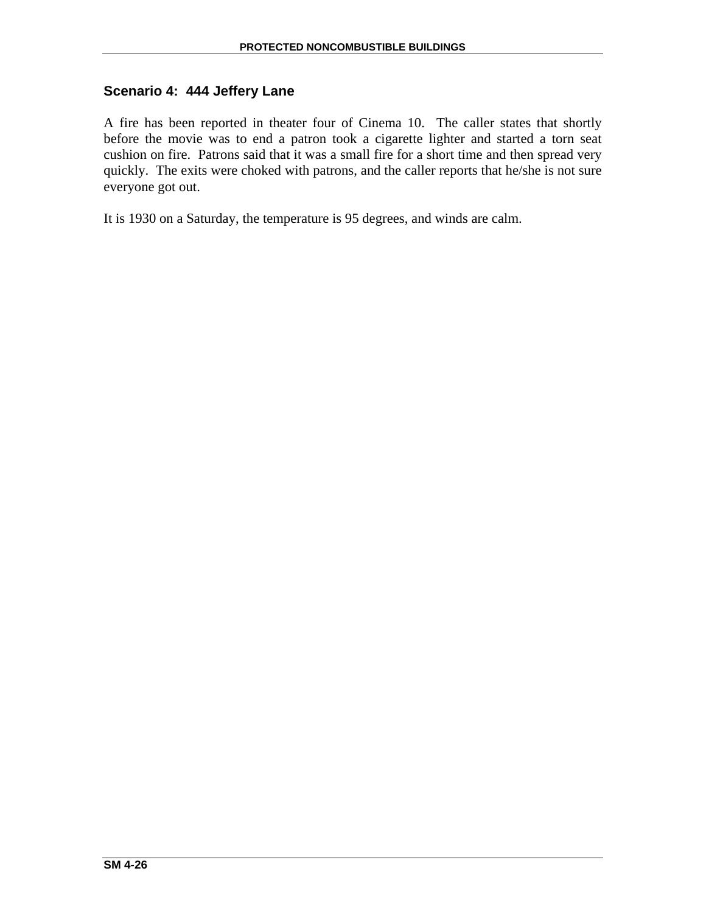### Scenario 4: 444 Jeffery Lane

A fire has been reported in theater four of Cinema 10. The caller states that shortly before the movie was to end a patron took a cigarette lighter and started a torn seat cushion on fire. Patrons said that it was a small fire for a short time and then spread very quickly. The exits were choked with patrons, and the caller reports that he/she is not sure everyone got out.

It is 1930 on a Saturday, the temperature is 95 degrees, and winds are calm.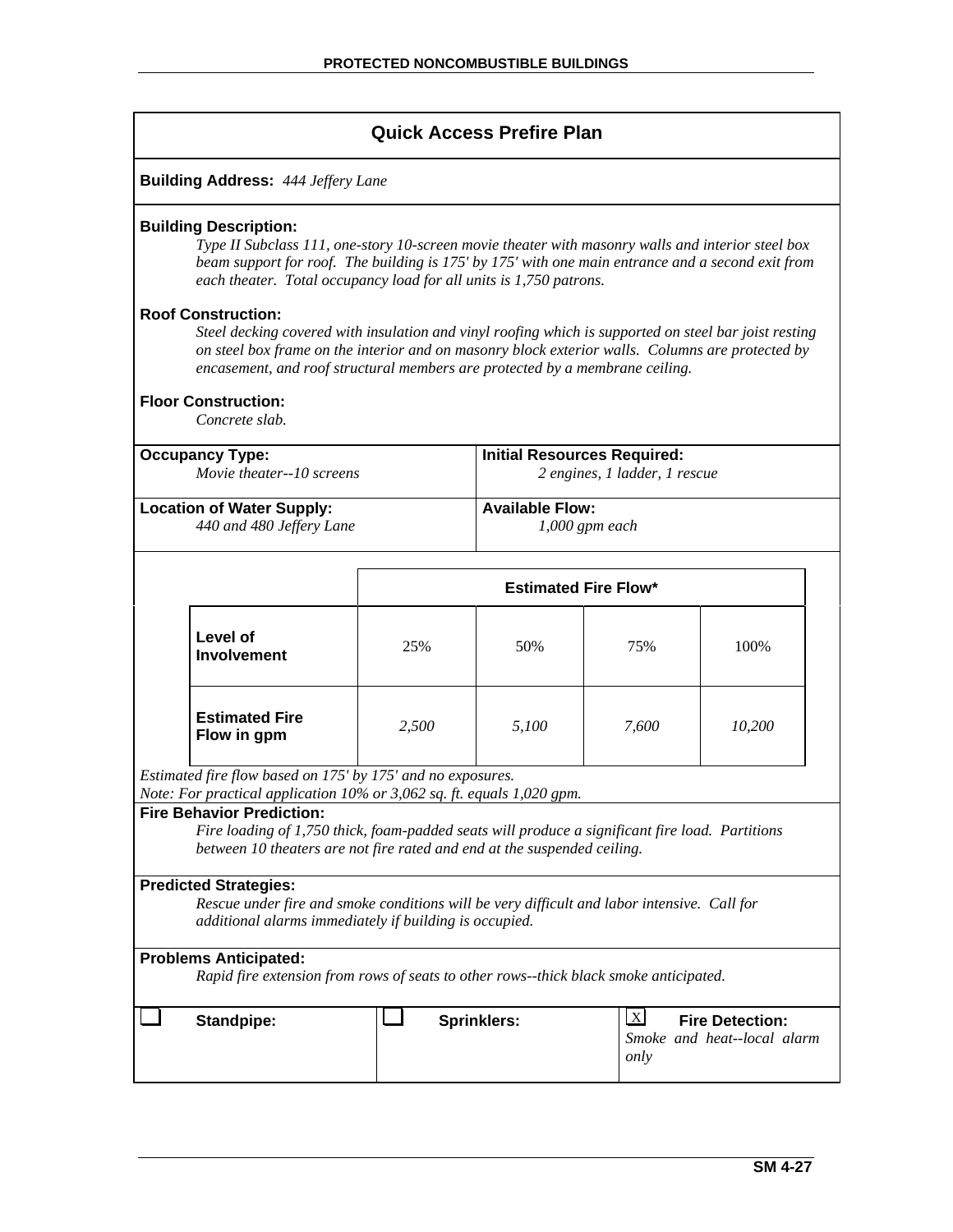# Quick Access Prefire Plan

**Building Address:** *444 Jeffery Lane*

**Building Description:**

*Type II Subclass 111, one-story 10-screen movie theater with masonry walls and interior steel box beam support for roof. The building is 175' by 175' with one main entrance and a second exit from each theater. Total occupancy load for all units is 1,750 patrons.*

**Roof Construction:**

*Steel decking covered with insulation and vinyl roofing which is supported on steel bar joist resting on steel box frame on the interior and on masonry block exterior walls. Columns are protected by encasement, and roof structural members are protected by a membrane ceiling.*

**Floor Construction:**

*Concrete slab.*

| **Occupancy Type:** | **Initial Resources Required:** |
|---|---|
| *Movie theater--10 screens* | *2 engines, 1 ladder, 1 rescue* |
| **Location of Water Supply:** | **Available Flow:** |
| *440 and 480 Jeffery Lane* | *1,000 gpm each* |

| | **Estimated Fire Flow*** | | | |
|---|---|---|---|---|
| **Level of Involvement** | 25% | 50% | 75% | 100% |
| **Estimated Fire Flow in gpm** | *2,500* | *5,100* | *7,600* | *10,200* |

*Estimated fire flow based on 175' by 175' and no exposures.*
*Note: For practical application 10% or 3,062 sq. ft. equals 1,020 gpm.*

**Fire Behavior Prediction:**

*Fire loading of 1,750 thick, foam-padded seats will produce a significant fire load. Partitions between 10 theaters are not fire rated and end at the suspended ceiling.*

**Predicted Strategies:**

*Rescue under fire and smoke conditions will be very difficult and labor intensive. Call for additional alarms immediately if building is occupied.*

**Problems Anticipated:**

*Rapid fire extension from rows of seats to other rows--thick black smoke anticipated.*

| ☐ **Standpipe:** | ☐ **Sprinklers:** | ☒ **Fire Detection:** *Smoke and heat--local alarm only* |
|---|---|---|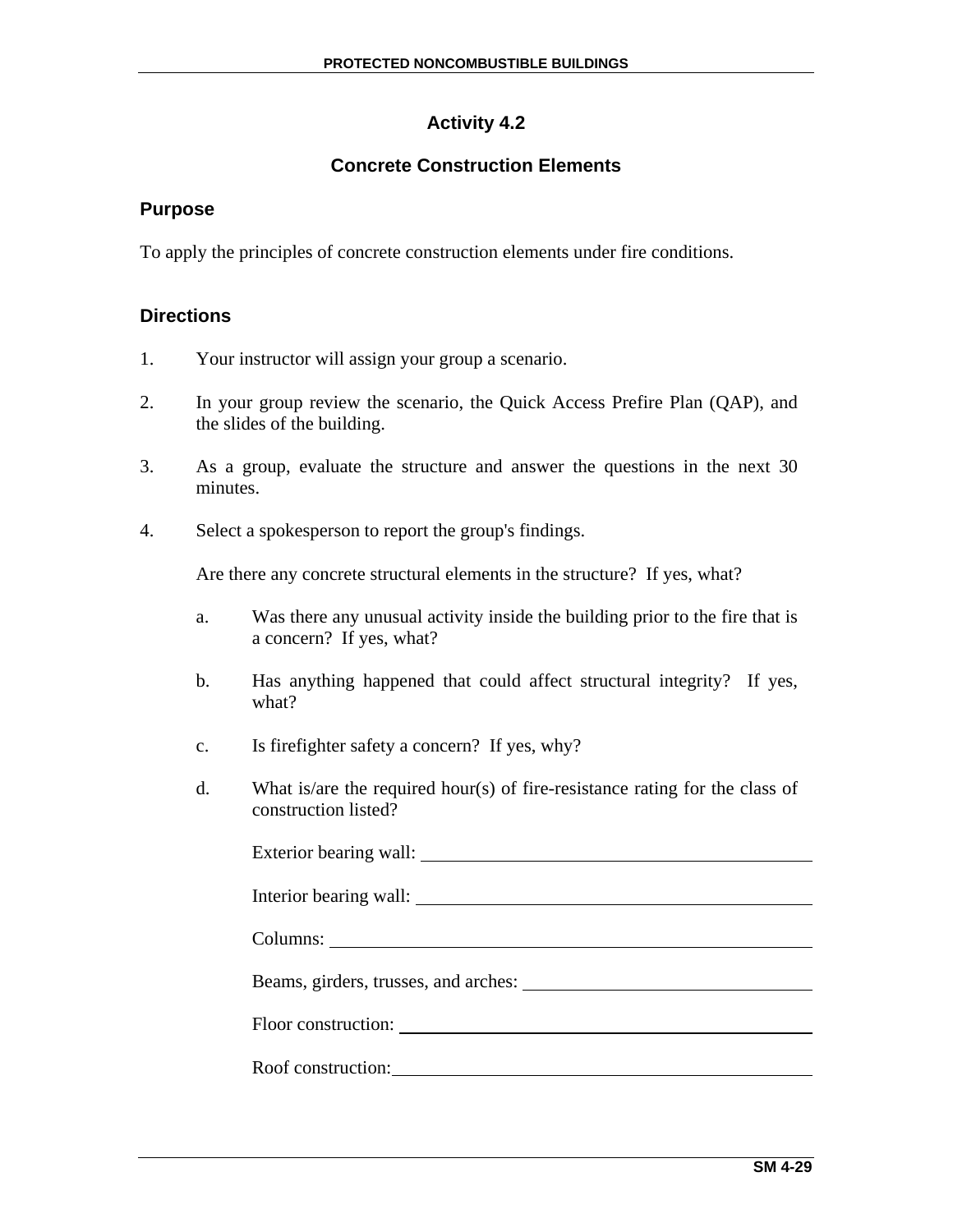## Activity 4.2

### Concrete Construction Elements

### Purpose

To apply the principles of concrete construction elements under fire conditions.

### Directions

1. Your instructor will assign your group a scenario.

2. In your group review the scenario, the Quick Access Prefire Plan (QAP), and the slides of the building.

3. As a group, evaluate the structure and answer the questions in the next 30 minutes.

4. Select a spokesperson to report the group's findings.

   Are there any concrete structural elements in the structure? If yes, what?

   a. Was there any unusual activity inside the building prior to the fire that is a concern? If yes, what?

   b. Has anything happened that could affect structural integrity? If yes, what?

   c. Is firefighter safety a concern? If yes, why?

   d. What is/are the required hour(s) of fire-resistance rating for the class of construction listed?

      Exterior bearing wall: ______________________________

      Interior bearing wall: ______________________________

      Columns: ______________________________

      Beams, girders, trusses, and arches: ______________________________

      Floor construction: ______________________________

      Roof construction: ______________________________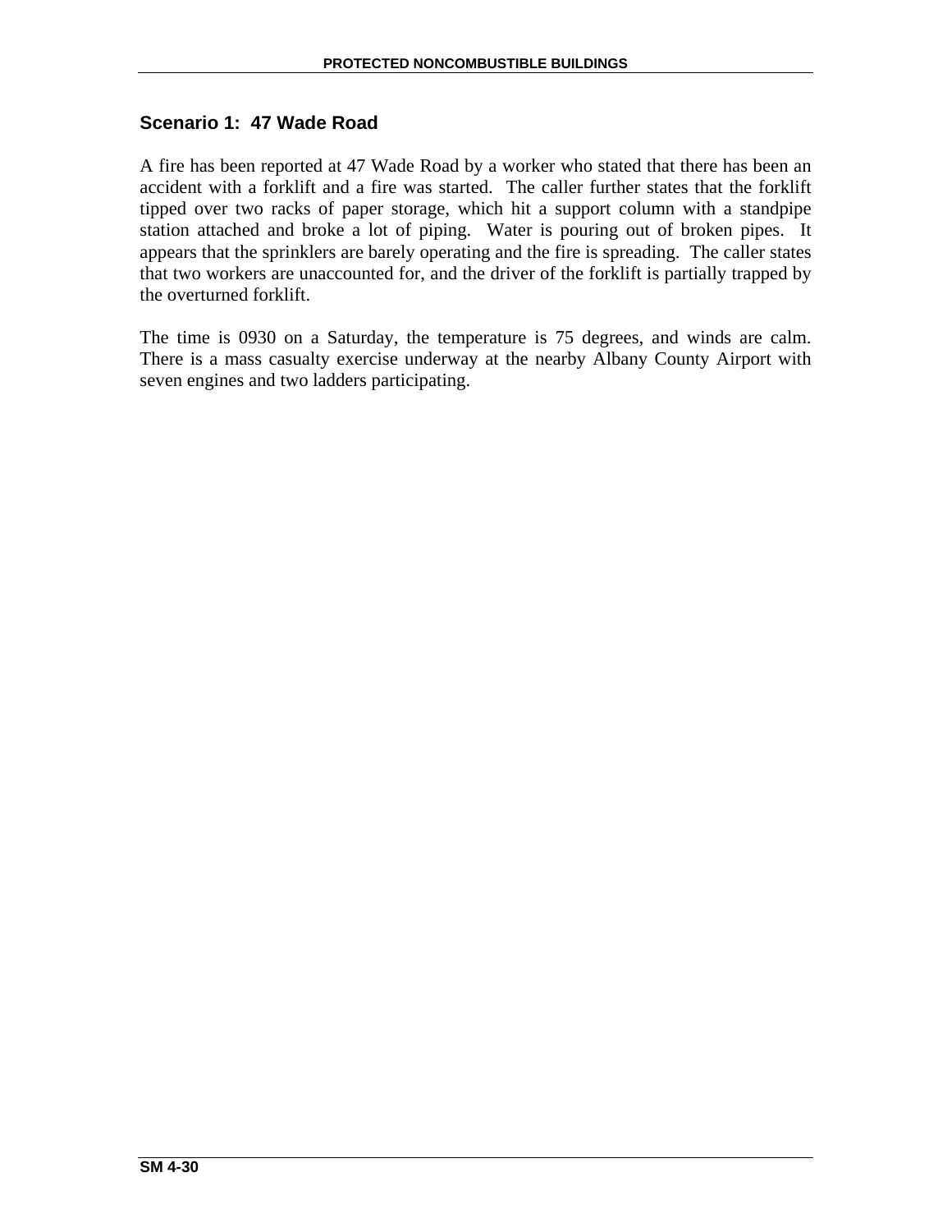## Scenario 1: 47 Wade Road

A fire has been reported at 47 Wade Road by a worker who stated that there has been an accident with a forklift and a fire was started. The caller further states that the forklift tipped over two racks of paper storage, which hit a support column with a standpipe station attached and broke a lot of piping. Water is pouring out of broken pipes. It appears that the sprinklers are barely operating and the fire is spreading. The caller states that two workers are unaccounted for, and the driver of the forklift is partially trapped by the overturned forklift.

The time is 0930 on a Saturday, the temperature is 75 degrees, and winds are calm. There is a mass casualty exercise underway at the nearby Albany County Airport with seven engines and two ladders participating.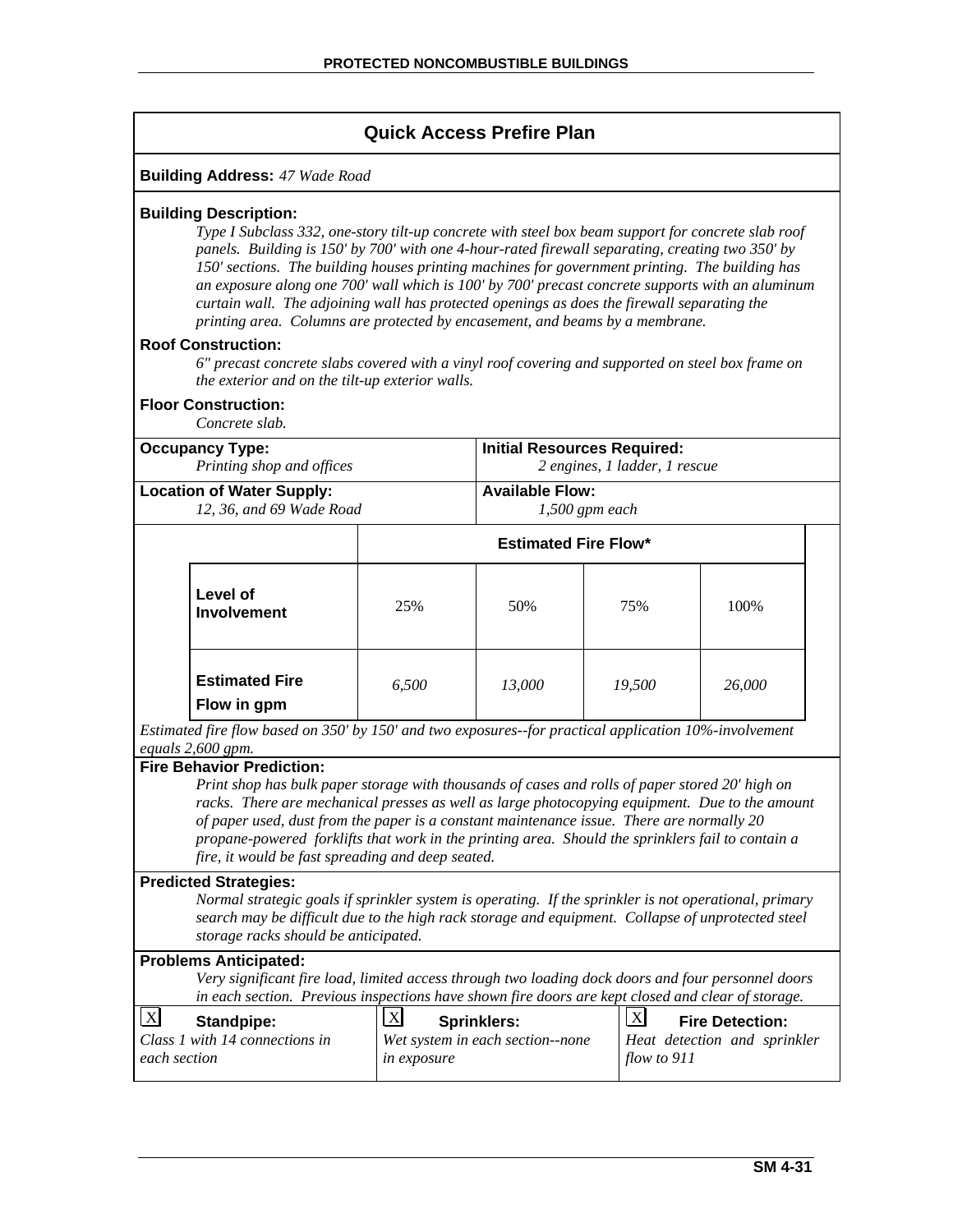## Quick Access Prefire Plan

**Building Address:** *47 Wade Road*

**Building Description:**

*Type I Subclass 332, one-story tilt-up concrete with steel box beam support for concrete slab roof panels. Building is 150' by 700' with one 4-hour-rated firewall separating, creating two 350' by 150' sections. The building houses printing machines for government printing. The building has an exposure along one 700' wall which is 100' by 700' precast concrete supports with an aluminum curtain wall. The adjoining wall has protected openings as does the firewall separating the printing area. Columns are protected by encasement, and beams by a membrane.*

**Roof Construction:**

*6" precast concrete slabs covered with a vinyl roof covering and supported on steel box frame on the exterior and on the tilt-up exterior walls.*

**Floor Construction:**

*Concrete slab.*

| **Occupancy Type:** *Printing shop and offices* | **Initial Resources Required:** *2 engines, 1 ladder, 1 rescue* |
|---|---|
| **Location of Water Supply:** *12, 36, and 69 Wade Road* | **Available Flow:** *1,500 gpm each* |

| | **Estimated Fire Flow*** | | | |
|---|---|---|---|---|
| **Level of Involvement** | 25% | 50% | 75% | 100% |
| **Estimated Fire Flow in gpm** | *6,500* | *13,000* | *19,500* | *26,000* |

*Estimated fire flow based on 350' by 150' and two exposures--for practical application 10%-involvement equals 2,600 gpm.*

**Fire Behavior Prediction:**

*Print shop has bulk paper storage with thousands of cases and rolls of paper stored 20' high on racks. There are mechanical presses as well as large photocopying equipment. Due to the amount of paper used, dust from the paper is a constant maintenance issue. There are normally 20 propane-powered forklifts that work in the printing area. Should the sprinklers fail to contain a fire, it would be fast spreading and deep seated.*

**Predicted Strategies:**

*Normal strategic goals if sprinkler system is operating. If the sprinkler is not operational, primary search may be difficult due to the high rack storage and equipment. Collapse of unprotected steel storage racks should be anticipated.*

**Problems Anticipated:**

*Very significant fire load, limited access through two loading dock doors and four personnel doors in each section. Previous inspections have shown fire doors are kept closed and clear of storage.*

| [X] **Standpipe:** | [X] **Sprinklers:** | [X] **Fire Detection:** |
|---|---|---|
| *Class 1 with 14 connections in each section* | *Wet system in each section--none in exposure* | *Heat detection and sprinkler flow to 911* |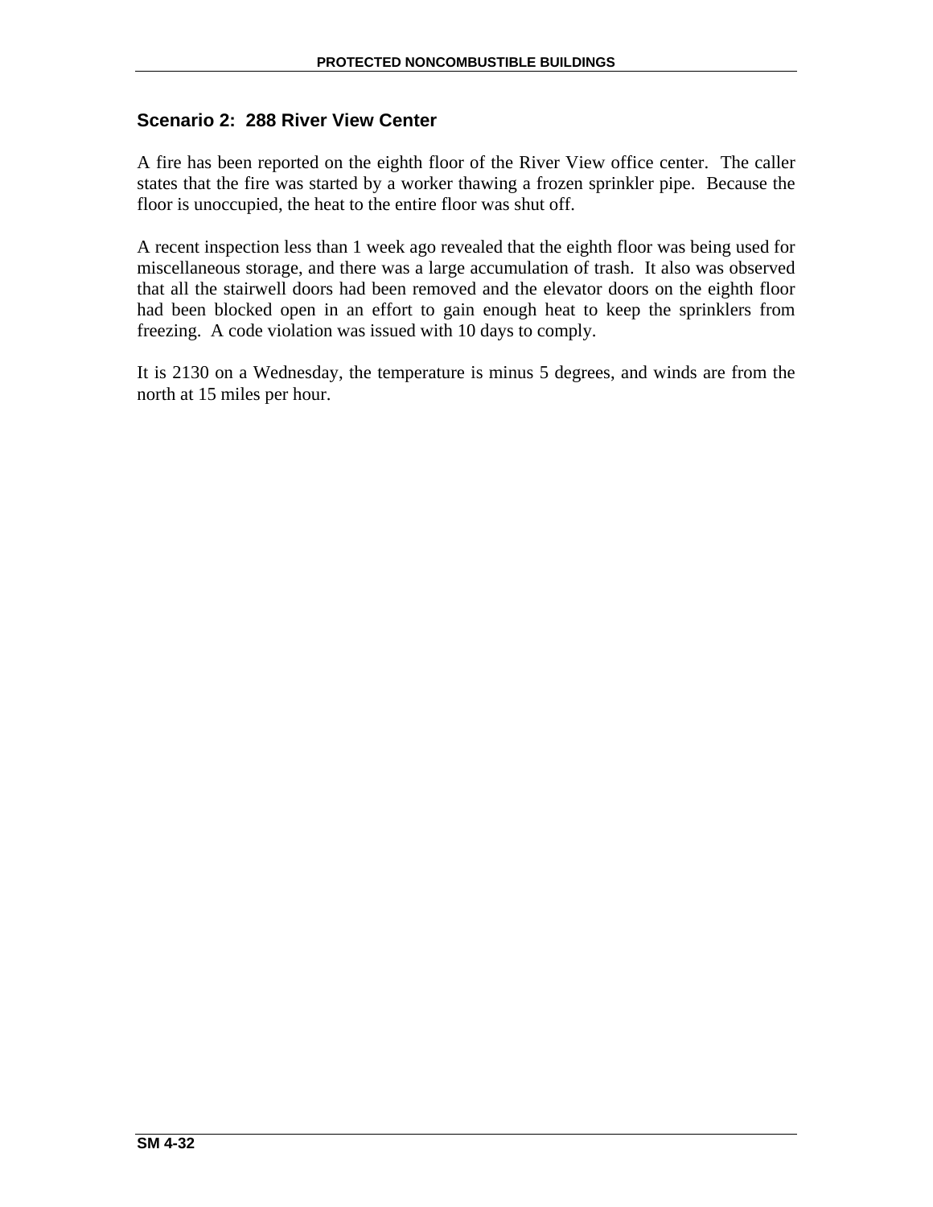### Scenario 2: 288 River View Center

A fire has been reported on the eighth floor of the River View office center. The caller states that the fire was started by a worker thawing a frozen sprinkler pipe. Because the floor is unoccupied, the heat to the entire floor was shut off.

A recent inspection less than 1 week ago revealed that the eighth floor was being used for miscellaneous storage, and there was a large accumulation of trash. It also was observed that all the stairwell doors had been removed and the elevator doors on the eighth floor had been blocked open in an effort to gain enough heat to keep the sprinklers from freezing. A code violation was issued with 10 days to comply.

It is 2130 on a Wednesday, the temperature is minus 5 degrees, and winds are from the north at 15 miles per hour.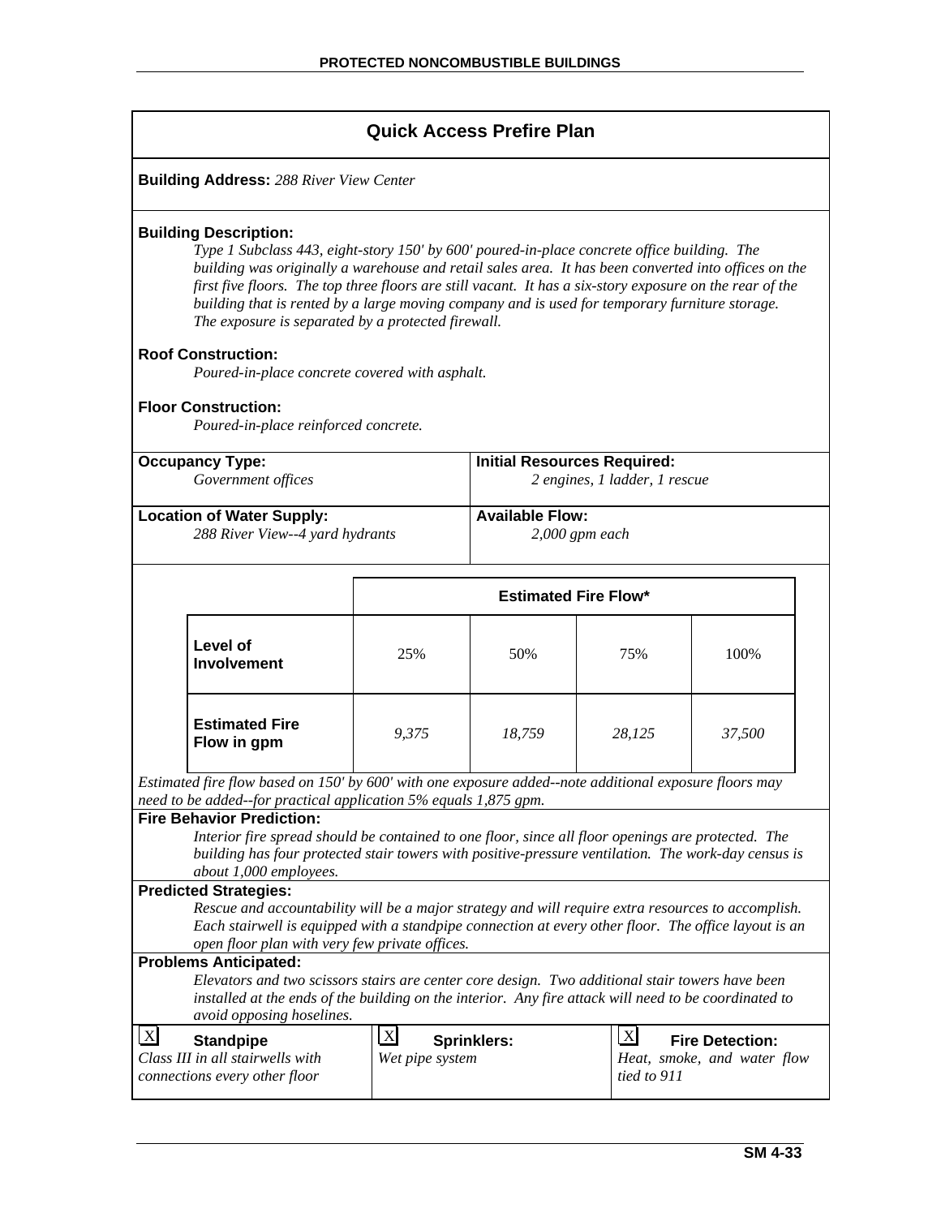## Quick Access Prefire Plan

**Building Address:** *288 River View Center*

**Building Description:**

*Type 1 Subclass 443, eight-story 150' by 600' poured-in-place concrete office building. The building was originally a warehouse and retail sales area. It has been converted into offices on the first five floors. The top three floors are still vacant. It has a six-story exposure on the rear of the building that is rented by a large moving company and is used for temporary furniture storage. The exposure is separated by a protected firewall.*

**Roof Construction:**

*Poured-in-place concrete covered with asphalt.*

**Floor Construction:**

*Poured-in-place reinforced concrete.*

| **Occupancy Type:** | **Initial Resources Required:** |
|---|---|
| *Government offices* | *2 engines, 1 ladder, 1 rescue* |

| **Location of Water Supply:** | **Available Flow:** |
|---|---|
| *288 River View--4 yard hydrants* | *2,000 gpm each* |

| | **Estimated Fire Flow*** | | | |
|---|---|---|---|---|
| **Level of Involvement** | 25% | 50% | 75% | 100% |
| **Estimated Fire Flow in gpm** | *9,375* | *18,759* | *28,125* | *37,500* |

*Estimated fire flow based on 150' by 600' with one exposure added--note additional exposure floors may need to be added--for practical application 5% equals 1,875 gpm.*

**Fire Behavior Prediction:**

*Interior fire spread should be contained to one floor, since all floor openings are protected. The building has four protected stair towers with positive-pressure ventilation. The work-day census is about 1,000 employees.*

**Predicted Strategies:**

*Rescue and accountability will be a major strategy and will require extra resources to accomplish. Each stairwell is equipped with a standpipe connection at every other floor. The office layout is an open floor plan with very few private offices.*

**Problems Anticipated:**

*Elevators and two scissors stairs are center core design. Two additional stair towers have been installed at the ends of the building on the interior. Any fire attack will need to be coordinated to avoid opposing hoselines.*

| X **Standpipe** | X **Sprinklers:** | X **Fire Detection:** |
|---|---|---|
| *Class III in all stairwells with connections every other floor* | *Wet pipe system* | *Heat, smoke, and water flow tied to 911* |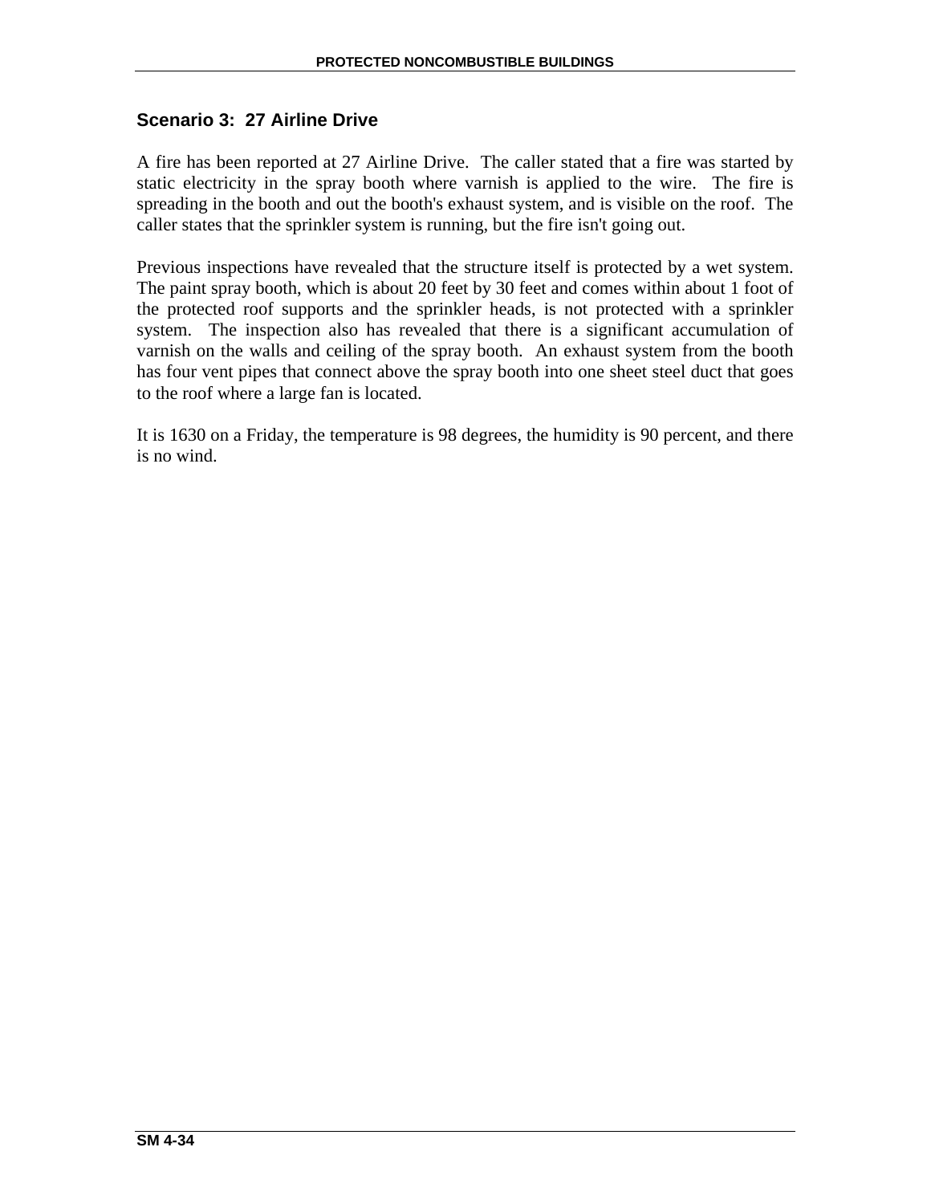## Scenario 3: 27 Airline Drive

A fire has been reported at 27 Airline Drive. The caller stated that a fire was started by static electricity in the spray booth where varnish is applied to the wire. The fire is spreading in the booth and out the booth's exhaust system, and is visible on the roof. The caller states that the sprinkler system is running, but the fire isn't going out.

Previous inspections have revealed that the structure itself is protected by a wet system. The paint spray booth, which is about 20 feet by 30 feet and comes within about 1 foot of the protected roof supports and the sprinkler heads, is not protected with a sprinkler system. The inspection also has revealed that there is a significant accumulation of varnish on the walls and ceiling of the spray booth. An exhaust system from the booth has four vent pipes that connect above the spray booth into one sheet steel duct that goes to the roof where a large fan is located.

It is 1630 on a Friday, the temperature is 98 degrees, the humidity is 90 percent, and there is no wind.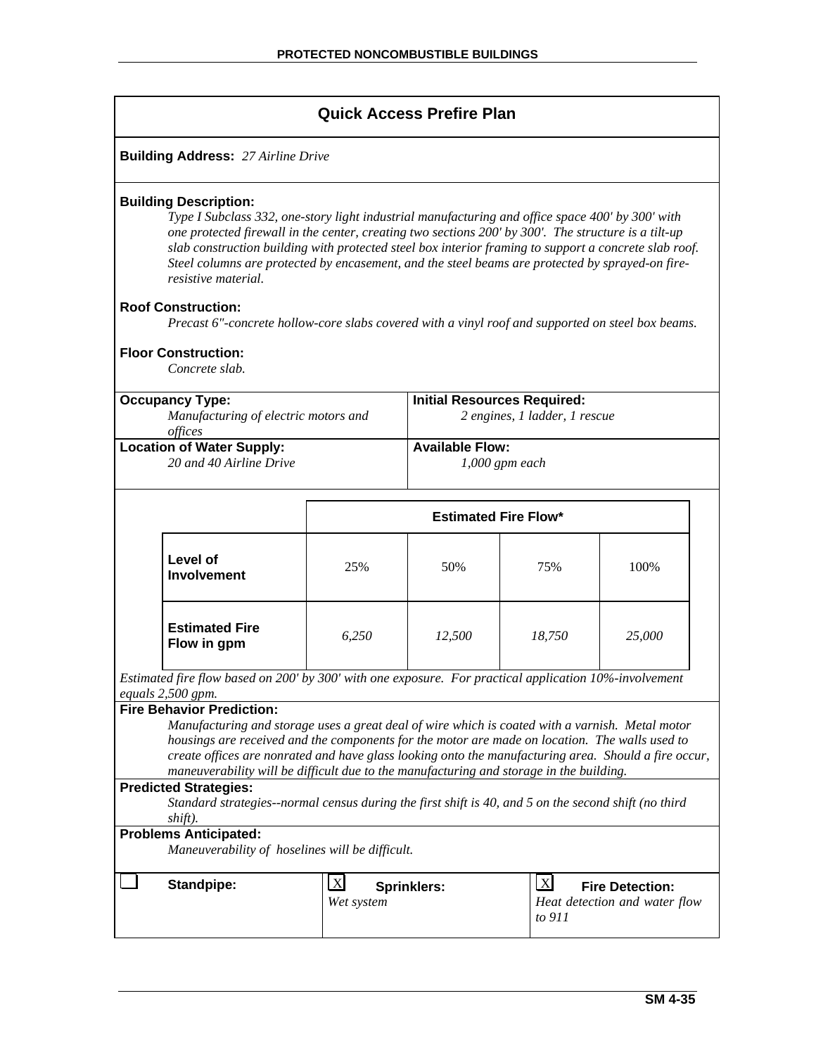## Quick Access Prefire Plan

**Building Address:** *27 Airline Drive*

**Building Description:**

*Type I Subclass 332, one-story light industrial manufacturing and office space 400' by 300' with one protected firewall in the center, creating two sections 200' by 300'. The structure is a tilt-up slab construction building with protected steel box interior framing to support a concrete slab roof. Steel columns are protected by encasement, and the steel beams are protected by sprayed-on fire-resistive material.*

**Roof Construction:**

*Precast 6"-concrete hollow-core slabs covered with a vinyl roof and supported on steel box beams.*

**Floor Construction:**

*Concrete slab.*

| **Occupancy Type:** *Manufacturing of electric motors and offices* | **Initial Resources Required:** *2 engines, 1 ladder, 1 rescue* |
|---|---|
| **Location of Water Supply:** *20 and 40 Airline Drive* | **Available Flow:** *1,000 gpm each* |

| | **Estimated Fire Flow*** | | | |
|---|---|---|---|---|
| **Level of Involvement** | 25% | 50% | 75% | 100% |
| **Estimated Fire Flow in gpm** | *6,250* | *12,500* | *18,750* | *25,000* |

*Estimated fire flow based on 200' by 300' with one exposure. For practical application 10%-involvement equals 2,500 gpm.*

**Fire Behavior Prediction:**

*Manufacturing and storage uses a great deal of wire which is coated with a varnish. Metal motor housings are received and the components for the motor are made on location. The walls used to create offices are nonrated and have glass looking onto the manufacturing area. Should a fire occur, maneuverability will be difficult due to the manufacturing and storage in the building.*

**Predicted Strategies:**

*Standard strategies--normal census during the first shift is 40, and 5 on the second shift (no third shift).*

**Problems Anticipated:**

*Maneuverability of hoselines will be difficult.*

| ☐ **Standpipe:** | ☒ **Sprinklers:** *Wet system* | ☒ **Fire Detection:** *Heat detection and water flow to 911* |
|---|---|---|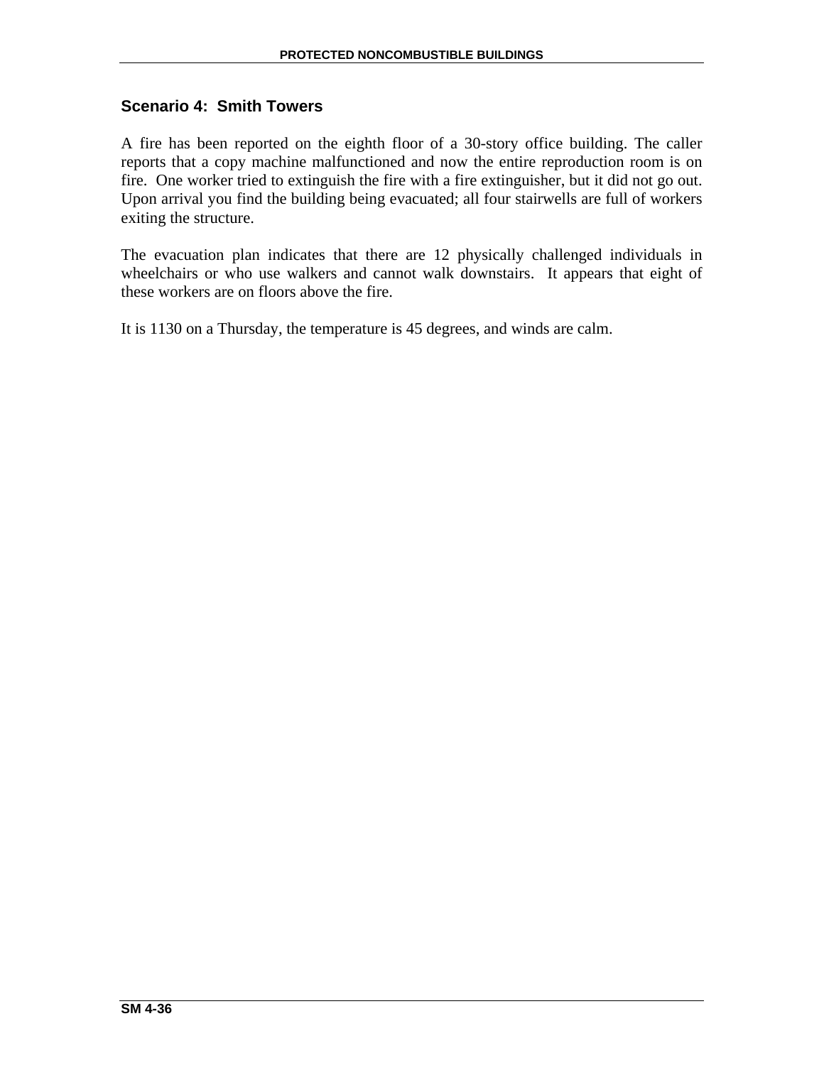### Scenario 4: Smith Towers

A fire has been reported on the eighth floor of a 30-story office building. The caller reports that a copy machine malfunctioned and now the entire reproduction room is on fire. One worker tried to extinguish the fire with a fire extinguisher, but it did not go out. Upon arrival you find the building being evacuated; all four stairwells are full of workers exiting the structure.

The evacuation plan indicates that there are 12 physically challenged individuals in wheelchairs or who use walkers and cannot walk downstairs. It appears that eight of these workers are on floors above the fire.

It is 1130 on a Thursday, the temperature is 45 degrees, and winds are calm.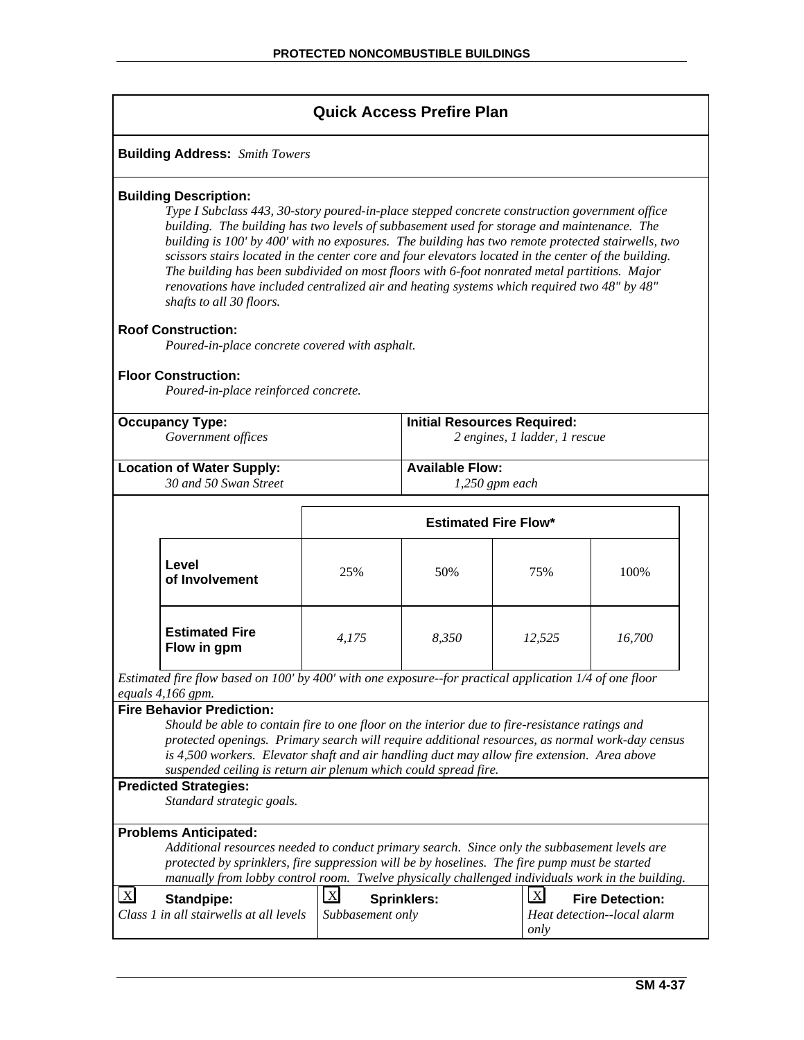## Quick Access Prefire Plan

**Building Address:** *Smith Towers*

**Building Description:**

*Type I Subclass 443, 30-story poured-in-place stepped concrete construction government office building. The building has two levels of subbasement used for storage and maintenance. The building is 100' by 400' with no exposures. The building has two remote protected stairwells, two scissors stairs located in the center core and four elevators located in the center of the building. The building has been subdivided on most floors with 6-foot nonrated metal partitions. Major renovations have included centralized air and heating systems which required two 48" by 48" shafts to all 30 floors.*

**Roof Construction:**

*Poured-in-place concrete covered with asphalt.*

**Floor Construction:**

*Poured-in-place reinforced concrete.*

| **Occupancy Type:** | **Initial Resources Required:** |
|---|---|
| *Government offices* | *2 engines, 1 ladder, 1 rescue* |
| **Location of Water Supply:** | **Available Flow:** |
| *30 and 50 Swan Street* | *1,250 gpm each* |

| | Estimated Fire Flow* | | | |
|---|---|---|---|---|
| **Level of Involvement** | 25% | 50% | 75% | 100% |
| **Estimated Fire Flow in gpm** | *4,175* | *8,350* | *12,525* | *16,700* |

*Estimated fire flow based on 100' by 400' with one exposure--for practical application 1/4 of one floor equals 4,166 gpm.*

**Fire Behavior Prediction:**

*Should be able to contain fire to one floor on the interior due to fire-resistance ratings and protected openings. Primary search will require additional resources, as normal work-day census is 4,500 workers. Elevator shaft and air handling duct may allow fire extension. Area above suspended ceiling is return air plenum which could spread fire.*

**Predicted Strategies:**

*Standard strategic goals.*

**Problems Anticipated:**

*Additional resources needed to conduct primary search. Since only the subbasement levels are protected by sprinklers, fire suppression will be by hoselines. The fire pump must be started manually from lobby control room. Twelve physically challenged individuals work in the building.*

| [X] **Standpipe:** | [X] **Sprinklers:** | [X] **Fire Detection:** |
|---|---|---|
| *Class 1 in all stairwells at all levels* | *Subbasement only* | *Heat detection--local alarm only* |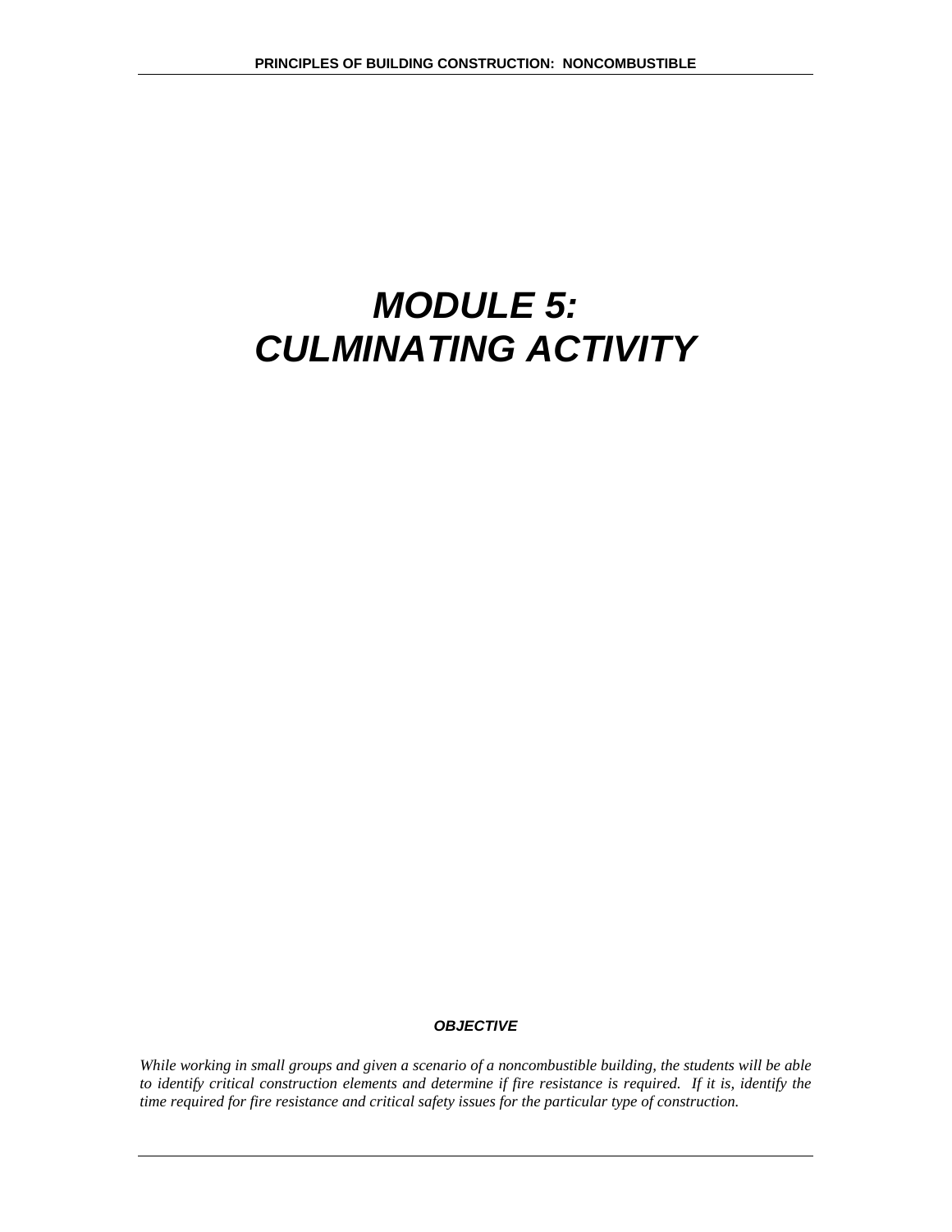# *MODULE 5: CULMINATING ACTIVITY*

***OBJECTIVE***

*While working in small groups and given a scenario of a noncombustible building, the students will be able to identify critical construction elements and determine if fire resistance is required. If it is, identify the time required for fire resistance and critical safety issues for the particular type of construction.*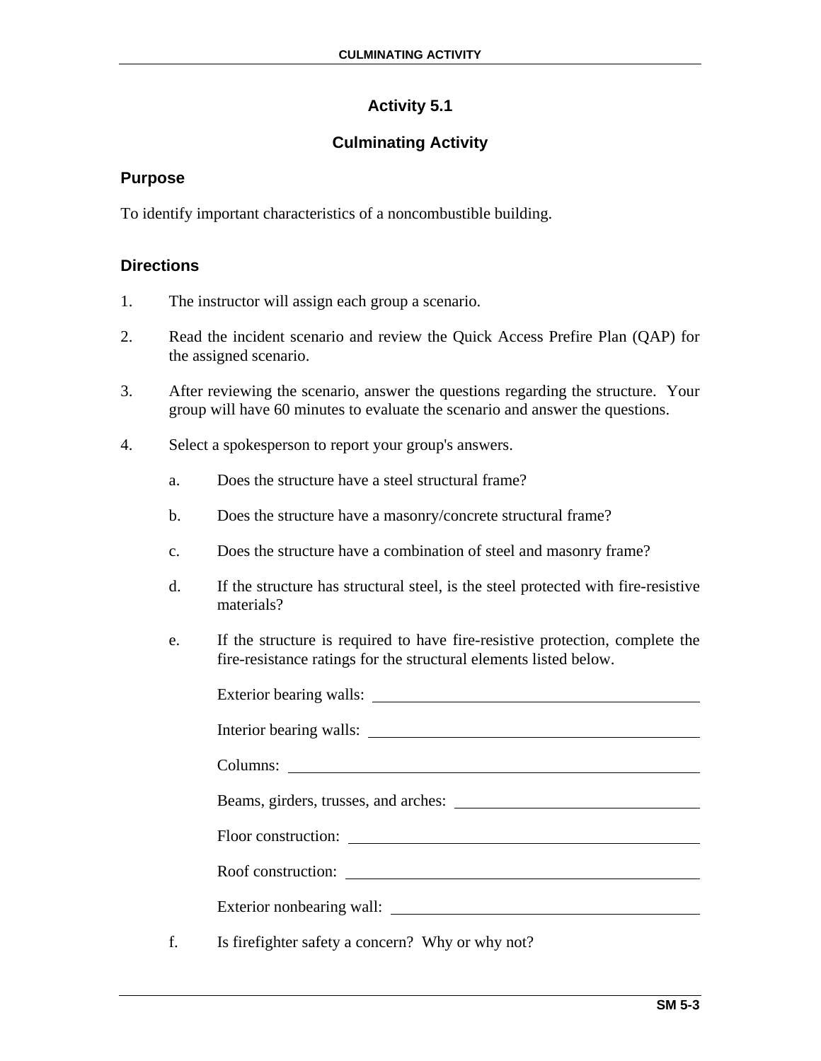## Activity 5.1

## Culminating Activity

### Purpose

To identify important characteristics of a noncombustible building.

### Directions

1. The instructor will assign each group a scenario.

2. Read the incident scenario and review the Quick Access Prefire Plan (QAP) for the assigned scenario.

3. After reviewing the scenario, answer the questions regarding the structure. Your group will have 60 minutes to evaluate the scenario and answer the questions.

4. Select a spokesperson to report your group's answers.

   a. Does the structure have a steel structural frame?

   b. Does the structure have a masonry/concrete structural frame?

   c. Does the structure have a combination of steel and masonry frame?

   d. If the structure has structural steel, is the steel protected with fire-resistive materials?

   e. If the structure is required to have fire-resistive protection, complete the fire-resistance ratings for the structural elements listed below.

      Exterior bearing walls: ______________________________

      Interior bearing walls: ______________________________

      Columns: ______________________________

      Beams, girders, trusses, and arches: ______________________________

      Floor construction: ______________________________

      Roof construction: ______________________________

      Exterior nonbearing wall: ______________________________

   f. Is firefighter safety a concern? Why or why not?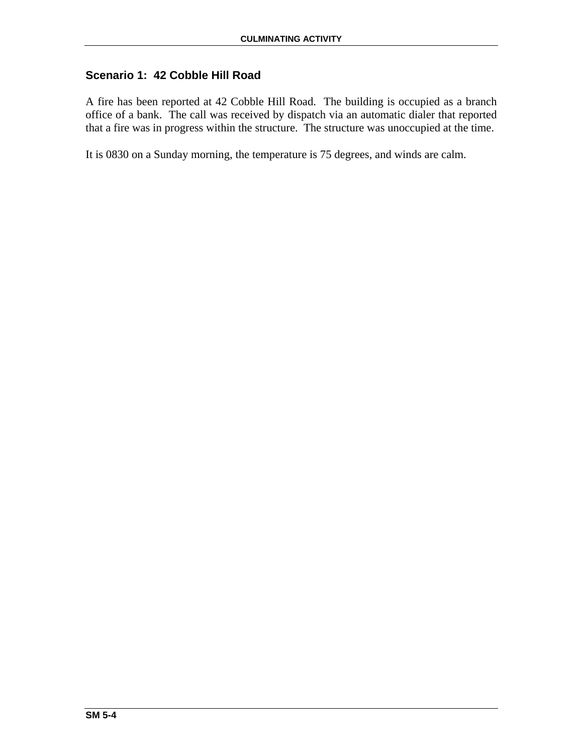## Scenario 1:  42 Cobble Hill Road

A fire has been reported at 42 Cobble Hill Road.  The building is occupied as a branch office of a bank.  The call was received by dispatch via an automatic dialer that reported that a fire was in progress within the structure.  The structure was unoccupied at the time.

It is 0830 on a Sunday morning, the temperature is 75 degrees, and winds are calm.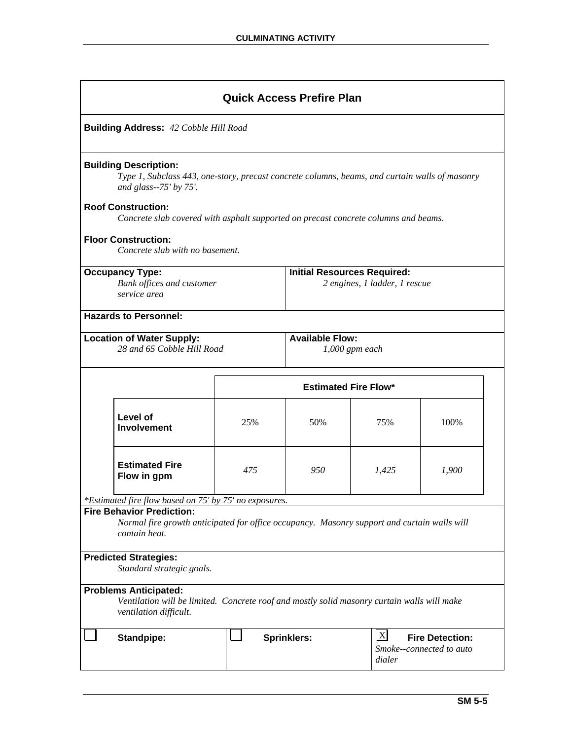## Quick Access Prefire Plan

**Building Address:** *42 Cobble Hill Road*

**Building Description:**
*Type 1, Subclass 443, one-story, precast concrete columns, beams, and curtain walls of masonry and glass--75' by 75'.*

**Roof Construction:**
*Concrete slab covered with asphalt supported on precast concrete columns and beams.*

**Floor Construction:**
*Concrete slab with no basement.*

**Occupancy Type:**
*Bank offices and customer service area*

**Initial Resources Required:**
*2 engines, 1 ladder, 1 rescue*

**Hazards to Personnel:**

**Location of Water Supply:**
*28 and 65 Cobble Hill Road*

**Available Flow:**
*1,000 gpm each*

| | Estimated Fire Flow* | | | |
|---|---|---|---|---|
| **Level of Involvement** | 25% | 50% | 75% | 100% |
| **Estimated Fire Flow in gpm** | *475* | *950* | *1,425* | *1,900* |

*\*Estimated fire flow based on 75' by 75' no exposures.*

**Fire Behavior Prediction:**
*Normal fire growth anticipated for office occupancy. Masonry support and curtain walls will contain heat.*

**Predicted Strategies:**
*Standard strategic goals.*

**Problems Anticipated:**
*Ventilation will be limited. Concrete roof and mostly solid masonry curtain walls will make ventilation difficult.*

☐ **Standpipe:**

☐ **Sprinklers:**

☒ **Fire Detection:** *Smoke--connected to auto dialer*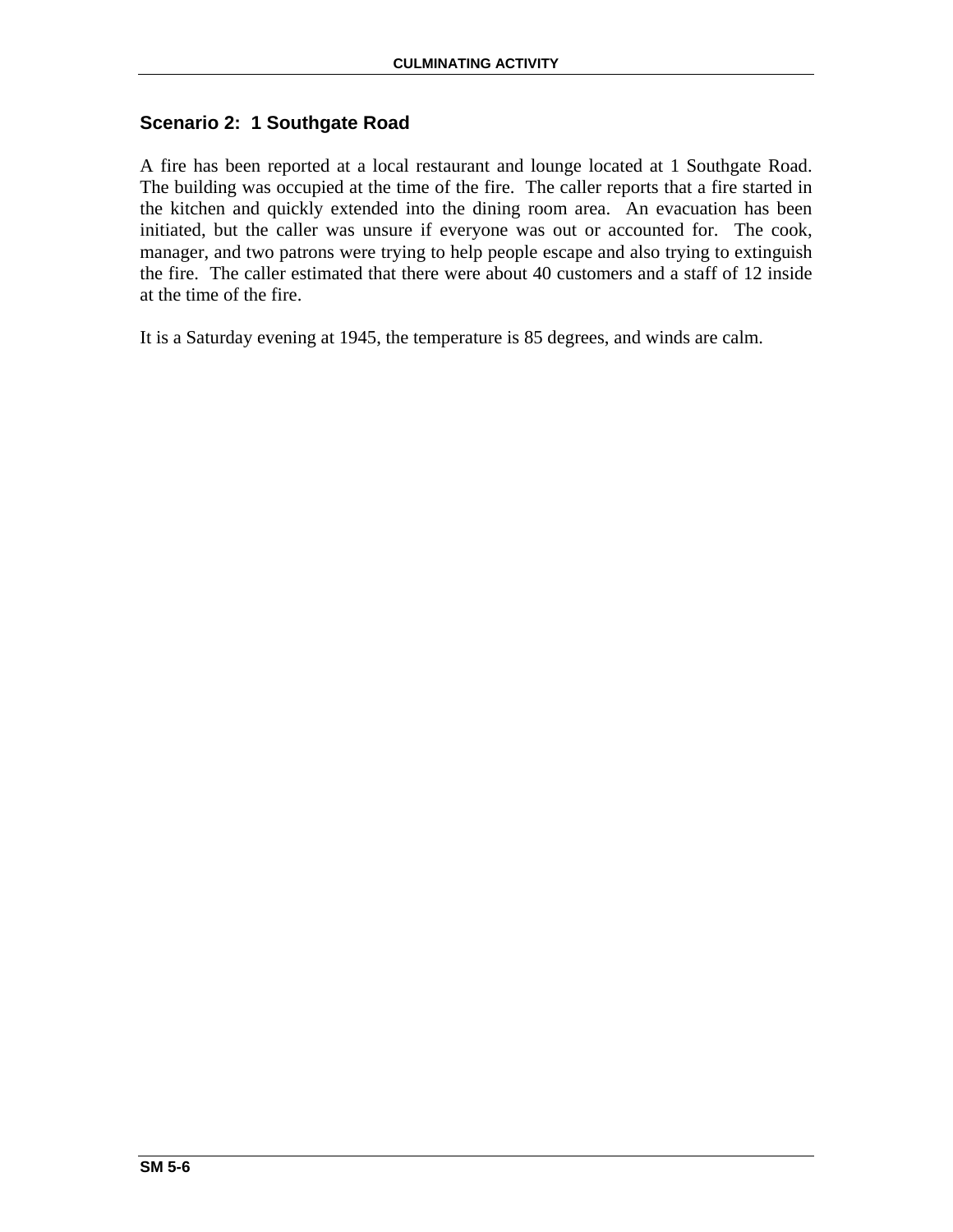## Scenario 2:  1 Southgate Road

A fire has been reported at a local restaurant and lounge located at 1 Southgate Road. The building was occupied at the time of the fire. The caller reports that a fire started in the kitchen and quickly extended into the dining room area. An evacuation has been initiated, but the caller was unsure if everyone was out or accounted for. The cook, manager, and two patrons were trying to help people escape and also trying to extinguish the fire. The caller estimated that there were about 40 customers and a staff of 12 inside at the time of the fire.

It is a Saturday evening at 1945, the temperature is 85 degrees, and winds are calm.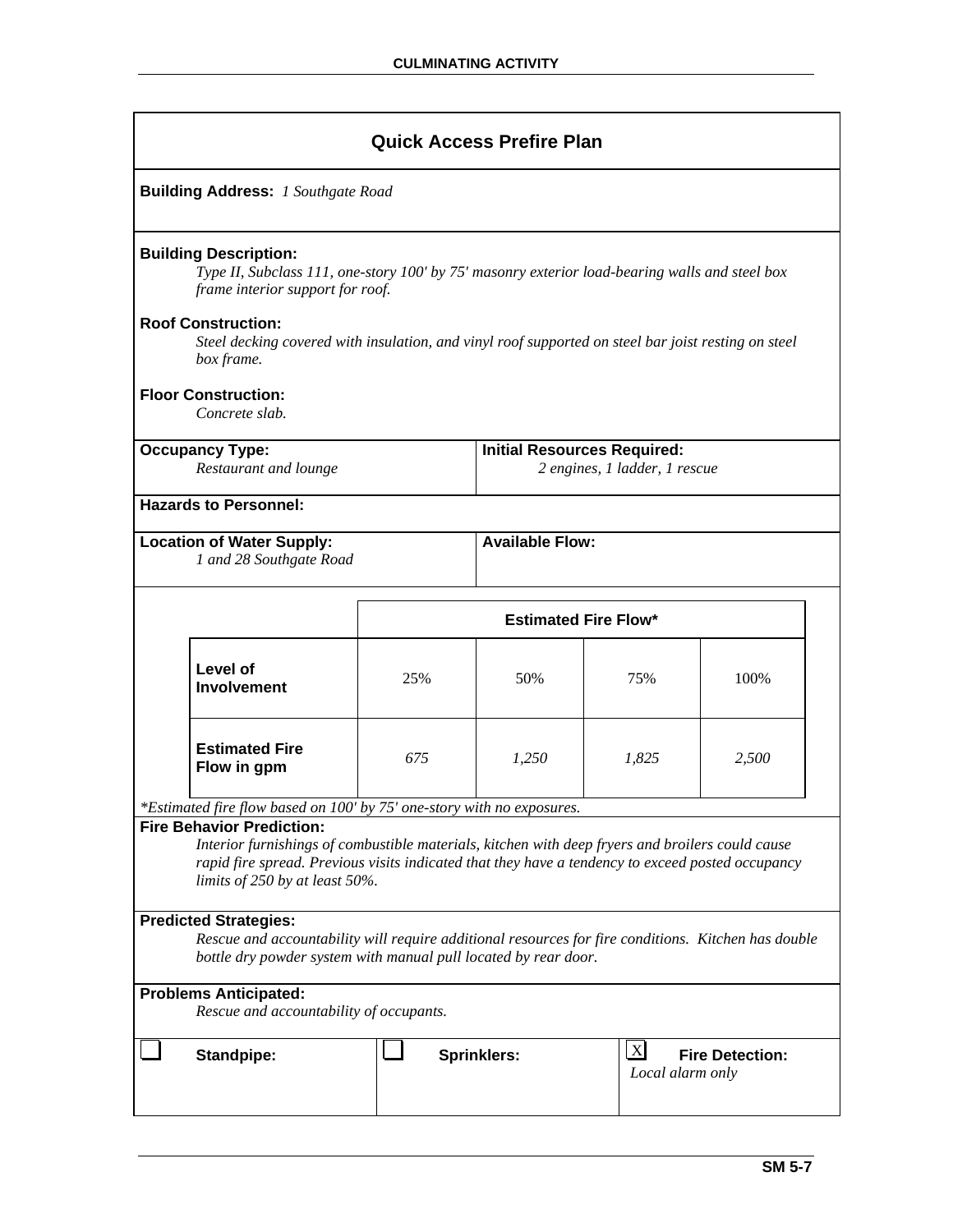## Quick Access Prefire Plan

**Building Address:** *1 Southgate Road*

**Building Description:**
*Type II, Subclass 111, one-story 100' by 75' masonry exterior load-bearing walls and steel box frame interior support for roof.*

**Roof Construction:**
*Steel decking covered with insulation, and vinyl roof supported on steel bar joist resting on steel box frame.*

**Floor Construction:**
*Concrete slab.*

**Occupancy Type:**
*Restaurant and lounge*

**Initial Resources Required:**
*2 engines, 1 ladder, 1 rescue*

**Hazards to Personnel:**

**Location of Water Supply:**
*1 and 28 Southgate Road*

**Available Flow:**

| | Estimated Fire Flow* | | | |
|---|---|---|---|---|
| **Level of Involvement** | 25% | 50% | 75% | 100% |
| **Estimated Fire Flow in gpm** | *675* | *1,250* | *1,825* | *2,500* |

**Estimated fire flow based on 100' by 75' one-story with no exposures.*

**Fire Behavior Prediction:**
*Interior furnishings of combustible materials, kitchen with deep fryers and broilers could cause rapid fire spread. Previous visits indicated that they have a tendency to exceed posted occupancy limits of 250 by at least 50%.*

**Predicted Strategies:**
*Rescue and accountability will require additional resources for fire conditions. Kitchen has double bottle dry powder system with manual pull located by rear door.*

**Problems Anticipated:**
*Rescue and accountability of occupants.*

☐ **Standpipe:**

☐ **Sprinklers:**

☒ **Fire Detection:** *Local alarm only*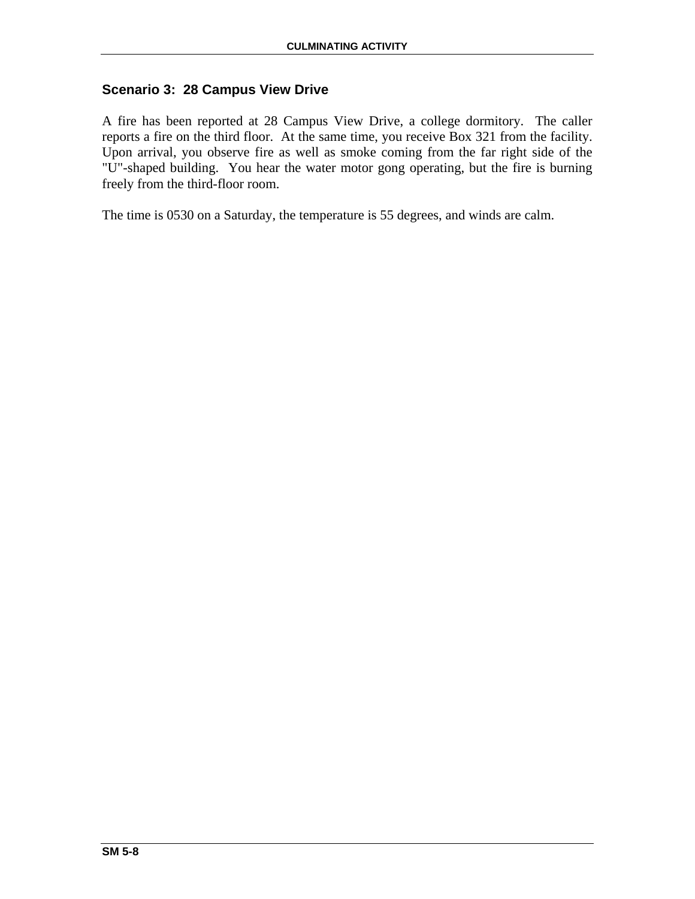## Scenario 3: 28 Campus View Drive

A fire has been reported at 28 Campus View Drive, a college dormitory. The caller reports a fire on the third floor. At the same time, you receive Box 321 from the facility. Upon arrival, you observe fire as well as smoke coming from the far right side of the "U"-shaped building. You hear the water motor gong operating, but the fire is burning freely from the third-floor room.

The time is 0530 on a Saturday, the temperature is 55 degrees, and winds are calm.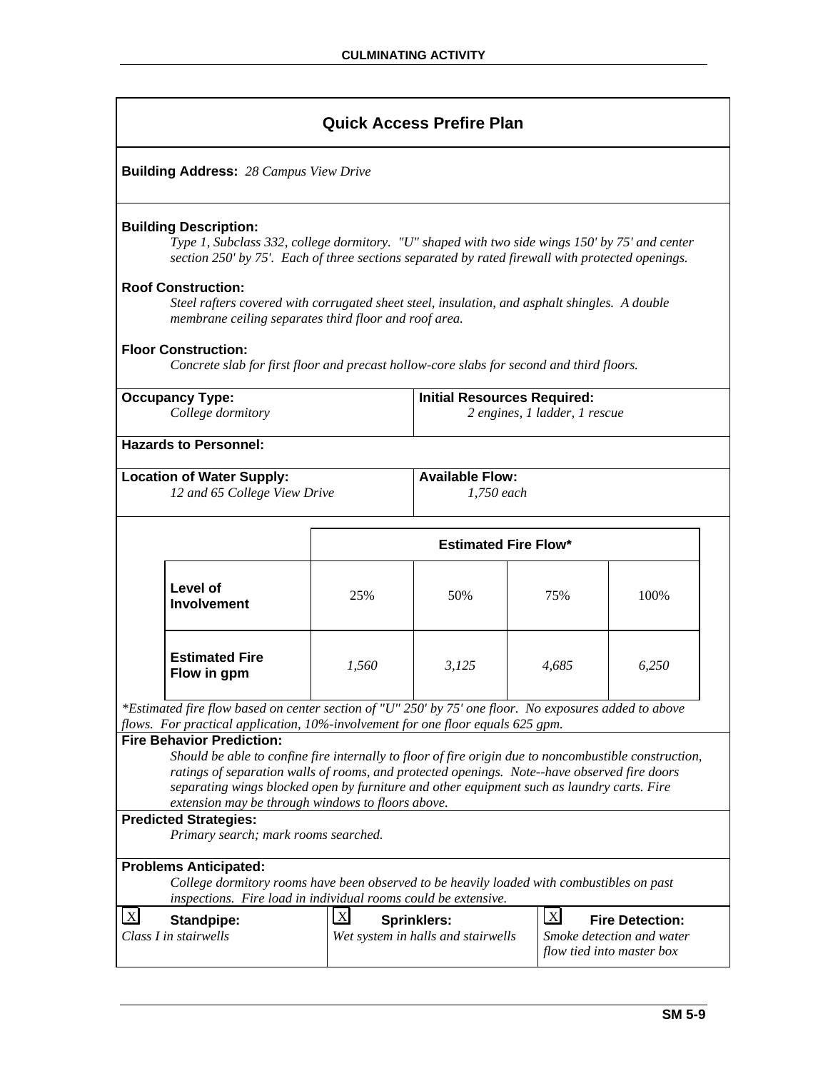## Quick Access Prefire Plan

**Building Address:** *28 Campus View Drive*

**Building Description:**
*Type 1, Subclass 332, college dormitory. "U" shaped with two side wings 150' by 75' and center section 250' by 75'. Each of three sections separated by rated firewall with protected openings.*

**Roof Construction:**
*Steel rafters covered with corrugated sheet steel, insulation, and asphalt shingles. A double membrane ceiling separates third floor and roof area.*

**Floor Construction:**
*Concrete slab for first floor and precast hollow-core slabs for second and third floors.*

**Occupancy Type:**
*College dormitory*

**Initial Resources Required:**
*2 engines, 1 ladder, 1 rescue*

**Hazards to Personnel:**

**Location of Water Supply:**
*12 and 65 College View Drive*

**Available Flow:**
*1,750 each*

| | Estimated Fire Flow* | | | |
|---|---|---|---|---|
| **Level of Involvement** | 25% | 50% | 75% | 100% |
| **Estimated Fire Flow in gpm** | *1,560* | *3,125* | *4,685* | *6,250* |

*\*Estimated fire flow based on center section of "U" 250' by 75' one floor. No exposures added to above flows. For practical application, 10%-involvement for one floor equals 625 gpm.*

**Fire Behavior Prediction:**
*Should be able to confine fire internally to floor of fire origin due to noncombustible construction, ratings of separation walls of rooms, and protected openings. Note--have observed fire doors separating wings blocked open by furniture and other equipment such as laundry carts. Fire extension may be through windows to floors above.*

**Predicted Strategies:**
*Primary search; mark rooms searched.*

**Problems Anticipated:**
*College dormitory rooms have been observed to be heavily loaded with combustibles on past inspections. Fire load in individual rooms could be extensive.*

| [X] **Standpipe:** | [X] **Sprinklers:** | [X] **Fire Detection:** |
|---|---|---|
| *Class I in stairwells* | *Wet system in halls and stairwells* | *Smoke detection and water flow tied into master box* |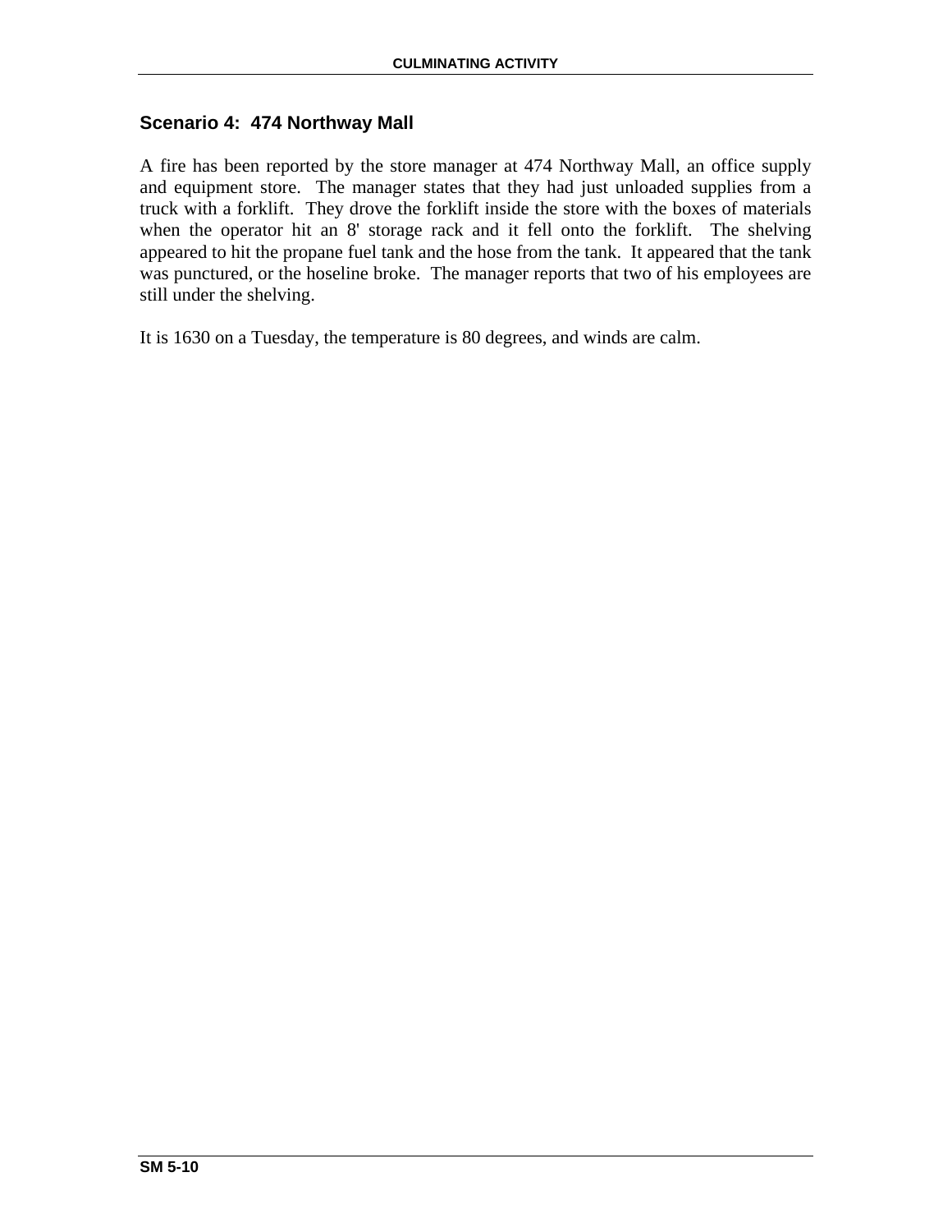## Scenario 4: 474 Northway Mall

A fire has been reported by the store manager at 474 Northway Mall, an office supply and equipment store. The manager states that they had just unloaded supplies from a truck with a forklift. They drove the forklift inside the store with the boxes of materials when the operator hit an 8' storage rack and it fell onto the forklift. The shelving appeared to hit the propane fuel tank and the hose from the tank. It appeared that the tank was punctured, or the hoseline broke. The manager reports that two of his employees are still under the shelving.

It is 1630 on a Tuesday, the temperature is 80 degrees, and winds are calm.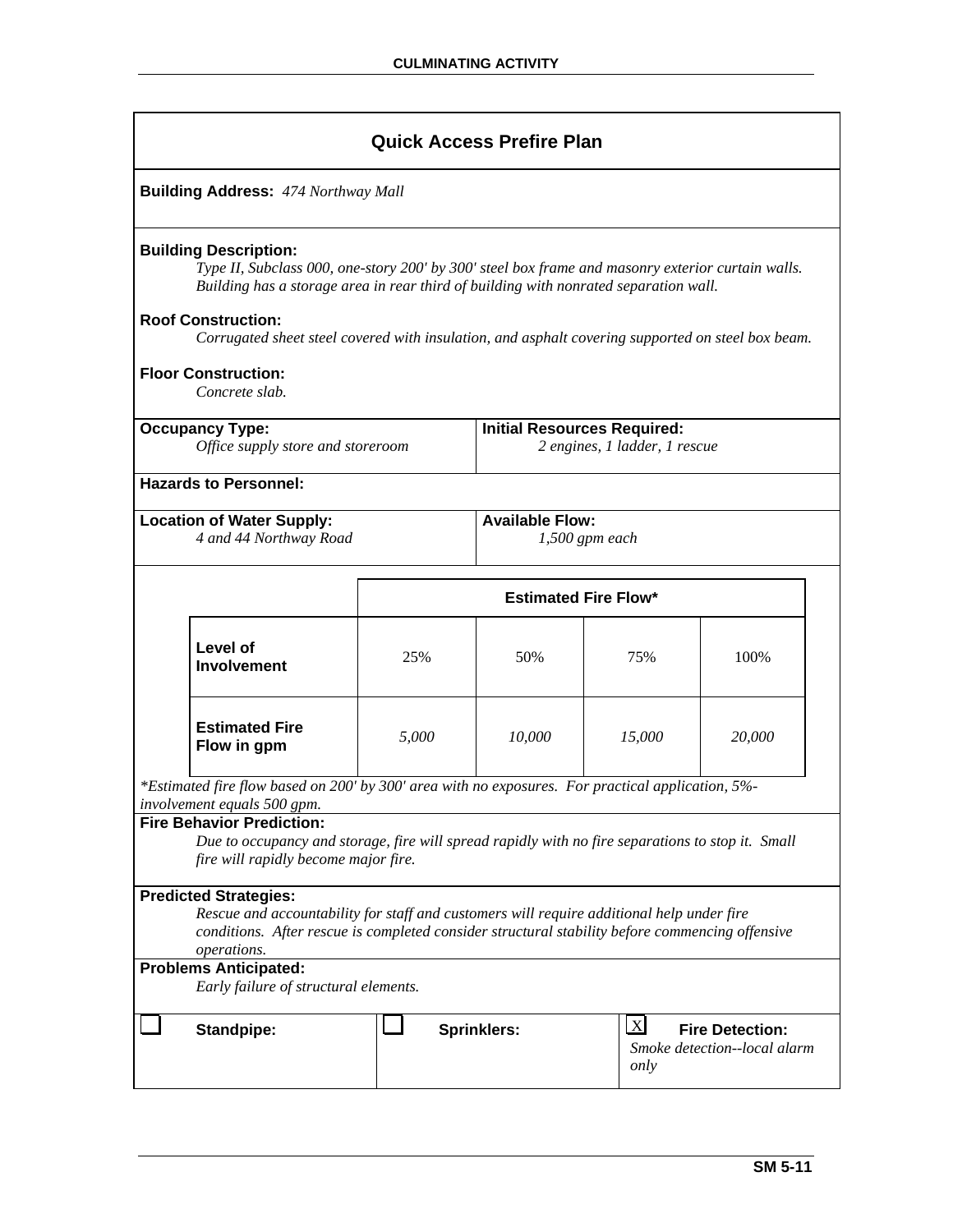## Quick Access Prefire Plan

**Building Address:** *474 Northway Mall*

**Building Description:**
*Type II, Subclass 000, one-story 200' by 300' steel box frame and masonry exterior curtain walls. Building has a storage area in rear third of building with nonrated separation wall.*

**Roof Construction:**
*Corrugated sheet steel covered with insulation, and asphalt covering supported on steel box beam.*

**Floor Construction:**
*Concrete slab.*

**Occupancy Type:**
*Office supply store and storeroom*

**Initial Resources Required:**
*2 engines, 1 ladder, 1 rescue*

**Hazards to Personnel:**

**Location of Water Supply:**
*4 and 44 Northway Road*

**Available Flow:**
*1,500 gpm each*

| | Estimated Fire Flow* | | | |
|---|---|---|---|---|
| **Level of Involvement** | 25% | 50% | 75% | 100% |
| **Estimated Fire Flow in gpm** | *5,000* | *10,000* | *15,000* | *20,000* |

*\*Estimated fire flow based on 200' by 300' area with no exposures. For practical application, 5%-involvement equals 500 gpm.*

**Fire Behavior Prediction:**
*Due to occupancy and storage, fire will spread rapidly with no fire separations to stop it. Small fire will rapidly become major fire.*

**Predicted Strategies:**
*Rescue and accountability for staff and customers will require additional help under fire conditions. After rescue is completed consider structural stability before commencing offensive operations.*

**Problems Anticipated:**
*Early failure of structural elements.*

| ☐ **Standpipe:** | ☐ **Sprinklers:** | ☒ **Fire Detection:** *Smoke detection--local alarm only* |
|---|---|---|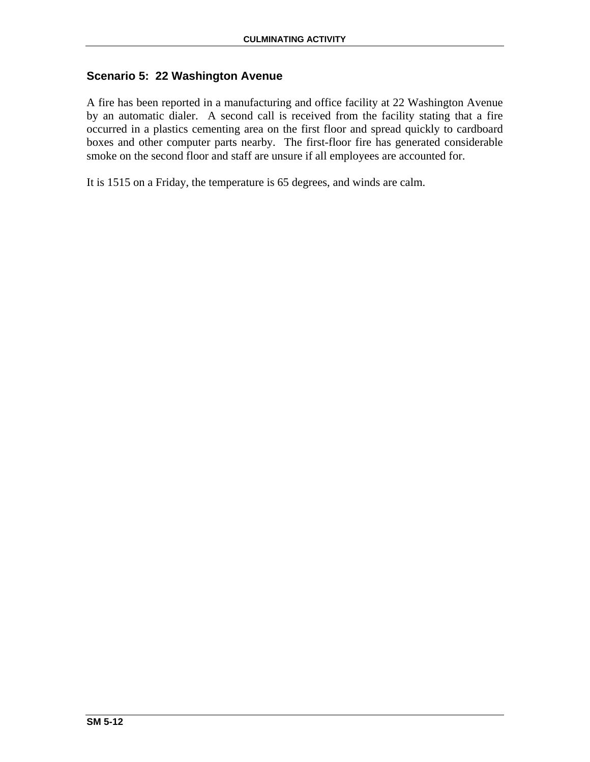### Scenario 5: 22 Washington Avenue

A fire has been reported in a manufacturing and office facility at 22 Washington Avenue by an automatic dialer. A second call is received from the facility stating that a fire occurred in a plastics cementing area on the first floor and spread quickly to cardboard boxes and other computer parts nearby. The first-floor fire has generated considerable smoke on the second floor and staff are unsure if all employees are accounted for.

It is 1515 on a Friday, the temperature is 65 degrees, and winds are calm.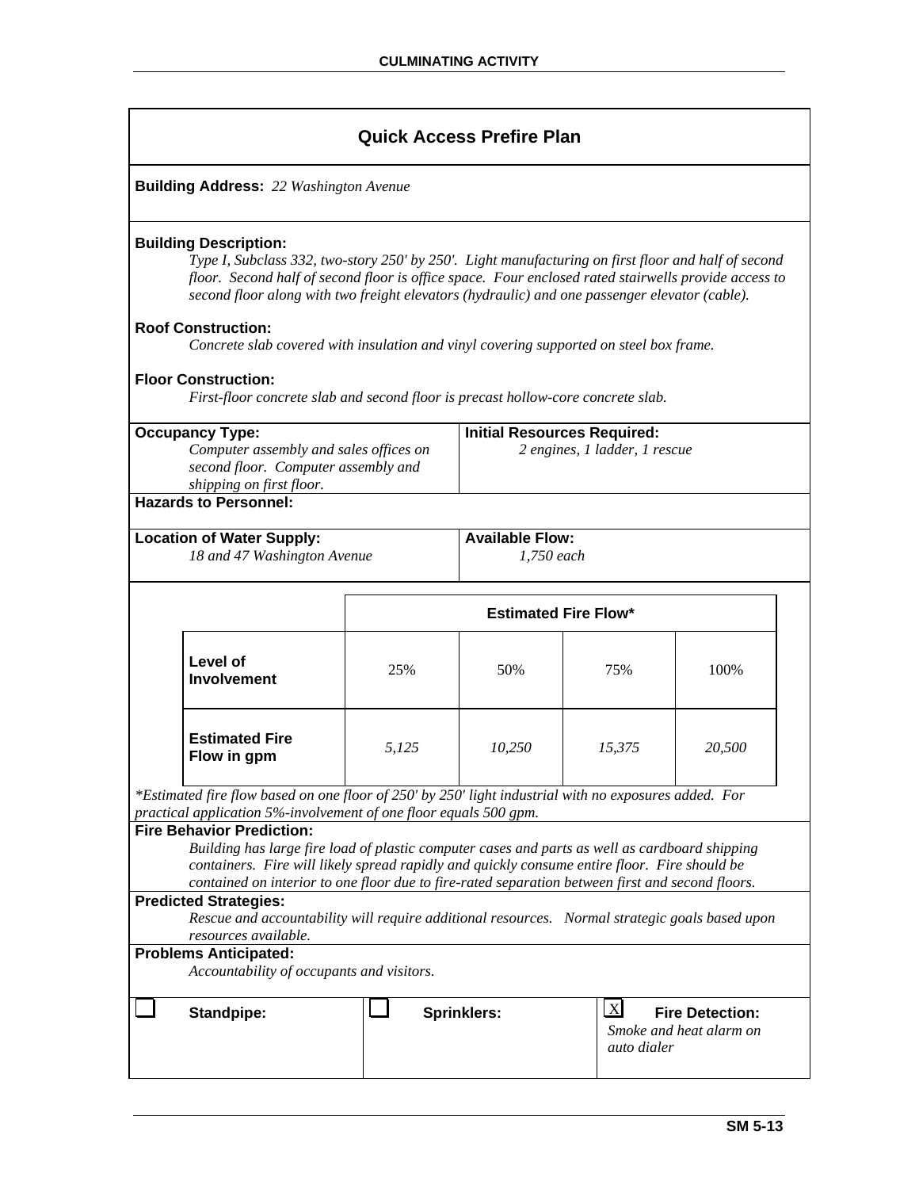## Quick Access Prefire Plan

**Building Address:** *22 Washington Avenue*

**Building Description:**
*Type I, Subclass 332, two-story 250' by 250'. Light manufacturing on first floor and half of second floor. Second half of second floor is office space. Four enclosed rated stairwells provide access to second floor along with two freight elevators (hydraulic) and one passenger elevator (cable).*

**Roof Construction:**
*Concrete slab covered with insulation and vinyl covering supported on steel box frame.*

**Floor Construction:**
*First-floor concrete slab and second floor is precast hollow-core concrete slab.*

**Occupancy Type:**
*Computer assembly and sales offices on second floor. Computer assembly and shipping on first floor.*

**Initial Resources Required:**
*2 engines, 1 ladder, 1 rescue*

**Hazards to Personnel:**

**Location of Water Supply:**
*18 and 47 Washington Avenue*

**Available Flow:**
*1,750 each*

| | Estimated Fire Flow* | | | |
|---|---|---|---|---|
| **Level of Involvement** | 25% | 50% | 75% | 100% |
| **Estimated Fire Flow in gpm** | *5,125* | *10,250* | *15,375* | *20,500* |

*\*Estimated fire flow based on one floor of 250' by 250' light industrial with no exposures added. For practical application 5%-involvement of one floor equals 500 gpm.*

**Fire Behavior Prediction:**
*Building has large fire load of plastic computer cases and parts as well as cardboard shipping containers. Fire will likely spread rapidly and quickly consume entire floor. Fire should be contained on interior to one floor due to fire-rated separation between first and second floors.*

**Predicted Strategies:**
*Rescue and accountability will require additional resources. Normal strategic goals based upon resources available.*

**Problems Anticipated:**
*Accountability of occupants and visitors.*

| ☐ **Standpipe:** | ☐ **Sprinklers:** | ☒ **Fire Detection:** *Smoke and heat alarm on auto dialer* |
|---|---|---|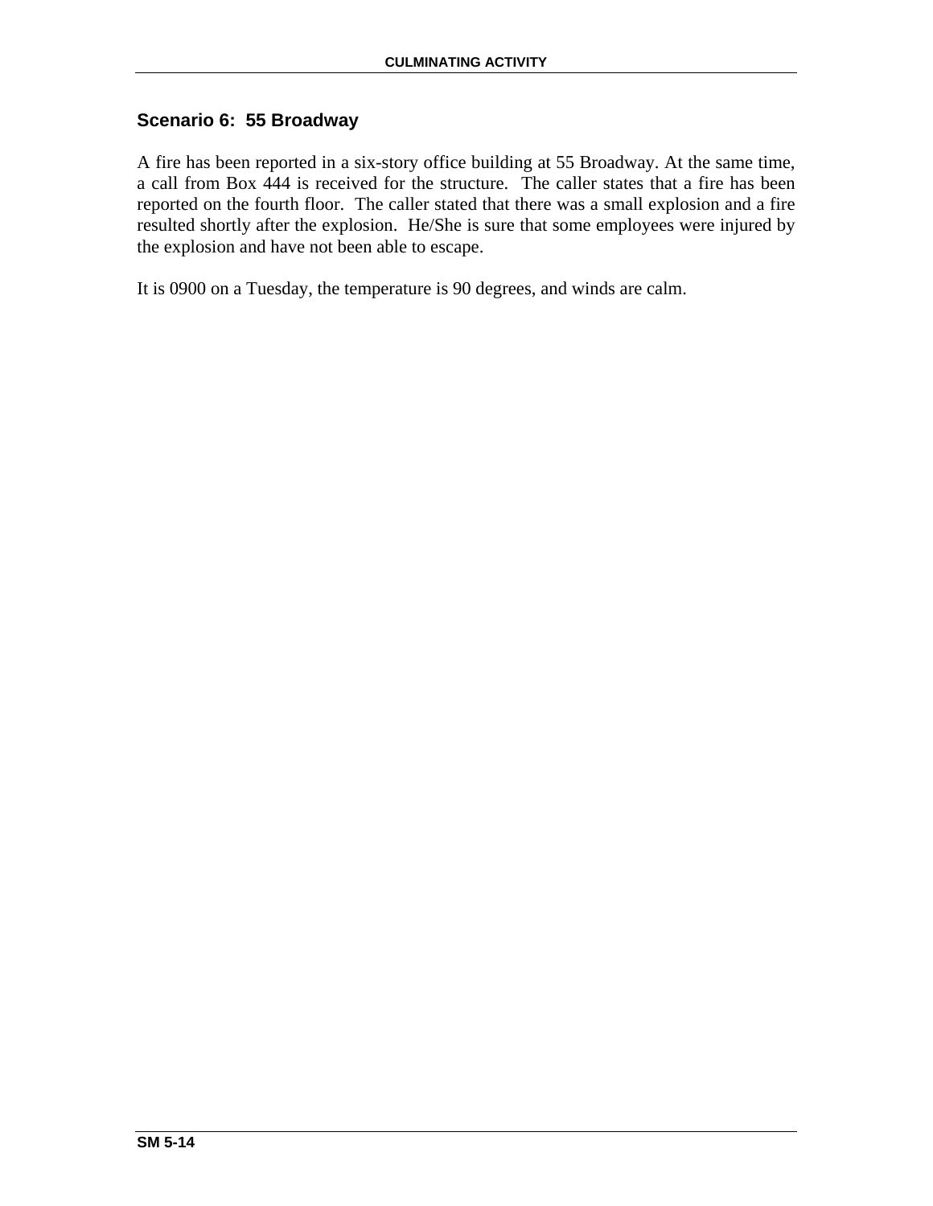## Scenario 6: 55 Broadway

A fire has been reported in a six-story office building at 55 Broadway. At the same time, a call from Box 444 is received for the structure. The caller states that a fire has been reported on the fourth floor. The caller stated that there was a small explosion and a fire resulted shortly after the explosion. He/She is sure that some employees were injured by the explosion and have not been able to escape.

It is 0900 on a Tuesday, the temperature is 90 degrees, and winds are calm.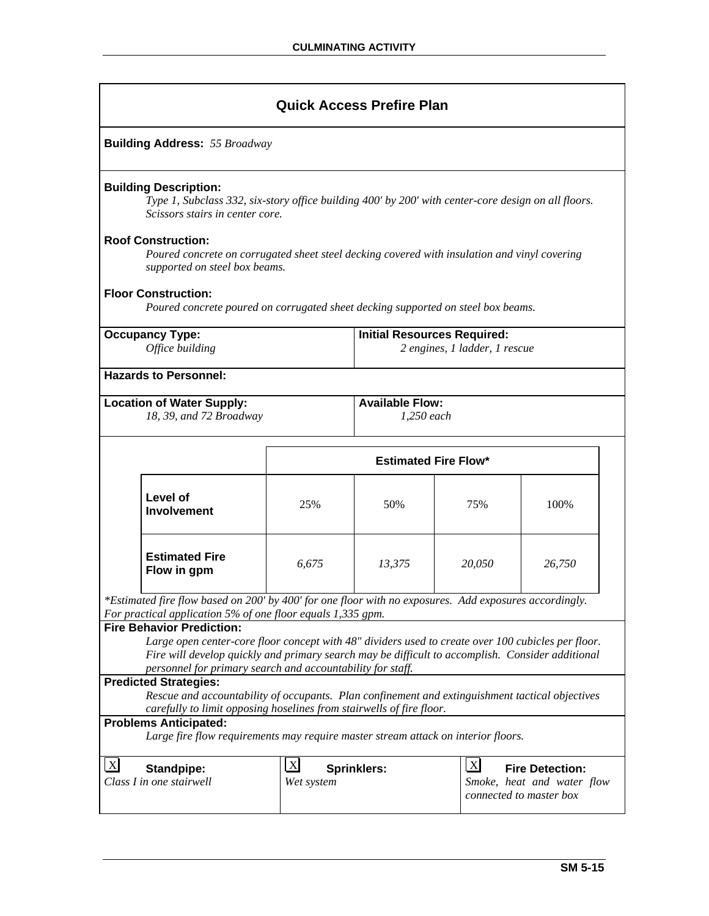## Quick Access Prefire Plan

**Building Address:** *55 Broadway*

**Building Description:**
*Type 1, Subclass 332, six-story office building 400' by 200' with center-core design on all floors. Scissors stairs in center core.*

**Roof Construction:**
*Poured concrete on corrugated sheet steel decking covered with insulation and vinyl covering supported on steel box beams.*

**Floor Construction:**
*Poured concrete poured on corrugated sheet decking supported on steel box beams.*

| **Occupancy Type:** | **Initial Resources Required:** |
|---|---|
| *Office building* | *2 engines, 1 ladder, 1 rescue* |

**Hazards to Personnel:**

| **Location of Water Supply:** | **Available Flow:** |
|---|---|
| *18, 39, and 72 Broadway* | *1,250 each* |

| | **Estimated Fire Flow*** | | | |
|---|---|---|---|---|
| **Level of Involvement** | 25% | 50% | 75% | 100% |
| **Estimated Fire Flow in gpm** | *6,675* | *13,375* | *20,050* | *26,750* |

**Estimated fire flow based on 200' by 400' for one floor with no exposures. Add exposures accordingly. For practical application 5% of one floor equals 1,335 gpm.*

**Fire Behavior Prediction:**
*Large open center-core floor concept with 48" dividers used to create over 100 cubicles per floor. Fire will develop quickly and primary search may be difficult to accomplish. Consider additional personnel for primary search and accountability for staff.*

**Predicted Strategies:**
*Rescue and accountability of occupants. Plan confinement and extinguishment tactical objectives carefully to limit opposing hoselines from stairwells of fire floor.*

**Problems Anticipated:**
*Large fire flow requirements may require master stream attack on interior floors.*

| [X] **Standpipe:** | [X] **Sprinklers:** | [X] **Fire Detection:** |
|---|---|---|
| *Class I in one stairwell* | *Wet system* | *Smoke, heat and water flow connected to master box* |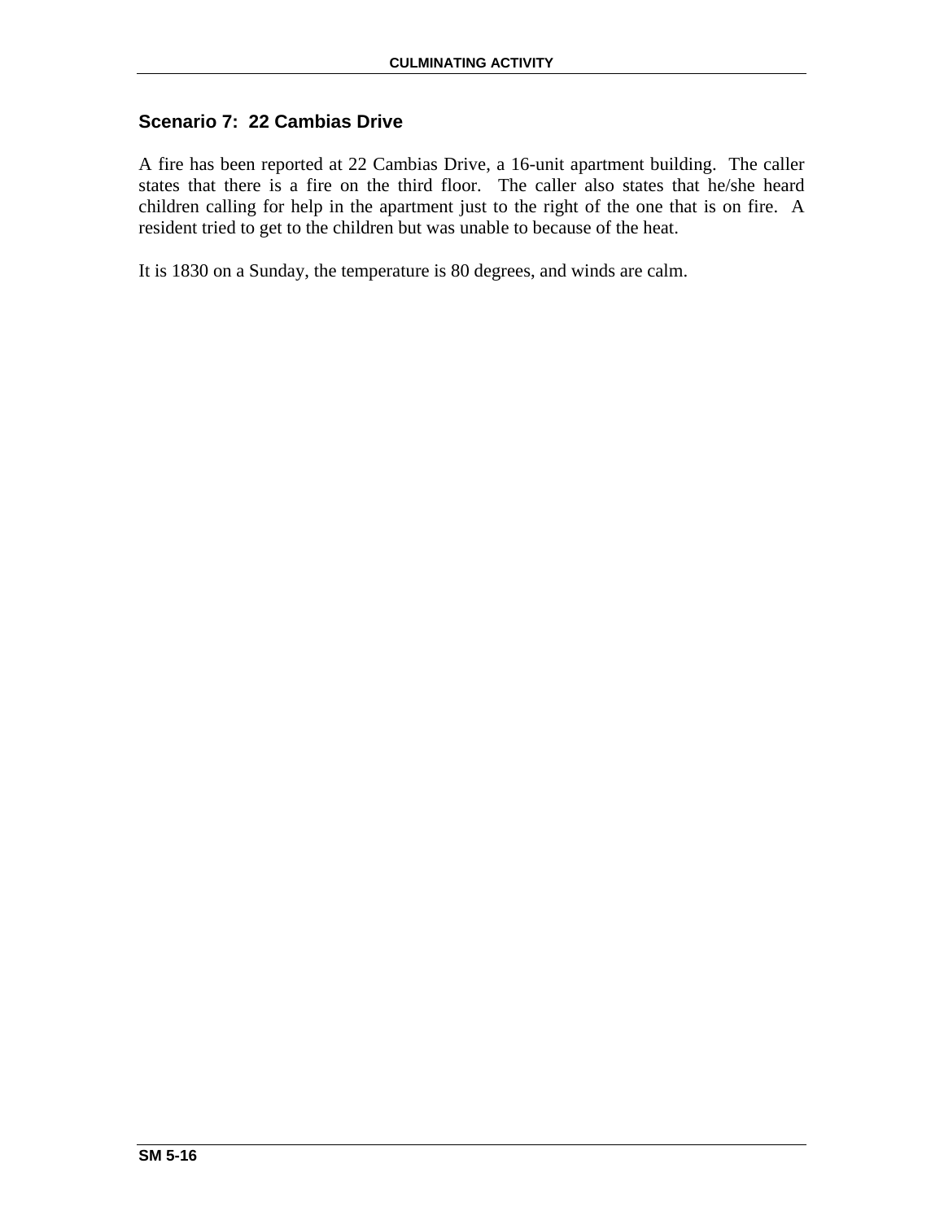## Scenario 7: 22 Cambias Drive

A fire has been reported at 22 Cambias Drive, a 16-unit apartment building. The caller states that there is a fire on the third floor. The caller also states that he/she heard children calling for help in the apartment just to the right of the one that is on fire. A resident tried to get to the children but was unable to because of the heat.

It is 1830 on a Sunday, the temperature is 80 degrees, and winds are calm.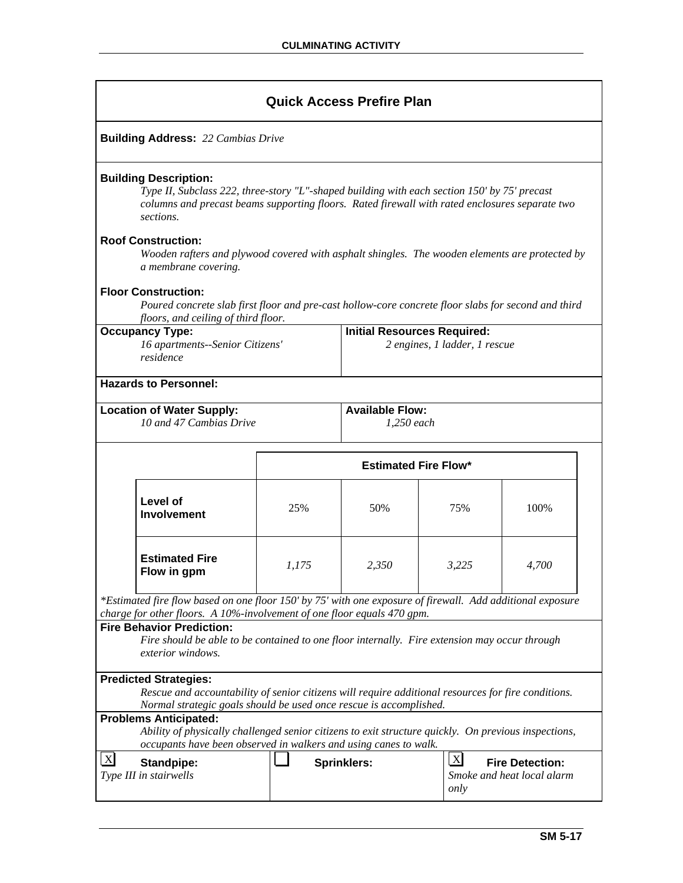# Quick Access Prefire Plan

**Building Address:** *22 Cambias Drive*

**Building Description:**

*Type II, Subclass 222, three-story "L"-shaped building with each section 150' by 75' precast columns and precast beams supporting floors. Rated firewall with rated enclosures separate two sections.*

**Roof Construction:**

*Wooden rafters and plywood covered with asphalt shingles. The wooden elements are protected by a membrane covering.*

**Floor Construction:**

*Poured concrete slab first floor and pre-cast hollow-core concrete floor slabs for second and third floors, and ceiling of third floor.*

**Occupancy Type:**
*16 apartments--Senior Citizens' residence*

**Initial Resources Required:**
*2 engines, 1 ladder, 1 rescue*

**Hazards to Personnel:**

**Location of Water Supply:**
*10 and 47 Cambias Drive*

**Available Flow:**
*1,250 each*

| | Estimated Fire Flow* | | | |
|---|---|---|---|---|
| **Level of Involvement** | 25% | 50% | 75% | 100% |
| **Estimated Fire Flow in gpm** | *1,175* | *2,350* | *3,225* | *4,700* |

*\*Estimated fire flow based on one floor 150' by 75' with one exposure of firewall. Add additional exposure charge for other floors. A 10%-involvement of one floor equals 470 gpm.*

**Fire Behavior Prediction:**

*Fire should be able to be contained to one floor internally. Fire extension may occur through exterior windows.*

**Predicted Strategies:**

*Rescue and accountability of senior citizens will require additional resources for fire conditions. Normal strategic goals should be used once rescue is accomplished.*

**Problems Anticipated:**

*Ability of physically challenged senior citizens to exit structure quickly. On previous inspections, occupants have been observed in walkers and using canes to walk.*

| [X] **Standpipe:** | [ ] **Sprinklers:** | [X] **Fire Detection:** |
|---|---|---|
| *Type III in stairwells* | | *Smoke and heat local alarm only* |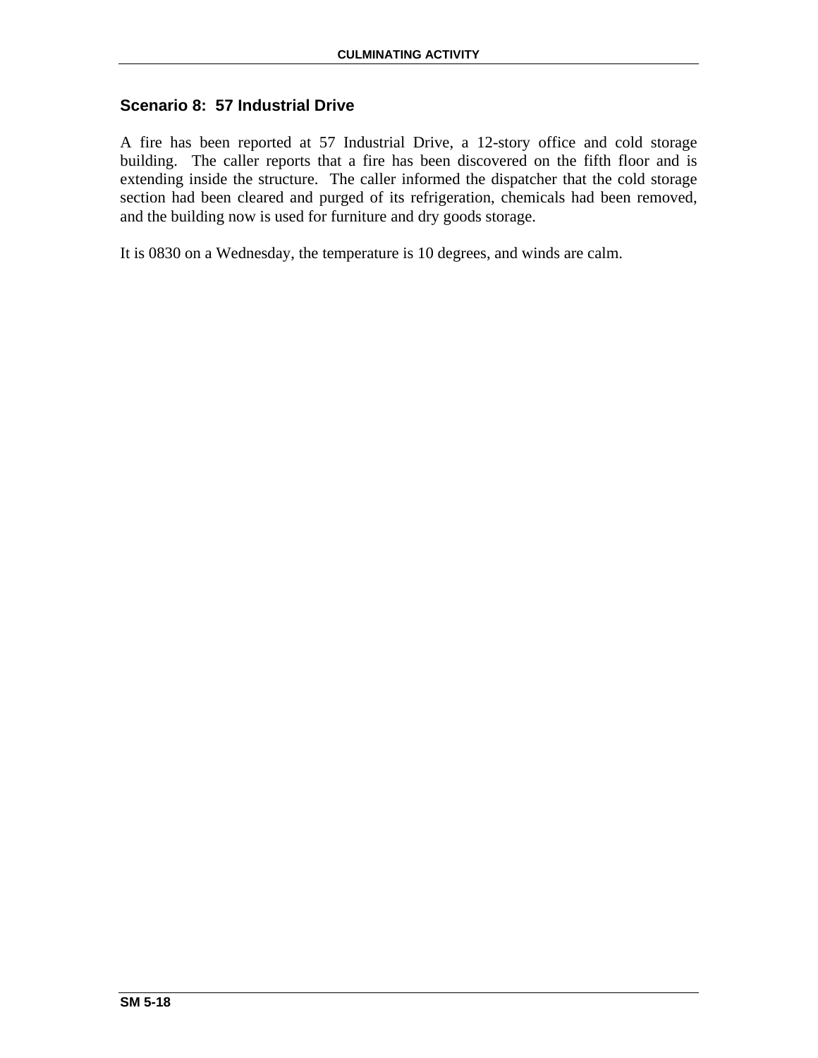## Scenario 8: 57 Industrial Drive

A fire has been reported at 57 Industrial Drive, a 12-story office and cold storage building. The caller reports that a fire has been discovered on the fifth floor and is extending inside the structure. The caller informed the dispatcher that the cold storage section had been cleared and purged of its refrigeration, chemicals had been removed, and the building now is used for furniture and dry goods storage.

It is 0830 on a Wednesday, the temperature is 10 degrees, and winds are calm.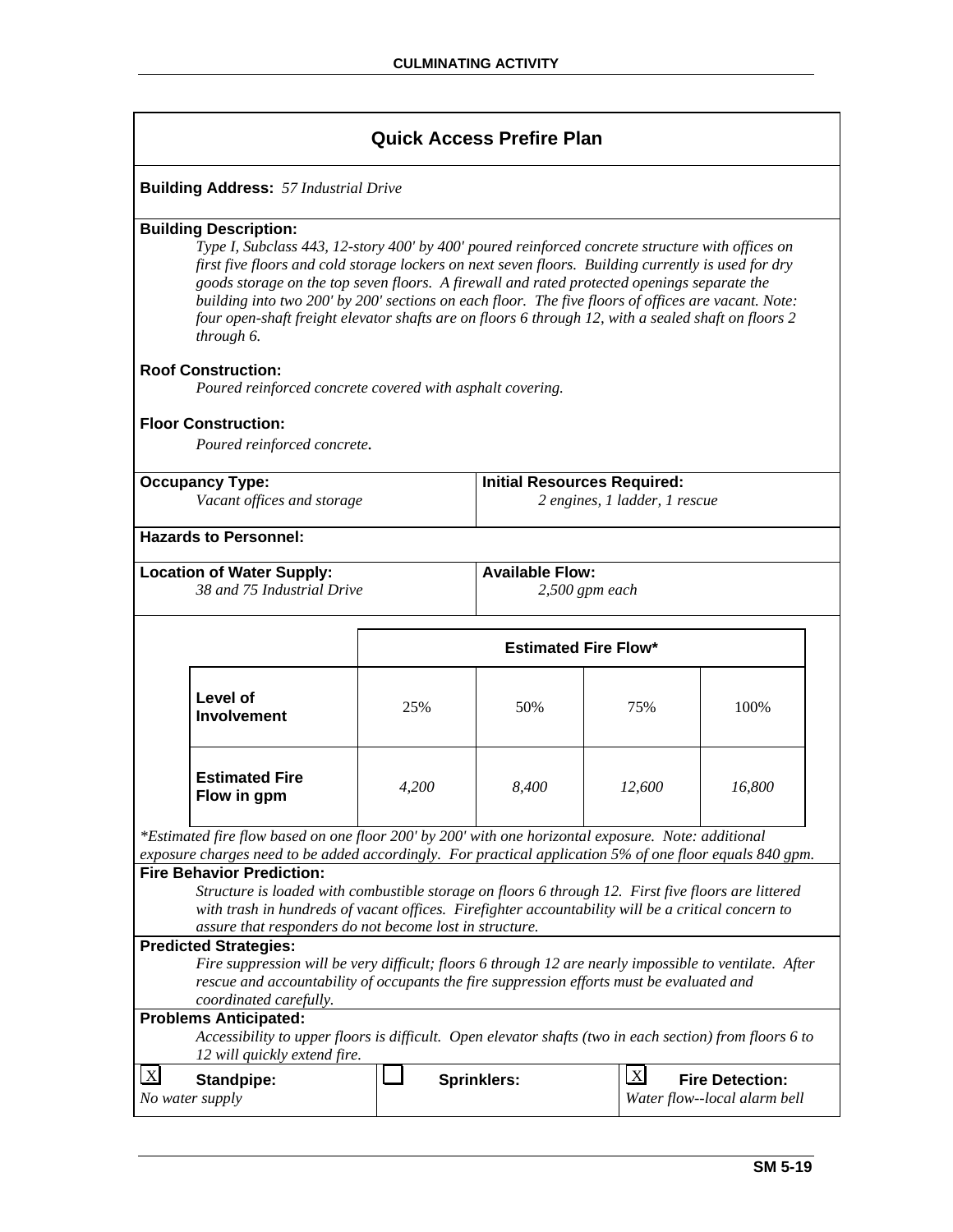## Quick Access Prefire Plan

**Building Address:** *57 Industrial Drive*

**Building Description:**

*Type I, Subclass 443, 12-story 400' by 400' poured reinforced concrete structure with offices on first five floors and cold storage lockers on next seven floors. Building currently is used for dry goods storage on the top seven floors. A firewall and rated protected openings separate the building into two 200' by 200' sections on each floor. The five floors of offices are vacant. Note: four open-shaft freight elevator shafts are on floors 6 through 12, with a sealed shaft on floors 2 through 6.*

**Roof Construction:**

*Poured reinforced concrete covered with asphalt covering.*

**Floor Construction:**

*Poured reinforced concrete.*

**Occupancy Type:** *Vacant offices and storage*

**Initial Resources Required:** *2 engines, 1 ladder, 1 rescue*

**Hazards to Personnel:**

**Location of Water Supply:** *38 and 75 Industrial Drive*

**Available Flow:** *2,500 gpm each*

| | Estimated Fire Flow* | | | |
|---|---|---|---|---|
| **Level of Involvement** | 25% | 50% | 75% | 100% |
| **Estimated Fire Flow in gpm** | *4,200* | *8,400* | *12,600* | *16,800* |

*\*Estimated fire flow based on one floor 200' by 200' with one horizontal exposure. Note: additional exposure charges need to be added accordingly. For practical application 5% of one floor equals 840 gpm.*

**Fire Behavior Prediction:**

*Structure is loaded with combustible storage on floors 6 through 12. First five floors are littered with trash in hundreds of vacant offices. Firefighter accountability will be a critical concern to assure that responders do not become lost in structure.*

**Predicted Strategies:**

*Fire suppression will be very difficult; floors 6 through 12 are nearly impossible to ventilate. After rescue and accountability of occupants the fire suppression efforts must be evaluated and coordinated carefully.*

**Problems Anticipated:**

*Accessibility to upper floors is difficult. Open elevator shafts (two in each section) from floors 6 to 12 will quickly extend fire.*

- [X] **Standpipe:** *No water supply*
- [ ] **Sprinklers:**
- [X] **Fire Detection:** *Water flow--local alarm bell*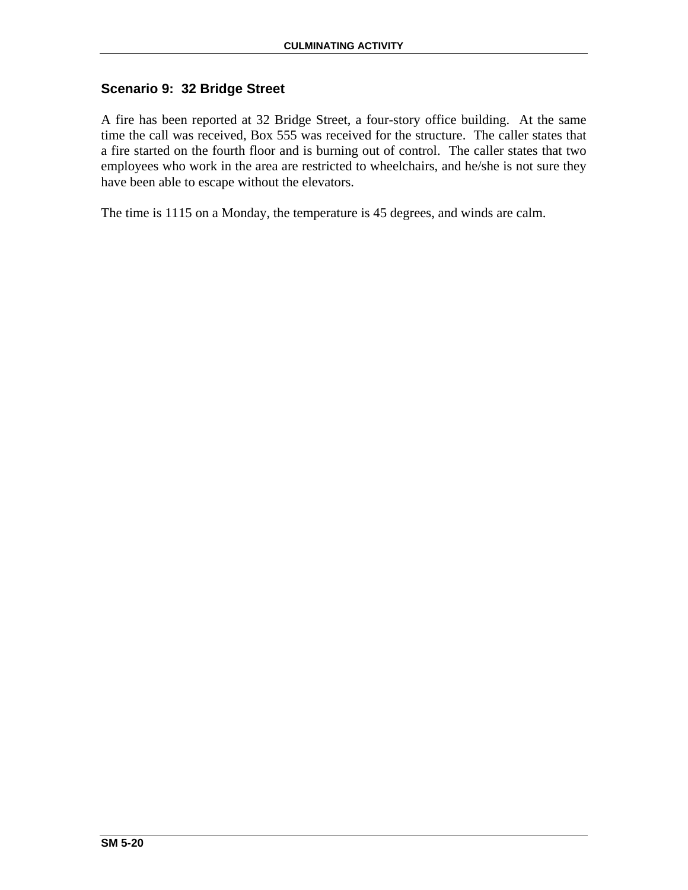## Scenario 9: 32 Bridge Street

A fire has been reported at 32 Bridge Street, a four-story office building. At the same time the call was received, Box 555 was received for the structure. The caller states that a fire started on the fourth floor and is burning out of control. The caller states that two employees who work in the area are restricted to wheelchairs, and he/she is not sure they have been able to escape without the elevators.

The time is 1115 on a Monday, the temperature is 45 degrees, and winds are calm.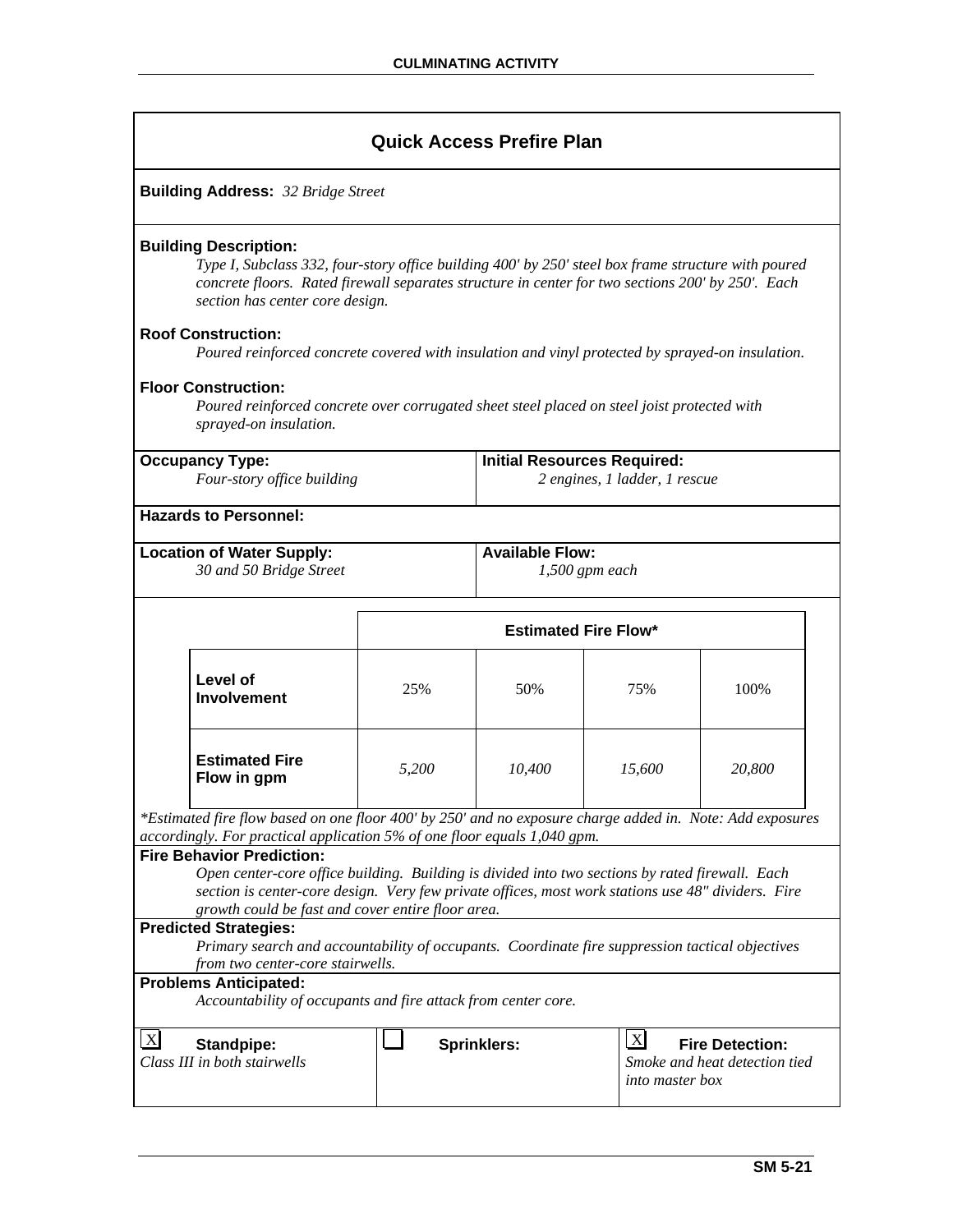## Quick Access Prefire Plan

**Building Address:** *32 Bridge Street*

**Building Description:**

*Type I, Subclass 332, four-story office building 400' by 250' steel box frame structure with poured concrete floors. Rated firewall separates structure in center for two sections 200' by 250'. Each section has center core design.*

**Roof Construction:**

*Poured reinforced concrete covered with insulation and vinyl protected by sprayed-on insulation.*

**Floor Construction:**

*Poured reinforced concrete over corrugated sheet steel placed on steel joist protected with sprayed-on insulation.*

**Occupancy Type:**
*Four-story office building*

**Initial Resources Required:**
*2 engines, 1 ladder, 1 rescue*

**Hazards to Personnel:**

**Location of Water Supply:**
*30 and 50 Bridge Street*

**Available Flow:**
*1,500 gpm each*

| | Estimated Fire Flow* | | | |
|---|---|---|---|---|
| **Level of Involvement** | 25% | 50% | 75% | 100% |
| **Estimated Fire Flow in gpm** | *5,200* | *10,400* | *15,600* | *20,800* |

**Estimated fire flow based on one floor 400' by 250' and no exposure charge added in. Note: Add exposures accordingly. For practical application 5% of one floor equals 1,040 gpm.*

**Fire Behavior Prediction:**

*Open center-core office building. Building is divided into two sections by rated firewall. Each section is center-core design. Very few private offices, most work stations use 48" dividers. Fire growth could be fast and cover entire floor area.*

**Predicted Strategies:**

*Primary search and accountability of occupants. Coordinate fire suppression tactical objectives from two center-core stairwells.*

**Problems Anticipated:**

*Accountability of occupants and fire attack from center core.*

[X] **Standpipe:** *Class III in both stairwells*

[ ] **Sprinklers:**

[X] **Fire Detection:** *Smoke and heat detection tied into master box*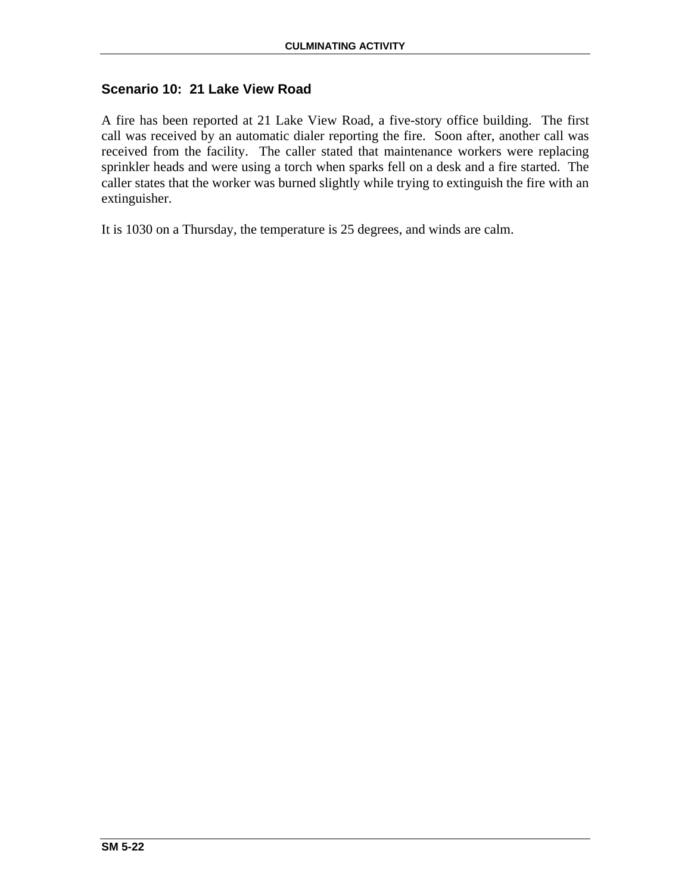### Scenario 10: 21 Lake View Road

A fire has been reported at 21 Lake View Road, a five-story office building. The first call was received by an automatic dialer reporting the fire. Soon after, another call was received from the facility. The caller stated that maintenance workers were replacing sprinkler heads and were using a torch when sparks fell on a desk and a fire started. The caller states that the worker was burned slightly while trying to extinguish the fire with an extinguisher.

It is 1030 on a Thursday, the temperature is 25 degrees, and winds are calm.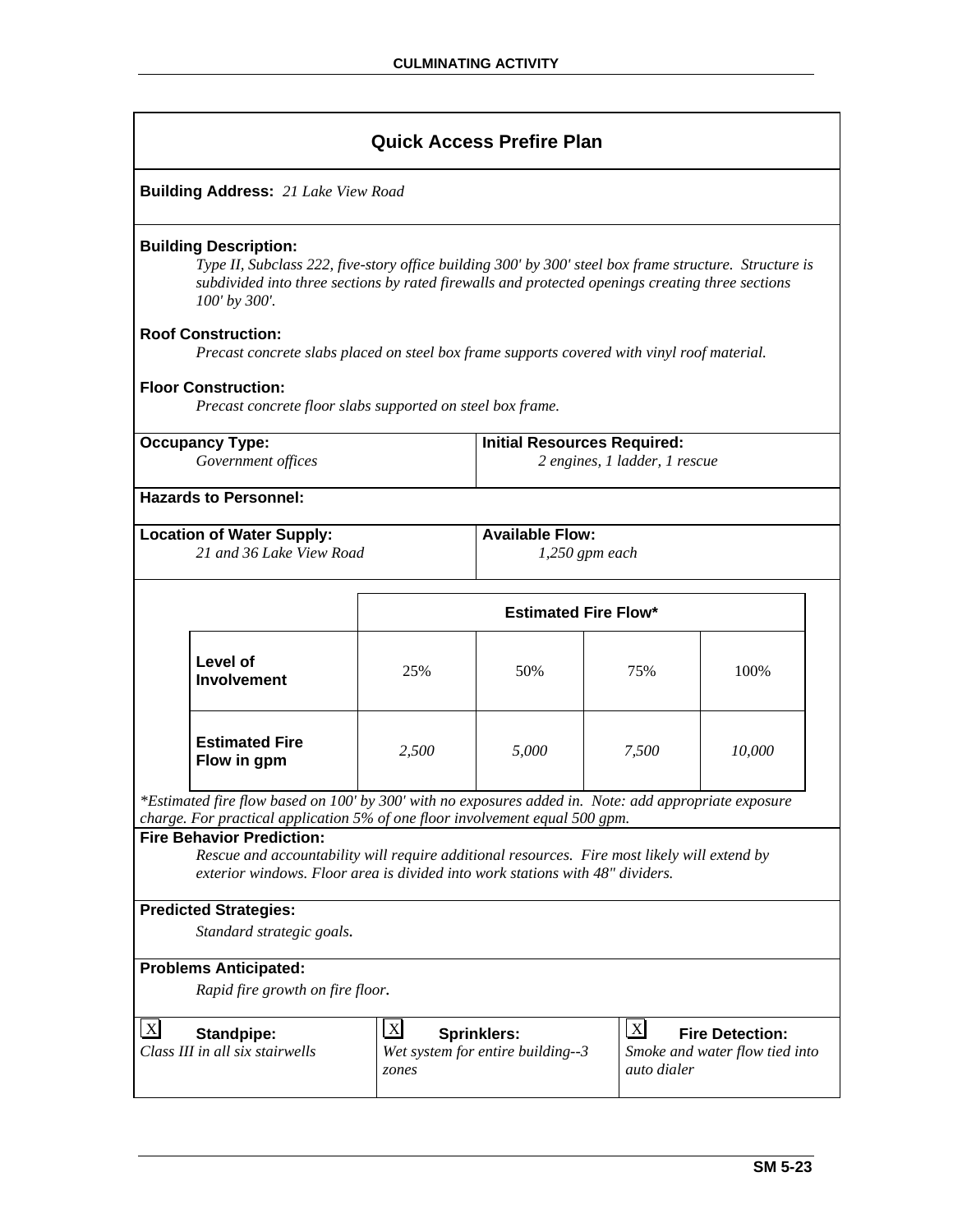## Quick Access Prefire Plan

**Building Address:** *21 Lake View Road*

**Building Description:**

*Type II, Subclass 222, five-story office building 300' by 300' steel box frame structure. Structure is subdivided into three sections by rated firewalls and protected openings creating three sections 100' by 300'.*

**Roof Construction:**

*Precast concrete slabs placed on steel box frame supports covered with vinyl roof material.*

**Floor Construction:**

*Precast concrete floor slabs supported on steel box frame.*

| **Occupancy Type:** | **Initial Resources Required:** |
|---|---|
| *Government offices* | *2 engines, 1 ladder, 1 rescue* |

**Hazards to Personnel:**

| **Location of Water Supply:** | **Available Flow:** |
|---|---|
| *21 and 36 Lake View Road* | *1,250 gpm each* |

| | **Estimated Fire Flow*** | | | |
|---|---|---|---|---|
| **Level of Involvement** | 25% | 50% | 75% | 100% |
| **Estimated Fire Flow in gpm** | *2,500* | *5,000* | *7,500* | *10,000* |

**Estimated fire flow based on 100' by 300' with no exposures added in. Note: add appropriate exposure charge. For practical application 5% of one floor involvement equal 500 gpm.*

**Fire Behavior Prediction:**

*Rescue and accountability will require additional resources. Fire most likely will extend by exterior windows. Floor area is divided into work stations with 48" dividers.*

**Predicted Strategies:**

*Standard strategic goals.*

**Problems Anticipated:**

*Rapid fire growth on fire floor.*

| X **Standpipe:** | X **Sprinklers:** | X **Fire Detection:** |
|---|---|---|
| *Class III in all six stairwells* | *Wet system for entire building--3 zones* | *Smoke and water flow tied into auto dialer* |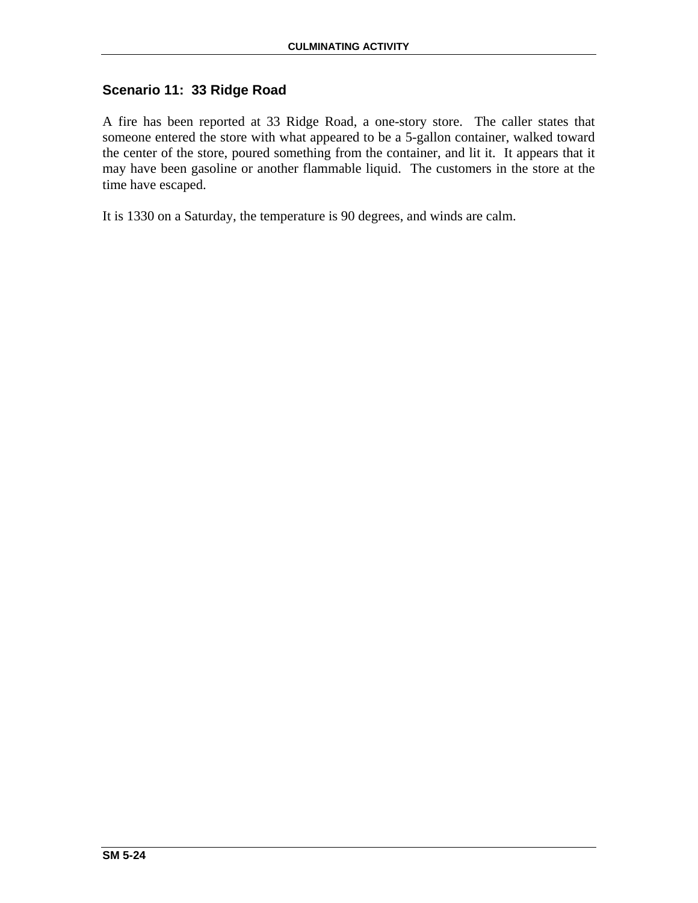## Scenario 11: 33 Ridge Road

A fire has been reported at 33 Ridge Road, a one-story store. The caller states that someone entered the store with what appeared to be a 5-gallon container, walked toward the center of the store, poured something from the container, and lit it. It appears that it may have been gasoline or another flammable liquid. The customers in the store at the time have escaped.

It is 1330 on a Saturday, the temperature is 90 degrees, and winds are calm.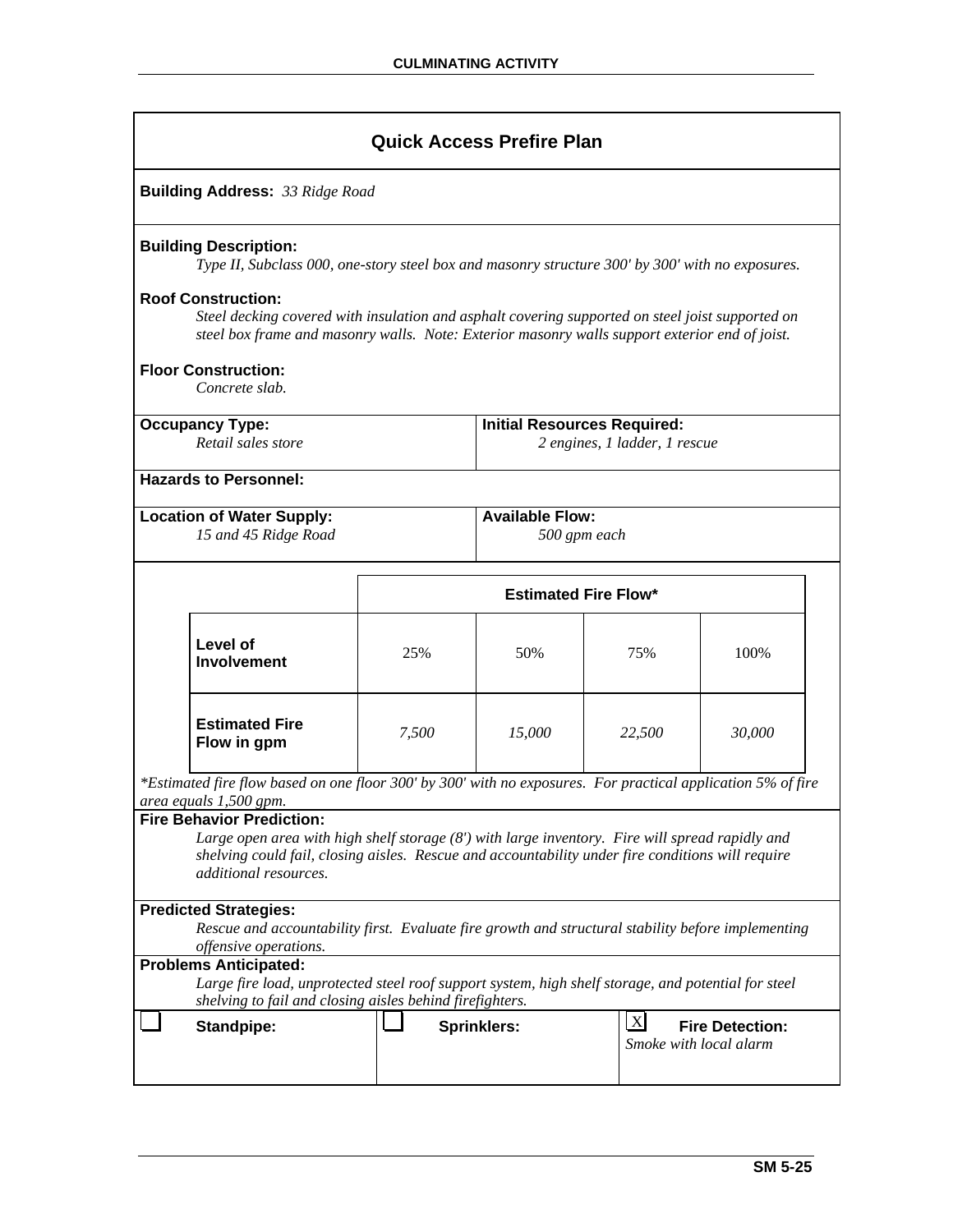## Quick Access Prefire Plan

**Building Address:** *33 Ridge Road*

**Building Description:**

*Type II, Subclass 000, one-story steel box and masonry structure 300' by 300' with no exposures.*

**Roof Construction:**

*Steel decking covered with insulation and asphalt covering supported on steel joist supported on steel box frame and masonry walls. Note: Exterior masonry walls support exterior end of joist.*

**Floor Construction:**

*Concrete slab.*

**Occupancy Type:**

*Retail sales store*

**Initial Resources Required:**

*2 engines, 1 ladder, 1 rescue*

**Hazards to Personnel:**

**Location of Water Supply:**

*15 and 45 Ridge Road*

**Available Flow:**

*500 gpm each*

| | Estimated Fire Flow* | | | |
|---|---|---|---|---|
| **Level of Involvement** | 25% | 50% | 75% | 100% |
| **Estimated Fire Flow in gpm** | *7,500* | *15,000* | *22,500* | *30,000* |

**Estimated fire flow based on one floor 300' by 300' with no exposures. For practical application 5% of fire area equals 1,500 gpm.*

**Fire Behavior Prediction:**

*Large open area with high shelf storage (8') with large inventory. Fire will spread rapidly and shelving could fail, closing aisles. Rescue and accountability under fire conditions will require additional resources.*

**Predicted Strategies:**

*Rescue and accountability first. Evaluate fire growth and structural stability before implementing offensive operations.*

**Problems Anticipated:**

*Large fire load, unprotected steel roof support system, high shelf storage, and potential for steel shelving to fail and closing aisles behind firefighters.*

| ☐ **Standpipe:** | ☐ **Sprinklers:** | ☒ **Fire Detection:** *Smoke with local alarm* |
|---|---|---|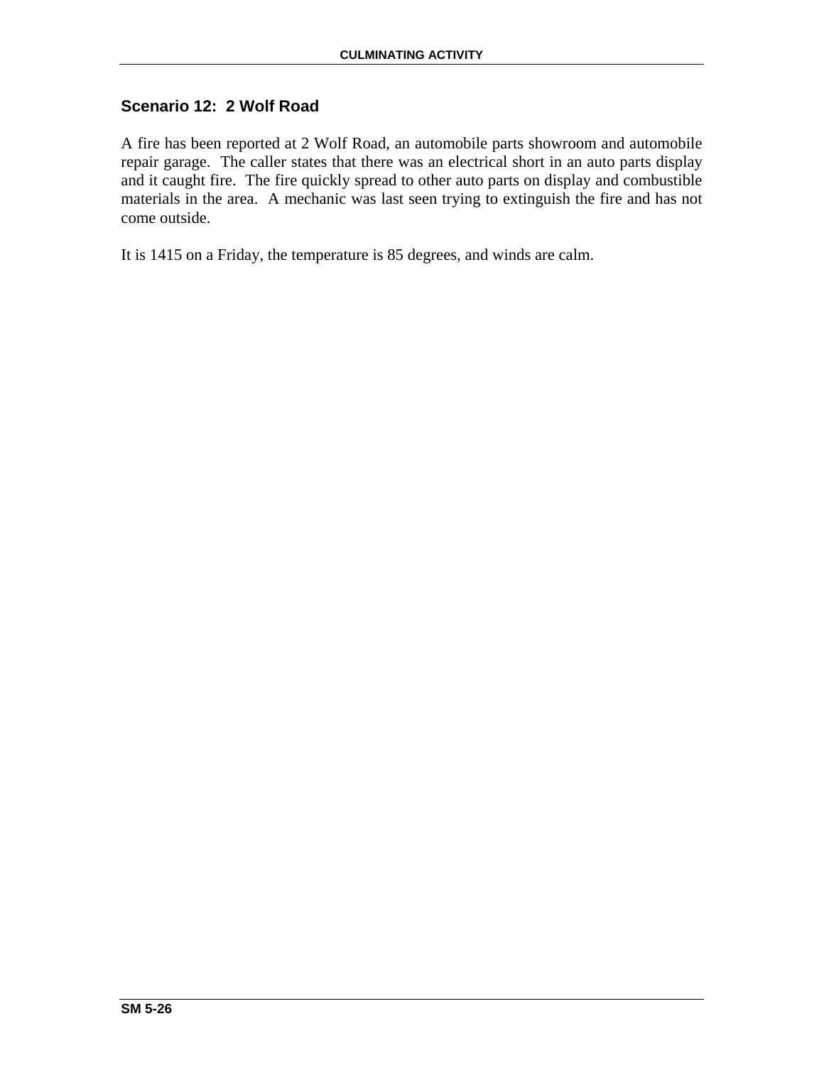## Scenario 12: 2 Wolf Road

A fire has been reported at 2 Wolf Road, an automobile parts showroom and automobile repair garage. The caller states that there was an electrical short in an auto parts display and it caught fire. The fire quickly spread to other auto parts on display and combustible materials in the area. A mechanic was last seen trying to extinguish the fire and has not come outside.

It is 1415 on a Friday, the temperature is 85 degrees, and winds are calm.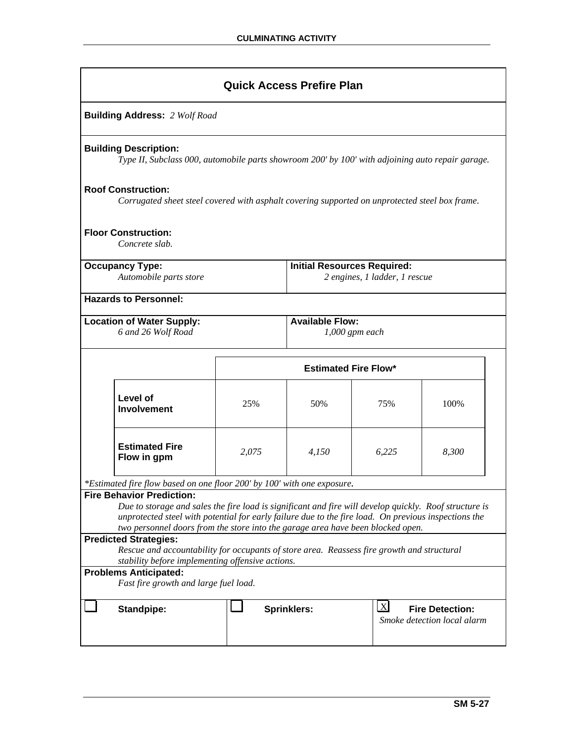## Quick Access Prefire Plan

**Building Address:** *2 Wolf Road*

**Building Description:**
*Type II, Subclass 000, automobile parts showroom 200' by 100' with adjoining auto repair garage.*

**Roof Construction:**
*Corrugated sheet steel covered with asphalt covering supported on unprotected steel box frame.*

**Floor Construction:**
*Concrete slab.*

**Occupancy Type:**
*Automobile parts store*

**Initial Resources Required:**
*2 engines, 1 ladder, 1 rescue*

**Hazards to Personnel:**

**Location of Water Supply:**
*6 and 26 Wolf Road*

**Available Flow:**
*1,000 gpm each*

| | Estimated Fire Flow* | | | |
|---|---|---|---|---|
| **Level of Involvement** | 25% | 50% | 75% | 100% |
| **Estimated Fire Flow in gpm** | *2,075* | *4,150* | *6,225* | *8,300* |

**Estimated fire flow based on one floor 200' by 100' with one exposure.*

**Fire Behavior Prediction:**
*Due to storage and sales the fire load is significant and fire will develop quickly. Roof structure is unprotected steel with potential for early failure due to the fire load. On previous inspections the two personnel doors from the store into the garage area have been blocked open.*

**Predicted Strategies:**
*Rescue and accountability for occupants of store area. Reassess fire growth and structural stability before implementing offensive actions.*

**Problems Anticipated:**
*Fast fire growth and large fuel load.*

| ☐ **Standpipe:** | ☐ **Sprinklers:** | ☒ **Fire Detection:** *Smoke detection local alarm* |
|---|---|---|